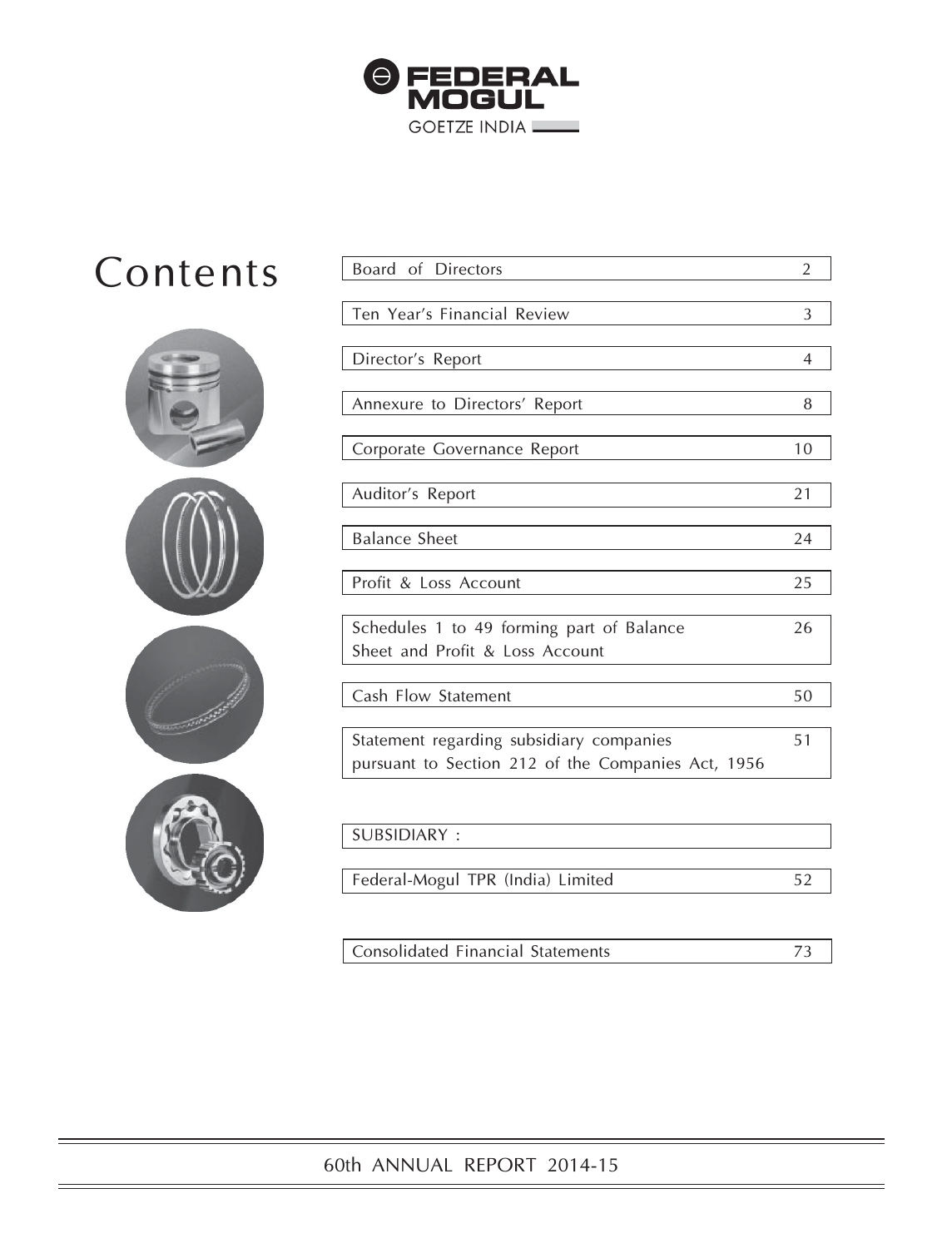FEDERAL MOGUL

GOETZE INDIA

# Contents

| Section | Page |
|---|---|
| Board of Directors | 2 |
| Ten Year's Financial Review | 3 |
| Director's Report | 4 |
| Annexure to Directors' Report | 8 |
| Corporate Governance Report | 10 |
| Auditor's Report | 21 |
| Balance Sheet | 24 |
| Profit & Loss Account | 25 |
| Schedules 1 to 49 forming part of Balance Sheet and Profit & Loss Account | 26 |
| Cash Flow Statement | 50 |
| Statement regarding subsidiary companies pursuant to Section 212 of the Companies Act, 1956 | 51 |
| SUBSIDIARY : | |
| Federal-Mogul TPR (India) Limited | 52 |
| Consolidated Financial Statements | 73 |

60th ANNUAL REPORT 2014-15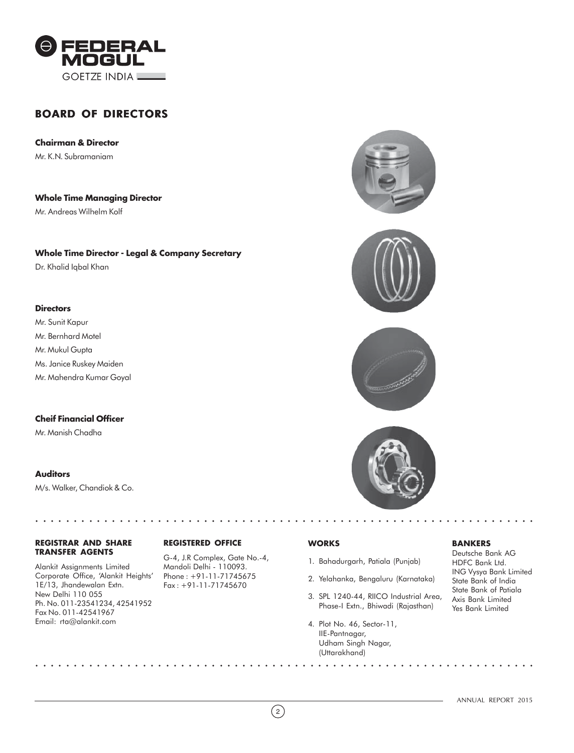# BOARD OF DIRECTORS

**Chairman & Director**
Mr. K.N. Subramaniam

**Whole Time Managing Director**
Mr. Andreas Wilhelm Kolf

**Whole Time Director - Legal & Company Secretary**
Dr. Khalid Iqbal Khan

**Directors**
Mr. Sunit Kapur
Mr. Bernhard Motel
Mr. Mukul Gupta
Ms. Janice Ruskey Maiden
Mr. Mahendra Kumar Goyal

**Cheif Financial Officer**
Mr. Manish Chadha

**Auditors**
M/s. Walker, Chandiok & Co.

**REGISTRAR AND SHARE TRANSFER AGENTS**

Alankit Assignments Limited
Corporate Office, 'Alankit Heights'
1E/13, Jhandewalan Extn.
New Delhi 110 055
Ph. No. 011-23541234, 42541952
Fax No. 011-42541967
Email: rta@alankit.com

**REGISTERED OFFICE**

G-4, J.R Complex, Gate No.-4,
Mandoli Delhi - 110093.
Phone : +91-11-71745675
Fax : +91-11-71745670

**WORKS**

1. Bahadurgarh, Patiala (Punjab)
2. Yelahanka, Bengaluru (Karnataka)
3. SPL 1240-44, RIICO Industrial Area, Phase-I Extn., Bhiwadi (Rajasthan)
4. Plot No. 46, Sector-11, IIE-Pantnagar, Udham Singh Nagar, (Uttarakhand)

**BANKERS**

Deutsche Bank AG
HDFC Bank Ltd.
ING Vysya Bank Limited
State Bank of India
State Bank of Patiala
Axis Bank Limited
Yes Bank Limited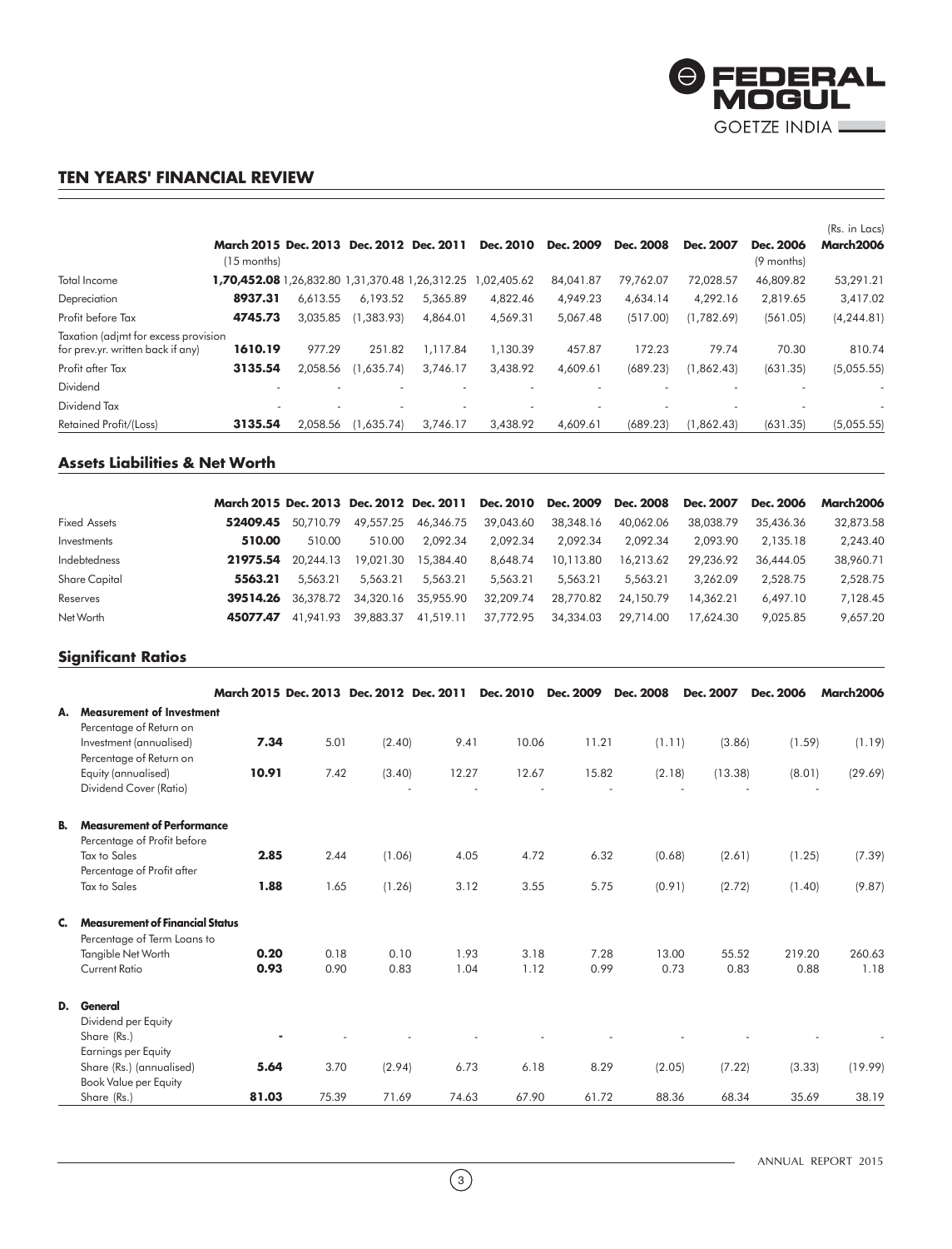## TEN YEARS' FINANCIAL REVIEW

(Rs. in Lacs)

| | March 2015 (15 months) | Dec. 2013 | Dec. 2012 | Dec. 2011 | Dec. 2010 | Dec. 2009 | Dec. 2008 | Dec. 2007 | Dec. 2006 (9 months) | March2006 |
|---|---|---|---|---|---|---|---|---|---|---|
| Total Income | **1,70,452.08** | 1,26,832.80 | 1,31,370.48 | 1,26,312.25 | 1,02,405.62 | 84,041.87 | 79,762.07 | 72,028.57 | 46,809.82 | 53,291.21 |
| Depreciation | **8937.31** | 6,613.55 | 6,193.52 | 5,365.89 | 4,822.46 | 4,949.23 | 4,634.14 | 4,292.16 | 2,819.65 | 3,417.02 |
| Profit before Tax | **4745.73** | 3,035.85 | (1,383.93) | 4,864.01 | 4,569.31 | 5,067.48 | (517.00) | (1,782.69) | (561.05) | (4,244.81) |
| Taxation (adjmt for excess provision for prev.yr. written back if any) | **1610.19** | 977.29 | 251.82 | 1,117.84 | 1,130.39 | 457.87 | 172.23 | 79.74 | 70.30 | 810.74 |
| Profit after Tax | **3135.54** | 2,058.56 | (1,635.74) | 3,746.17 | 3,438.92 | 4,609.61 | (689.23) | (1,862.43) | (631.35) | (5,055.55) |
| Dividend | - | - | - | - | - | - | - | - | - | - |
| Dividend Tax | - | - | - | - | - | - | - | - | - | - |
| Retained Profit/(Loss) | **3135.54** | 2,058.56 | (1,635.74) | 3,746.17 | 3,438.92 | 4,609.61 | (689.23) | (1,862.43) | (631.35) | (5,055.55) |

## Assets Liabilities & Net Worth

| | March 2015 | Dec. 2013 | Dec. 2012 | Dec. 2011 | Dec. 2010 | Dec. 2009 | Dec. 2008 | Dec. 2007 | Dec. 2006 | March2006 |
|---|---|---|---|---|---|---|---|---|---|---|
| Fixed Assets | **52409.45** | 50,710.79 | 49,557.25 | 46,346.75 | 39,043.60 | 38,348.16 | 40,062.06 | 38,038.79 | 35,436.36 | 32,873.58 |
| Investments | **510.00** | 510.00 | 510.00 | 2,092.34 | 2,092.34 | 2,092.34 | 2,092.34 | 2,093.90 | 2,135.18 | 2,243.40 |
| Indebtedness | **21975.54** | 20,244.13 | 19,021.30 | 15,384.40 | 8,648.74 | 10,113.80 | 16,213.62 | 29,236.92 | 36,444.05 | 38,960.71 |
| Share Capital | **5563.21** | 5,563.21 | 5,563.21 | 5,563.21 | 5,563.21 | 5,563.21 | 5,563.21 | 3,262.09 | 2,528.75 | 2,528.75 |
| Reserves | **39514.26** | 36,378.72 | 34,320.16 | 35,955.90 | 32,209.74 | 28,770.82 | 24,150.79 | 14,362.21 | 6,497.10 | 7,128.45 |
| Net Worth | **45077.47** | 41,941.93 | 39,883.37 | 41,519.11 | 37,772.95 | 34,334.03 | 29,714.00 | 17,624.30 | 9,025.85 | 9,657.20 |

## Significant Ratios

| | | March 2015 | Dec. 2013 | Dec. 2012 | Dec. 2011 | Dec. 2010 | Dec. 2009 | Dec. 2008 | Dec. 2007 | Dec. 2006 | March2006 |
|---|---|---|---|---|---|---|---|---|---|---|---|
| **A.** | **Measurement of Investment** | | | | | | | | | | |
| | Percentage of Return on Investment (annualised) | **7.34** | 5.01 | (2.40) | 9.41 | 10.06 | 11.21 | (1.11) | (3.86) | (1.59) | (1.19) |
| | Percentage of Return on Equity (annualised) | **10.91** | 7.42 | (3.40) | 12.27 | 12.67 | 15.82 | (2.18) | (13.38) | (8.01) | (29.69) |
| | Dividend Cover (Ratio) | | | - | - | - | - | - | - | - | |
| **B.** | **Measurement of Performance** | | | | | | | | | | |
| | Percentage of Profit before Tax to Sales | **2.85** | 2.44 | (1.06) | 4.05 | 4.72 | 6.32 | (0.68) | (2.61) | (1.25) | (7.39) |
| | Percentage of Profit after Tax to Sales | **1.88** | 1.65 | (1.26) | 3.12 | 3.55 | 5.75 | (0.91) | (2.72) | (1.40) | (9.87) |
| **C.** | **Measurement of Financial Status** | | | | | | | | | | |
| | Percentage of Term Loans to Tangible Net Worth | **0.20** | 0.18 | 0.10 | 1.93 | 3.18 | 7.28 | 13.00 | 55.52 | 219.20 | 260.63 |
| | Current Ratio | **0.93** | 0.90 | 0.83 | 1.04 | 1.12 | 0.99 | 0.73 | 0.83 | 0.88 | 1.18 |
| **D.** | **General** | | | | | | | | | | |
| | Dividend per Equity Share (Rs.) | **-** | - | - | - | - | - | - | - | - | - |
| | Earnings per Equity Share (Rs.) (annualised) | **5.64** | 3.70 | (2.94) | 6.73 | 6.18 | 8.29 | (2.05) | (7.22) | (3.33) | (19.99) |
| | Book Value per Equity Share (Rs.) | **81.03** | 75.39 | 71.69 | 74.63 | 67.90 | 61.72 | 88.36 | 68.34 | 35.69 | 38.19 |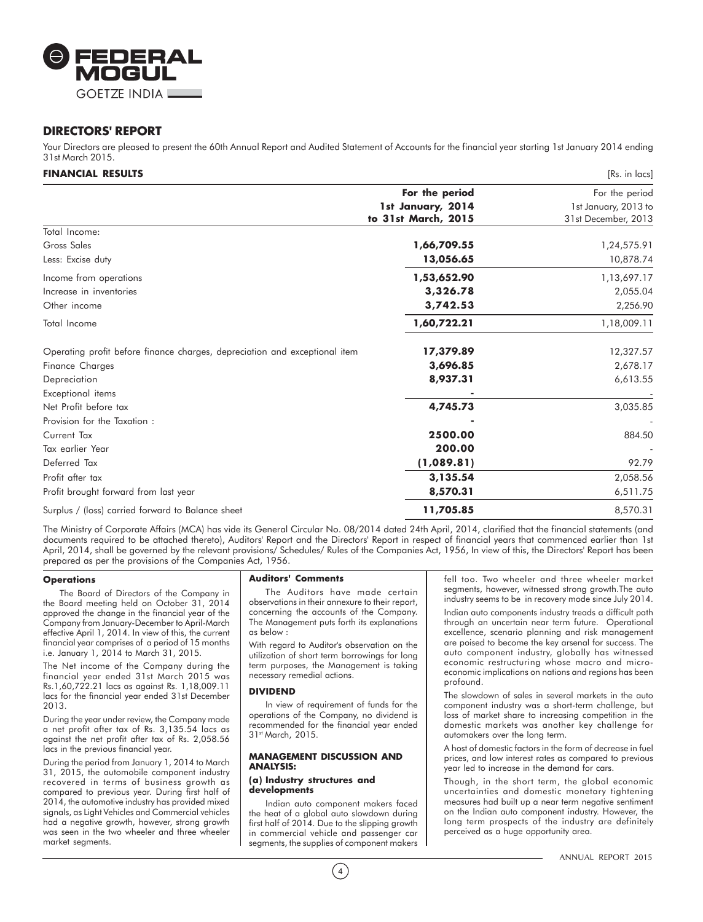## DIRECTORS' REPORT

Your Directors are pleased to present the 60th Annual Report and Audited Statement of Accounts for the financial year starting 1st January 2014 ending 31st March 2015.

### FINANCIAL RESULTS

[Rs. in lacs]

| | **For the period 1st January, 2014 to 31st March, 2015** | For the period 1st January, 2013 to 31st December, 2013 |
|---|---|---|
| Total Income: | | |
| Gross Sales | **1,66,709.55** | 1,24,575.91 |
| Less: Excise duty | **13,056.65** | 10,878.74 |
| Income from operations | **1,53,652.90** | 1,13,697.17 |
| Increase in inventories | **3,326.78** | 2,055.04 |
| Other income | **3,742.53** | 2,256.90 |
| Total Income | **1,60,722.21** | 1,18,009.11 |
| Operating profit before finance charges, depreciation and exceptional item | **17,379.89** | 12,327.57 |
| Finance Charges | **3,696.85** | 2,678.17 |
| Depreciation | **8,937.31** | 6,613.55 |
| Exceptional items | **-** | - |
| Net Profit before tax | **4,745.73** | 3,035.85 |
| Provision for the Taxation : | **-** | - |
| Current Tax | **2500.00** | 884.50 |
| Tax earlier Year | **200.00** | - |
| Deferred Tax | **(1,089.81)** | 92.79 |
| Profit after tax | **3,135.54** | 2,058.56 |
| Profit brought forward from last year | **8,570.31** | 6,511.75 |
| Surplus / (loss) carried forward to Balance sheet | **11,705.85** | 8,570.31 |

The Ministry of Corporate Affairs (MCA) has vide its General Circular No. 08/2014 dated 24th April, 2014, clarified that the financial statements (and documents required to be attached thereto), Auditors' Report and the Directors' Report in respect of financial years that commenced earlier than 1st April, 2014, shall be governed by the relevant provisions/ Schedules/ Rules of the Companies Act, 1956, In view of this, the Directors' Report has been prepared as per the provisions of the Companies Act, 1956.

#### Operations

The Board of Directors of the Company in the Board meeting held on October 31, 2014 approved the change in the financial year of the Company from January-December to April-March effective April 1, 2014. In view of this, the current financial year comprises of a period of 15 months i.e. January 1, 2014 to March 31, 2015.

The Net income of the Company during the financial year ended 31st March 2015 was Rs.1,60,722.21 lacs as against Rs. 1,18,009.11 lacs for the financial year ended 31st December 2013.

During the year under review, the Company made a net profit after tax of Rs. 3,135.54 lacs as against the net profit after tax of Rs. 2,058.56 lacs in the previous financial year.

During the period from January 1, 2014 to March 31, 2015, the automobile component industry recovered in terms of business growth as compared to previous year. During first half of 2014, the automotive industry has provided mixed signals, as Light Vehicles and Commercial vehicles had a negative growth, however, strong growth was seen in the two wheeler and three wheeler market segments.

#### Auditors' Comments

The Auditors have made certain observations in their annexure to their report, concerning the accounts of the Company. The Management puts forth its explanations as below :

With regard to Auditor's observation on the utilization of short term borrowings for long term purposes, the Management is taking necessary remedial actions.

#### DIVIDEND

In view of requirement of funds for the operations of the Company, no dividend is recommended for the financial year ended 31st March, 2015.

#### MANAGEMENT DISCUSSION AND ANALYSIS:

##### (a) Industry structures and developments

Indian auto component makers faced the heat of a global auto slowdown during first half of 2014. Due to the slipping growth in commercial vehicle and passenger car segments, the supplies of component makers fell too. Two wheeler and three wheeler market segments, however, witnessed strong growth.The auto industry seems to be in recovery mode since July 2014.

Indian auto components industry treads a difficult path through an uncertain near term future. Operational excellence, scenario planning and risk management are poised to become the key arsenal for success. The auto component industry, globally has witnessed economic restructuring whose macro and micro-economic implications on nations and regions has been profound.

The slowdown of sales in several markets in the auto component industry was a short-term challenge, but loss of market share to increasing competition in the domestic markets was another key challenge for automakers over the long term.

A host of domestic factors in the form of decrease in fuel prices, and low interest rates as compared to previous year led to increase in the demand for cars.

Though, in the short term, the global economic uncertainties and domestic monetary tightening measures had built up a near term negative sentiment on the Indian auto component industry. However, the long term prospects of the industry are definitely perceived as a huge opportunity area.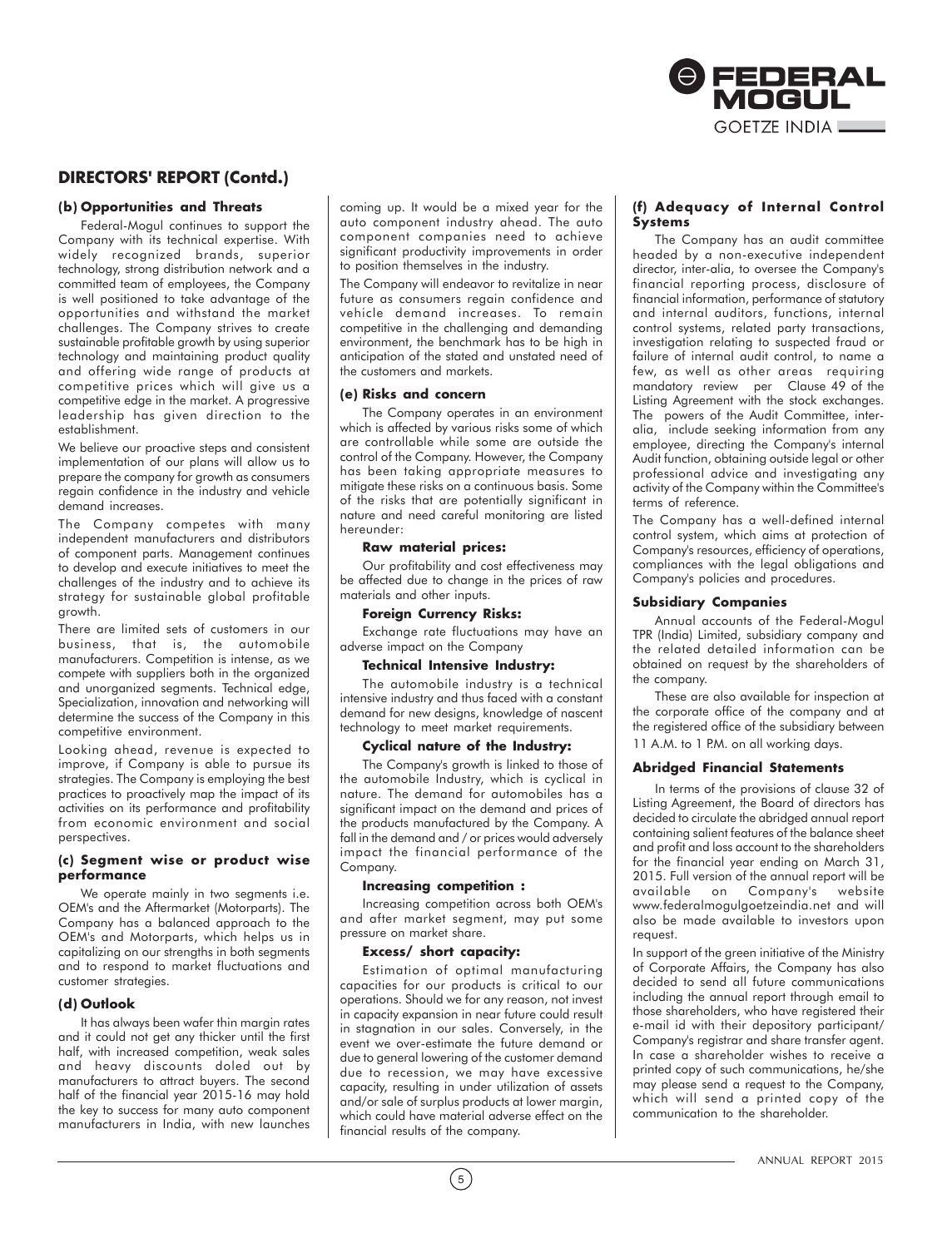## DIRECTORS' REPORT (Contd.)

### (b) Opportunities and Threats

Federal-Mogul continues to support the Company with its technical expertise. With widely recognized brands, superior technology, strong distribution network and a committed team of employees, the Company is well positioned to take advantage of the opportunities and withstand the market challenges. The Company strives to create sustainable profitable growth by using superior technology and maintaining product quality and offering wide range of products at competitive prices which will give us a competitive edge in the market. A progressive leadership has given direction to the establishment.

We believe our proactive steps and consistent implementation of our plans will allow us to prepare the company for growth as consumers regain confidence in the industry and vehicle demand increases.

The Company competes with many independent manufacturers and distributors of component parts. Management continues to develop and execute initiatives to meet the challenges of the industry and to achieve its strategy for sustainable global profitable growth.

There are limited sets of customers in our business, that is, the automobile manufacturers. Competition is intense, as we compete with suppliers both in the organized and unorganized segments. Technical edge, Specialization, innovation and networking will determine the success of the Company in this competitive environment.

Looking ahead, revenue is expected to improve, if Company is able to pursue its strategies. The Company is employing the best practices to proactively map the impact of its activities on its performance and profitability from economic environment and social perspectives.

### (c) Segment wise or product wise performance

We operate mainly in two segments i.e. OEM's and the Aftermarket (Motorparts). The Company has a balanced approach to the OEM's and Motorparts, which helps us in capitalizing on our strengths in both segments and to respond to market fluctuations and customer strategies.

### (d) Outlook

It has always been wafer thin margin rates and it could not get any thicker until the first half, with increased competition, weak sales and heavy discounts doled out by manufacturers to attract buyers. The second half of the financial year 2015-16 may hold the key to success for many auto component manufacturers in India, with new launches coming up. It would be a mixed year for the auto component industry ahead. The auto component companies need to achieve significant productivity improvements in order to position themselves in the industry.

The Company will endeavor to revitalize in near future as consumers regain confidence and vehicle demand increases. To remain competitive in the challenging and demanding environment, the benchmark has to be high in anticipation of the stated and unstated need of the customers and markets.

### (e) Risks and concern

The Company operates in an environment which is affected by various risks some of which are controllable while some are outside the control of the Company. However, the Company has been taking appropriate measures to mitigate these risks on a continuous basis. Some of the risks that are potentially significant in nature and need careful monitoring are listed hereunder:

**Raw material prices:**

Our profitability and cost effectiveness may be affected due to change in the prices of raw materials and other inputs.

**Foreign Currency Risks:**

Exchange rate fluctuations may have an adverse impact on the Company

**Technical Intensive Industry:**

The automobile industry is a technical intensive industry and thus faced with a constant demand for new designs, knowledge of nascent technology to meet market requirements.

**Cyclical nature of the Industry:**

The Company's growth is linked to those of the automobile Industry, which is cyclical in nature. The demand for automobiles has a significant impact on the demand and prices of the products manufactured by the Company. A fall in the demand and / or prices would adversely impact the financial performance of the Company.

**Increasing competition :**

Increasing competition across both OEM's and after market segment, may put some pressure on market share.

**Excess/ short capacity:**

Estimation of optimal manufacturing capacities for our products is critical to our operations. Should we for any reason, not invest in capacity expansion in near future could result in stagnation in our sales. Conversely, in the event we over-estimate the future demand or due to general lowering of the customer demand due to recession, we may have excessive capacity, resulting in under utilization of assets and/or sale of surplus products at lower margin, which could have material adverse effect on the financial results of the company.

### (f) Adequacy of Internal Control Systems

The Company has an audit committee headed by a non-executive independent director, inter-alia, to oversee the Company's financial reporting process, disclosure of financial information, performance of statutory and internal auditors, functions, internal control systems, related party transactions, investigation relating to suspected fraud or failure of internal audit control, to name a few, as well as other areas requiring mandatory review per Clause 49 of the Listing Agreement with the stock exchanges. The powers of the Audit Committee, inter-alia, include seeking information from any employee, directing the Company's internal Audit function, obtaining outside legal or other professional advice and investigating any activity of the Company within the Committee's terms of reference.

The Company has a well-defined internal control system, which aims at protection of Company's resources, efficiency of operations, compliances with the legal obligations and Company's policies and procedures.

### Subsidiary Companies

Annual accounts of the Federal-Mogul TPR (India) Limited, subsidiary company and the related detailed information can be obtained on request by the shareholders of the company.

These are also available for inspection at the corporate office of the company and at the registered office of the subsidiary between 11 A.M. to 1 P.M. on all working days.

### Abridged Financial Statements

In terms of the provisions of clause 32 of Listing Agreement, the Board of directors has decided to circulate the abridged annual report containing salient features of the balance sheet and profit and loss account to the shareholders for the financial year ending on March 31, 2015. Full version of the annual report will be available on Company's website www.federalmogulgoetzeindia.net and will also be made available to investors upon request.

In support of the green initiative of the Ministry of Corporate Affairs, the Company has also decided to send all future communications including the annual report through email to those shareholders, who have registered their e-mail id with their depository participant/ Company's registrar and share transfer agent. In case a shareholder wishes to receive a printed copy of such communications, he/she may please send a request to the Company, which will send a printed copy of the communication to the shareholder.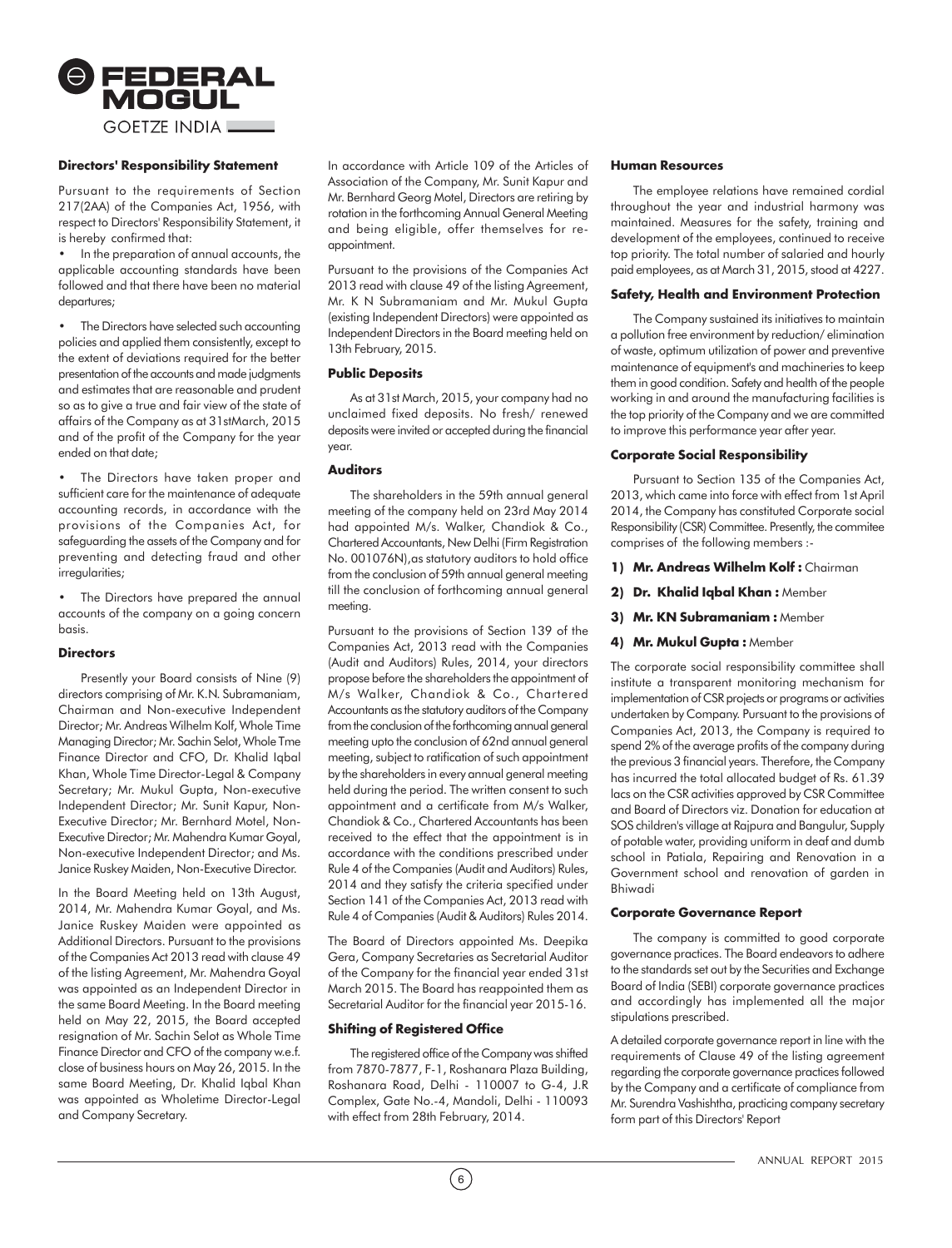### Directors' Responsibility Statement

Pursuant to the requirements of Section 217(2AA) of the Companies Act, 1956, with respect to Directors' Responsibility Statement, it is hereby confirmed that:

- In the preparation of annual accounts, the applicable accounting standards have been followed and that there have been no material departures;
- The Directors have selected such accounting policies and applied them consistently, except to the extent of deviations required for the better presentation of the accounts and made judgments and estimates that are reasonable and prudent so as to give a true and fair view of the state of affairs of the Company as at 31stMarch, 2015 and of the profit of the Company for the year ended on that date;
- The Directors have taken proper and sufficient care for the maintenance of adequate accounting records, in accordance with the provisions of the Companies Act, for safeguarding the assets of the Company and for preventing and detecting fraud and other irregularities;
- The Directors have prepared the annual accounts of the company on a going concern basis.

### Directors

Presently your Board consists of Nine (9) directors comprising of Mr. K.N. Subramaniam, Chairman and Non-executive Independent Director; Mr. Andreas Wilhelm Kolf, Whole Time Managing Director; Mr. Sachin Selot, Whole Tme Finance Director and CFO, Dr. Khalid Iqbal Khan, Whole Time Director-Legal & Company Secretary; Mr. Mukul Gupta, Non-executive Independent Director; Mr. Sunit Kapur, Non-Executive Director; Mr. Bernhard Motel, Non-Executive Director; Mr. Mahendra Kumar Goyal, Non-executive Independent Director; and Ms. Janice Ruskey Maiden, Non-Executive Director.

In the Board Meeting held on 13th August, 2014, Mr. Mahendra Kumar Goyal, and Ms. Janice Ruskey Maiden were appointed as Additional Directors. Pursuant to the provisions of the Companies Act 2013 read with clause 49 of the listing Agreement, Mr. Mahendra Goyal was appointed as an Independent Director in the same Board Meeting. In the Board meeting held on May 22, 2015, the Board accepted resignation of Mr. Sachin Selot as Whole Time Finance Director and CFO of the company w.e.f. close of business hours on May 26, 2015. In the same Board Meeting, Dr. Khalid Iqbal Khan was appointed as Wholetime Director-Legal and Company Secretary.

In accordance with Article 109 of the Articles of Association of the Company, Mr. Sunit Kapur and Mr. Bernhard Georg Motel, Directors are retiring by rotation in the forthcoming Annual General Meeting and being eligible, offer themselves for re-appointment.

Pursuant to the provisions of the Companies Act 2013 read with clause 49 of the listing Agreement, Mr. K N Subramaniam and Mr. Mukul Gupta (existing Independent Directors) were appointed as Independent Directors in the Board meeting held on 13th February, 2015.

### Public Deposits

As at 31st March, 2015, your company had no unclaimed fixed deposits. No fresh/ renewed deposits were invited or accepted during the financial year.

### Auditors

The shareholders in the 59th annual general meeting of the company held on 23rd May 2014 had appointed M/s. Walker, Chandiok & Co., Chartered Accountants, New Delhi (Firm Registration No. 001076N),as statutory auditors to hold office from the conclusion of 59th annual general meeting till the conclusion of forthcoming annual general meeting.

Pursuant to the provisions of Section 139 of the Companies Act, 2013 read with the Companies (Audit and Auditors) Rules, 2014, your directors propose before the shareholders the appointment of M/s Walker, Chandiok & Co., Chartered Accountants as the statutory auditors of the Company from the conclusion of the forthcoming annual general meeting upto the conclusion of 62nd annual general meeting, subject to ratification of such appointment by the shareholders in every annual general meeting held during the period. The written consent to such appointment and a certificate from M/s Walker, Chandiok & Co., Chartered Accountants has been received to the effect that the appointment is in accordance with the conditions prescribed under Rule 4 of the Companies (Audit and Auditors) Rules, 2014 and they satisfy the criteria specified under Section 141 of the Companies Act, 2013 read with Rule 4 of Companies (Audit & Auditors) Rules 2014.

The Board of Directors appointed Ms. Deepika Gera, Company Secretaries as Secretarial Auditor of the Company for the financial year ended 31st March 2015. The Board has reappointed them as Secretarial Auditor for the financial year 2015-16.

### Shifting of Registered Office

The registered office of the Company was shifted from 7870-7877, F-1, Roshanara Plaza Building, Roshanara Road, Delhi - 110007 to G-4, J.R Complex, Gate No.-4, Mandoli, Delhi - 110093 with effect from 28th February, 2014.

### Human Resources

The employee relations have remained cordial throughout the year and industrial harmony was maintained. Measures for the safety, training and development of the employees, continued to receive top priority. The total number of salaried and hourly paid employees, as at March 31, 2015, stood at 4227.

### Safety, Health and Environment Protection

The Company sustained its initiatives to maintain a pollution free environment by reduction/ elimination of waste, optimum utilization of power and preventive maintenance of equipment's and machineries to keep them in good condition. Safety and health of the people working in and around the manufacturing facilities is the top priority of the Company and we are committed to improve this performance year after year.

### Corporate Social Responsibility

Pursuant to Section 135 of the Companies Act, 2013, which came into force with effect from 1st April 2014, the Company has constituted Corporate social Responsibility (CSR) Committee. Presently, the commitee comprises of the following members :-

1) **Mr. Andreas Wilhelm Kolf :** Chairman
2) **Dr. Khalid Iqbal Khan :** Member
3) **Mr. KN Subramaniam :** Member
4) **Mr. Mukul Gupta :** Member

The corporate social responsibility committee shall institute a transparent monitoring mechanism for implementation of CSR projects or programs or activities undertaken by Company. Pursuant to the provisions of Companies Act, 2013, the Company is required to spend 2% of the average profits of the company during the previous 3 financial years. Therefore, the Company has incurred the total allocated budget of Rs. 61.39 lacs on the CSR activities approved by CSR Committee and Board of Directors viz. Donation for education at SOS children's village at Rajpura and Bangulur, Supply of potable water, providing uniform in deaf and dumb school in Patiala, Repairing and Renovation in a Government school and renovation of garden in Bhiwadi

### Corporate Governance Report

The company is committed to good corporate governance practices. The Board endeavors to adhere to the standards set out by the Securities and Exchange Board of India (SEBI) corporate governance practices and accordingly has implemented all the major stipulations prescribed.

A detailed corporate governance report in line with the requirements of Clause 49 of the listing agreement regarding the corporate governance practices followed by the Company and a certificate of compliance from Mr. Surendra Vashishtha, practicing company secretary form part of this Directors' Report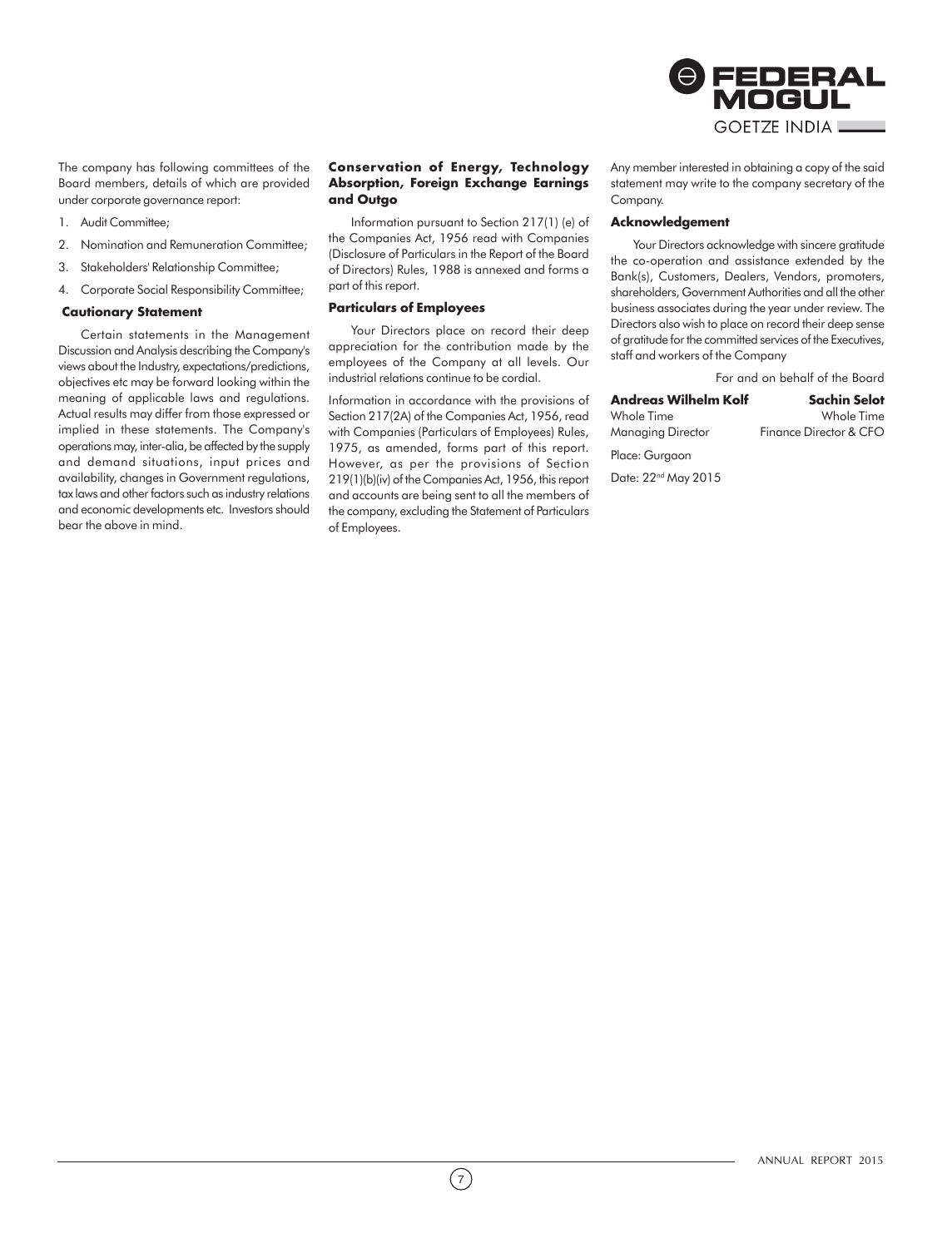The company has following committees of the Board members, details of which are provided under corporate governance report:

1. Audit Committee;
2. Nomination and Remuneration Committee;
3. Stakeholders' Relationship Committee;
4. Corporate Social Responsibility Committee;

**Cautionary Statement**

Certain statements in the Management Discussion and Analysis describing the Company's views about the Industry, expectations/predictions, objectives etc may be forward looking within the meaning of applicable laws and regulations. Actual results may differ from those expressed or implied in these statements. The Company's operations may, inter-alia, be affected by the supply and demand situations, input prices and availability, changes in Government regulations, tax laws and other factors such as industry relations and economic developments etc. Investors should bear the above in mind.

**Conservation of Energy, Technology Absorption, Foreign Exchange Earnings and Outgo**

Information pursuant to Section 217(1) (e) of the Companies Act, 1956 read with Companies (Disclosure of Particulars in the Report of the Board of Directors) Rules, 1988 is annexed and forms a part of this report.

**Particulars of Employees**

Your Directors place on record their deep appreciation for the contribution made by the employees of the Company at all levels. Our industrial relations continue to be cordial.

Information in accordance with the provisions of Section 217(2A) of the Companies Act, 1956, read with Companies (Particulars of Employees) Rules, 1975, as amended, forms part of this report. However, as per the provisions of Section 219(1)(b)(iv) of the Companies Act, 1956, this report and accounts are being sent to all the members of the company, excluding the Statement of Particulars of Employees.

Any member interested in obtaining a copy of the said statement may write to the company secretary of the Company.

**Acknowledgement**

Your Directors acknowledge with sincere gratitude the co-operation and assistance extended by the Bank(s), Customers, Dealers, Vendors, promoters, shareholders, Government Authorities and all the other business associates during the year under review. The Directors also wish to place on record their deep sense of gratitude for the committed services of the Executives, staff and workers of the Company

For and on behalf of the Board

**Andreas Wilhelm Kolf**
Whole Time
Managing Director

**Sachin Selot**
Whole Time
Finance Director & CFO

Place: Gurgaon

Date: 22nd May 2015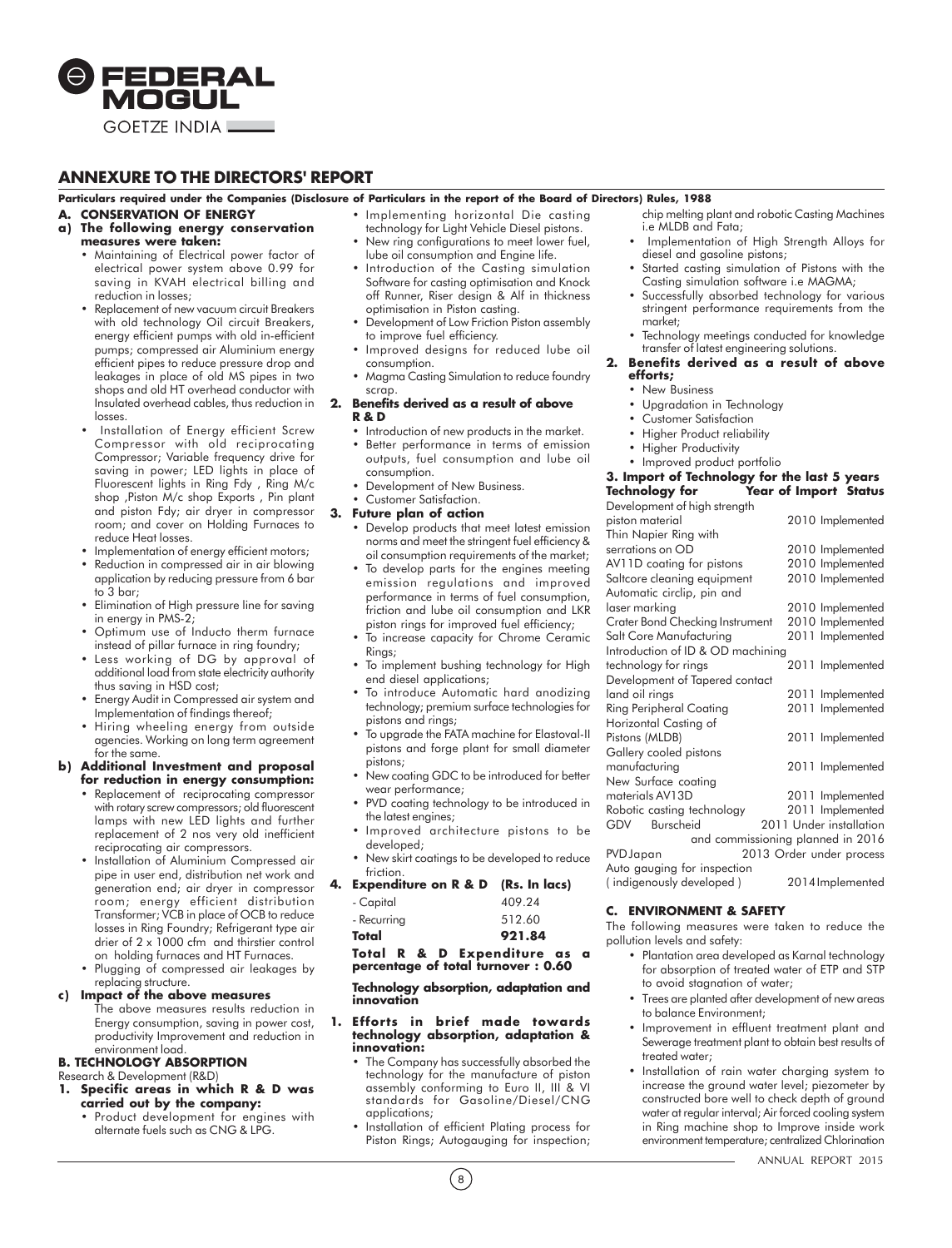# ANNEXURE TO THE DIRECTORS' REPORT

**Particulars required under the Companies (Disclosure of Particulars in the report of the Board of Directors) Rules, 1988**

## A. CONSERVATION OF ENERGY

### a) The following energy conservation measures were taken:

- Maintaining of Electrical power factor of electrical power system above 0.99 for saving in KVAH electrical billing and reduction in losses;
- Replacement of new vacuum circuit Breakers with old technology Oil circuit Breakers, energy efficient pumps with old in-efficient pumps; compressed air Aluminium energy efficient pipes to reduce pressure drop and leakages in place of old MS pipes in two shops and old HT overhead conductor with Insulated overhead cables, thus reduction in losses.
- Installation of Energy efficient Screw Compressor with old reciprocating Compressor; Variable frequency drive for saving in power; LED lights in place of Fluorescent lights in Ring Fdy , Ring M/c shop ,Piston M/c shop Exports , Pin plant and piston Fdy; air dryer in compressor room; and cover on Holding Furnaces to reduce Heat losses.
- Implementation of energy efficient motors;
- Reduction in compressed air in air blowing application by reducing pressure from 6 bar to 3 bar;
- Elimination of High pressure line for saving in energy in PMS-2;
- Optimum use of Inducto therm furnace instead of pillar furnace in ring foundry;
- Less working of DG by approval of additional load from state electricity authority thus saving in HSD cost;
- Energy Audit in Compressed air system and Implementation of findings thereof;
- Hiring wheeling energy from outside agencies. Working on long term agreement for the same.

### b) Additional Investment and proposal for reduction in energy consumption:

- Replacement of reciprocating compressor with rotary screw compressors; old fluorescent lamps with new LED lights and further replacement of 2 nos very old inefficient reciprocating air compressors.
- Installation of Aluminium Compressed air pipe in user end, distribution net work and generation end; air dryer in compressor room; energy efficient distribution Transformer; VCB in place of OCB to reduce losses in Ring Foundry; Refrigerant type air drier of 2 x 1000 cfm and thirstier control on holding furnaces and HT Furnaces.
- Plugging of compressed air leakages by replacing structure.

### c) Impact of the above measures

The above measures results reduction in Energy consumption, saving in power cost, productivity Improvement and reduction in environment load.

## B. TECHNOLOGY ABSORPTION

Research & Development (R&D)

### 1. Specific areas in which R & D was carried out by the company:

- Product development for engines with alternate fuels such as CNG & LPG.
- Implementing horizontal Die casting technology for Light Vehicle Diesel pistons.
- New ring configurations to meet lower fuel, lube oil consumption and Engine life.
- Introduction of the Casting simulation Software for casting optimisation and Knock off Runner, Riser design & Alf in thickness optimisation in Piston casting.
- Development of Low Friction Piston assembly to improve fuel efficiency.
- Improved designs for reduced lube oil consumption.
- Magma Casting Simulation to reduce foundry scrap.

### 2. Benefits derived as a result of above R & D

- Introduction of new products in the market.
- Better performance in terms of emission outputs, fuel consumption and lube oil consumption.
- Development of New Business.
- Customer Satisfaction.

### 3. Future plan of action

- Develop products that meet latest emission norms and meet the stringent fuel efficiency & oil consumption requirements of the market;
- To develop parts for the engines meeting emission regulations and improved performance in terms of fuel consumption, friction and lube oil consumption and LKR piston rings for improved fuel efficiency;
- To increase capacity for Chrome Ceramic Rings;
- To implement bushing technology for High end diesel applications;
- To introduce Automatic hard anodizing technology; premium surface technologies for pistons and rings;
- To upgrade the FATA machine for Elastoval-II pistons and forge plant for small diameter pistons;
- New coating GDC to be introduced for better wear performance;
- PVD coating technology to be introduced in the latest engines;
- Improved architecture pistons to be developed;
- New skirt coatings to be developed to reduce friction.

### 4. Expenditure on R & D (Rs. In lacs)

| | |
|---|---|
| - Capital | 409.24 |
| - Recurring | 512.60 |
| **Total** | **921.84** |

**Total R & D Expenditure as a percentage of total turnover : 0.60**

**Technology absorption, adaptation and innovation**

### 1. Efforts in brief made towards technology absorption, adaptation & innovation:

- The Company has successfully absorbed the technology for the manufacture of piston assembly conforming to Euro II, III & VI standards for Gasoline/Diesel/CNG applications;
- Installation of efficient Plating process for Piston Rings; Autogauging for inspection; chip melting plant and robotic Casting Machines i.e MLDB and Fata;
- Implementation of High Strength Alloys for diesel and gasoline pistons;
- Started casting simulation of Pistons with the Casting simulation software i.e MAGMA;
- Successfully absorbed technology for various stringent performance requirements from the market;
- Technology meetings conducted for knowledge transfer of latest engineering solutions.

### 2. Benefits derived as a result of above efforts;

- New Business
- Upgradation in Technology
- Customer Satisfaction
- Higher Product reliability
- Higher Productivity
- Improved product portfolio

### 3. Import of Technology for the last 5 years

| Technology for | Year of Import | Status |
|---|---|---|
| Development of high strength piston material | 2010 | Implemented |
| Thin Napier Ring with serrations on OD | 2010 | Implemented |
| AV11D coating for pistons | 2010 | Implemented |
| Saltcore cleaning equipment | 2010 | Implemented |
| Automatic circlip, pin and laser marking | 2010 | Implemented |
| Crater Bond Checking Instrument | 2010 | Implemented |
| Salt Core Manufacturing | 2011 | Implemented |
| Introduction of ID & OD machining technology for rings | 2011 | Implemented |
| Development of Tapered contact land oil rings | 2011 | Implemented |
| Ring Peripheral Coating | 2011 | Implemented |
| Horizontal Casting of Pistons (MLDB) | 2011 | Implemented |
| Gallery cooled pistons manufacturing | 2011 | Implemented |
| New Surface coating materials AV13D | 2011 | Implemented |
| Robotic casting technology | 2011 | Implemented |
| GDV Burscheid | 2011 | Under installation and commissioning planned in 2016 |
| PVD Japan | 2013 | Order under process |
| Auto gauging for inspection ( indigenously developed ) | 2014 | Implemented |

## C. ENVIRONMENT & SAFETY

The following measures were taken to reduce the pollution levels and safety:

- Plantation area developed as Karnal technology for absorption of treated water of ETP and STP to avoid stagnation of water;
- Trees are planted after development of new areas to balance Environment;
- Improvement in effluent treatment plant and Sewerage treatment plant to obtain best results of treated water;
- Installation of rain water charging system to increase the ground water level; piezometer by constructed bore well to check depth of ground water at regular interval; Air forced cooling system in Ring machine shop to Improve inside work environment temperature; centralized Chlorination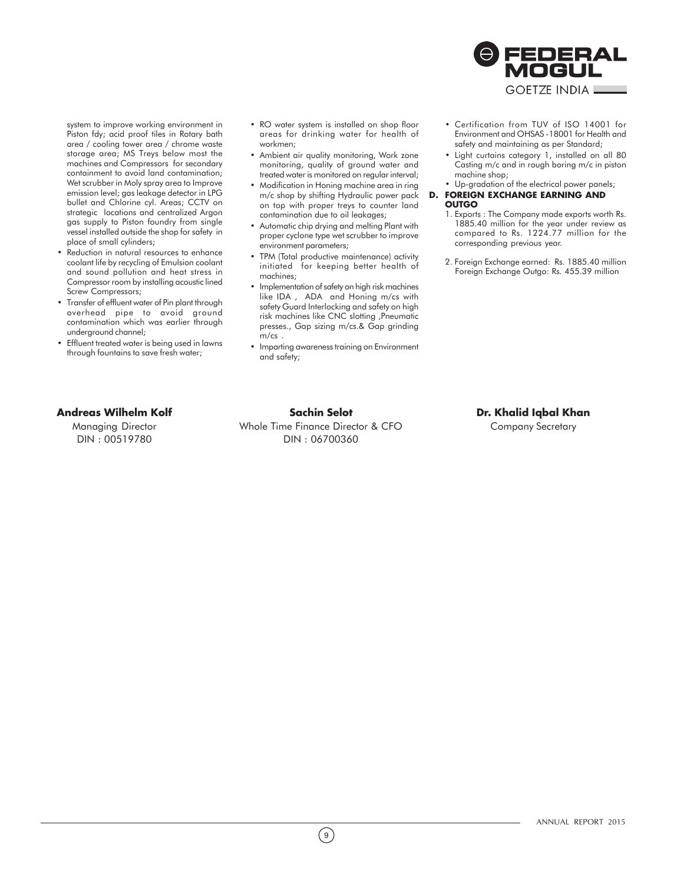system to improve working environment in Piston fdy; acid proof tiles in Rotary bath area / cooling tower area / chrome waste storage area; MS Treys below most the machines and Compressors for secondary containment to avoid land contamination; Wet scrubber in Moly spray area to Improve emission level; gas leakage detector in LPG bullet and Chlorine cyl. Areas; CCTV on strategic locations and centralized Argon gas supply to Piston foundry from single vessel installed outside the shop for safety in place of small cylinders;

- Reduction in natural resources to enhance coolant life by recycling of Emulsion coolant and sound pollution and heat stress in Compressor room by installing acoustic lined Screw Compressors;
- Transfer of effluent water of Pin plant through overhead pipe to avoid ground contamination which was earlier through underground channel;
- Effluent treated water is being used in lawns through fountains to save fresh water;
- RO water system is installed on shop floor areas for drinking water for health of workmen;
- Ambient air quality monitoring, Work zone monitoring, quality of ground water and treated water is monitored on regular interval;
- Modification in Honing machine area in ring m/c shop by shifting Hydraulic power pack on top with proper treys to counter land contamination due to oil leakages;
- Automatic chip drying and melting Plant with proper cyclone type wet scrubber to improve environment parameters;
- TPM (Total productive maintenance) activity initiated for keeping better health of machines;
- Implementation of safety on high risk machines like IDA , ADA and Honing m/cs with safety Guard Interlocking and safety on high risk machines like CNC slotting ,Pneumatic presses., Gap sizing m/cs.& Gap grinding m/cs .
- Imparting awareness training on Environment and safety;
- Certification from TUV of ISO 14001 for Environment and OHSAS -18001 for Health and safety and maintaining as per Standard;
- Light curtains category 1, installed on all 80 Casting m/c and in rough boring m/c in piston machine shop;
- Up-gradation of the electrical power panels;

**D. FOREIGN EXCHANGE EARNING AND OUTGO**

1. Exports : The Company made exports worth Rs. 1885.40 million for the year under review as compared to Rs. 1224.77 million for the corresponding previous year.
2. Foreign Exchange earned: Rs. 1885.40 million
   Foreign Exchange Outgo: Rs. 455.39 million

| **Andreas Wilhelm Kolf** | **Sachin Selot** | **Dr. Khalid Iqbal Khan** |
|---|---|---|
| Managing Director | Whole Time Finance Director & CFO | Company Secretary |
| DIN : 00519780 | DIN : 06700360 | |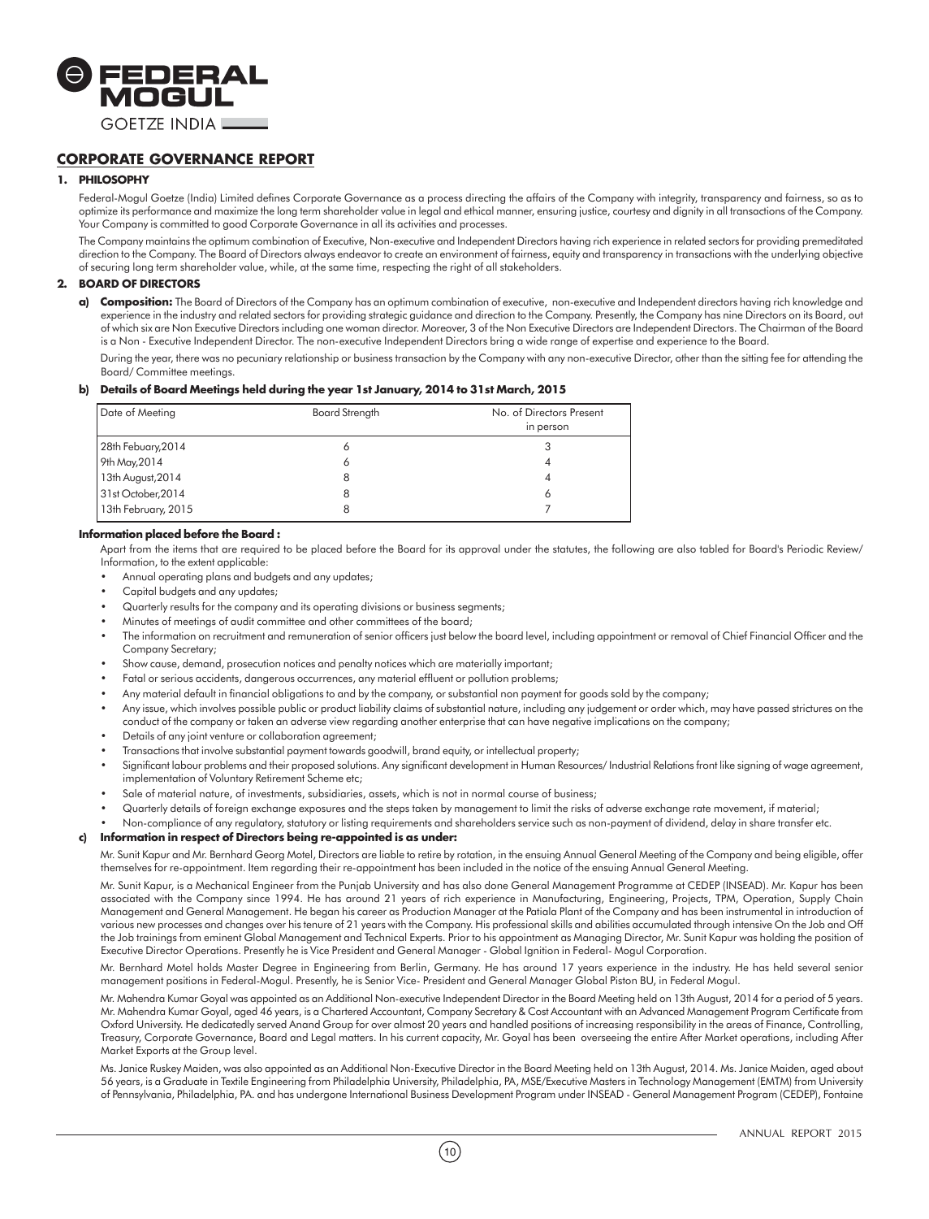# CORPORATE GOVERNANCE REPORT

## 1. PHILOSOPHY

Federal-Mogul Goetze (India) Limited defines Corporate Governance as a process directing the affairs of the Company with integrity, transparency and fairness, so as to optimize its performance and maximize the long term shareholder value in legal and ethical manner, ensuring justice, courtesy and dignity in all transactions of the Company. Your Company is committed to good Corporate Governance in all its activities and processes.

The Company maintains the optimum combination of Executive, Non-executive and Independent Directors having rich experience in related sectors for providing premeditated direction to the Company. The Board of Directors always endeavor to create an environment of fairness, equity and transparency in transactions with the underlying objective of securing long term shareholder value, while, at the same time, respecting the right of all stakeholders.

## 2. BOARD OF DIRECTORS

**a) Composition:** The Board of Directors of the Company has an optimum combination of executive, non-executive and Independent directors having rich knowledge and experience in the industry and related sectors for providing strategic guidance and direction to the Company. Presently, the Company has nine Directors on its Board, out of which six are Non Executive Directors including one woman director. Moreover, 3 of the Non Executive Directors are Independent Directors. The Chairman of the Board is a Non - Executive Independent Director. The non-executive Independent Directors bring a wide range of expertise and experience to the Board.

During the year, there was no pecuniary relationship or business transaction by the Company with any non-executive Director, other than the sitting fee for attending the Board/ Committee meetings.

**b) Details of Board Meetings held during the year 1st January, 2014 to 31st March, 2015**

| Date of Meeting | Board Strength | No. of Directors Present in person |
|---|---|---|
| 28th Febuary,2014 | 6 | 3 |
| 9th May,2014 | 6 | 4 |
| 13th August,2014 | 8 | 4 |
| 31st October,2014 | 8 | 6 |
| 13th February, 2015 | 8 | 7 |

**Information placed before the Board :**

Apart from the items that are required to be placed before the Board for its approval under the statutes, the following are also tabled for Board's Periodic Review/ Information, to the extent applicable:

- Annual operating plans and budgets and any updates;
- Capital budgets and any updates;
- Quarterly results for the company and its operating divisions or business segments;
- Minutes of meetings of audit committee and other committees of the board;
- The information on recruitment and remuneration of senior officers just below the board level, including appointment or removal of Chief Financial Officer and the Company Secretary;
- Show cause, demand, prosecution notices and penalty notices which are materially important;
- Fatal or serious accidents, dangerous occurrences, any material effluent or pollution problems;
- Any material default in financial obligations to and by the company, or substantial non payment for goods sold by the company;
- Any issue, which involves possible public or product liability claims of substantial nature, including any judgement or order which, may have passed strictures on the conduct of the company or taken an adverse view regarding another enterprise that can have negative implications on the company;
- Details of any joint venture or collaboration agreement;
- Transactions that involve substantial payment towards goodwill, brand equity, or intellectual property;
- Significant labour problems and their proposed solutions. Any significant development in Human Resources/ Industrial Relations front like signing of wage agreement, implementation of Voluntary Retirement Scheme etc;
- Sale of material nature, of investments, subsidiaries, assets, which is not in normal course of business;
- Quarterly details of foreign exchange exposures and the steps taken by management to limit the risks of adverse exchange rate movement, if material;
- Non-compliance of any regulatory, statutory or listing requirements and shareholders service such as non-payment of dividend, delay in share transfer etc.

**c) Information in respect of Directors being re-appointed is as under:**

Mr. Sunit Kapur and Mr. Bernhard Georg Motel, Directors are liable to retire by rotation, in the ensuing Annual General Meeting of the Company and being eligible, offer themselves for re-appointment. Item regarding their re-appointment has been included in the notice of the ensuing Annual General Meeting.

Mr. Sunit Kapur, is a Mechanical Engineer from the Punjab University and has also done General Management Programme at CEDEP (INSEAD). Mr. Kapur has been associated with the Company since 1994. He has around 21 years of rich experience in Manufacturing, Engineering, Projects, TPM, Operation, Supply Chain Management and General Management. He began his career as Production Manager at the Patiala Plant of the Company and has been instrumental in introduction of various new processes and changes over his tenure of 21 years with the Company. His professional skills and abilities accumulated through intensive On the Job and Off the Job trainings from eminent Global Management and Technical Experts. Prior to his appointment as Managing Director, Mr. Sunit Kapur was holding the position of Executive Director Operations. Presently he is Vice President and General Manager - Global Ignition in Federal- Mogul Corporation.

Mr. Bernhard Motel holds Master Degree in Engineering from Berlin, Germany. He has around 17 years experience in the industry. He has held several senior management positions in Federal-Mogul. Presently, he is Senior Vice- President and General Manager Global Piston BU, in Federal Mogul.

Mr. Mahendra Kumar Goyal was appointed as an Additional Non-executive Independent Director in the Board Meeting held on 13th August, 2014 for a period of 5 years. Mr. Mahendra Kumar Goyal, aged 46 years, is a Chartered Accountant, Company Secretary & Cost Accountant with an Advanced Management Program Certificate from Oxford University. He dedicatedly served Anand Group for over almost 20 years and handled positions of increasing responsibility in the areas of Finance, Controlling, Treasury, Corporate Governance, Board and Legal matters. In his current capacity, Mr. Goyal has been overseeing the entire After Market operations, including After Market Exports at the Group level.

Ms. Janice Ruskey Maiden, was also appointed as an Additional Non-Executive Director in the Board Meeting held on 13th August, 2014. Ms. Janice Maiden, aged about 56 years, is a Graduate in Textile Engineering from Philadelphia University, Philadelphia, PA, MSE/Executive Masters in Technology Management (EMTM) from University of Pennsylvania, Philadelphia, PA. and has undergone International Business Development Program under INSEAD - General Management Program (CEDEP), Fontaine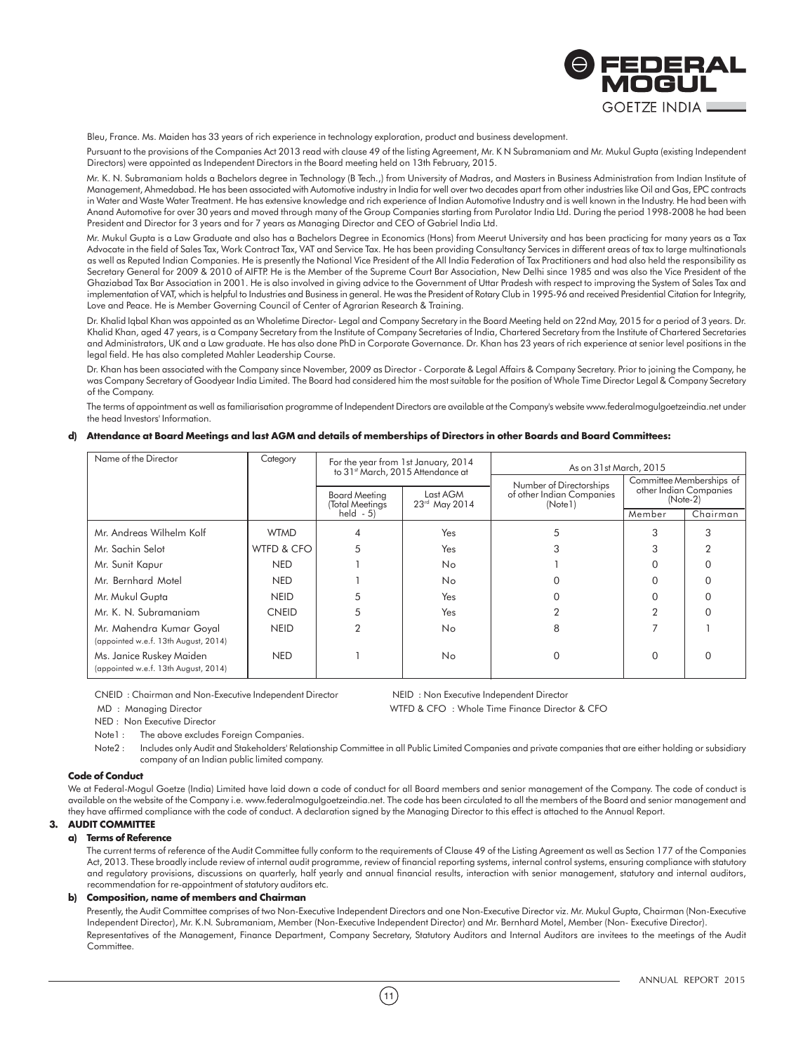Bleu, France. Ms. Maiden has 33 years of rich experience in technology exploration, product and business development.

Pursuant to the provisions of the Companies Act 2013 read with clause 49 of the listing Agreement, Mr. K N Subramaniam and Mr. Mukul Gupta (existing Independent Directors) were appointed as Independent Directors in the Board meeting held on 13th February, 2015.

Mr. K. N. Subramaniam holds a Bachelors degree in Technology (B Tech.,) from University of Madras, and Masters in Business Administration from Indian Institute of Management, Ahmedabad. He has been associated with Automotive industry in India for well over two decades apart from other industries like Oil and Gas, EPC contracts in Water and Waste Water Treatment. He has extensive knowledge and rich experience of Indian Automotive Industry and is well known in the Industry. He had been with Anand Automotive for over 30 years and moved through many of the Group Companies starting from Purolator India Ltd. During the period 1998-2008 he had been President and Director for 3 years and for 7 years as Managing Director and CEO of Gabriel India Ltd.

Mr. Mukul Gupta is a Law Graduate and also has a Bachelors Degree in Economics (Hons) from Meerut University and has been practicing for many years as a Tax Advocate in the field of Sales Tax, Work Contract Tax, VAT and Service Tax. He has been providing Consultancy Services in different areas of tax to large multinationals as well as Reputed Indian Companies. He is presently the National Vice President of the All India Federation of Tax Practitioners and had also held the responsibility as Secretary General for 2009 & 2010 of AIFTP. He is the Member of the Supreme Court Bar Association, New Delhi since 1985 and was also the Vice President of the Ghaziabad Tax Bar Association in 2001. He is also involved in giving advice to the Government of Uttar Pradesh with respect to improving the System of Sales Tax and implementation of VAT, which is helpful to Industries and Business in general. He was the President of Rotary Club in 1995-96 and received Presidential Citation for Integrity, Love and Peace. He is Member Governing Council of Center of Agrarian Research & Training.

Dr. Khalid Iqbal Khan was appointed as an Wholetime Director- Legal and Company Secretary in the Board Meeting held on 22nd May, 2015 for a period of 3 years. Dr. Khalid Khan, aged 47 years, is a Company Secretary from the Institute of Company Secretaries of India, Chartered Secretary from the Institute of Chartered Secretaries and Administrators, UK and a Law graduate. He has also done PhD in Corporate Governance. Dr. Khan has 23 years of rich experience at senior level positions in the legal field. He has also completed Mahler Leadership Course.

Dr. Khan has been associated with the Company since November, 2009 as Director - Corporate & Legal Affairs & Company Secretary. Prior to joining the Company, he was Company Secretary of Goodyear India Limited. The Board had considered him the most suitable for the position of Whole Time Director Legal & Company Secretary of the Company.

The terms of appointment as well as familiarisation programme of Independent Directors are available at the Company's website www.federalmogulgoetzeindia.net under the head Investors' Information.

**d) Attendance at Board Meetings and last AGM and details of memberships of Directors in other Boards and Board Committees:**

| Name of the Director | Category | For the year from 1st January, 2014 to 31st March, 2015 Attendance at | | As on 31st March, 2015 | | |
|---|---|---|---|---|---|---|
| | | Board Meeting (Total Meetings held - 5) | Last AGM 23rd May 2014 | Number of Directorships of other Indian Companies (Note1) | Committee Memberships of other Indian Companies (Note-2) | |
| | | | | | Member | Chairman |
| Mr. Andreas Wilhelm Kolf | WTMD | 4 | Yes | 5 | 3 | 3 |
| Mr. Sachin Selot | WTFD & CFO | 5 | Yes | 3 | 3 | 2 |
| Mr. Sunit Kapur | NED | 1 | No | 1 | 0 | 0 |
| Mr. Bernhard Motel | NED | 1 | No | 0 | 0 | 0 |
| Mr. Mukul Gupta | NEID | 5 | Yes | 0 | 0 | 0 |
| Mr. K. N. Subramaniam | CNEID | 5 | Yes | 2 | 2 | 0 |
| Mr. Mahendra Kumar Goyal (appointed w.e.f. 13th August, 2014) | NEID | 2 | No | 8 | 7 | 1 |
| Ms. Janice Ruskey Maiden (appointed w.e.f. 13th August, 2014) | NED | 1 | No | 0 | 0 | 0 |

CNEID : Chairman and Non-Executive Independent Director  NEID : Non Executive Independent Director

MD : Managing Director  WTFD & CFO : Whole Time Finance Director & CFO

NED : Non Executive Director

Note1 : The above excludes Foreign Companies.

Note2 : Includes only Audit and Stakeholders' Relationship Committee in all Public Limited Companies and private companies that are either holding or subsidiary company of an Indian public limited company.

**Code of Conduct**

We at Federal-Mogul Goetze (India) Limited have laid down a code of conduct for all Board members and senior management of the Company. The code of conduct is available on the website of the Company i.e. www.federalmogulgoetzeindia.net. The code has been circulated to all the members of the Board and senior management and they have affirmed compliance with the code of conduct. A declaration signed by the Managing Director to this effect is attached to the Annual Report.

## 3. AUDIT COMMITTEE

**a) Terms of Reference**

The current terms of reference of the Audit Committee fully conform to the requirements of Clause 49 of the Listing Agreement as well as Section 177 of the Companies Act, 2013. These broadly include review of internal audit programme, review of financial reporting systems, internal control systems, ensuring compliance with statutory and regulatory provisions, discussions on quarterly, half yearly and annual financial results, interaction with senior management, statutory and internal auditors, recommendation for re-appointment of statutory auditors etc.

**b) Composition, name of members and Chairman**

Presently, the Audit Committee comprises of two Non-Executive Independent Directors and one Non-Executive Director viz. Mr. Mukul Gupta, Chairman (Non-Executive Independent Director), Mr. K.N. Subramaniam, Member (Non-Executive Independent Director) and Mr. Bernhard Motel, Member (Non- Executive Director).

Representatives of the Management, Finance Department, Company Secretary, Statutory Auditors and Internal Auditors are invitees to the meetings of the Audit Committee.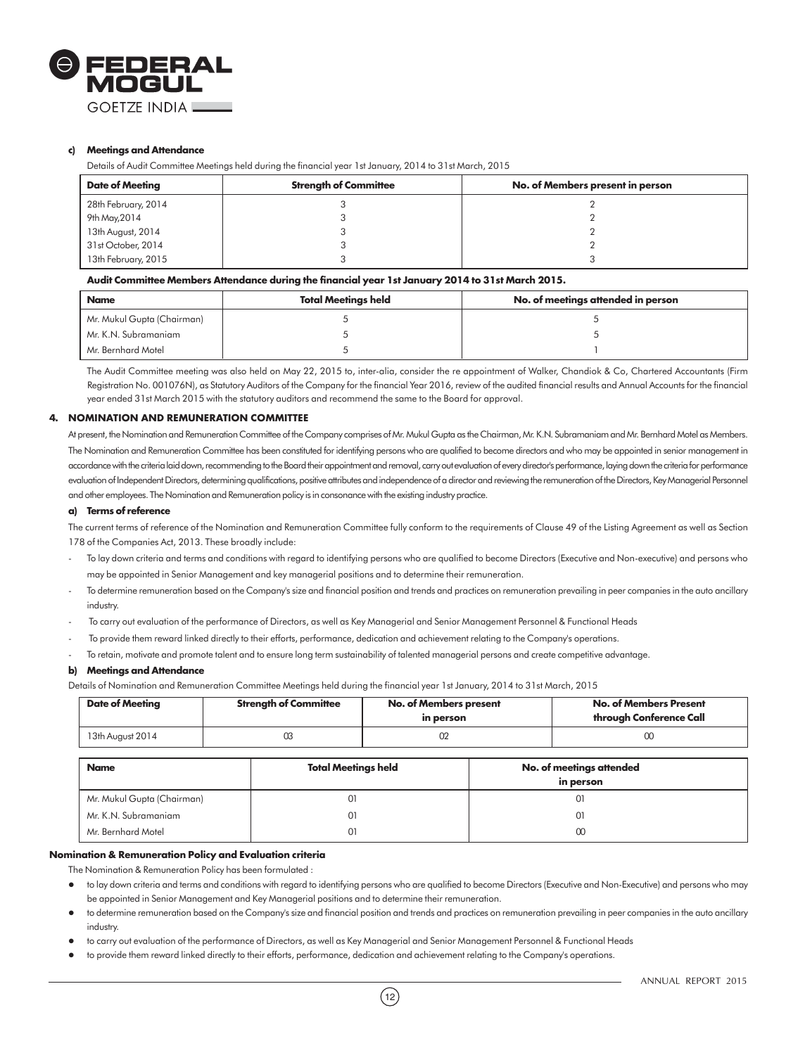#### c) Meetings and Attendance

Details of Audit Committee Meetings held during the financial year 1st January, 2014 to 31st March, 2015

| Date of Meeting | Strength of Committee | No. of Members present in person |
|---|---|---|
| 28th February, 2014 | 3 | 2 |
| 9th May,2014 | 3 | 2 |
| 13th August, 2014 | 3 | 2 |
| 31st October, 2014 | 3 | 2 |
| 13th February, 2015 | 3 | 3 |

**Audit Committee Members Attendance during the financial year 1st January 2014 to 31st March 2015.**

| Name | Total Meetings held | No. of meetings attended in person |
|---|---|---|
| Mr. Mukul Gupta (Chairman) | 5 | 5 |
| Mr. K.N. Subramaniam | 5 | 5 |
| Mr. Bernhard Motel | 5 | 1 |

The Audit Committee meeting was also held on May 22, 2015 to, inter-alia, consider the re appointment of Walker, Chandiok & Co, Chartered Accountants (Firm Registration No. 001076N), as Statutory Auditors of the Company for the financial Year 2016, review of the audited financial results and Annual Accounts for the financial year ended 31st March 2015 with the statutory auditors and recommend the same to the Board for approval.

### 4. NOMINATION AND REMUNERATION COMMITTEE

At present, the Nomination and Remuneration Committee of the Company comprises of Mr. Mukul Gupta as the Chairman, Mr. K.N. Subramaniam and Mr. Bernhard Motel as Members. The Nomination and Remuneration Committee has been constituted for identifying persons who are qualified to become directors and who may be appointed in senior management in accordance with the criteria laid down, recommending to the Board their appointment and removal, carry out evaluation of every director's performance, laying down the criteria for performance evaluation of Independent Directors, determining qualifications, positive attributes and independence of a director and reviewing the remuneration of the Directors, Key Managerial Personnel and other employees. The Nomination and Remuneration policy is in consonance with the existing industry practice.

#### a) Terms of reference

The current terms of reference of the Nomination and Remuneration Committee fully conform to the requirements of Clause 49 of the Listing Agreement as well as Section 178 of the Companies Act, 2013. These broadly include:

- To lay down criteria and terms and conditions with regard to identifying persons who are qualified to become Directors (Executive and Non-executive) and persons who may be appointed in Senior Management and key managerial positions and to determine their remuneration.
- To determine remuneration based on the Company's size and financial position and trends and practices on remuneration prevailing in peer companies in the auto ancillary industry.
- To carry out evaluation of the performance of Directors, as well as Key Managerial and Senior Management Personnel & Functional Heads
- To provide them reward linked directly to their efforts, performance, dedication and achievement relating to the Company's operations.
- To retain, motivate and promote talent and to ensure long term sustainability of talented managerial persons and create competitive advantage.

#### b) Meetings and Attendance

Details of Nomination and Remuneration Committee Meetings held during the financial year 1st January, 2014 to 31st March, 2015

| Date of Meeting | Strength of Committee | No. of Members present in person | No. of Members Present through Conference Call |
|---|---|---|---|
| 13th August 2014 | 03 | 02 | 00 |

| Name | Total Meetings held | No. of meetings attended in person |
|---|---|---|
| Mr. Mukul Gupta (Chairman) | 01 | 01 |
| Mr. K.N. Subramaniam | 01 | 01 |
| Mr. Bernhard Motel | 01 | 00 |

**Nomination & Remuneration Policy and Evaluation criteria**

The Nomination & Remuneration Policy has been formulated :

- to lay down criteria and terms and conditions with regard to identifying persons who are qualified to become Directors (Executive and Non-Executive) and persons who may be appointed in Senior Management and Key Managerial positions and to determine their remuneration.
- to determine remuneration based on the Company's size and financial position and trends and practices on remuneration prevailing in peer companies in the auto ancillary industry.
- to carry out evaluation of the performance of Directors, as well as Key Managerial and Senior Management Personnel & Functional Heads
- to provide them reward linked directly to their efforts, performance, dedication and achievement relating to the Company's operations.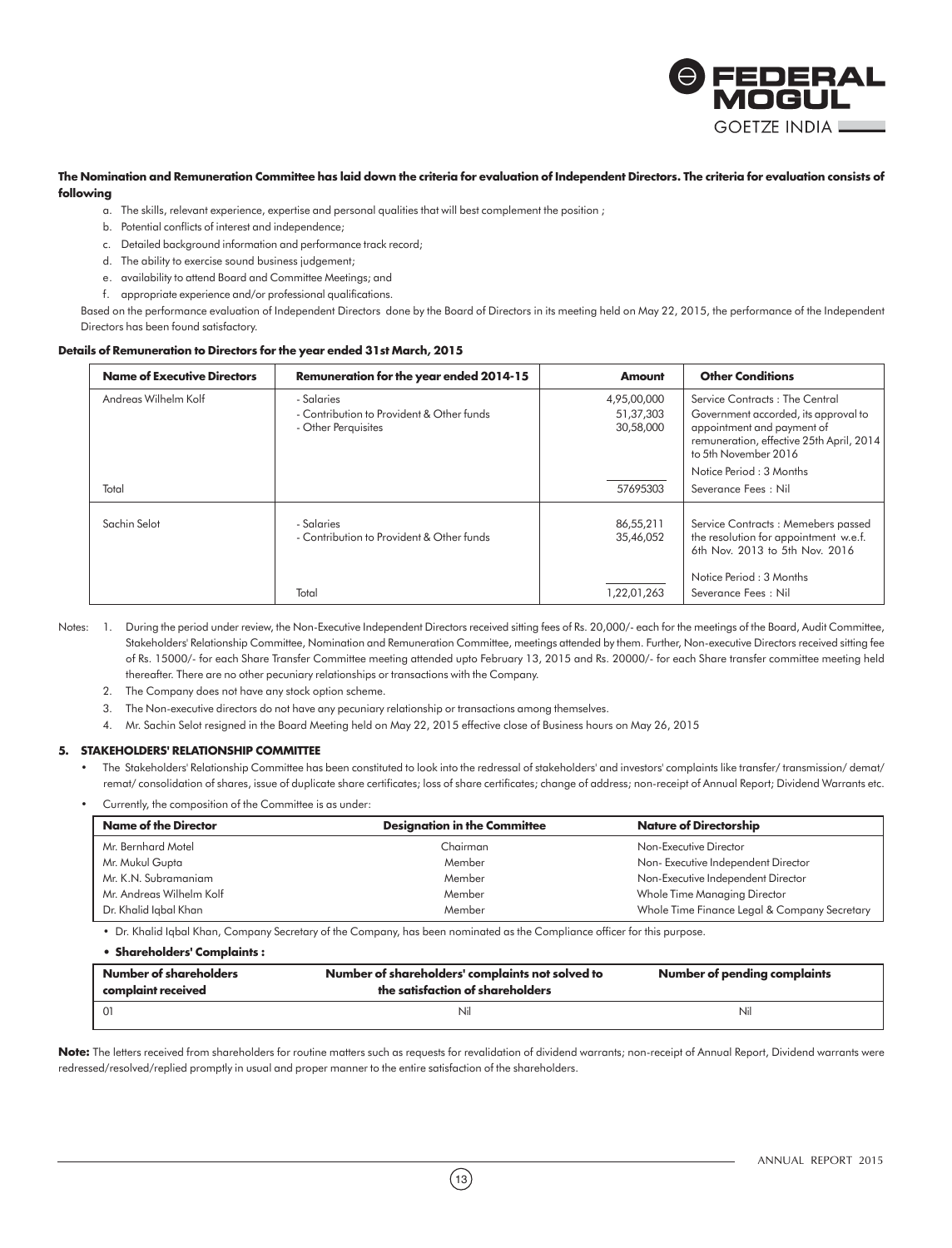**The Nomination and Remuneration Committee has laid down the criteria for evaluation of Independent Directors. The criteria for evaluation consists of following**

a. The skills, relevant experience, expertise and personal qualities that will best complement the position ;
b. Potential conflicts of interest and independence;
c. Detailed background information and performance track record;
d. The ability to exercise sound business judgement;
e. availability to attend Board and Committee Meetings; and
f. appropriate experience and/or professional qualifications.

Based on the performance evaluation of Independent Directors done by the Board of Directors in its meeting held on May 22, 2015, the performance of the Independent Directors has been found satisfactory.

**Details of Remuneration to Directors for the year ended 31st March, 2015**

| Name of Executive Directors | Remuneration for the year ended 2014-15 | Amount | Other Conditions |
|---|---|---|---|
| Andreas Wilhelm Kolf | - Salaries<br>- Contribution to Provident & Other funds<br>- Other Perquisites | 4,95,00,000<br>51,37,303<br>30,58,000 | Service Contracts : The Central Government accorded, its approval to appointment and payment of remuneration, effective 25th April, 2014 to 5th November 2016<br>Notice Period : 3 Months |
| Total | | 57695303 | Severance Fees : Nil |
| Sachin Selot | - Salaries<br>- Contribution to Provident & Other funds | 86,55,211<br>35,46,052 | Service Contracts : Memebers passed the resolution for appointment w.e.f. 6th Nov. 2013 to 5th Nov. 2016<br>Notice Period : 3 Months |
| | Total | 1,22,01,263 | Severance Fees : Nil |

Notes:
1. During the period under review, the Non-Executive Independent Directors received sitting fees of Rs. 20,000/- each for the meetings of the Board, Audit Committee, Stakeholders' Relationship Committee, Nomination and Remuneration Committee, meetings attended by them. Further, Non-executive Directors received sitting fee of Rs. 15000/- for each Share Transfer Committee meeting attended upto February 13, 2015 and Rs. 20000/- for each Share transfer committee meeting held thereafter. There are no other pecuniary relationships or transactions with the Company.
2. The Company does not have any stock option scheme.
3. The Non-executive directors do not have any pecuniary relationship or transactions among themselves.
4. Mr. Sachin Selot resigned in the Board Meeting held on May 22, 2015 effective close of Business hours on May 26, 2015

## 5. STAKEHOLDERS' RELATIONSHIP COMMITTEE

- The Stakeholders' Relationship Committee has been constituted to look into the redressal of stakeholders' and investors' complaints like transfer/ transmission/ demat/ remat/ consolidation of shares, issue of duplicate share certificates; loss of share certificates; change of address; non-receipt of Annual Report; Dividend Warrants etc.
- Currently, the composition of the Committee is as under:

| Name of the Director | Designation in the Committee | Nature of Directorship |
|---|---|---|
| Mr. Bernhard Motel | Chairman | Non-Executive Director |
| Mr. Mukul Gupta | Member | Non- Executive Independent Director |
| Mr. K.N. Subramaniam | Member | Non-Executive Independent Director |
| Mr. Andreas Wilhelm Kolf | Member | Whole Time Managing Director |
| Dr. Khalid Iqbal Khan | Member | Whole Time Finance Legal & Company Secretary |

- Dr. Khalid Iqbal Khan, Company Secretary of the Company, has been nominated as the Compliance officer for this purpose.

- **Shareholders' Complaints :**

| Number of shareholders complaint received | Number of shareholders' complaints not solved to the satisfaction of shareholders | Number of pending complaints |
|---|---|---|
| 01 | Nil | Nil |

**Note:** The letters received from shareholders for routine matters such as requests for revalidation of dividend warrants; non-receipt of Annual Report, Dividend warrants were redressed/resolved/replied promptly in usual and proper manner to the entire satisfaction of the shareholders.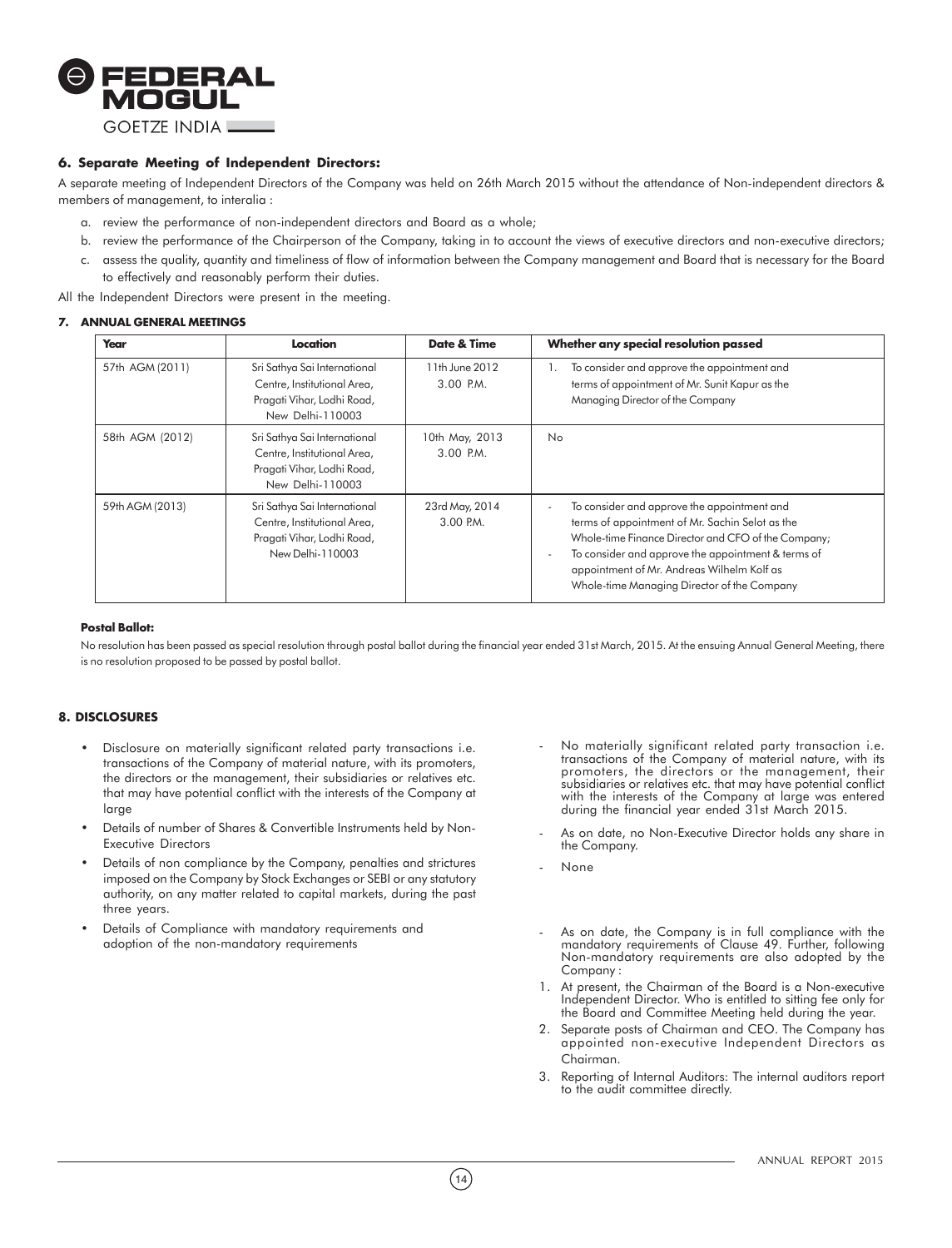### 6. Separate Meeting of Independent Directors:

A separate meeting of Independent Directors of the Company was held on 26th March 2015 without the attendance of Non-independent directors & members of management, to interalia :

a. review the performance of non-independent directors and Board as a whole;
b. review the performance of the Chairperson of the Company, taking in to account the views of executive directors and non-executive directors;
c. assess the quality, quantity and timeliness of flow of information between the Company management and Board that is necessary for the Board to effectively and reasonably perform their duties.

All the Independent Directors were present in the meeting.

### 7. ANNUAL GENERAL MEETINGS

| Year | Location | Date & Time | Whether any special resolution passed |
|---|---|---|---|
| 57th AGM (2011) | Sri Sathya Sai International Centre, Institutional Area, Pragati Vihar, Lodhi Road, New Delhi-110003 | 11th June 2012 3.00 P.M. | 1. To consider and approve the appointment and terms of appointment of Mr. Sunit Kapur as the Managing Director of the Company |
| 58th AGM (2012) | Sri Sathya Sai International Centre, Institutional Area, Pragati Vihar, Lodhi Road, New Delhi-110003 | 10th May, 2013 3.00 P.M. | No |
| 59th AGM (2013) | Sri Sathya Sai International Centre, Institutional Area, Pragati Vihar, Lodhi Road, New Delhi-110003 | 23rd May, 2014 3.00 P.M. | - To consider and approve the appointment and terms of appointment of Mr. Sachin Selot as the Whole-time Finance Director and CFO of the Company; - To consider and approve the appointment & terms of appointment of Mr. Andreas Wilhelm Kolf as Whole-time Managing Director of the Company |

**Postal Ballot:**

No resolution has been passed as special resolution through postal ballot during the financial year ended 31st March, 2015. At the ensuing Annual General Meeting, there is no resolution proposed to be passed by postal ballot.

### 8. DISCLOSURES

- Disclosure on materially significant related party transactions i.e. transactions of the Company of material nature, with its promoters, the directors or the management, their subsidiaries or relatives etc. that may have potential conflict with the interests of the Company at large
  - No materially significant related party transaction i.e. transactions of the Company of material nature, with its promoters, the directors or the management, their subsidiaries or relatives etc. that may have potential conflict with the interests of the Company at large was entered during the financial year ended 31st March 2015.
- Details of number of Shares & Convertible Instruments held by Non-Executive Directors
  - As on date, no Non-Executive Director holds any share in the Company.
- Details of non compliance by the Company, penalties and strictures imposed on the Company by Stock Exchanges or SEBI or any statutory authority, on any matter related to capital markets, during the past three years.
  - None
- Details of Compliance with mandatory requirements and adoption of the non-mandatory requirements
  - As on date, the Company is in full compliance with the mandatory requirements of Clause 49. Further, following Non-mandatory requirements are also adopted by the Company :

    1. At present, the Chairman of the Board is a Non-executive Independent Director. Who is entitled to sitting fee only for the Board and Committee Meeting held during the year.
    2. Separate posts of Chairman and CEO. The Company has appointed non-executive Independent Directors as Chairman.
    3. Reporting of Internal Auditors: The internal auditors report to the audit committee directly.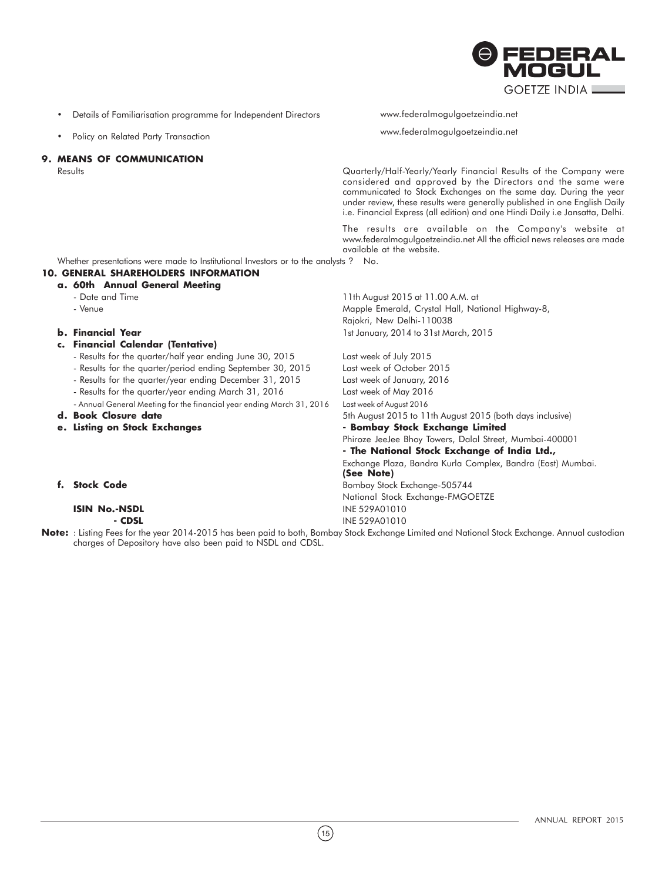- Details of Familiarisation programme for Independent Directors — www.federalmogulgoetzeindia.net
- Policy on Related Party Transaction — www.federalmogulgoetzeindia.net

## 9. MEANS OF COMMUNICATION

Results

Quarterly/Half-Yearly/Yearly Financial Results of the Company were considered and approved by the Directors and the same were communicated to Stock Exchanges on the same day. During the year under review, these results were generally published in one English Daily i.e. Financial Express (all edition) and one Hindi Daily i.e Jansatta, Delhi.

The results are available on the Company's website at www.federalmogulgoetzeindia.net All the official news releases are made available at the website.

Whether presentations were made to Institutional Investors or to the analysts ? No.

## 10. GENERAL SHAREHOLDERS INFORMATION

**a. 60th Annual General Meeting**

| | |
|---|---|
| - Date and Time | 11th August 2015 at 11.00 A.M. at |
| - Venue | Mapple Emerald, Crystal Hall, National Highway-8, Rajokri, New Delhi-110038 |

**b. Financial Year** — 1st January, 2014 to 31st March, 2015

**c. Financial Calendar (Tentative)**

| | |
|---|---|
| - Results for the quarter/half year ending June 30, 2015 | Last week of July 2015 |
| - Results for the quarter/period ending September 30, 2015 | Last week of October 2015 |
| - Results for the quarter/year ending December 31, 2015 | Last week of January, 2016 |
| - Results for the quarter/year ending March 31, 2016 | Last week of May 2016 |
| - Annual General Meeting for the financial year ending March 31, 2016 | Last week of August 2016 |

**d. Book Closure date** — 5th August 2015 to 11th August 2015 (both days inclusive)

**e. Listing on Stock Exchanges**

**- Bombay Stock Exchange Limited**
Phiroze JeeJee Bhoy Towers, Dalal Street, Mumbai-400001

**- The National Stock Exchange of India Ltd.,**
Exchange Plaza, Bandra Kurla Complex, Bandra (East) Mumbai.
**(See Note)**

**f. Stock Code**

Bombay Stock Exchange-505744
National Stock Exchange-FMGOETZE

**ISIN No.-NSDL** — INE 529A01010
**- CDSL** — INE 529A01010

**Note:** : Listing Fees for the year 2014-2015 has been paid to both, Bombay Stock Exchange Limited and National Stock Exchange. Annual custodian charges of Depository have also been paid to NSDL and CDSL.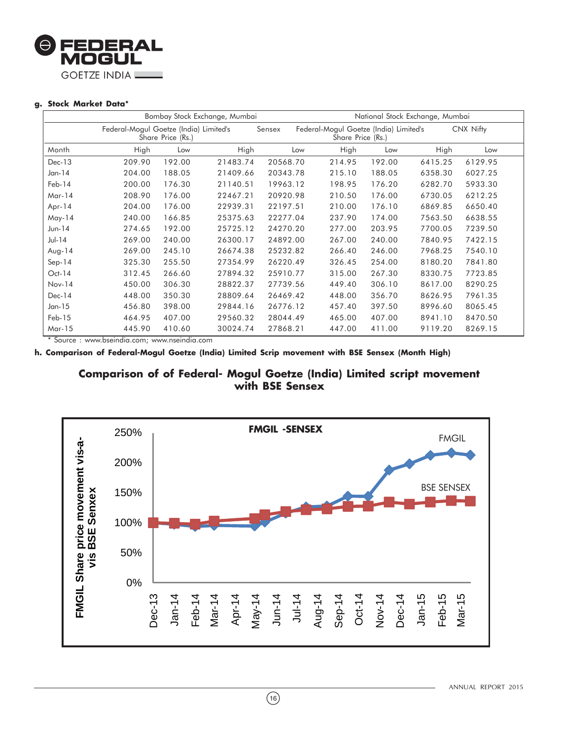**g. Stock Market Data***

| | Bombay Stock Exchange, Mumbai | | | | National Stock Exchange, Mumbai | | | |
|---|---|---|---|---|---|---|---|---|
| | Federal-Mogul Goetze (India) Limited's Share Price (Rs.) | | Sensex | | Federal-Mogul Goetze (India) Limited's Share Price (Rs.) | | CNX Nifty | |
| Month | High | Low | High | Low | High | Low | High | Low |
| Dec-13 | 209.90 | 192.00 | 21483.74 | 20568.70 | 214.95 | 192.00 | 6415.25 | 6129.95 |
| Jan-14 | 204.00 | 188.05 | 21409.66 | 20343.78 | 215.10 | 188.05 | 6358.30 | 6027.25 |
| Feb-14 | 200.00 | 176.30 | 21140.51 | 19963.12 | 198.95 | 176.20 | 6282.70 | 5933.30 |
| Mar-14 | 208.90 | 176.00 | 22467.21 | 20920.98 | 210.50 | 176.00 | 6730.05 | 6212.25 |
| Apr-14 | 204.00 | 176.00 | 22939.31 | 22197.51 | 210.00 | 176.10 | 6869.85 | 6650.40 |
| May-14 | 240.00 | 166.85 | 25375.63 | 22277.04 | 237.90 | 174.00 | 7563.50 | 6638.55 |
| Jun-14 | 274.65 | 192.00 | 25725.12 | 24270.20 | 277.00 | 203.95 | 7700.05 | 7239.50 |
| Jul-14 | 269.00 | 240.00 | 26300.17 | 24892.00 | 267.00 | 240.00 | 7840.95 | 7422.15 |
| Aug-14 | 269.00 | 245.10 | 26674.38 | 25232.82 | 266.40 | 246.00 | 7968.25 | 7540.10 |
| Sep-14 | 325.30 | 255.50 | 27354.99 | 26220.49 | 326.45 | 254.00 | 8180.20 | 7841.80 |
| Oct-14 | 312.45 | 266.60 | 27894.32 | 25910.77 | 315.00 | 267.30 | 8330.75 | 7723.85 |
| Nov-14 | 450.00 | 306.30 | 28822.37 | 27739.56 | 449.40 | 306.10 | 8617.00 | 8290.25 |
| Dec-14 | 448.00 | 350.30 | 28809.64 | 26469.42 | 448.00 | 356.70 | 8626.95 | 7961.35 |
| Jan-15 | 456.80 | 398.00 | 29844.16 | 26776.12 | 457.40 | 397.50 | 8996.60 | 8065.45 |
| Feb-15 | 464.95 | 407.00 | 29560.32 | 28044.49 | 465.00 | 407.00 | 8941.10 | 8470.50 |
| Mar-15 | 445.90 | 410.60 | 30024.74 | 27868.21 | 447.00 | 411.00 | 9119.20 | 8269.15 |

\* Source : www.bseindia.com; www.nseindia.com

**h. Comparison of Federal-Mogul Goetze (India) Limited Scrip movement with BSE Sensex (Month High)**

**Comparison of of Federal- Mogul Goetze (India) Limited script movement with BSE Sensex**

FMGIL -SENSEX

FMGIL Share price movement vis-a-vis BSE Senxex

FMGIL

BSE SENSEX

250%, 200%, 150%, 100%, 50%, 0%

Dec-13, Jan-14, Feb-14, Mar-14, Apr-14, May-14, Jun-14, Jul-14, Aug-14, Sep-14, Oct-14, Nov-14, Dec-14, Jan-15, Feb-15, Mar-15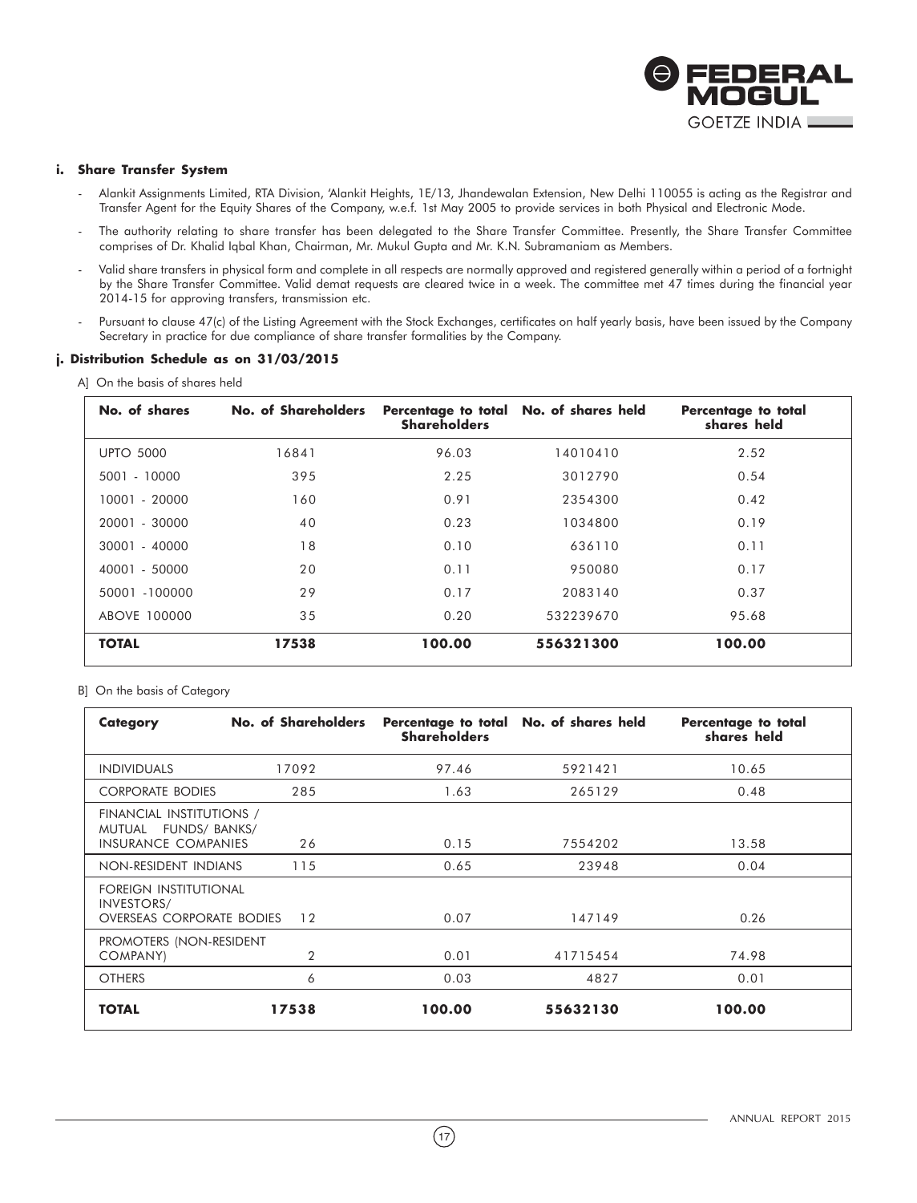### i. Share Transfer System

- Alankit Assignments Limited, RTA Division, 'Alankit Heights, 1E/13, Jhandewalan Extension, New Delhi 110055 is acting as the Registrar and Transfer Agent for the Equity Shares of the Company, w.e.f. 1st May 2005 to provide services in both Physical and Electronic Mode.
- The authority relating to share transfer has been delegated to the Share Transfer Committee. Presently, the Share Transfer Committee comprises of Dr. Khalid Iqbal Khan, Chairman, Mr. Mukul Gupta and Mr. K.N. Subramaniam as Members.
- Valid share transfers in physical form and complete in all respects are normally approved and registered generally within a period of a fortnight by the Share Transfer Committee. Valid demat requests are cleared twice in a week. The committee met 47 times during the financial year 2014-15 for approving transfers, transmission etc.
- Pursuant to clause 47(c) of the Listing Agreement with the Stock Exchanges, certificates on half yearly basis, have been issued by the Company Secretary in practice for due compliance of share transfer formalities by the Company.

### j. Distribution Schedule as on 31/03/2015

A] On the basis of shares held

| No. of shares | No. of Shareholders | Percentage to total Shareholders | No. of shares held | Percentage to total shares held |
|---|---|---|---|---|
| UPTO 5000 | 16841 | 96.03 | 14010410 | 2.52 |
| 5001 - 10000 | 395 | 2.25 | 3012790 | 0.54 |
| 10001 - 20000 | 160 | 0.91 | 2354300 | 0.42 |
| 20001 - 30000 | 40 | 0.23 | 1034800 | 0.19 |
| 30001 - 40000 | 18 | 0.10 | 636110 | 0.11 |
| 40001 - 50000 | 20 | 0.11 | 950080 | 0.17 |
| 50001 -100000 | 29 | 0.17 | 2083140 | 0.37 |
| ABOVE 100000 | 35 | 0.20 | 532239670 | 95.68 |
| **TOTAL** | **17538** | **100.00** | **556321300** | **100.00** |

B] On the basis of Category

| Category | No. of Shareholders | Percentage to total Shareholders | No. of shares held | Percentage to total shares held |
|---|---|---|---|---|
| INDIVIDUALS | 17092 | 97.46 | 5921421 | 10.65 |
| CORPORATE BODIES | 285 | 1.63 | 265129 | 0.48 |
| FINANCIAL INSTITUTIONS / MUTUAL FUNDS/ BANKS/ INSURANCE COMPANIES | 26 | 0.15 | 7554202 | 13.58 |
| NON-RESIDENT INDIANS | 115 | 0.65 | 23948 | 0.04 |
| FOREIGN INSTITUTIONAL INVESTORS/ OVERSEAS CORPORATE BODIES | 12 | 0.07 | 147149 | 0.26 |
| PROMOTERS (NON-RESIDENT COMPANY) | 2 | 0.01 | 41715454 | 74.98 |
| OTHERS | 6 | 0.03 | 4827 | 0.01 |
| **TOTAL** | **17538** | **100.00** | **55632130** | **100.00** |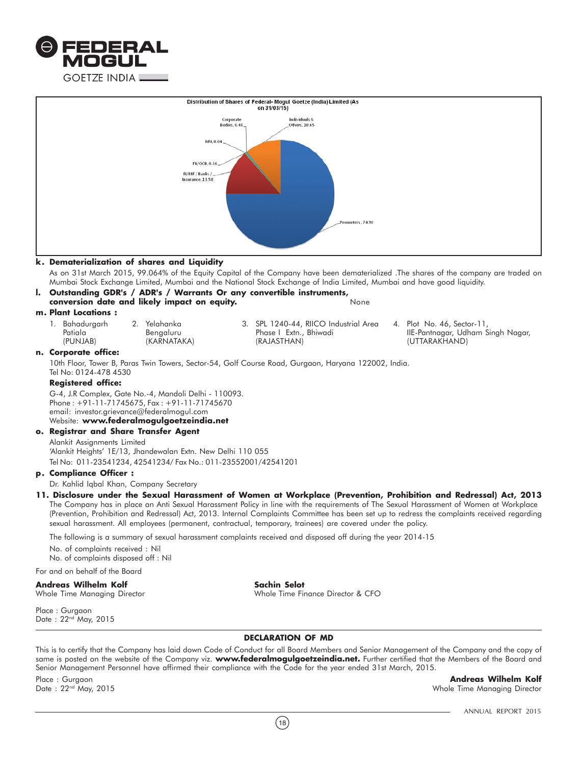Distribution of Shares of Federal- Mogul Goetze (India) Limited (As on 31/03/15)

Corporate Bodies, 0.48

Individuals & Others, 10.65

NRI, 0.04

FII/OCB, 0.26

FI/MF / Banks / Insurance, 13.58

Promoters, 74.98

**k. Dematerialization of shares and Liquidity**

As on 31st March 2015, 99.064% of the Equity Capital of the Company have been dematerialized .The shares of the company are traded on Mumbai Stock Exchange Limited, Mumbai and the National Stock Exchange of India Limited, Mumbai and have good liquidity.

**l. Outstanding GDR's / ADR's / Warrants Or any convertible instruments, conversion date and likely impact on equity.** None

**m. Plant Locations :**

1. Bahadurgarh Patiala (PUNJAB)
2. Yelahanka Bengaluru (KARNATAKA)
3. SPL 1240-44, RIICO Industrial Area Phase I Extn., Bhiwadi (RAJASTHAN)
4. Plot No. 46, Sector-11, IIE-Pantnagar, Udham Singh Nagar, (UTTARAKHAND)

**n. Corporate office:**

10th Floor, Tower B, Paras Twin Towers, Sector-54, Golf Course Road, Gurgaon, Haryana 122002, India.
Tel No: 0124-478 4530

**Registered office:**

G-4, J.R Complex, Gate No.-4, Mandoli Delhi - 110093.
Phone : +91-11-71745675, Fax : +91-11-71745670
email: investor.grievance@federalmogul.com
Website: **www.federalmogulgoetzeindia.net**

**o. Registrar and Share Transfer Agent**

Alankit Assignments Limited
'Alankit Heights' 1E/13, Jhandewalan Extn. New Delhi 110 055
Tel No: 011-23541234, 42541234/ Fax No.: 011-23552001/42541201

**p. Compliance Officer :**

Dr. Kahlid Iqbal Khan, Company Secretary

**11. Disclosure under the Sexual Harassment of Women at Workplace (Prevention, Prohibition and Redressal) Act, 2013**

The Company has in place an Anti Sexual Harassment Policy in line with the requirements of The Sexual Harassment of Women at Workplace (Prevention, Prohibition and Redressal) Act, 2013. Internal Complaints Committee has been set up to redress the complaints received regarding sexual harassment. All employees (permanent, contractual, temporary, trainees) are covered under the policy.

The following is a summary of sexual harassment complaints received and disposed off during the year 2014-15

No. of complaints received : Nil
No. of complaints disposed off : Nil

For and on behalf of the Board

**Andreas Wilhelm Kolf**
Whole Time Managing Director

**Sachin Selot**
Whole Time Finance Director & CFO

Place : Gurgaon
Date : 22nd May, 2015

**DECLARATION OF MD**

This is to certify that the Company has laid down Code of Conduct for all Board Members and Senior Management of the Company and the copy of same is posted on the website of the Company viz. **www.federalmogulgoetzeindia.net.** Further certified that the Members of the Board and Senior Management Personnel have affirmed their compliance with the Code for the year ended 31st March, 2015.

Place : Gurgaon
Date : 22nd May, 2015

**Andreas Wilhelm Kolf**
Whole Time Managing Director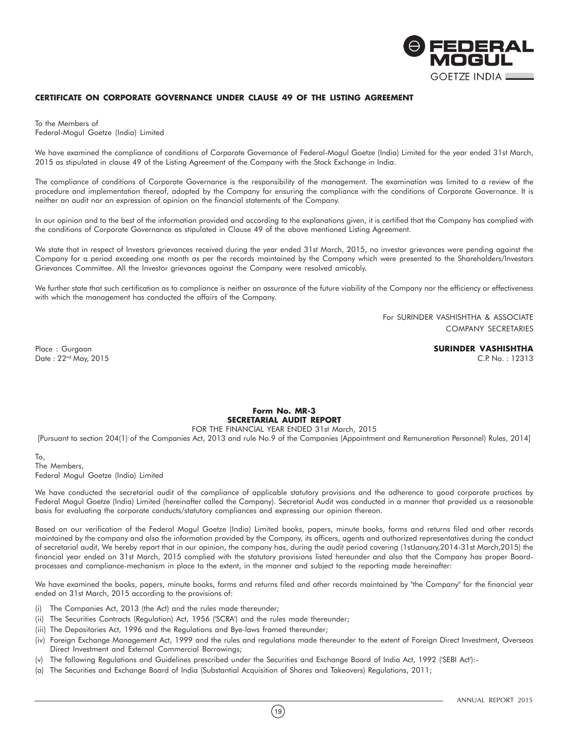## CERTIFICATE ON CORPORATE GOVERNANCE UNDER CLAUSE 49 OF THE LISTING AGREEMENT

To the Members of
Federal-Mogul Goetze (India) Limited

We have examined the compliance of conditions of Corporate Governance of Federal-Mogul Goetze (India) Limited for the year ended 31st March, 2015 as stipulated in clause 49 of the Listing Agreement of the Company with the Stock Exchange in India.

The compliance of conditions of Corporate Governance is the responsibility of the management. The examination was limited to a review of the procedure and implementation thereof, adopted by the Company for ensuring the compliance with the conditions of Corporate Governance. It is neither an audit nor an expression of opinion on the financial statements of the Company.

In our opinion and to the best of the information provided and according to the explanations given, it is certified that the Company has complied with the conditions of Corporate Governance as stipulated in Clause 49 of the above mentioned Listing Agreement.

We state that in respect of Investors grievances received during the year ended 31st March, 2015, no investor grievances were pending against the Company for a period exceeding one month as per the records maintained by the Company which were presented to the Shareholders/Investors Grievances Committee. All the Investor grievances against the Company were resolved amicably.

We further state that such certification as to compliance is neither an assurance of the future viability of the Company nor the efficiency or effectiveness with which the management has conducted the affairs of the Company.

For SURINDER VASHISHTHA & ASSOCIATE
COMPANY SECRETARIES

Place : Gurgaon
Date : 22nd May, 2015

**SURINDER VASHISHTHA**
C.P. No. : 12313

**Form No. MR-3**
**SECRETARIAL AUDIT REPORT**
FOR THE FINANCIAL YEAR ENDED 31st March, 2015
[Pursuant to section 204(1) of the Companies Act, 2013 and rule No.9 of the Companies (Appointment and Remuneration Personnel) Rules, 2014]

To,
The Members,
Federal Mogul Goetze (India) Limited

We have conducted the secretarial audit of the compliance of applicable statutory provisions and the adherence to good corporate practices by Federal Mogul Goetze (India) Limited (hereinafter called the Company). Secretarial Audit was conducted in a manner that provided us a reasonable basis for evaluating the corporate conducts/statutory compliances and expressing our opinion thereon.

Based on our verification of the Federal Mogul Goetze (India) Limited books, papers, minute books, forms and returns filed and other records maintained by the company and also the information provided by the Company, its officers, agents and authorized representatives during the conduct of secretarial audit, We hereby report that in our opinion, the company has, during the audit period covering (1stJanuary,2014-31st March,2015) the financial year ended on 31st March, 2015 complied with the statutory provisions listed hereunder and also that the Company has proper Board-processes and compliance-mechanism in place to the extent, in the manner and subject to the reporting made hereinafter:

We have examined the books, papers, minute books, forms and returns filed and other records maintained by "the Company" for the financial year ended on 31st March, 2015 according to the provisions of:

(i) The Companies Act, 2013 (the Act) and the rules made thereunder;
(ii) The Securities Contracts (Regulation) Act, 1956 ('SCRA') and the rules made thereunder;
(iii) The Depositories Act, 1996 and the Regulations and Bye-laws framed thereunder;
(iv) Foreign Exchange Management Act, 1999 and the rules and regulations made thereunder to the extent of Foreign Direct Investment, Overseas Direct Investment and External Commercial Borrowings;
(v) The following Regulations and Guidelines prescribed under the Securities and Exchange Board of India Act, 1992 ('SEBI Act'):-
(a) The Securities and Exchange Board of India (Substantial Acquisition of Shares and Takeovers) Regulations, 2011;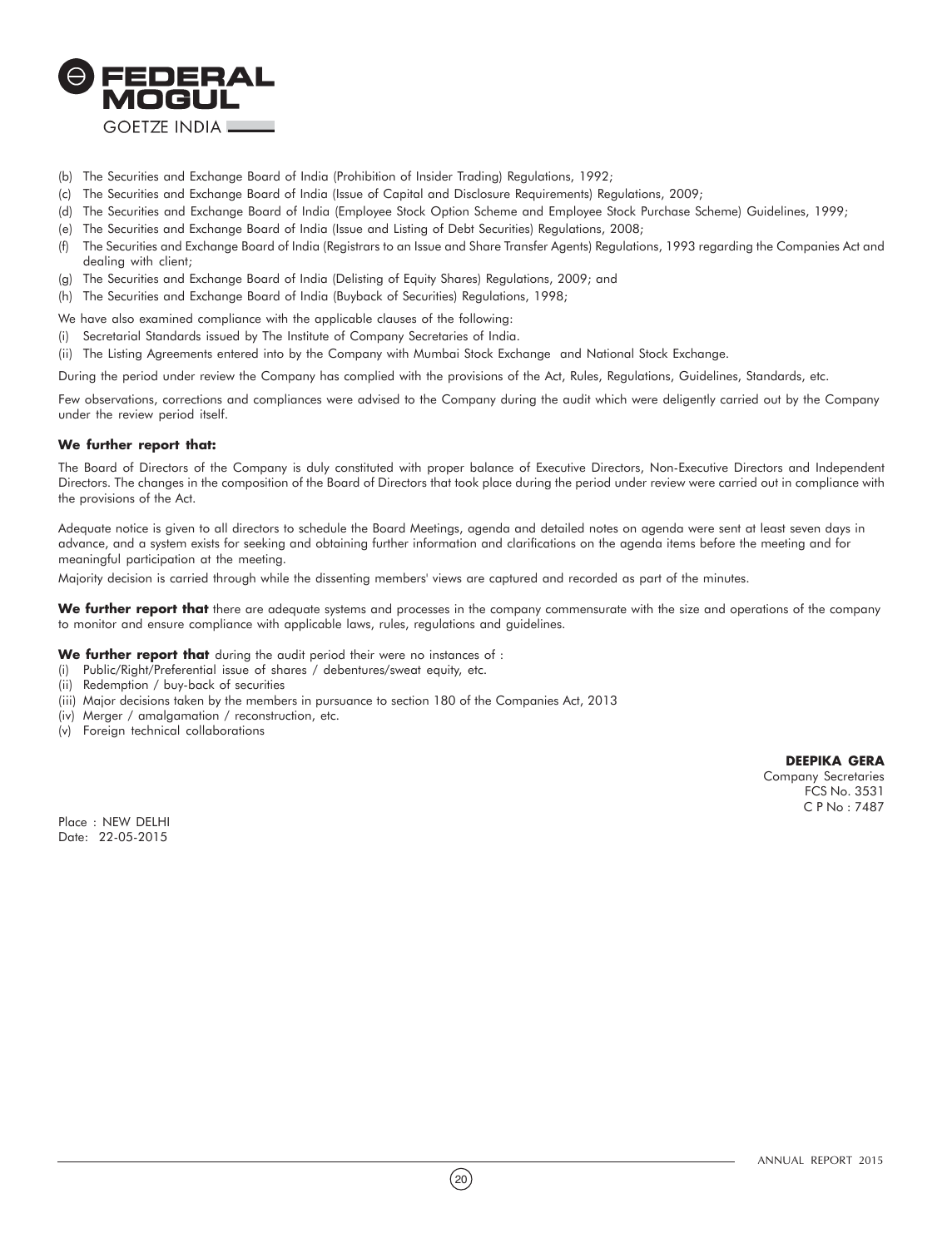(b) The Securities and Exchange Board of India (Prohibition of Insider Trading) Regulations, 1992;

(c) The Securities and Exchange Board of India (Issue of Capital and Disclosure Requirements) Regulations, 2009;

(d) The Securities and Exchange Board of India (Employee Stock Option Scheme and Employee Stock Purchase Scheme) Guidelines, 1999;

(e) The Securities and Exchange Board of India (Issue and Listing of Debt Securities) Regulations, 2008;

(f) The Securities and Exchange Board of India (Registrars to an Issue and Share Transfer Agents) Regulations, 1993 regarding the Companies Act and dealing with client;

(g) The Securities and Exchange Board of India (Delisting of Equity Shares) Regulations, 2009; and

(h) The Securities and Exchange Board of India (Buyback of Securities) Regulations, 1998;

We have also examined compliance with the applicable clauses of the following:

(i) Secretarial Standards issued by The Institute of Company Secretaries of India.

(ii) The Listing Agreements entered into by the Company with Mumbai Stock Exchange and National Stock Exchange.

During the period under review the Company has complied with the provisions of the Act, Rules, Regulations, Guidelines, Standards, etc.

Few observations, corrections and compliances were advised to the Company during the audit which were deligently carried out by the Company under the review period itself.

**We further report that:**

The Board of Directors of the Company is duly constituted with proper balance of Executive Directors, Non-Executive Directors and Independent Directors. The changes in the composition of the Board of Directors that took place during the period under review were carried out in compliance with the provisions of the Act.

Adequate notice is given to all directors to schedule the Board Meetings, agenda and detailed notes on agenda were sent at least seven days in advance, and a system exists for seeking and obtaining further information and clarifications on the agenda items before the meeting and for meaningful participation at the meeting.

Majority decision is carried through while the dissenting members' views are captured and recorded as part of the minutes.

**We further report that** there are adequate systems and processes in the company commensurate with the size and operations of the company to monitor and ensure compliance with applicable laws, rules, regulations and guidelines.

**We further report that** during the audit period their were no instances of :

(i) Public/Right/Preferential issue of shares / debentures/sweat equity, etc.

(ii) Redemption / buy-back of securities

(iii) Major decisions taken by the members in pursuance to section 180 of the Companies Act, 2013

(iv) Merger / amalgamation / reconstruction, etc.

(v) Foreign technical collaborations

**DEEPIKA GERA**
Company Secretaries
FCS No. 3531
C P No : 7487

Place : NEW DELHI
Date: 22-05-2015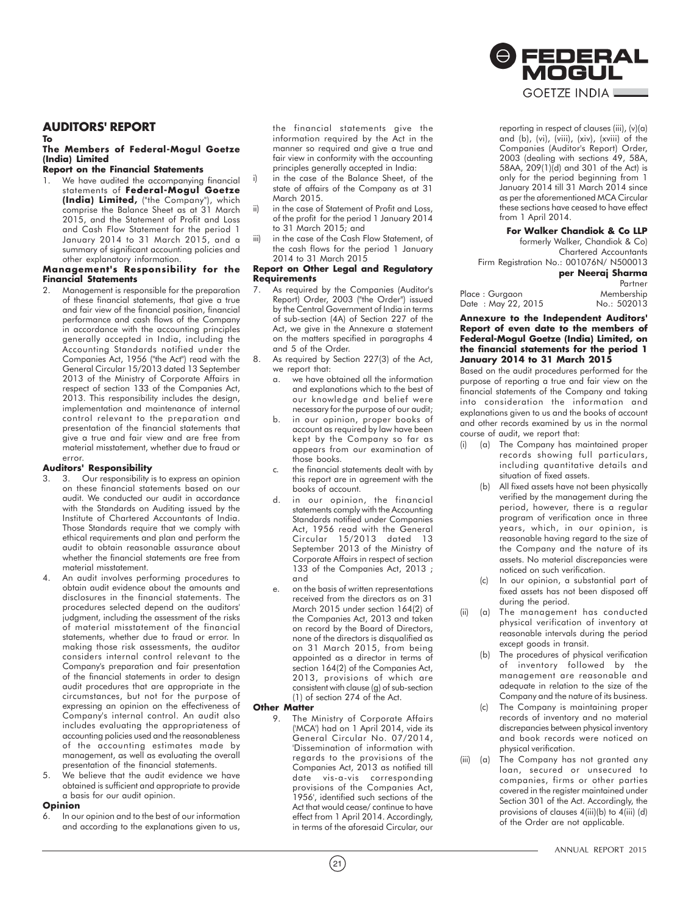# AUDITORS' REPORT

**To**

**The Members of Federal-Mogul Goetze (India) Limited**

**Report on the Financial Statements**

1. We have audited the accompanying financial statements of **Federal-Mogul Goetze (India) Limited,** ("the Company"), which comprise the Balance Sheet as at 31 March 2015, and the Statement of Profit and Loss and Cash Flow Statement for the period 1 January 2014 to 31 March 2015, and a summary of significant accounting policies and other explanatory information.

**Management's Responsibility for the Financial Statements**

2. Management is responsible for the preparation of these financial statements, that give a true and fair view of the financial position, financial performance and cash flows of the Company in accordance with the accounting principles generally accepted in India, including the Accounting Standards notified under the Companies Act, 1956 ("the Act") read with the General Circular 15/2013 dated 13 September 2013 of the Ministry of Corporate Affairs in respect of section 133 of the Companies Act, 2013. This responsibility includes the design, implementation and maintenance of internal control relevant to the preparation and presentation of the financial statements that give a true and fair view and are free from material misstatement, whether due to fraud or error.

**Auditors' Responsibility**

3. 3. Our responsibility is to express an opinion on these financial statements based on our audit. We conducted our audit in accordance with the Standards on Auditing issued by the Institute of Chartered Accountants of India. Those Standards require that we comply with ethical requirements and plan and perform the audit to obtain reasonable assurance about whether the financial statements are free from material misstatement.

4. An audit involves performing procedures to obtain audit evidence about the amounts and disclosures in the financial statements. The procedures selected depend on the auditors' judgment, including the assessment of the risks of material misstatement of the financial statements, whether due to fraud or error. In making those risk assessments, the auditor considers internal control relevant to the Company's preparation and fair presentation of the financial statements in order to design audit procedures that are appropriate in the circumstances, but not for the purpose of expressing an opinion on the effectiveness of Company's internal control. An audit also includes evaluating the appropriateness of accounting policies used and the reasonableness of the accounting estimates made by management, as well as evaluating the overall presentation of the financial statements.

5. We believe that the audit evidence we have obtained is sufficient and appropriate to provide a basis for our audit opinion.

**Opinion**

6. In our opinion and to the best of our information and according to the explanations given to us, the financial statements give the information required by the Act in the manner so required and give a true and fair view in conformity with the accounting principles generally accepted in India:

i) in the case of the Balance Sheet, of the state of affairs of the Company as at 31 March 2015.

ii) in the case of Statement of Profit and Loss, of the profit for the period 1 January 2014 to 31 March 2015; and

iii) in the case of the Cash Flow Statement, of the cash flows for the period 1 January 2014 to 31 March 2015

**Report on Other Legal and Regulatory Requirements**

7. As required by the Companies (Auditor's Report) Order, 2003 ("the Order") issued by the Central Government of India in terms of sub-section (4A) of Section 227 of the Act, we give in the Annexure a statement on the matters specified in paragraphs 4 and 5 of the Order.

8. As required by Section 227(3) of the Act, we report that:

   a. we have obtained all the information and explanations which to the best of our knowledge and belief were necessary for the purpose of our audit;

   b. in our opinion, proper books of account as required by law have been kept by the Company so far as appears from our examination of those books.

   c. the financial statements dealt with by this report are in agreement with the books of account.

   d. in our opinion, the financial statements comply with the Accounting Standards notified under Companies Act, 1956 read with the General Circular 15/2013 dated 13 September 2013 of the Ministry of Corporate Affairs in respect of section 133 of the Companies Act, 2013 ; and

   e. on the basis of written representations received from the directors as on 31 March 2015 under section 164(2) of the Companies Act, 2013 and taken on record by the Board of Directors, none of the directors is disqualified as on 31 March 2015, from being appointed as a director in terms of section 164(2) of the Companies Act, 2013, provisions of which are consistent with clause (g) of sub-section (1) of section 274 of the Act.

**Other Matter**

9. The Ministry of Corporate Affairs ('MCA') had on 1 April 2014, vide its General Circular No. 07/2014, 'Dissemination of information with regards to the provisions of the Companies Act, 2013 as notified till date vis-a-vis corresponding provisions of the Companies Act, 1956', identified such sections of the Act that would cease/ continue to have effect from 1 April 2014. Accordingly, in terms of the aforesaid Circular, our reporting in respect of clauses (iii), (v)(a) and (b), (vi), (viii), (xiv), (xviii) of the Companies (Auditor's Report) Order, 2003 (dealing with sections 49, 58A, 58AA, 209(1)(d) and 301 of the Act) is only for the period beginning from 1 January 2014 till 31 March 2014 since as per the aforementioned MCA Circular these sections have ceased to have effect from 1 April 2014.

**For Walker Chandiok & Co LLP**
formerly Walker, Chandiok & Co)
Chartered Accountants
Firm Registration No.: 001076N/ N500013

**per Neeraj Sharma**
Partner
Membership No.: 502013

Place : Gurgaon
Date : May 22, 2015

**Annexure to the Independent Auditors' Report of even date to the members of Federal-Mogul Goetze (India) Limited, on the financial statements for the period 1 January 2014 to 31 March 2015**

Based on the audit procedures performed for the purpose of reporting a true and fair view on the financial statements of the Company and taking into consideration the information and explanations given to us and the books of account and other records examined by us in the normal course of audit, we report that:

(i) (a) The Company has maintained proper records showing full particulars, including quantitative details and situation of fixed assets.

   (b) All fixed assets have not been physically verified by the management during the period, however, there is a regular program of verification once in three years, which, in our opinion, is reasonable having regard to the size of the Company and the nature of its assets. No material discrepancies were noticed on such verification.

   (c) In our opinion, a substantial part of fixed assets has not been disposed off during the period.

(ii) (a) The management has conducted physical verification of inventory at reasonable intervals during the period except goods in transit.

   (b) The procedures of physical verification of inventory followed by the management are reasonable and adequate in relation to the size of the Company and the nature of its business.

   (c) The Company is maintaining proper records of inventory and no material discrepancies between physical inventory and book records were noticed on physical verification.

(iii) (a) The Company has not granted any loan, secured or unsecured to companies, firms or other parties covered in the register maintained under Section 301 of the Act. Accordingly, the provisions of clauses 4(iii)(b) to 4(iii) (d) of the Order are not applicable.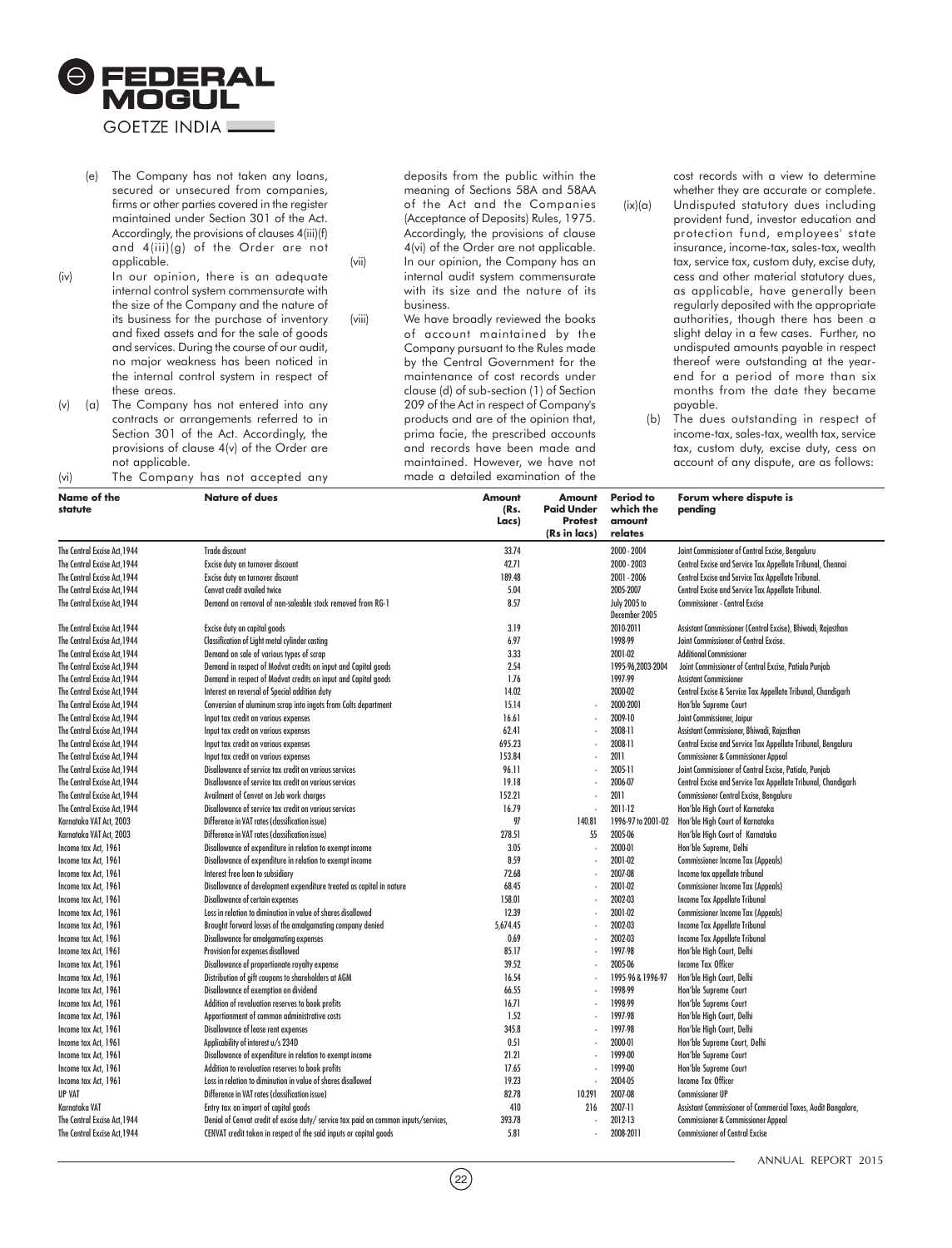(e) The Company has not taken any loans, secured or unsecured from companies, firms or other parties covered in the register maintained under Section 301 of the Act. Accordingly, the provisions of clauses 4(iii)(f) and 4(iii)(g) of the Order are not applicable.

(iv) In our opinion, there is an adequate internal control system commensurate with the size of the Company and the nature of its business for the purchase of inventory and fixed assets and for the sale of goods and services. During the course of our audit, no major weakness has been noticed in the internal control system in respect of these areas.

(v) (a) The Company has not entered into any contracts or arrangements referred to in Section 301 of the Act. Accordingly, the provisions of clause 4(v) of the Order are not applicable.

(vi) The Company has not accepted any deposits from the public within the meaning of Sections 58A and 58AA of the Act and the Companies (Acceptance of Deposits) Rules, 1975. Accordingly, the provisions of clause 4(vi) of the Order are not applicable.

(vii) In our opinion, the Company has an internal audit system commensurate with its size and the nature of its business.

(viii) We have broadly reviewed the books of account maintained by the Company pursuant to the Rules made by the Central Government for the maintenance of cost records under clause (d) of sub-section (1) of Section 209 of the Act in respect of Company's products and are of the opinion that, prima facie, the prescribed accounts and records have been made and maintained. However, we have not made a detailed examination of the cost records with a view to determine whether they are accurate or complete.

(ix)(a) Undisputed statutory dues including provident fund, investor education and protection fund, employees' state insurance, income-tax, sales-tax, wealth tax, service tax, custom duty, excise duty, cess and other material statutory dues, as applicable, have generally been regularly deposited with the appropriate authorities, though there has been a slight delay in a few cases. Further, no undisputed amounts payable in respect thereof were outstanding at the year-end for a period of more than six months from the date they became payable.

(b) The dues outstanding in respect of income-tax, sales-tax, wealth tax, service tax, custom duty, excise duty, cess on account of any dispute, are as follows:

| Name of the statute | Nature of dues | Amount (Rs. Lacs) | Amount Paid Under Protest (Rs in lacs) | Period to which the amount relates | Forum where dispute is pending |
|---|---|---|---|---|---|
| The Central Excise Act,1944 | Trade discount | 33.74 | | 2000 - 2004 | Joint Commissioner of Central Excise, Bengaluru |
| The Central Excise Act,1944 | Excise duty on turnover discount | 42.71 | | 2000 - 2003 | Central Excise and Service Tax Appellate Tribunal, Chennai |
| The Central Excise Act,1944 | Excise duty on turnover discount | 189.48 | | 2001 - 2006 | Central Excise and Service Tax Appellate Tribunal. |
| The Central Excise Act,1944 | Cenvat credit availed twice | 5.04 | | 2005-2007 | Central Excise and Service Tax Appellate Tribunal. |
| The Central Excise Act,1944 | Demand on removal of non-saleable stock removed from RG-1 | 8.57 | | July 2005 to December 2005 | Commissioner - Central Excise |
| The Central Excise Act,1944 | Excise duty on capital goods | 3.19 | | 2010-2011 | Assistant Commissioner (Central Excise), Bhiwadi, Rajasthan |
| The Central Excise Act,1944 | Classification of Light metal cylinder casting | 6.97 | | 1998-99 | Joint Commissioner of Central Excise. |
| The Central Excise Act,1944 | Demand on sale of various types of scrap | 3.33 | | 2001-02 | Additional Commissioner |
| The Central Excise Act,1944 | Demand in respect of Modvat credits on input and Capital goods | 2.54 | | 1995-96,2003-2004 | Joint Commissioner of Central Excise, Patiala Punjab |
| The Central Excise Act,1944 | Demand in respect of Modvat credits on input and Capital goods | 1.76 | | 1997-99 | Assistant Commissioner |
| The Central Excise Act,1944 | Interest on reversal of Special addition duty | 14.02 | | 2000-02 | Central Excise & Service Tax Appellate Tribunal, Chandigarh |
| The Central Excise Act,1944 | Conversion of aluminum scrap into ingots from Colts department | 15.14 | - | 2000-2001 | Hon'ble Supreme Court |
| The Central Excise Act,1944 | Input tax credit on various expenses | 16.61 | - | 2009-10 | Joint Commissioner, Jaipur |
| The Central Excise Act,1944 | Input tax credit on various expenses | 62.41 | - | 2008-11 | Assistant Commissioner, Bhiwadi, Rajasthan |
| The Central Excise Act,1944 | Input tax credit on various expenses | 695.23 | - | 2008-11 | Central Excise and Service Tax Appellate Tribunal, Bengaluru |
| The Central Excise Act,1944 | Input tax credit on various expenses | 153.84 | - | 2011 | Commissioner & Commissioner Appeal |
| The Central Excise Act,1944 | Disallowance of service tax credit on various services | 96.11 | - | 2005-11 | Joint Commissioner of Central Excise, Patiala, Punjab |
| The Central Excise Act,1944 | Disallowance of service tax credit on various services | 19.18 | - | 2006-07 | Central Excise and Service Tax Appellate Tribunal, Chandigarh |
| The Central Excise Act,1944 | Availment of Cenvat on Job work charges | 152.21 | - | 2011 | Commissioner Central Excise, Bengaluru |
| The Central Excise Act,1944 | Disallowance of service tax credit on various services | 16.79 | - | 2011-12 | Hon'ble High Court of Karnataka |
| Karnataka VAT Act, 2003 | Difference in VAT rates (classification issue) | 97 | 140.81 | 1996-97 to 2001-02 | Hon'ble High Court of Karnataka |
| Karnataka VAT Act, 2003 | Difference in VAT rates (classification issue) | 278.51 | 55 | 2005-06 | Hon'ble High Court of Karnataka |
| Income tax Act, 1961 | Disallowance of expenditure in relation to exempt income | 3.05 | - | 2000-01 | Hon'ble Supreme, Delhi |
| Income tax Act, 1961 | Disallowance of expenditure in relation to exempt income | 8.59 | - | 2001-02 | Commissioner Income Tax (Appeals) |
| Income tax Act, 1961 | Interest free loan to subsidiary | 72.68 | - | 2007-08 | Income tax appellate tribunal |
| Income tax Act, 1961 | Disallowance of development expenditure treated as capital in nature | 68.45 | - | 2001-02 | Commissioner Income Tax (Appeals) |
| Income tax Act, 1961 | Disallowance of certain expenses | 158.01 | - | 2002-03 | Income Tax Appellate Tribunal |
| Income tax Act, 1961 | Loss in relation to diminution in value of shares disallowed | 12.39 | - | 2001-02 | Commissioner Income Tax (Appeals) |
| Income tax Act, 1961 | Brought forward losses of the amalgamating company denied | 5,674.45 | - | 2002-03 | Income Tax Appellate Tribunal |
| Income tax Act, 1961 | Disallowance for amalgamating expenses | 0.69 | - | 2002-03 | Income Tax Appellate Tribunal |
| Income tax Act, 1961 | Provision for expenses disallowed | 85.17 | - | 1997-98 | Hon'ble High Court, Delhi |
| Income tax Act, 1961 | Disallowance of proportionate royalty expense | 39.52 | - | 2005-06 | Income Tax Officer |
| Income tax Act, 1961 | Distribution of gift coupons to shareholders at AGM | 16.54 | - | 1995-96 & 1996-97 | Hon'ble High Court, Delhi |
| Income tax Act, 1961 | Disallowance of exemption on dividend | 66.55 | - | 1998-99 | Hon'ble Supreme Court |
| Income tax Act, 1961 | Addition of revaluation reserves to book profits | 16.71 | - | 1998-99 | Hon'ble Supreme Court |
| Income tax Act, 1961 | Apportionment of common administrative costs | 1.52 | - | 1997-98 | Hon'ble High Court, Delhi |
| Income tax Act, 1961 | Disallowance of lease rent expenses | 345.8 | - | 1997-98 | Hon'ble High Court, Delhi |
| Income tax Act, 1961 | Applicability of interest u/s 234D | 0.51 | - | 2000-01 | Hon'ble Supreme Court, Delhi |
| Income tax Act, 1961 | Disallowance of expenditure in relation to exempt income | 21.21 | - | 1999-00 | Hon'ble Supreme Court |
| Income tax Act, 1961 | Addition to revaluation reserves to book profits | 17.65 | - | 1999-00 | Hon'ble Supreme Court |
| Income tax Act, 1961 | Loss in relation to diminution in value of shares disallowed | 19.23 | - | 2004-05 | Income Tax Officer |
| UP VAT | Difference in VAT rates (classification issue) | 82.78 | 10.291 | 2007-08 | Commissioner UP |
| Karnataka VAT | Entry tax on import of capital goods | 410 | 216 | 2007-11 | Assistant Commissioner of Commercial Taxes, Audit Bangalore, |
| The Central Excise Act,1944 | Denial of Cenvat credit of excise duty/ service tax paid on common inputs/services, | 393.78 | - | 2012-13 | Commissioner & Commissioner Appeal |
| The Central Excise Act,1944 | CENVAT credit taken in respect of the said inputs or capital goods | 5.81 | - | 2008-2011 | Commissioner of Central Excise |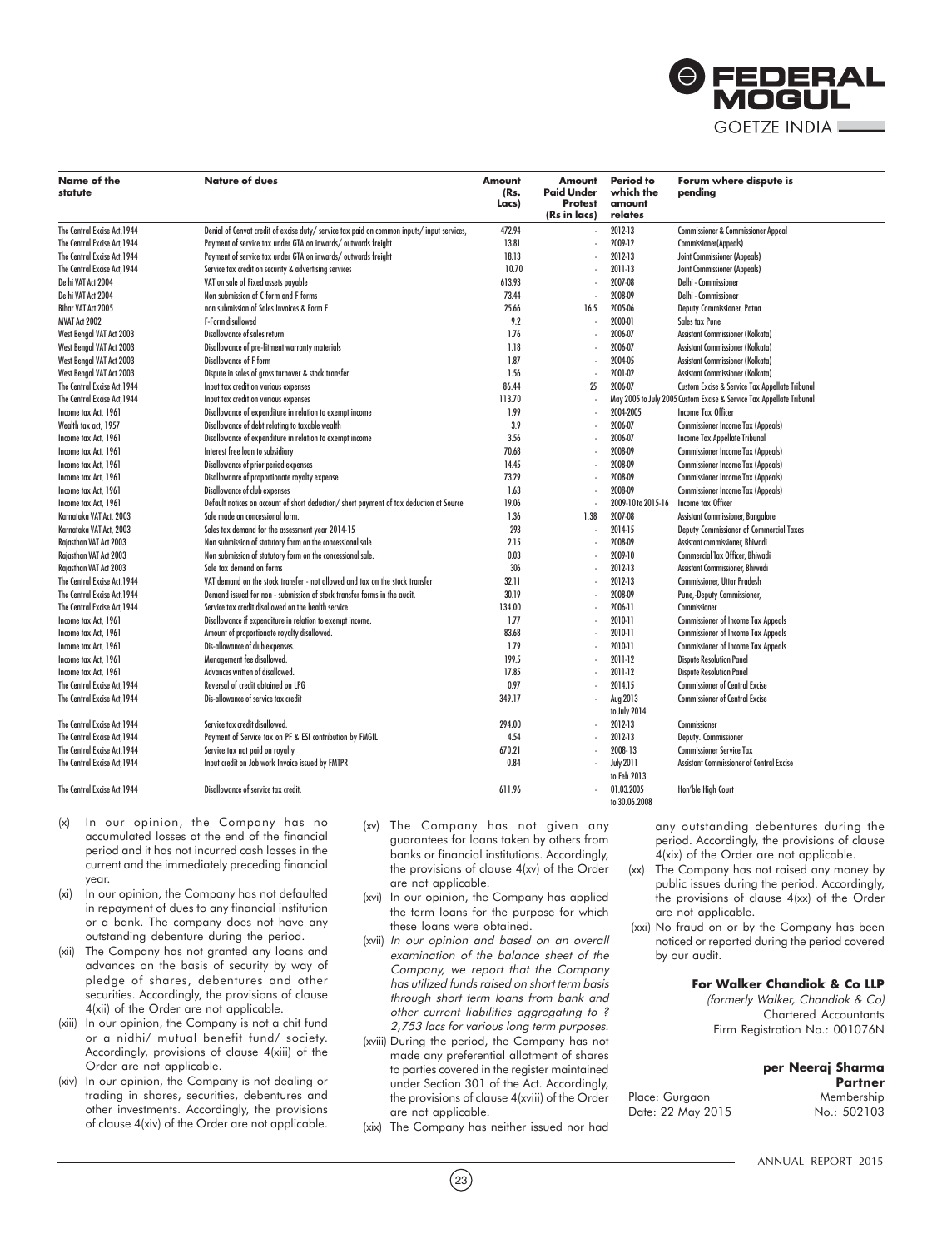| Name of the statute | Nature of dues | Amount (Rs. Lacs) | Amount Paid Under Protest (Rs in lacs) | Period to which the amount relates | Forum where dispute is pending |
|---|---|---|---|---|---|
| The Central Excise Act,1944 | Denial of Cenvat credit of excise duty/ service tax paid on common inputs/ input services, | 472.94 | - | 2012-13 | Commissioner & Commissioner Appeal |
| The Central Excise Act,1944 | Payment of service tax under GTA on inwards/ outwards freight | 13.81 | - | 2009-12 | Commissioner(Appeals) |
| The Central Excise Act,1944 | Payment of service tax under GTA on inwards/ outwards freight | 18.13 | - | 2012-13 | Joint Commissioner (Appeals) |
| The Central Excise Act,1944 | Service tax credit on security & advertising services | 10.70 | - | 2011-13 | Joint Commissioner (Appeals) |
| Delhi VAT Act 2004 | VAT on sale of Fixed assets payable | 613.93 | - | 2007-08 | Delhi - Commissioner |
| Delhi VAT Act 2004 | Non submission of C form and F forms | 73.44 | - | 2008-09 | Delhi - Commissioner |
| Bihar VAT Act 2005 | non submission of Sales Invoices & Form F | 25.66 | 16.5 | 2005-06 | Deputy Commissioner, Patna |
| MVAT Act 2002 | F-Form disallowed | 9.2 | - | 2000-01 | Sales tax Pune |
| West Bengal VAT Act 2003 | Disallowance of sales return | 1.76 | - | 2006-07 | Assistant Commissioner (Kolkata) |
| West Bengal VAT Act 2003 | Disallowance of pre-fitment warranty materials | 1.18 | - | 2006-07 | Assistant Commissioner (Kolkata) |
| West Bengal VAT Act 2003 | Disallowance of F form | 1.87 | - | 2004-05 | Assistant Commissioner (Kolkata) |
| West Bengal VAT Act 2003 | Dispute in sales of gross turnover & stock transfer | 1.56 | - | 2001-02 | Assistant Commissioner (Kolkata) |
| The Central Excise Act,1944 | Input tax credit on various expenses | 86.44 | 25 | 2006-07 | Custom Excise & Service Tax Appellate Tribunal |
| The Central Excise Act,1944 | Input tax credit on various expenses | 113.70 | - | May 2005 to July 2005 | Custom Excise & Service Tax Appellate Tribunal |
| Income tax Act, 1961 | Disallowance of expenditure in relation to exempt income | 1.99 | - | 2004-2005 | Income Tax Officer |
| Wealth tax act, 1957 | Disallowance of debt relating to taxable wealth | 3.9 | - | 2006-07 | Commissioner Income Tax (Appeals) |
| Income tax Act, 1961 | Disallowance of expenditure in relation to exempt income | 3.56 | - | 2006-07 | Income Tax Appellate Tribunal |
| Income tax Act, 1961 | Interest free loan to subsidiary | 70.68 | - | 2008-09 | Commissioner Income Tax (Appeals) |
| Income tax Act, 1961 | Disallowance of prior period expenses | 14.45 | - | 2008-09 | Commissioner Income Tax (Appeals) |
| Income tax Act, 1961 | Disallowance of proportionate royalty expense | 73.29 | - | 2008-09 | Commissioner Income Tax (Appeals) |
| Income tax Act, 1961 | Disallowance of club expenses | 1.63 | - | 2008-09 | Commissioner Income Tax (Appeals) |
| Income tax Act, 1961 | Default notices on account of short deduction/ short payment of tax deduction at Source | 19.06 | - | 2009-10 to 2015-16 | Income tax Officer |
| Karnataka VAT Act, 2003 | Sale made on concessional form. | 1.36 | 1.38 | 2007-08 | Assistant Commissioner, Bangalore |
| Karnataka VAT Act, 2003 | Sales tax demand for the assessment year 2014-15 | 293 | - | 2014-15 | Deputy Commissioner of Commercial Taxes |
| Rajasthan VAT Act 2003 | Non submission of statutory form on the concessional sale | 2.15 | - | 2008-09 | Assistant commissioner, Bhiwadi |
| Rajasthan VAT Act 2003 | Non submission of statutory form on the concessional sale. | 0.03 | - | 2009-10 | Commercial Tax Officer, Bhiwadi |
| Rajasthan VAT Act 2003 | Sale tax demand on forms | 306 | - | 2012-13 | Assistant Commissioner, Bhiwadi |
| The Central Excise Act,1944 | VAT demand on the stock transfer - not allowed and tax on the stock transfer | 32.11 | - | 2012-13 | Commissioner, Uttar Pradesh |
| The Central Excise Act,1944 | Demand issued for non - submission of stock transfer forms in the audit. | 30.19 | - | 2008-09 | Pune,-Deputy Commissioner, |
| The Central Excise Act,1944 | Service tax credit disallowed on the health service | 134.00 | - | 2006-11 | Commissioner |
| Income tax Act, 1961 | Disallowance if expenditure in relation to exempt income. | 1.77 | - | 2010-11 | Commissioner of Income Tax Appeals |
| Income tax Act, 1961 | Amount of proportionate royalty disallowed. | 83.68 | - | 2010-11 | Commissioner of Income Tax Appeals |
| Income tax Act, 1961 | Dis-allowance of club expenses. | 1.79 | - | 2010-11 | Commissioner of Income Tax Appeals |
| Income tax Act, 1961 | Management fee disallowed. | 199.5 | - | 2011-12 | Dispute Resolution Panel |
| Income tax Act, 1961 | Advances written of disallowed. | 17.85 | - | 2011-12 | Dispute Resolution Panel |
| The Central Excise Act,1944 | Reversal of credit obtained on LPG | 0.97 | - | 2014.15 | Commissioner of Central Excise |
| The Central Excise Act,1944 | Dis-allowance of service tax credit | 349.17 | - | Aug 2013 to July 2014 | Commissioner of Central Excise |
| The Central Excise Act,1944 | Service tax credit disallowed. | 294.00 | - | 2012-13 | Commissioner |
| The Central Excise Act,1944 | Payment of Service tax on PF & ESI contribution by FMGIL | 4.54 | - | 2012-13 | Deputy. Commissioner |
| The Central Excise Act,1944 | Service tax not paid on royalty | 670.21 | - | 2008- 13 | Commissioner Service Tax |
| The Central Excise Act,1944 | Input credit on Job work Invoice issued by FMTPR | 0.84 | - | July 2011 to Feb 2013 | Assistant Commissioner of Central Excise |
| The Central Excise Act,1944 | Disallowance of service tax credit. | 611.96 | - | 01.03.2005 to 30.06.2008 | Hon'ble High Court |

(x) In our opinion, the Company has no accumulated losses at the end of the financial period and it has not incurred cash losses in the current and the immediately preceding financial year.

(xi) In our opinion, the Company has not defaulted in repayment of dues to any financial institution or a bank. The company does not have any outstanding debenture during the period.

(xii) The Company has not granted any loans and advances on the basis of security by way of pledge of shares, debentures and other securities. Accordingly, the provisions of clause 4(xii) of the Order are not applicable.

(xiii) In our opinion, the Company is not a chit fund or a nidhi/ mutual benefit fund/ society. Accordingly, provisions of clause 4(xiii) of the Order are not applicable.

(xiv) In our opinion, the Company is not dealing or trading in shares, securities, debentures and other investments. Accordingly, the provisions of clause 4(xiv) of the Order are not applicable.

(xv) The Company has not given any guarantees for loans taken by others from banks or financial institutions. Accordingly, the provisions of clause 4(xv) of the Order are not applicable.

(xvi) In our opinion, the Company has applied the term loans for the purpose for which these loans were obtained.

(xvii) *In our opinion and based on an overall examination of the balance sheet of the Company, we report that the Company has utilized funds raised on short term basis through short term loans from bank and other current liabilities aggregating to ? 2,753 lacs for various long term purposes.*

(xviii) During the period, the Company has not made any preferential allotment of shares to parties covered in the register maintained under Section 301 of the Act. Accordingly, the provisions of clause 4(xviii) of the Order are not applicable.

(xix) The Company has neither issued nor had any outstanding debentures during the period. Accordingly, the provisions of clause 4(xix) of the Order are not applicable.

(xx) The Company has not raised any money by public issues during the period. Accordingly, the provisions of clause 4(xx) of the Order are not applicable.

(xxi) No fraud on or by the Company has been noticed or reported during the period covered by our audit.

**For Walker Chandiok & Co LLP**
*(formerly Walker, Chandiok & Co)*
Chartered Accountants
Firm Registration No.: 001076N

**per Neeraj Sharma**
**Partner**
Membership No.: 502103

Place: Gurgaon
Date: 22 May 2015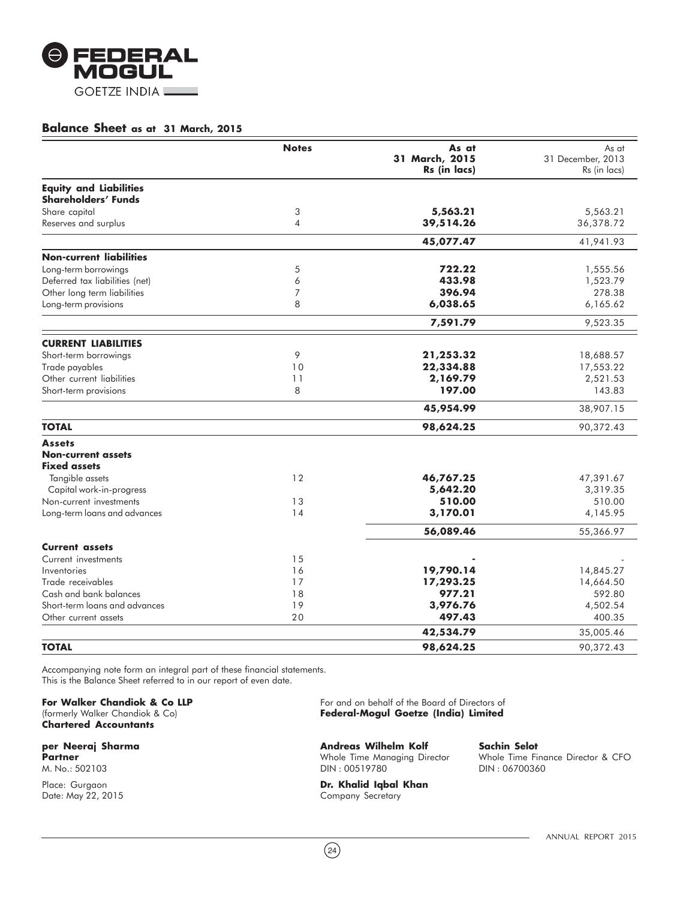FEDERAL MOGUL

GOETZE INDIA

## Balance Sheet as at 31 March, 2015

| | Notes | As at 31 March, 2015 Rs (in lacs) | As at 31 December, 2013 Rs (in lacs) |
|---|---|---|---|
| **Equity and Liabilities** | | | |
| **Shareholders' Funds** | | | |
| Share capital | 3 | **5,563.21** | 5,563.21 |
| Reserves and surplus | 4 | **39,514.26** | 36,378.72 |
| | | **45,077.47** | 41,941.93 |
| **Non-current liabilities** | | | |
| Long-term borrowings | 5 | **722.22** | 1,555.56 |
| Deferred tax liabilities (net) | 6 | **433.98** | 1,523.79 |
| Other long term liabilities | 7 | **396.94** | 278.38 |
| Long-term provisions | 8 | **6,038.65** | 6,165.62 |
| | | **7,591.79** | 9,523.35 |
| **CURRENT LIABILITIES** | | | |
| Short-term borrowings | 9 | **21,253.32** | 18,688.57 |
| Trade payables | 10 | **22,334.88** | 17,553.22 |
| Other current liabilities | 11 | **2,169.79** | 2,521.53 |
| Short-term provisions | 8 | **197.00** | 143.83 |
| | | **45,954.99** | 38,907.15 |
| **TOTAL** | | **98,624.25** | 90,372.43 |
| **Assets** | | | |
| **Non-current assets** | | | |
| **Fixed assets** | | | |
| Tangible assets | 12 | **46,767.25** | 47,391.67 |
| Capital work-in-progress | | **5,642.20** | 3,319.35 |
| Non-current investments | 13 | **510.00** | 510.00 |
| Long-term loans and advances | 14 | **3,170.01** | 4,145.95 |
| | | **56,089.46** | 55,366.97 |
| **Current assets** | | | |
| Current investments | 15 | **-** | - |
| Inventories | 16 | **19,790.14** | 14,845.27 |
| Trade receivables | 17 | **17,293.25** | 14,664.50 |
| Cash and bank balances | 18 | **977.21** | 592.80 |
| Short-term loans and advances | 19 | **3,976.76** | 4,502.54 |
| Other current assets | 20 | **497.43** | 400.35 |
| | | **42,534.79** | 35,005.46 |
| **TOTAL** | | **98,624.25** | 90,372.43 |

Accompanying note form an integral part of these financial statements.
This is the Balance Sheet referred to in our report of even date.

**For Walker Chandiok & Co LLP**
(formerly Walker Chandiok & Co)
**Chartered Accountants**

**per Neeraj Sharma**
**Partner**
M. No.: 502103

Place: Gurgaon
Date: May 22, 2015

For and on behalf of the Board of Directors of
**Federal-Mogul Goetze (India) Limited**

**Andreas Wilhelm Kolf**
Whole Time Managing Director
DIN : 00519780

**Sachin Selot**
Whole Time Finance Director & CFO
DIN : 06700360

**Dr. Khalid Iqbal Khan**
Company Secretary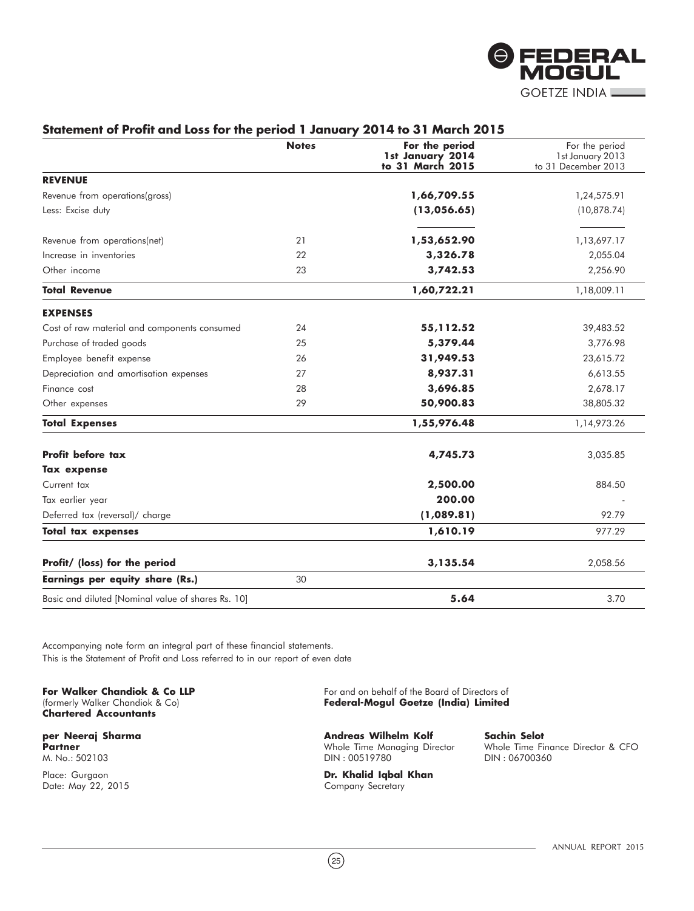## Statement of Profit and Loss for the period 1 January 2014 to 31 March 2015

| | Notes | For the period 1st January 2014 to 31 March 2015 | For the period 1st January 2013 to 31 December 2013 |
|---|---|---|---|
| **REVENUE** | | | |
| Revenue from operations(gross) | | **1,66,709.55** | 1,24,575.91 |
| Less: Excise duty | | **(13,056.65)** | (10,878.74) |
| Revenue from operations(net) | 21 | **1,53,652.90** | 1,13,697.17 |
| Increase in inventories | 22 | **3,326.78** | 2,055.04 |
| Other income | 23 | **3,742.53** | 2,256.90 |
| **Total Revenue** | | **1,60,722.21** | 1,18,009.11 |
| **EXPENSES** | | | |
| Cost of raw material and components consumed | 24 | **55,112.52** | 39,483.52 |
| Purchase of traded goods | 25 | **5,379.44** | 3,776.98 |
| Employee benefit expense | 26 | **31,949.53** | 23,615.72 |
| Depreciation and amortisation expenses | 27 | **8,937.31** | 6,613.55 |
| Finance cost | 28 | **3,696.85** | 2,678.17 |
| Other expenses | 29 | **50,900.83** | 38,805.32 |
| **Total Expenses** | | **1,55,976.48** | 1,14,973.26 |
| **Profit before tax** | | **4,745.73** | 3,035.85 |
| **Tax expense** | | | |
| Current tax | | **2,500.00** | 884.50 |
| Tax earlier year | | **200.00** | - |
| Deferred tax (reversal)/ charge | | **(1,089.81)** | 92.79 |
| **Total tax expenses** | | **1,610.19** | 977.29 |
| **Profit/ (loss) for the period** | | **3,135.54** | 2,058.56 |
| **Earnings per equity share (Rs.)** | 30 | | |
| Basic and diluted [Nominal value of shares Rs. 10] | | **5.64** | 3.70 |

Accompanying note form an integral part of these financial statements.
This is the Statement of Profit and Loss referred to in our report of even date

**For Walker Chandiok & Co LLP**
(formerly Walker Chandiok & Co)
**Chartered Accountants**

**per Neeraj Sharma**
**Partner**
M. No.: 502103

Place: Gurgaon
Date: May 22, 2015

For and on behalf of the Board of Directors of
**Federal-Mogul Goetze (India) Limited**

**Andreas Wilhelm Kolf**
Whole Time Managing Director
DIN : 00519780

**Sachin Selot**
Whole Time Finance Director & CFO
DIN : 06700360

**Dr. Khalid Iqbal Khan**
Company Secretary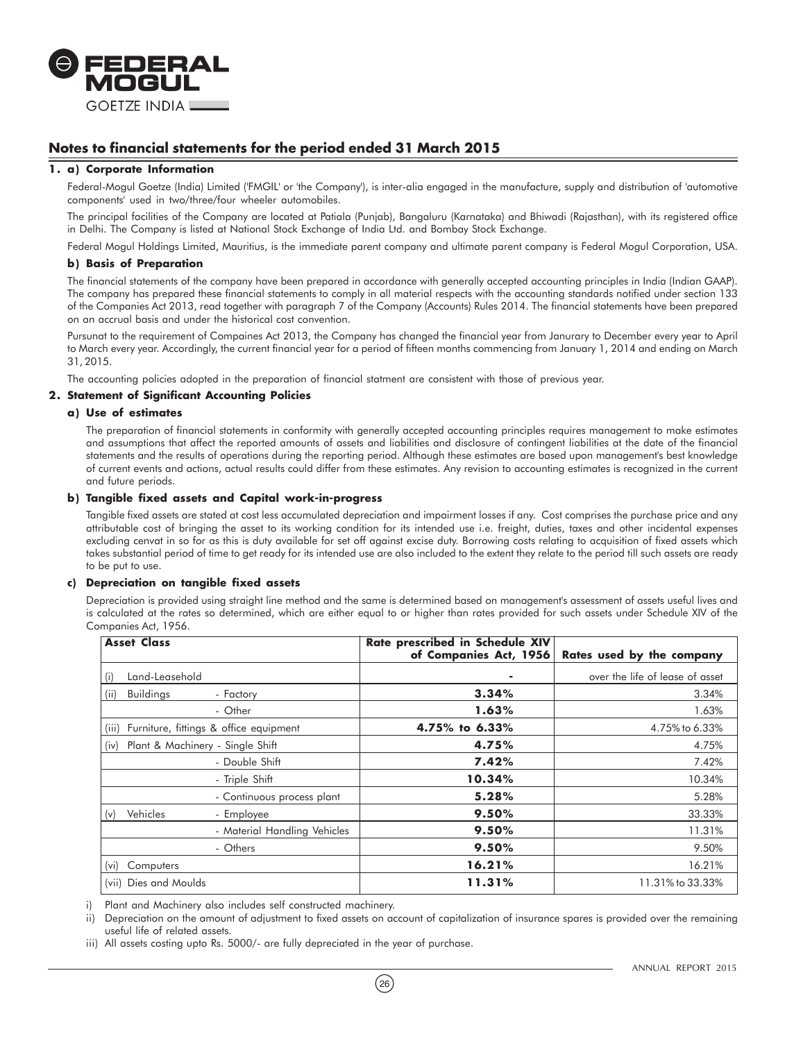# Notes to financial statements for the period ended 31 March 2015

## 1. a) Corporate Information

Federal-Mogul Goetze (India) Limited ('FMGIL' or 'the Company'), is inter-alia engaged in the manufacture, supply and distribution of 'automotive components' used in two/three/four wheeler automobiles.

The principal facilities of the Company are located at Patiala (Punjab), Bangaluru (Karnataka) and Bhiwadi (Rajasthan), with its registered office in Delhi. The Company is listed at National Stock Exchange of India Ltd. and Bombay Stock Exchange.

Federal Mogul Holdings Limited, Mauritius, is the immediate parent company and ultimate parent company is Federal Mogul Corporation, USA.

### b) Basis of Preparation

The financial statements of the company have been prepared in accordance with generally accepted accounting principles in India (Indian GAAP). The company has prepared these financial statements to comply in all material respects with the accounting standards notified under section 133 of the Companies Act 2013, read together with paragraph 7 of the Company (Accounts) Rules 2014. The financial statements have been prepared on an accrual basis and under the historical cost convention.

Pursunat to the requirement of Compaines Act 2013, the Company has changed the financial year from Janurary to December every year to April to March every year. Accordingly, the current financial year for a period of fifteen months commencing from January 1, 2014 and ending on March 31, 2015.

The accounting policies adopted in the preparation of financial statment are consistent with those of previous year.

## 2. Statement of Significant Accounting Policies

### a) Use of estimates

The preparation of financial statements in conformity with generally accepted accounting principles requires management to make estimates and assumptions that affect the reported amounts of assets and liabilities and disclosure of contingent liabilities at the date of the financial statements and the results of operations during the reporting period. Although these estimates are based upon management's best knowledge of current events and actions, actual results could differ from these estimates. Any revision to accounting estimates is recognized in the current and future periods.

### b) Tangible fixed assets and Capital work-in-progress

Tangible fixed assets are stated at cost less accumulated depreciation and impairment losses if any. Cost comprises the purchase price and any attributable cost of bringing the asset to its working condition for its intended use i.e. freight, duties, taxes and other incidental expenses excluding cenvat in so for as this is duty available for set off against excise duty. Borrowing costs relating to acquisition of fixed assets which takes substantial period of time to get ready for its intended use are also included to the extent they relate to the period till such assets are ready to be put to use.

### c) Depreciation on tangible fixed assets

Depreciation is provided using straight line method and the same is determined based on management's assessment of assets useful lives and is calculated at the rates so determined, which are either equal to or higher than rates provided for such assets under Schedule XIV of the Companies Act, 1956.

| Asset Class | | Rate prescribed in Schedule XIV of Companies Act, 1956 | Rates used by the company |
|---|---|---|---|
| (i) Land-Leasehold | | - | over the life of lease of asset |
| (ii) Buildings | - Factory | **3.34%** | 3.34% |
| | - Other | **1.63%** | 1.63% |
| (iii) Furniture, fittings & office equipment | | **4.75% to 6.33%** | 4.75% to 6.33% |
| (iv) Plant & Machinery | - Single Shift | **4.75%** | 4.75% |
| | - Double Shift | **7.42%** | 7.42% |
| | - Triple Shift | **10.34%** | 10.34% |
| | - Continuous process plant | **5.28%** | 5.28% |
| (v) Vehicles | - Employee | **9.50%** | 33.33% |
| | - Material Handling Vehicles | **9.50%** | 11.31% |
| | - Others | **9.50%** | 9.50% |
| (vi) Computers | | **16.21%** | 16.21% |
| (vii) Dies and Moulds | | **11.31%** | 11.31% to 33.33% |

i) Plant and Machinery also includes self constructed machinery.

ii) Depreciation on the amount of adjustment to fixed assets on account of capitalization of insurance spares is provided over the remaining useful life of related assets.

iii) All assets costing upto Rs. 5000/- are fully depreciated in the year of purchase.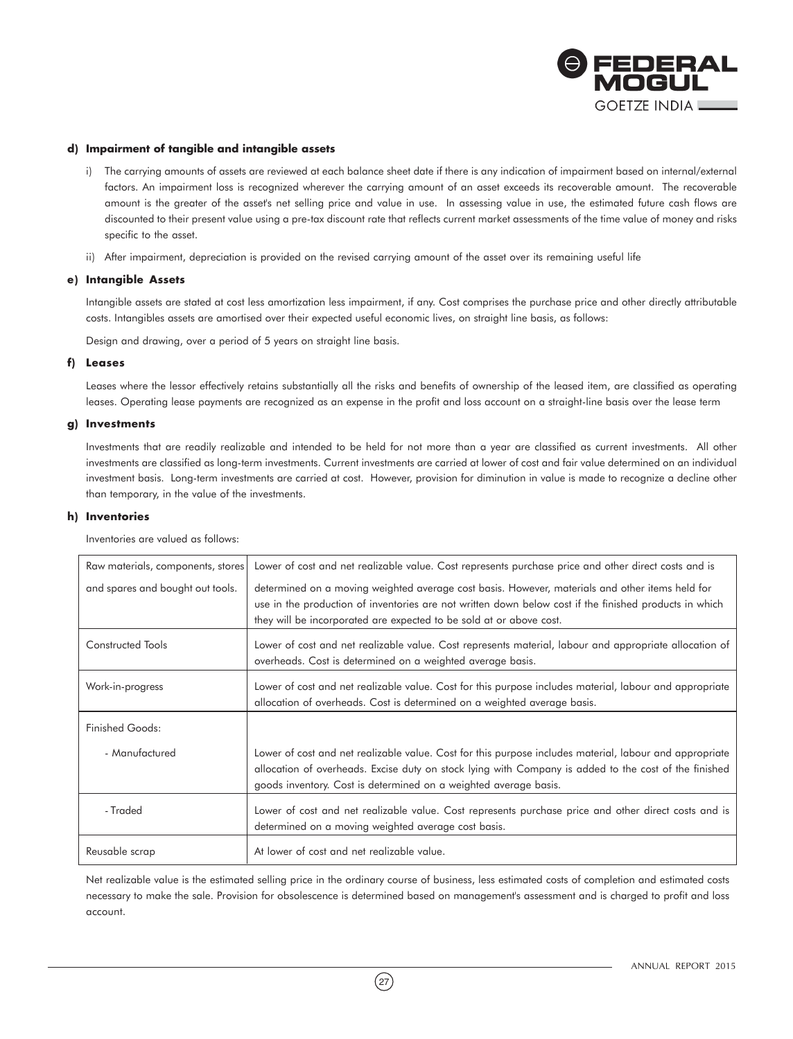**d) Impairment of tangible and intangible assets**

i) The carrying amounts of assets are reviewed at each balance sheet date if there is any indication of impairment based on internal/external factors. An impairment loss is recognized wherever the carrying amount of an asset exceeds its recoverable amount. The recoverable amount is the greater of the asset's net selling price and value in use. In assessing value in use, the estimated future cash flows are discounted to their present value using a pre-tax discount rate that reflects current market assessments of the time value of money and risks specific to the asset.

ii) After impairment, depreciation is provided on the revised carrying amount of the asset over its remaining useful life

**e) Intangible Assets**

Intangible assets are stated at cost less amortization less impairment, if any. Cost comprises the purchase price and other directly attributable costs. Intangibles assets are amortised over their expected useful economic lives, on straight line basis, as follows:

Design and drawing, over a period of 5 years on straight line basis.

**f) Leases**

Leases where the lessor effectively retains substantially all the risks and benefits of ownership of the leased item, are classified as operating leases. Operating lease payments are recognized as an expense in the profit and loss account on a straight-line basis over the lease term

**g) Investments**

Investments that are readily realizable and intended to be held for not more than a year are classified as current investments. All other investments are classified as long-term investments. Current investments are carried at lower of cost and fair value determined on an individual investment basis. Long-term investments are carried at cost. However, provision for diminution in value is made to recognize a decline other than temporary, in the value of the investments.

**h) Inventories**

Inventories are valued as follows:

| | |
|---|---|
| Raw materials, components, stores and spares and bought out tools. | Lower of cost and net realizable value. Cost represents purchase price and other direct costs and is determined on a moving weighted average cost basis. However, materials and other items held for use in the production of inventories are not written down below cost if the finished products in which they will be incorporated are expected to be sold at or above cost. |
| Constructed Tools | Lower of cost and net realizable value. Cost represents material, labour and appropriate allocation of overheads. Cost is determined on a weighted average basis. |
| Work-in-progress | Lower of cost and net realizable value. Cost for this purpose includes material, labour and appropriate allocation of overheads. Cost is determined on a weighted average basis. |
| Finished Goods: | |
| - Manufactured | Lower of cost and net realizable value. Cost for this purpose includes material, labour and appropriate allocation of overheads. Excise duty on stock lying with Company is added to the cost of the finished goods inventory. Cost is determined on a weighted average basis. |
| - Traded | Lower of cost and net realizable value. Cost represents purchase price and other direct costs and is determined on a moving weighted average cost basis. |
| Reusable scrap | At lower of cost and net realizable value. |

Net realizable value is the estimated selling price in the ordinary course of business, less estimated costs of completion and estimated costs necessary to make the sale. Provision for obsolescence is determined based on management's assessment and is charged to profit and loss account.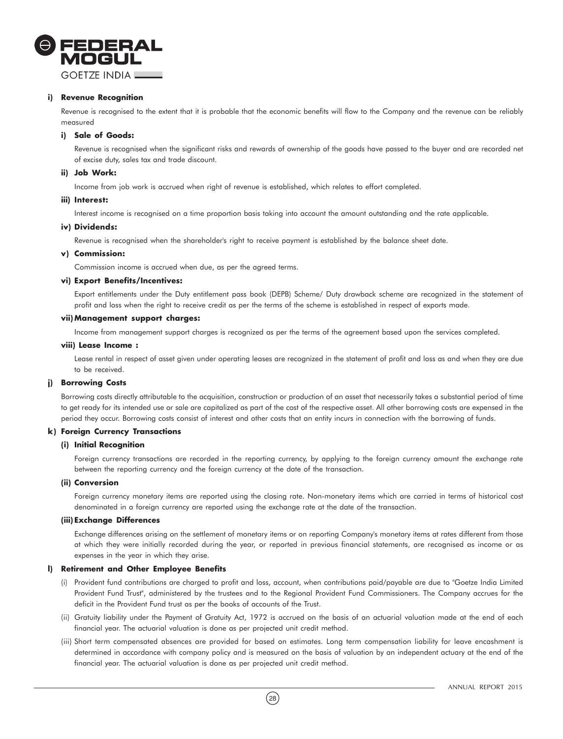**i) Revenue Recognition**

Revenue is recognised to the extent that it is probable that the economic benefits will flow to the Company and the revenue can be reliably measured

**i) Sale of Goods:**

Revenue is recognised when the significant risks and rewards of ownership of the goods have passed to the buyer and are recorded net of excise duty, sales tax and trade discount.

**ii) Job Work:**

Income from job work is accrued when right of revenue is established, which relates to effort completed.

**iii) Interest:**

Interest income is recognised on a time proportion basis taking into account the amount outstanding and the rate applicable.

**iv) Dividends:**

Revenue is recognised when the shareholder's right to receive payment is established by the balance sheet date.

**v) Commission:**

Commission income is accrued when due, as per the agreed terms.

**vi) Export Benefits/Incentives:**

Export entitlements under the Duty entitlement pass book (DEPB) Scheme/ Duty drawback scheme are recognized in the statement of profit and loss when the right to receive credit as per the terms of the scheme is established in respect of exports made.

**vii) Management support charges:**

Income from management support charges is recognized as per the terms of the agreement based upon the services completed.

**viii) Lease Income :**

Lease rental in respect of asset given under operating leases are recognized in the statement of profit and loss as and when they are due to be received.

**j) Borrowing Costs**

Borrowing costs directly attributable to the acquisition, construction or production of an asset that necessarily takes a substantial period of time to get ready for its intended use or sale are capitalized as part of the cost of the respective asset. All other borrowing costs are expensed in the period they occur. Borrowing costs consist of interest and other costs that an entity incurs in connection with the borrowing of funds.

**k) Foreign Currency Transactions**

**(i) Initial Recognition**

Foreign currency transactions are recorded in the reporting currency, by applying to the foreign currency amount the exchange rate between the reporting currency and the foreign currency at the date of the transaction.

**(ii) Conversion**

Foreign currency monetary items are reported using the closing rate. Non-monetary items which are carried in terms of historical cost denominated in a foreign currency are reported using the exchange rate at the date of the transaction.

**(iii) Exchange Differences**

Exchange differences arising on the settlement of monetary items or on reporting Company's monetary items at rates different from those at which they were initially recorded during the year, or reported in previous financial statements, are recognised as income or as expenses in the year in which they arise.

**l) Retirement and Other Employee Benefits**

(i) Provident fund contributions are charged to profit and loss, account, when contributions paid/payable are due to "Goetze India Limited Provident Fund Trust", administered by the trustees and to the Regional Provident Fund Commissioners. The Company accrues for the deficit in the Provident Fund trust as per the books of accounts of the Trust.

(ii) Gratuity liability under the Payment of Gratuity Act, 1972 is accrued on the basis of an actuarial valuation made at the end of each financial year. The actuarial valuation is done as per projected unit credit method.

(iii) Short term compensated absences are provided for based on estimates. Long term compensation liability for leave encashment is determined in accordance with company policy and is measured on the basis of valuation by an independent actuary at the end of the financial year. The actuarial valuation is done as per projected unit credit method.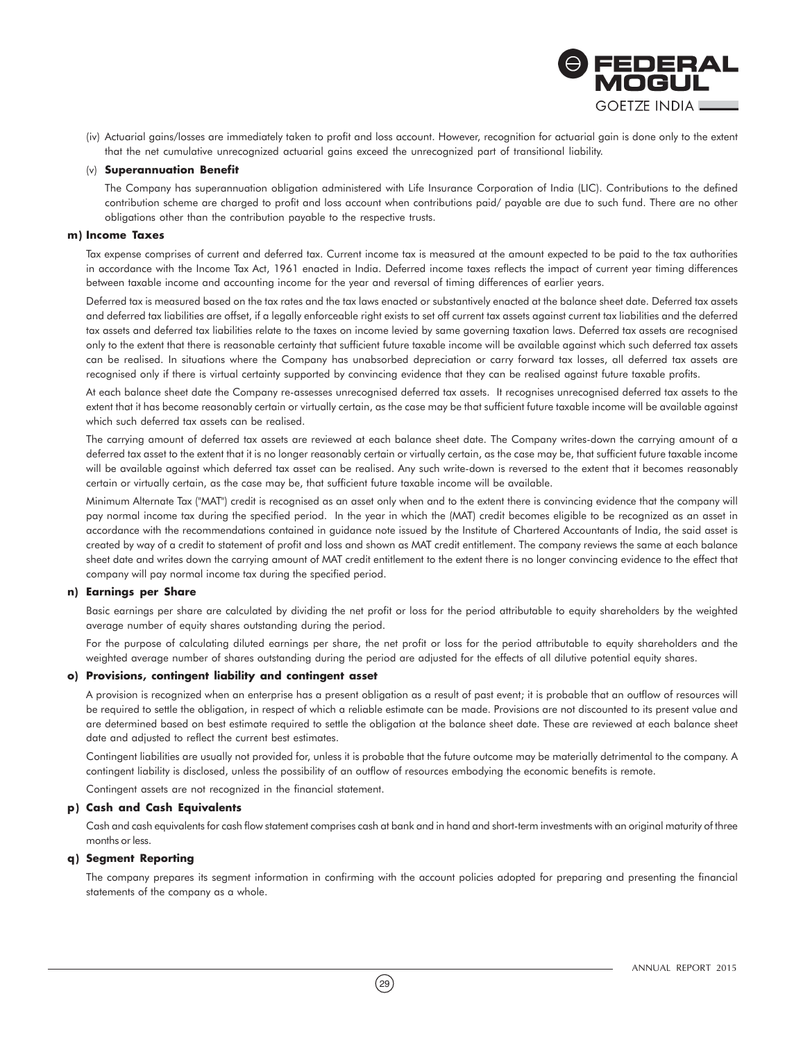(iv) Actuarial gains/losses are immediately taken to profit and loss account. However, recognition for actuarial gain is done only to the extent that the net cumulative unrecognized actuarial gains exceed the unrecognized part of transitional liability.

(v) **Superannuation Benefit**

The Company has superannuation obligation administered with Life Insurance Corporation of India (LIC). Contributions to the defined contribution scheme are charged to profit and loss account when contributions paid/ payable are due to such fund. There are no other obligations other than the contribution payable to the respective trusts.

**m) Income Taxes**

Tax expense comprises of current and deferred tax. Current income tax is measured at the amount expected to be paid to the tax authorities in accordance with the Income Tax Act, 1961 enacted in India. Deferred income taxes reflects the impact of current year timing differences between taxable income and accounting income for the year and reversal of timing differences of earlier years.

Deferred tax is measured based on the tax rates and the tax laws enacted or substantively enacted at the balance sheet date. Deferred tax assets and deferred tax liabilities are offset, if a legally enforceable right exists to set off current tax assets against current tax liabilities and the deferred tax assets and deferred tax liabilities relate to the taxes on income levied by same governing taxation laws. Deferred tax assets are recognised only to the extent that there is reasonable certainty that sufficient future taxable income will be available against which such deferred tax assets can be realised. In situations where the Company has unabsorbed depreciation or carry forward tax losses, all deferred tax assets are recognised only if there is virtual certainty supported by convincing evidence that they can be realised against future taxable profits.

At each balance sheet date the Company re-assesses unrecognised deferred tax assets. It recognises unrecognised deferred tax assets to the extent that it has become reasonably certain or virtually certain, as the case may be that sufficient future taxable income will be available against which such deferred tax assets can be realised.

The carrying amount of deferred tax assets are reviewed at each balance sheet date. The Company writes-down the carrying amount of a deferred tax asset to the extent that it is no longer reasonably certain or virtually certain, as the case may be, that sufficient future taxable income will be available against which deferred tax asset can be realised. Any such write-down is reversed to the extent that it becomes reasonably certain or virtually certain, as the case may be, that sufficient future taxable income will be available.

Minimum Alternate Tax ("MAT") credit is recognised as an asset only when and to the extent there is convincing evidence that the company will pay normal income tax during the specified period. In the year in which the (MAT) credit becomes eligible to be recognized as an asset in accordance with the recommendations contained in guidance note issued by the Institute of Chartered Accountants of India, the said asset is created by way of a credit to statement of profit and loss and shown as MAT credit entitlement. The company reviews the same at each balance sheet date and writes down the carrying amount of MAT credit entitlement to the extent there is no longer convincing evidence to the effect that company will pay normal income tax during the specified period.

**n) Earnings per Share**

Basic earnings per share are calculated by dividing the net profit or loss for the period attributable to equity shareholders by the weighted average number of equity shares outstanding during the period.

For the purpose of calculating diluted earnings per share, the net profit or loss for the period attributable to equity shareholders and the weighted average number of shares outstanding during the period are adjusted for the effects of all dilutive potential equity shares.

**o) Provisions, contingent liability and contingent asset**

A provision is recognized when an enterprise has a present obligation as a result of past event; it is probable that an outflow of resources will be required to settle the obligation, in respect of which a reliable estimate can be made. Provisions are not discounted to its present value and are determined based on best estimate required to settle the obligation at the balance sheet date. These are reviewed at each balance sheet date and adjusted to reflect the current best estimates.

Contingent liabilities are usually not provided for, unless it is probable that the future outcome may be materially detrimental to the company. A contingent liability is disclosed, unless the possibility of an outflow of resources embodying the economic benefits is remote.

Contingent assets are not recognized in the financial statement.

**p) Cash and Cash Equivalents**

Cash and cash equivalents for cash flow statement comprises cash at bank and in hand and short-term investments with an original maturity of three months or less.

**q) Segment Reporting**

The company prepares its segment information in confirming with the account policies adopted for preparing and presenting the financial statements of the company as a whole.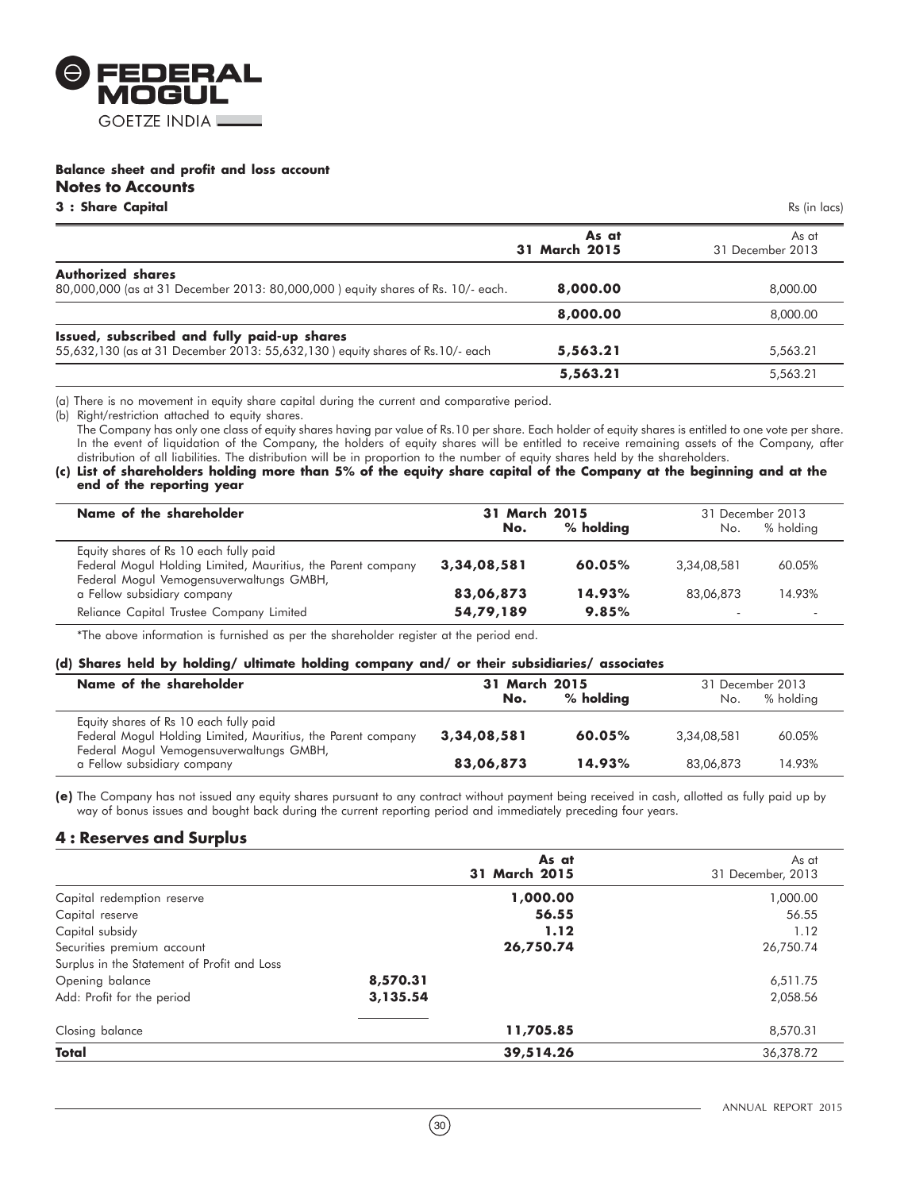**Balance sheet and profit and loss account**

## Notes to Accounts

### 3 : Share Capital

Rs (in lacs)

| | As at 31 March 2015 | As at 31 December 2013 |
|---|---|---|
| **Authorized shares** | | |
| 80,000,000 (as at 31 December 2013: 80,000,000 ) equity shares of Rs. 10/- each. | **8,000.00** | 8,000.00 |
| | **8,000.00** | 8,000.00 |
| **Issued, subscribed and fully paid-up shares** | | |
| 55,632,130 (as at 31 December 2013: 55,632,130 ) equity shares of Rs.10/- each | **5,563.21** | 5,563.21 |
| | **5,563.21** | 5,563.21 |

(a) There is no movement in equity share capital during the current and comparative period.

(b) Right/restriction attached to equity shares.

The Company has only one class of equity shares having par value of Rs.10 per share. Each holder of equity shares is entitled to one vote per share. In the event of liquidation of the Company, the holders of equity shares will be entitled to receive remaining assets of the Company, after distribution of all liabilities. The distribution will be in proportion to the number of equity shares held by the shareholders.

**(c) List of shareholders holding more than 5% of the equity share capital of the Company at the beginning and at the end of the reporting year**

| Name of the shareholder | 31 March 2015 | | 31 December 2013 | |
|---|---|---|---|---|
| | No. | % holding | No. | % holding |
| Equity shares of Rs 10 each fully paid | | | | |
| Federal Mogul Holding Limited, Mauritius, the Parent company | **3,34,08,581** | **60.05%** | 3,34,08,581 | 60.05% |
| Federal Mogul Vemogensuverwaltungs GMBH, a Fellow subsidiary company | **83,06,873** | **14.93%** | 83,06,873 | 14.93% |
| Reliance Capital Trustee Company Limited | **54,79,189** | **9.85%** | - | - |

*The above information is furnished as per the shareholder register at the period end.

**(d) Shares held by holding/ ultimate holding company and/ or their subsidiaries/ associates**

| Name of the shareholder | 31 March 2015 | | 31 December 2013 | |
|---|---|---|---|---|
| | No. | % holding | No. | % holding |
| Equity shares of Rs 10 each fully paid | | | | |
| Federal Mogul Holding Limited, Mauritius, the Parent company | **3,34,08,581** | **60.05%** | 3,34,08,581 | 60.05% |
| Federal Mogul Vemogensuverwaltungs GMBH, a Fellow subsidiary company | **83,06,873** | **14.93%** | 83,06,873 | 14.93% |

**(e)** The Company has not issued any equity shares pursuant to any contract without payment being received in cash, allotted as fully paid up by way of bonus issues and bought back during the current reporting period and immediately preceding four years.

## 4 : Reserves and Surplus

| | | As at 31 March 2015 | As at 31 December, 2013 |
|---|---|---|---|
| Capital redemption reserve | | **1,000.00** | 1,000.00 |
| Capital reserve | | **56.55** | 56.55 |
| Capital subsidy | | **1.12** | 1.12 |
| Securities premium account | | **26,750.74** | 26,750.74 |
| Surplus in the Statement of Profit and Loss | | | |
| Opening balance | **8,570.31** | | 6,511.75 |
| Add: Profit for the period | **3,135.54** | | 2,058.56 |
| Closing balance | | **11,705.85** | 8,570.31 |
| **Total** | | **39,514.26** | 36,378.72 |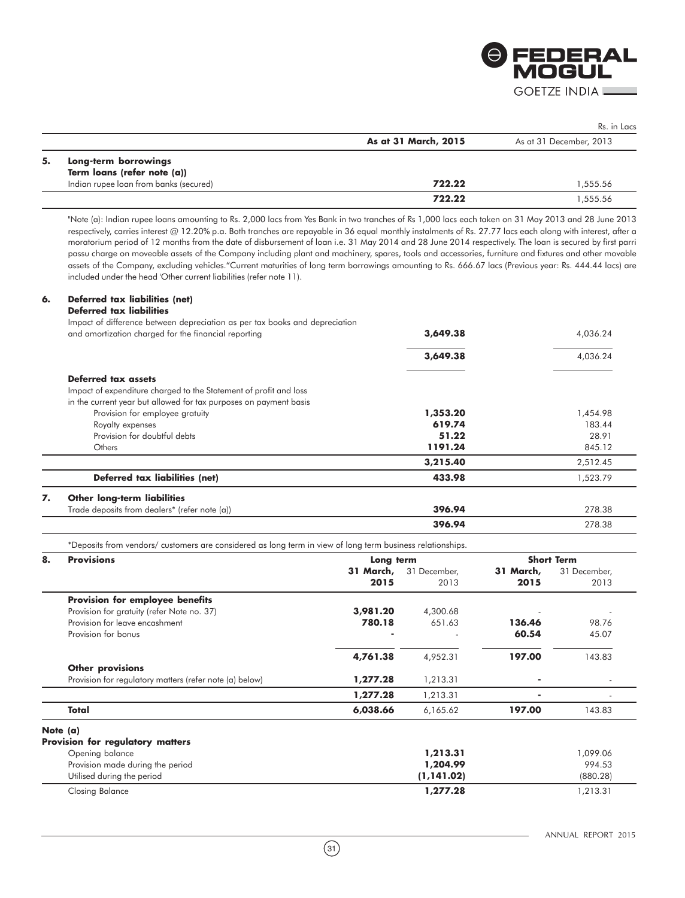Rs. in Lacs

| | | As at 31 March, 2015 | As at 31 December, 2013 |
|---|---|---|---|
| **5.** | **Long-term borrowings** | | |
| | **Term loans (refer note (a))** | | |
| | Indian rupee loan from banks (secured) | **722.22** | 1,555.56 |
| | | **722.22** | 1,555.56 |

"Note (a): Indian rupee loans amounting to Rs. 2,000 lacs from Yes Bank in two tranches of Rs 1,000 lacs each taken on 31 May 2013 and 28 June 2013 respectively, carries interest @ 12.20% p.a. Both tranches are repayable in 36 equal monthly instalments of Rs. 27.77 lacs each along with interest, after a moratorium period of 12 months from the date of disbursement of loan i.e. 31 May 2014 and 28 June 2014 respectively. The loan is secured by first parri passu charge on moveable assets of the Company including plant and machinery, spares, tools and accessories, furniture and fixtures and other movable assets of the Company, excluding vehicles."Current maturities of long term borrowings amounting to Rs. 666.67 lacs (Previous year: Rs. 444.44 lacs) are included under the head 'Other current liabilities (refer note 11).

| | | As at 31 March, 2015 | As at 31 December, 2013 |
|---|---|---|---|
| **6.** | **Deferred tax liabilities (net)** | | |
| | **Deferred tax liabilities** | | |
| | Impact of difference between depreciation as per tax books and depreciation and amortization charged for the financial reporting | **3,649.38** | 4,036.24 |
| | | **3,649.38** | 4,036.24 |
| | **Deferred tax assets** | | |
| | Impact of expenditure charged to the Statement of profit and loss in the current year but allowed for tax purposes on payment basis | | |
| | Provision for employee gratuity | **1,353.20** | 1,454.98 |
| | Royalty expenses | **619.74** | 183.44 |
| | Provision for doubtful debts | **51.22** | 28.91 |
| | Others | **1191.24** | 845.12 |
| | | **3,215.40** | 2,512.45 |
| | **Deferred tax liabilities (net)** | **433.98** | 1,523.79 |
| **7.** | **Other long-term liabilities** | | |
| | Trade deposits from dealers* (refer note (a)) | **396.94** | 278.38 |
| | | **396.94** | 278.38 |

*Deposits from vendors/ customers are considered as long term in view of long term business relationships.

| **8.** | **Provisions** | **Long term** | | **Short Term** | |
|---|---|---|---|---|---|
| | | **31 March, 2015** | 31 December, 2013 | **31 March, 2015** | 31 December, 2013 |
| | **Provision for employee benefits** | | | | |
| | Provision for gratuity (refer Note no. 37) | **3,981.20** | 4,300.68 | - | - |
| | Provision for leave encashment | **780.18** | 651.63 | **136.46** | 98.76 |
| | Provision for bonus | **-** | - | **60.54** | 45.07 |
| | | **4,761.38** | 4,952.31 | **197.00** | 143.83 |
| | **Other provisions** | | | | |
| | Provision for regulatory matters (refer note (a) below) | **1,277.28** | 1,213.31 | **-** | - |
| | | **1,277.28** | 1,213.31 | **-** | - |
| | **Total** | **6,038.66** | 6,165.62 | **197.00** | 143.83 |

**Note (a)**

| **Provision for regulatory matters** | | |
|---|---|---|
| Opening balance | **1,213.31** | 1,099.06 |
| Provision made during the period | **1,204.99** | 994.53 |
| Utilised during the period | **(1,141.02)** | (880.28) |
| Closing Balance | **1,277.28** | 1,213.31 |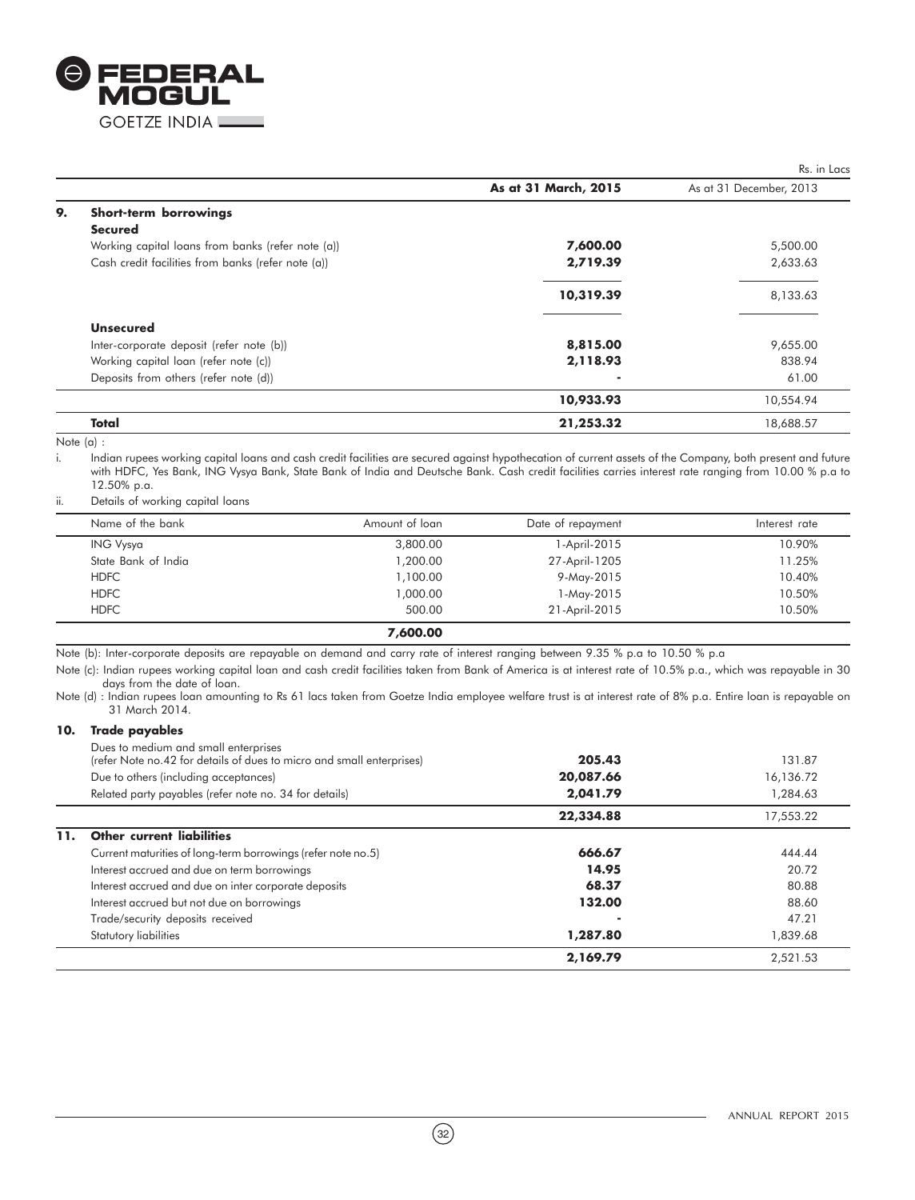Rs. in Lacs

| | | As at 31 March, 2015 | As at 31 December, 2013 |
|---|---|---|---|
| **9.** | **Short-term borrowings** | | |
| | **Secured** | | |
| | Working capital loans from banks (refer note (a)) | **7,600.00** | 5,500.00 |
| | Cash credit facilities from banks (refer note (a)) | **2,719.39** | 2,633.63 |
| | | **10,319.39** | 8,133.63 |
| | **Unsecured** | | |
| | Inter-corporate deposit (refer note (b)) | **8,815.00** | 9,655.00 |
| | Working capital loan (refer note (c)) | **2,118.93** | 838.94 |
| | Deposits from others (refer note (d)) | **-** | 61.00 |
| | | **10,933.93** | 10,554.94 |
| | **Total** | **21,253.32** | 18,688.57 |

Note (a) :

i. Indian rupees working capital loans and cash credit facilities are secured against hypothecation of current assets of the Company, both present and future with HDFC, Yes Bank, ING Vysya Bank, State Bank of India and Deutsche Bank. Cash credit facilities carries interest rate ranging from 10.00 % p.a to 12.50% p.a.

ii. Details of working capital loans

| Name of the bank | Amount of loan | Date of repayment | Interest rate |
|---|---|---|---|
| ING Vysya | 3,800.00 | 1-April-2015 | 10.90% |
| State Bank of India | 1,200.00 | 27-April-1205 | 11.25% |
| HDFC | 1,100.00 | 9-May-2015 | 10.40% |
| HDFC | 1,000.00 | 1-May-2015 | 10.50% |
| HDFC | 500.00 | 21-April-2015 | 10.50% |
| | **7,600.00** | | |

Note (b): Inter-corporate deposits are repayable on demand and carry rate of interest ranging between 9.35 % p.a to 10.50 % p.a

Note (c): Indian rupees working capital loan and cash credit facilities taken from Bank of America is at interest rate of 10.5% p.a., which was repayable in 30 days from the date of loan.

Note (d) : Indian rupees loan amounting to Rs 61 lacs taken from Goetze India employee welfare trust is at interest rate of 8% p.a. Entire loan is repayable on 31 March 2014.

| | | As at 31 March, 2015 | As at 31 December, 2013 |
|---|---|---|---|
| **10.** | **Trade payables** | | |
| | Dues to medium and small enterprises (refer Note no.42 for details of dues to micro and small enterprises) | **205.43** | 131.87 |
| | Due to others (including acceptances) | **20,087.66** | 16,136.72 |
| | Related party payables (refer note no. 34 for details) | **2,041.79** | 1,284.63 |
| | | **22,334.88** | 17,553.22 |
| **11.** | **Other current liabilities** | | |
| | Current maturities of long-term borrowings (refer note no.5) | **666.67** | 444.44 |
| | Interest accrued and due on term borrowings | **14.95** | 20.72 |
| | Interest accrued and due on inter corporate deposits | **68.37** | 80.88 |
| | Interest accrued but not due on borrowings | **132.00** | 88.60 |
| | Trade/security deposits received | **-** | 47.21 |
| | Statutory liabilities | **1,287.80** | 1,839.68 |
| | | **2,169.79** | 2,521.53 |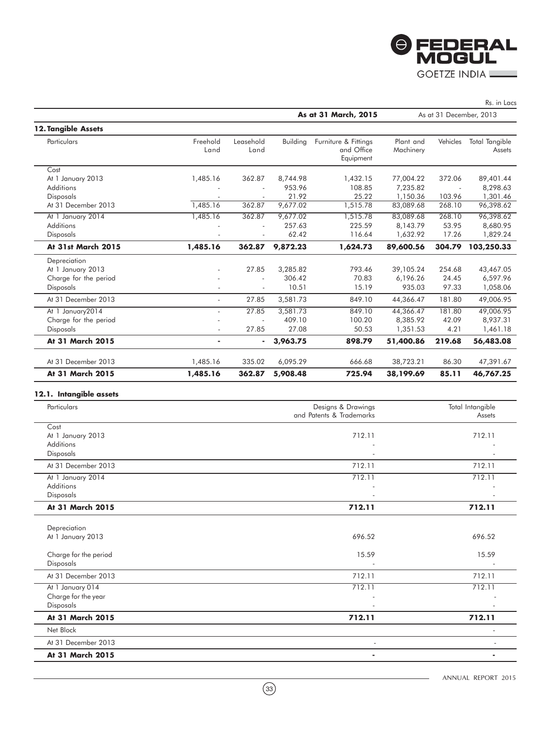Rs. in Lacs

| | | | | As at 31 March, 2015 | | As at 31 December, 2013 | |
|---|---|---|---|---|---|---|---|
| **12. Tangible Assets** | | | | | | | |
| Particulars | Freehold Land | Leasehold Land | Building | Furniture & Fittings and Office Equipment | Plant and Machinery | Vehicles | Total Tangible Assets |
| Cost | | | | | | | |
| At 1 January 2013 | 1,485.16 | 362.87 | 8,744.98 | 1,432.15 | 77,004.22 | 372.06 | 89,401.44 |
| Additions | - | - | 953.96 | 108.85 | 7,235.82 | - | 8,298.63 |
| Disposals | - | - | 21.92 | 25.22 | 1,150.36 | 103.96 | 1,301.46 |
| At 31 December 2013 | 1,485.16 | 362.87 | 9,677.02 | 1,515.78 | 83,089.68 | 268.10 | 96,398.62 |
| At 1 January 2014 | 1,485.16 | 362.87 | 9,677.02 | 1,515.78 | 83,089.68 | 268.10 | 96,398.62 |
| Additions | - | - | 257.63 | 225.59 | 8,143.79 | 53.95 | 8,680.95 |
| Disposals | - | - | 62.42 | 116.64 | 1,632.92 | 17.26 | 1,829.24 |
| **At 31st March 2015** | **1,485.16** | **362.87** | **9,872.23** | **1,624.73** | **89,600.56** | **304.79** | **103,250.33** |
| Depreciation | | | | | | | |
| At 1 January 2013 | - | 27.85 | 3,285.82 | 793.46 | 39,105.24 | 254.68 | 43,467.05 |
| Charge for the period | - | - | 306.42 | 70.83 | 6,196.26 | 24.45 | 6,597.96 |
| Disposals | - | - | 10.51 | 15.19 | 935.03 | 97.33 | 1,058.06 |
| At 31 December 2013 | - | 27.85 | 3,581.73 | 849.10 | 44,366.47 | 181.80 | 49,006.95 |
| At 1 January2014 | - | 27.85 | 3,581.73 | 849.10 | 44,366.47 | 181.80 | 49,006.95 |
| Charge for the period | - | - | 409.10 | 100.20 | 8,385.92 | 42.09 | 8,937.31 |
| Disposals | - | 27.85 | 27.08 | 50.53 | 1,351.53 | 4.21 | 1,461.18 |
| **At 31 March 2015** | **-** | **-** | **3,963.75** | **898.79** | **51,400.86** | **219.68** | **56,483.08** |
| At 31 December 2013 | 1,485.16 | 335.02 | 6,095.29 | 666.68 | 38,723.21 | 86.30 | 47,391.67 |
| **At 31 March 2015** | **1,485.16** | **362.87** | **5,908.48** | **725.94** | **38,199.69** | **85.11** | **46,767.25** |

**12.1. Intangible assets**

| Particulars | Designs & Drawings and Patents & Trademarks | Total Intangible Assets |
|---|---|---|
| Cost | | |
| At 1 January 2013 | 712.11 | 712.11 |
| Additions | - | - |
| Disposals | - | - |
| At 31 December 2013 | 712.11 | 712.11 |
| At 1 January 2014 | 712.11 | 712.11 |
| Additions | - | - |
| Disposals | - | - |
| **At 31 March 2015** | **712.11** | **712.11** |
| Depreciation | | |
| At 1 January 2013 | 696.52 | 696.52 |
| Charge for the period | 15.59 | 15.59 |
| Disposals | - | - |
| At 31 December 2013 | 712.11 | 712.11 |
| At 1 January 014 | 712.11 | 712.11 |
| Charge for the year | - | - |
| Disposals | - | - |
| **At 31 March 2015** | **712.11** | **712.11** |
| Net Block | | - |
| At 31 December 2013 | - | - |
| **At 31 March 2015** | **-** | **-** |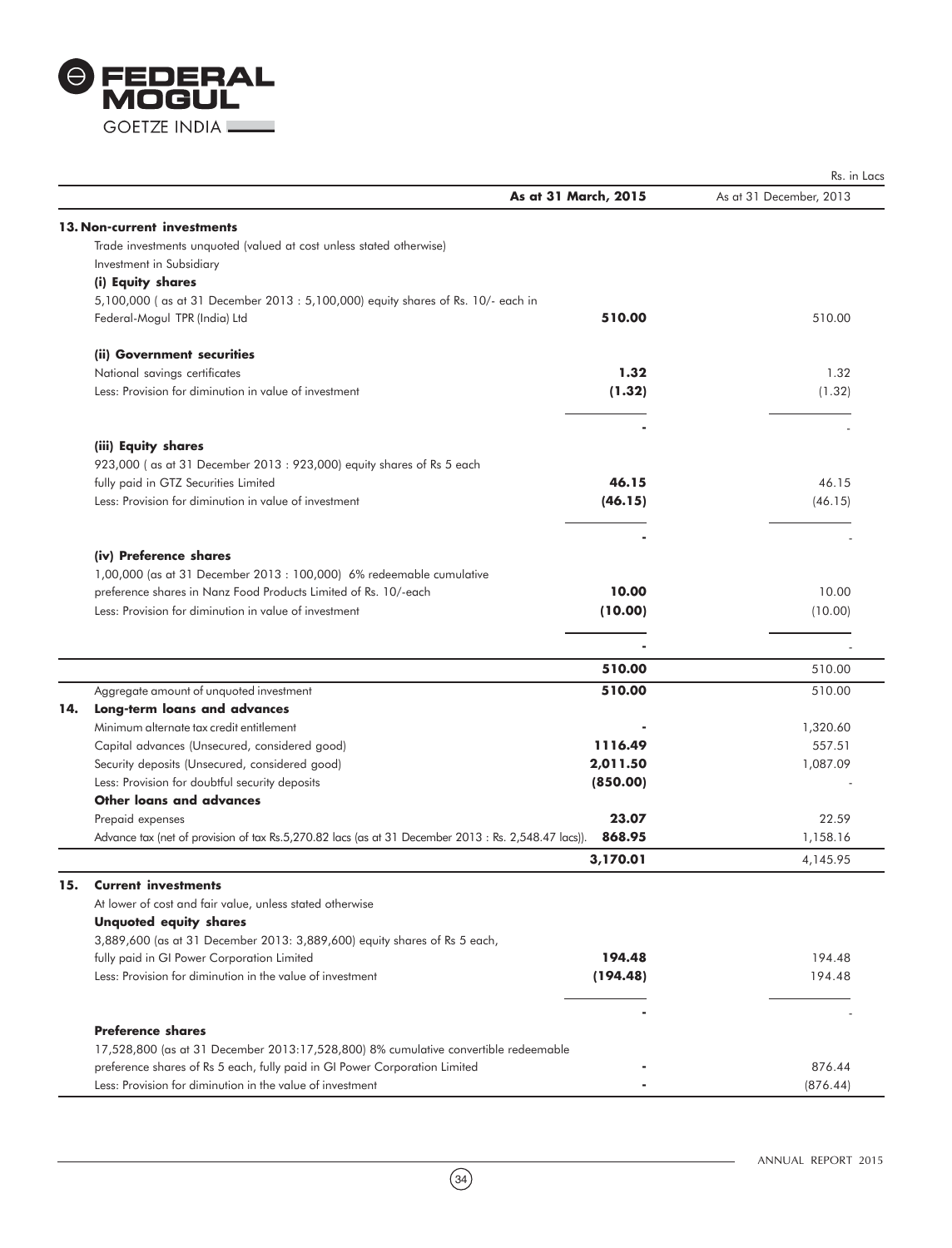Rs. in Lacs

| | As at 31 March, 2015 | As at 31 December, 2013 |
|---|---|---|
| **13. Non-current investments** | | |
| Trade investments unquoted (valued at cost unless stated otherwise) | | |
| Investment in Subsidiary | | |
| **(i) Equity shares** | | |
| 5,100,000 ( as at 31 December 2013 : 5,100,000) equity shares of Rs. 10/- each in Federal-Mogul TPR (India) Ltd | **510.00** | 510.00 |
| **(ii) Government securities** | | |
| National savings certificates | **1.32** | 1.32 |
| Less: Provision for diminution in value of investment | **(1.32)** | (1.32) |
| | **-** | - |
| **(iii) Equity shares** | | |
| 923,000 ( as at 31 December 2013 : 923,000) equity shares of Rs 5 each fully paid in GTZ Securities Limited | **46.15** | 46.15 |
| Less: Provision for diminution in value of investment | **(46.15)** | (46.15) |
| | **-** | - |
| **(iv) Preference shares** | | |
| 1,00,000 (as at 31 December 2013 : 100,000) 6% redeemable cumulative preference shares in Nanz Food Products Limited of Rs. 10/-each | **10.00** | 10.00 |
| Less: Provision for diminution in value of investment | **(10.00)** | (10.00) |
| | **-** | - |
| | **510.00** | 510.00 |
| Aggregate amount of unquoted investment | **510.00** | 510.00 |
| **14. Long-term loans and advances** | | |
| Minimum alternate tax credit entitlement | **-** | 1,320.60 |
| Capital advances (Unsecured, considered good) | **1116.49** | 557.51 |
| Security deposits (Unsecured, considered good) | **2,011.50** | 1,087.09 |
| Less: Provision for doubtful security deposits | **(850.00)** | - |
| **Other loans and advances** | | |
| Prepaid expenses | **23.07** | 22.59 |
| Advance tax (net of provision of tax Rs.5,270.82 lacs (as at 31 December 2013 : Rs. 2,548.47 lacs)). | **868.95** | 1,158.16 |
| | **3,170.01** | 4,145.95 |
| **15. Current investments** | | |
| At lower of cost and fair value, unless stated otherwise | | |
| **Unquoted equity shares** | | |
| 3,889,600 (as at 31 December 2013: 3,889,600) equity shares of Rs 5 each, fully paid in GI Power Corporation Limited | **194.48** | 194.48 |
| Less: Provision for diminution in the value of investment | **(194.48)** | 194.48 |
| | **-** | - |
| **Preference shares** | | |
| 17,528,800 (as at 31 December 2013:17,528,800) 8% cumulative convertible redeemable preference shares of Rs 5 each, fully paid in GI Power Corporation Limited | **-** | 876.44 |
| Less: Provision for diminution in the value of investment | **-** | (876.44) |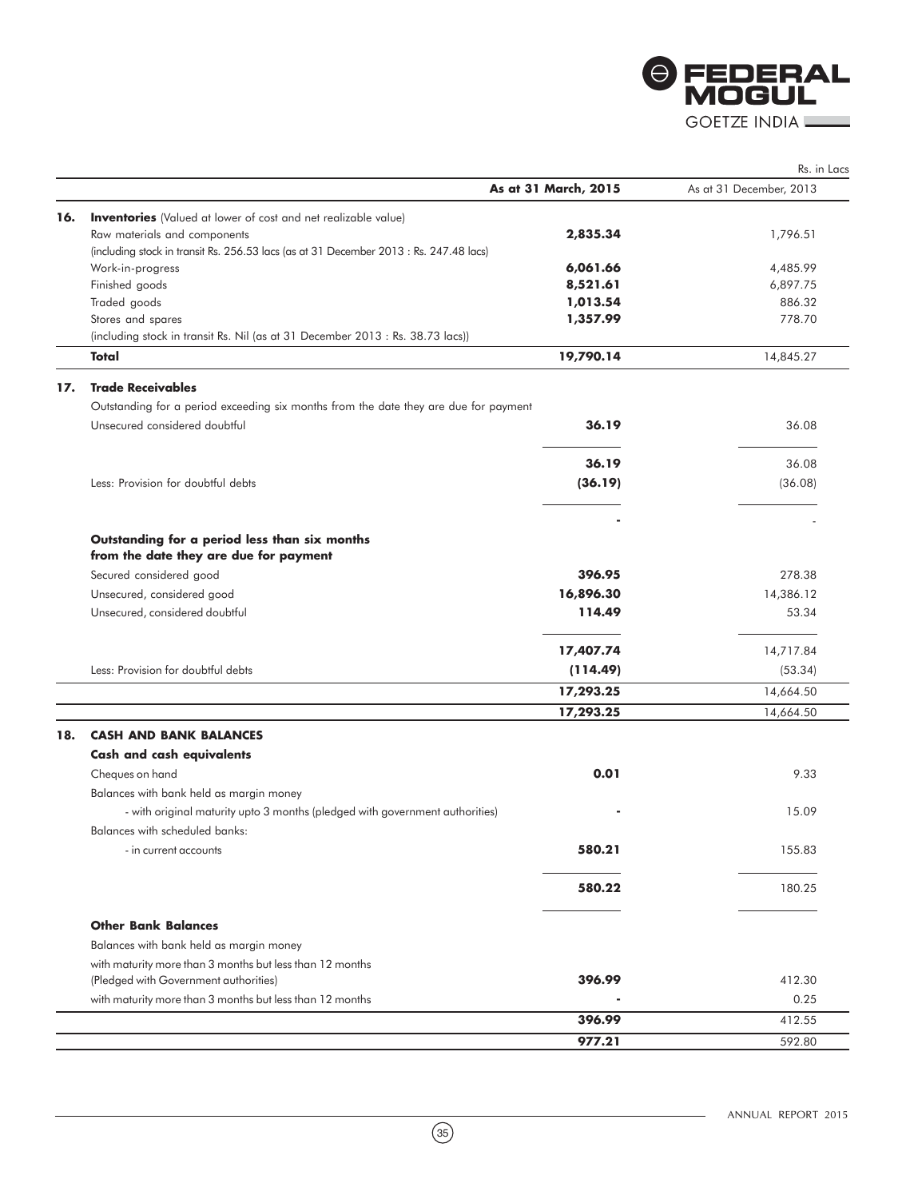Rs. in Lacs

| | | As at 31 March, 2015 | As at 31 December, 2013 |
|---|---|---|---|
| **16.** | **Inventories** (Valued at lower of cost and net realizable value) | | |
| | Raw materials and components | **2,835.34** | 1,796.51 |
| | (including stock in transit Rs. 256.53 lacs (as at 31 December 2013 : Rs. 247.48 lacs) | | |
| | Work-in-progress | **6,061.66** | 4,485.99 |
| | Finished goods | **8,521.61** | 6,897.75 |
| | Traded goods | **1,013.54** | 886.32 |
| | Stores and spares | **1,357.99** | 778.70 |
| | (including stock in transit Rs. Nil (as at 31 December 2013 : Rs. 38.73 lacs)) | | |
| | **Total** | **19,790.14** | 14,845.27 |
| **17.** | **Trade Receivables** | | |
| | Outstanding for a period exceeding six months from the date they are due for payment | | |
| | Unsecured considered doubtful | **36.19** | 36.08 |
| | | **36.19** | 36.08 |
| | Less: Provision for doubtful debts | **(36.19)** | (36.08) |
| | | **-** | - |
| | **Outstanding for a period less than six months from the date they are due for payment** | | |
| | Secured considered good | **396.95** | 278.38 |
| | Unsecured, considered good | **16,896.30** | 14,386.12 |
| | Unsecured, considered doubtful | **114.49** | 53.34 |
| | | **17,407.74** | 14,717.84 |
| | Less: Provision for doubtful debts | **(114.49)** | (53.34) |
| | | **17,293.25** | 14,664.50 |
| | | **17,293.25** | 14,664.50 |
| **18.** | **CASH AND BANK BALANCES** | | |
| | **Cash and cash equivalents** | | |
| | Cheques on hand | **0.01** | 9.33 |
| | Balances with bank held as margin money | | |
| | - with original maturity upto 3 months (pledged with government authorities) | **-** | 15.09 |
| | Balances with scheduled banks: | | |
| | - in current accounts | **580.21** | 155.83 |
| | | **580.22** | 180.25 |
| | **Other Bank Balances** | | |
| | Balances with bank held as margin money | | |
| | with maturity more than 3 months but less than 12 months (Pledged with Government authorities) | **396.99** | 412.30 |
| | with maturity more than 3 months but less than 12 months | **-** | 0.25 |
| | | **396.99** | 412.55 |
| | | **977.21** | 592.80 |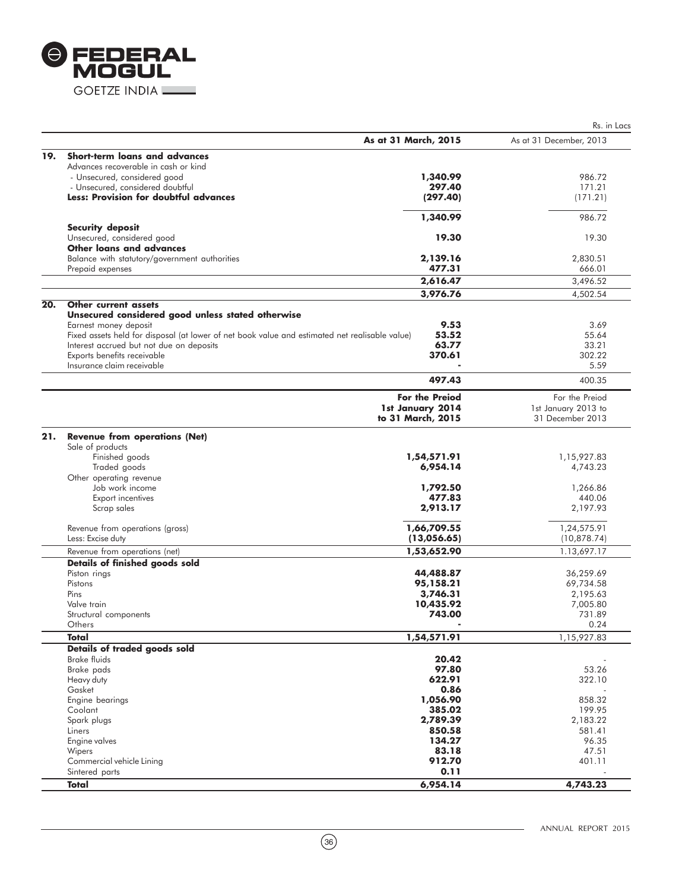Rs. in Lacs

| | | As at 31 March, 2015 | As at 31 December, 2013 |
|---|---|---|---|
| **19.** | **Short-term loans and advances** | | |
| | Advances recoverable in cash or kind | | |
| | - Unsecured, considered good | **1,340.99** | 986.72 |
| | - Unsecured, considered doubtful | **297.40** | 171.21 |
| | **Less: Provision for doubtful advances** | **(297.40)** | (171.21) |
| | | **1,340.99** | 986.72 |
| | **Security deposit** | | |
| | Unsecured, considered good | **19.30** | 19.30 |
| | **Other loans and advances** | | |
| | Balance with statutory/government authorities | **2,139.16** | 2,830.51 |
| | Prepaid expenses | **477.31** | 666.01 |
| | | **2,616.47** | 3,496.52 |
| | | **3,976.76** | 4,502.54 |
| **20.** | **Other current assets** | | |
| | **Unsecured considered good unless stated otherwise** | | |
| | Earnest money deposit | **9.53** | 3.69 |
| | Fixed assets held for disposal (at lower of net book value and estimated net realisable value) | **53.52** | 55.64 |
| | Interest accrued but not due on deposits | **63.77** | 33.21 |
| | Exports benefits receivable | **370.61** | 302.22 |
| | Insurance claim receivable | **-** | 5.59 |
| | | **497.43** | 400.35 |

| | | For the Preiod 1st January 2014 to 31 March, 2015 | For the Preiod 1st January 2013 to 31 December 2013 |
|---|---|---|---|
| **21.** | **Revenue from operations (Net)** | | |
| | Sale of products | | |
| | Finished goods | **1,54,571.91** | 1,15,927.83 |
| | Traded goods | **6,954.14** | 4,743.23 |
| | Other operating revenue | | |
| | Job work income | **1,792.50** | 1,266.86 |
| | Export incentives | **477.83** | 440.06 |
| | Scrap sales | **2,913.17** | 2,197.93 |
| | Revenue from operations (gross) | **1,66,709.55** | 1,24,575.91 |
| | Less: Excise duty | **(13,056.65)** | (10,878.74) |
| | Revenue from operations (net) | **1,53,652.90** | 1,13,697.17 |
| | **Details of finished goods sold** | | |
| | Piston rings | **44,488.87** | 36,259.69 |
| | Pistons | **95,158.21** | 69,734.58 |
| | Pins | **3,746.31** | 2,195.63 |
| | Valve train | **10,435.92** | 7,005.80 |
| | Structural components | **743.00** | 731.89 |
| | Others | **-** | 0.24 |
| | **Total** | **1,54,571.91** | 1,15,927.83 |
| | **Details of traded goods sold** | | |
| | Brake fluids | **20.42** | - |
| | Brake pads | **97.80** | 53.26 |
| | Heavy duty | **622.91** | 322.10 |
| | Gasket | **0.86** | - |
| | Engine bearings | **1,056.90** | 858.32 |
| | Coolant | **385.02** | 199.95 |
| | Spark plugs | **2,789.39** | 2,183.22 |
| | Liners | **850.58** | 581.41 |
| | Engine valves | **134.27** | 96.35 |
| | Wipers | **83.18** | 47.51 |
| | Commercial vehicle Lining | **912.70** | 401.11 |
| | Sintered parts | **0.11** | - |
| | **Total** | **6,954.14** | **4,743.23** |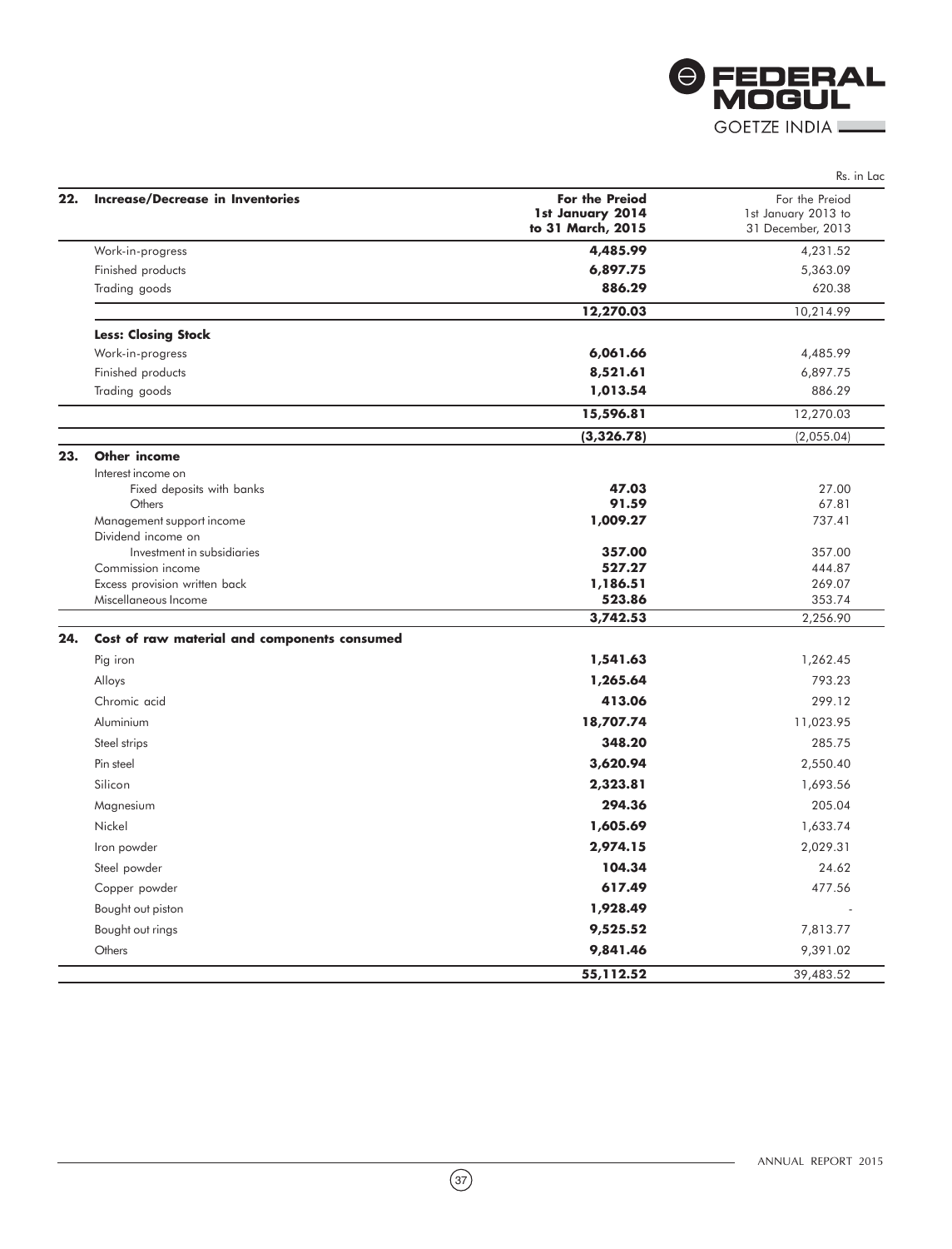Rs. in Lac

| | | For the Preiod 1st January 2014 to 31 March, 2015 | For the Preiod 1st January 2013 to 31 December, 2013 |
|---|---|---|---|
| **22.** | **Increase/Decrease in Inventories** | | |
| | Work-in-progress | **4,485.99** | 4,231.52 |
| | Finished products | **6,897.75** | 5,363.09 |
| | Trading goods | **886.29** | 620.38 |
| | | **12,270.03** | 10,214.99 |
| | **Less: Closing Stock** | | |
| | Work-in-progress | **6,061.66** | 4,485.99 |
| | Finished products | **8,521.61** | 6,897.75 |
| | Trading goods | **1,013.54** | 886.29 |
| | | **15,596.81** | 12,270.03 |
| | | **(3,326.78)** | (2,055.04) |
| **23.** | **Other income** | | |
| | Interest income on | | |
| | Fixed deposits with banks | **47.03** | 27.00 |
| | Others | **91.59** | 67.81 |
| | Management support income | **1,009.27** | 737.41 |
| | Dividend income on | | |
| | Investment in subsidiaries | **357.00** | 357.00 |
| | Commission income | **527.27** | 444.87 |
| | Excess provision written back | **1,186.51** | 269.07 |
| | Miscellaneous Income | **523.86** | 353.74 |
| | | **3,742.53** | 2,256.90 |
| **24.** | **Cost of raw material and components consumed** | | |
| | Pig iron | **1,541.63** | 1,262.45 |
| | Alloys | **1,265.64** | 793.23 |
| | Chromic acid | **413.06** | 299.12 |
| | Aluminium | **18,707.74** | 11,023.95 |
| | Steel strips | **348.20** | 285.75 |
| | Pin steel | **3,620.94** | 2,550.40 |
| | Silicon | **2,323.81** | 1,693.56 |
| | Magnesium | **294.36** | 205.04 |
| | Nickel | **1,605.69** | 1,633.74 |
| | Iron powder | **2,974.15** | 2,029.31 |
| | Steel powder | **104.34** | 24.62 |
| | Copper powder | **617.49** | 477.56 |
| | Bought out piston | **1,928.49** | - |
| | Bought out rings | **9,525.52** | 7,813.77 |
| | Others | **9,841.46** | 9,391.02 |
| | | **55,112.52** | 39,483.52 |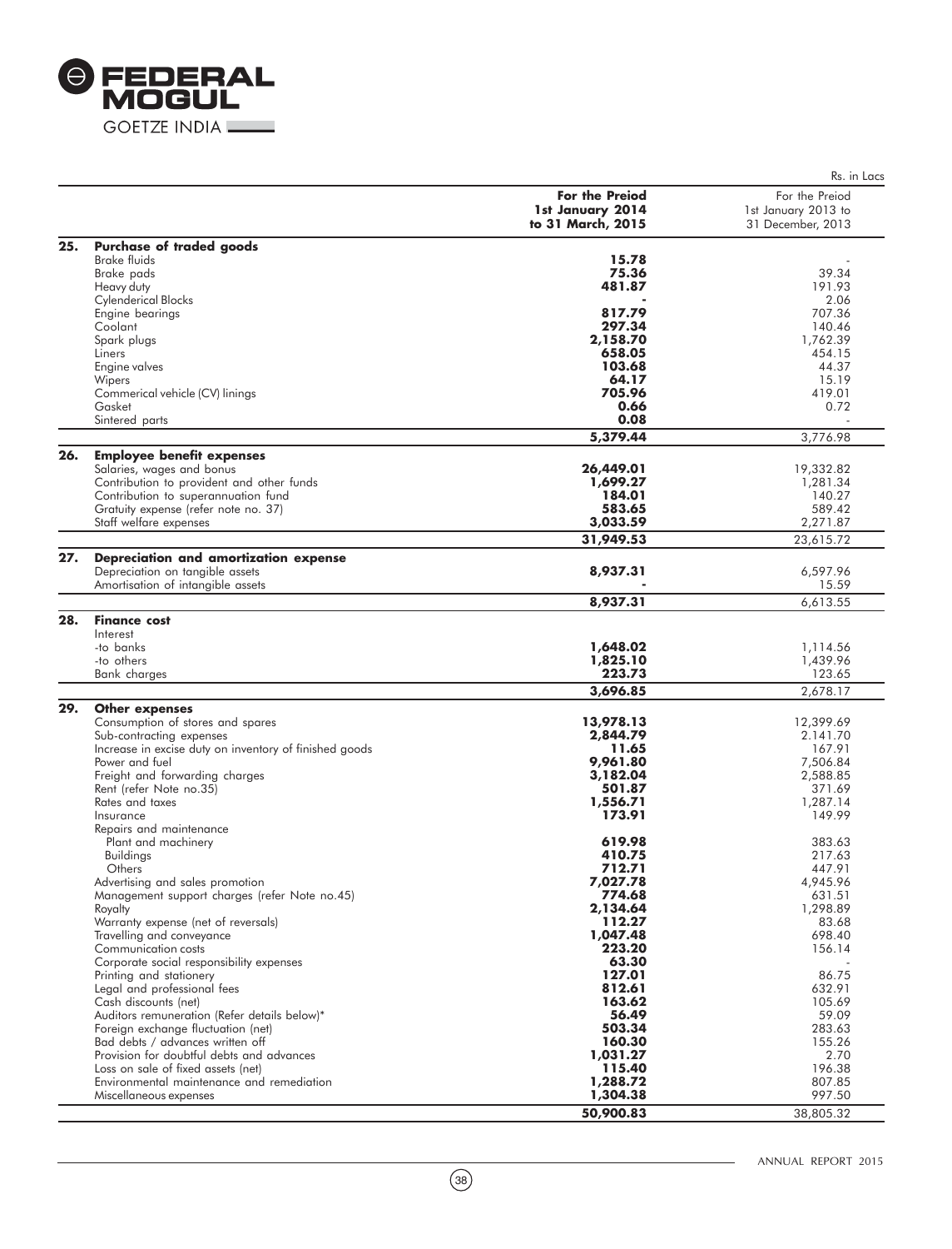Rs. in Lacs

| | | For the Preiod 1st January 2014 to 31 March, 2015 | For the Preiod 1st January 2013 to 31 December, 2013 |
|---|---|---|---|
| **25.** | **Purchase of traded goods** | | |
| | Brake fluids | **15.78** | - |
| | Brake pads | **75.36** | 39.34 |
| | Heavy duty | **481.87** | 191.93 |
| | Cylenderical Blocks | **-** | 2.06 |
| | Engine bearings | **817.79** | 707.36 |
| | Coolant | **297.34** | 140.46 |
| | Spark plugs | **2,158.70** | 1,762.39 |
| | Liners | **658.05** | 454.15 |
| | Engine valves | **103.68** | 44.37 |
| | Wipers | **64.17** | 15.19 |
| | Commerical vehicle (CV) linings | **705.96** | 419.01 |
| | Gasket | **0.66** | 0.72 |
| | Sintered parts | **0.08** | - |
| | | **5,379.44** | 3,776.98 |
| **26.** | **Employee benefit expenses** | | |
| | Salaries, wages and bonus | **26,449.01** | 19,332.82 |
| | Contribution to provident and other funds | **1,699.27** | 1,281.34 |
| | Contribution to superannuation fund | **184.01** | 140.27 |
| | Gratuity expense (refer note no. 37) | **583.65** | 589.42 |
| | Staff welfare expenses | **3,033.59** | 2,271.87 |
| | | **31,949.53** | 23,615.72 |
| **27.** | **Depreciation and amortization expense** | | |
| | Depreciation on tangible assets | **8,937.31** | 6,597.96 |
| | Amortisation of intangible assets | **-** | 15.59 |
| | | **8,937.31** | 6,613.55 |
| **28.** | **Finance cost** | | |
| | Interest | | |
| | -to banks | **1,648.02** | 1,114.56 |
| | -to others | **1,825.10** | 1,439.96 |
| | Bank charges | **223.73** | 123.65 |
| | | **3,696.85** | 2,678.17 |
| **29.** | **Other expenses** | | |
| | Consumption of stores and spares | **13,978.13** | 12,399.69 |
| | Sub-contracting expenses | **2,844.79** | 2.141.70 |
| | Increase in excise duty on inventory of finished goods | **11.65** | 167.91 |
| | Power and fuel | **9,961.80** | 7,506.84 |
| | Freight and forwarding charges | **3,182.04** | 2,588.85 |
| | Rent (refer Note no.35) | **501.87** | 371.69 |
| | Rates and taxes | **1,556.71** | 1,287.14 |
| | Insurance | **173.91** | 149.99 |
| | Repairs and maintenance | | |
| | Plant and machinery | **619.98** | 383.63 |
| | Buildings | **410.75** | 217.63 |
| | Others | **712.71** | 447.91 |
| | Advertising and sales promotion | **7,027.78** | 4,945.96 |
| | Management support charges (refer Note no.45) | **774.68** | 631.51 |
| | Royalty | **2,134.64** | 1,298.89 |
| | Warranty expense (net of reversals) | **112.27** | 83.68 |
| | Travelling and conveyance | **1,047.48** | 698.40 |
| | Communication costs | **223.20** | 156.14 |
| | Corporate social responsibility expenses | **63.30** | - |
| | Printing and stationery | **127.01** | 86.75 |
| | Legal and professional fees | **812.61** | 632.91 |
| | Cash discounts (net) | **163.62** | 105.69 |
| | Auditors remuneration (Refer details below)* | **56.49** | 59.09 |
| | Foreign exchange fluctuation (net) | **503.34** | 283.63 |
| | Bad debts / advances written off | **160.30** | 155.26 |
| | Provision for doubtful debts and advances | **1,031.27** | 2.70 |
| | Loss on sale of fixed assets (net) | **115.40** | 196.38 |
| | Environmental maintenance and remediation | **1,288.72** | 807.85 |
| | Miscellaneous expenses | **1,304.38** | 997.50 |
| | | **50,900.83** | 38,805.32 |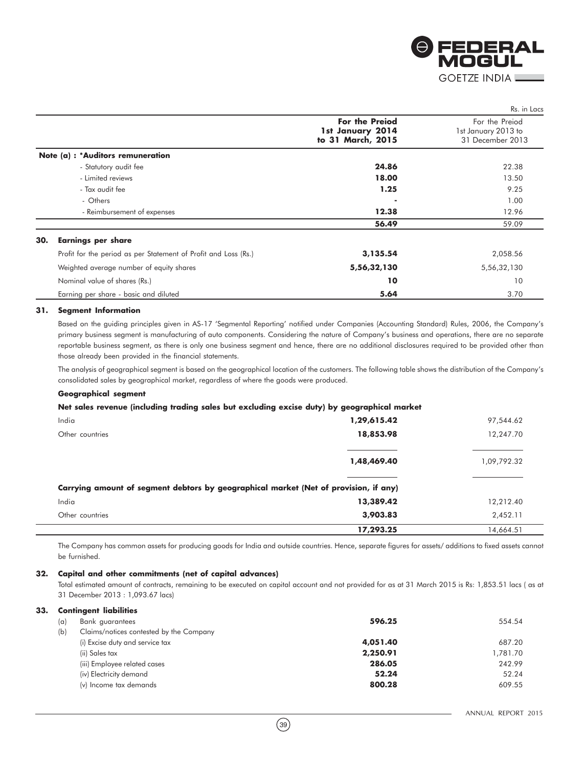Rs. in Lacs

| | For the Preiod 1st January 2014 to 31 March, 2015 | For the Preiod 1st January 2013 to 31 December 2013 |
|---|---|---|
| **Note (a) : *Auditors remuneration** | | |
| - Statutory audit fee | **24.86** | 22.38 |
| - Limited reviews | **18.00** | 13.50 |
| - Tax audit fee | **1.25** | 9.25 |
| - Others | **-** | 1.00 |
| - Reimbursement of expenses | **12.38** | 12.96 |
| | **56.49** | 59.09 |

### 30. Earnings per share

| | | |
|---|---|---|
| Profit for the period as per Statement of Profit and Loss (Rs.) | **3,135.54** | 2,058.56 |
| Weighted average number of equity shares | **5,56,32,130** | 5,56,32,130 |
| Nominal value of shares (Rs.) | **10** | 10 |
| Earning per share - basic and diluted | **5.64** | 3.70 |

### 31. Segment Information

Based on the guiding principles given in AS-17 'Segmental Reporting' notified under Companies (Accounting Standard) Rules, 2006, the Company's primary business segment is manufacturing of auto components. Considering the nature of Company's business and operations, there are no separate reportable business segment, as there is only one business segment and hence, there are no additional disclosures required to be provided other than those already been provided in the financial statements.

The analysis of geographical segment is based on the geographical location of the customers. The following table shows the distribution of the Company's consolidated sales by geographical market, regardless of where the goods were produced.

**Geographical segment**

| | | |
|---|---|---|
| **Net sales revenue (including trading sales but excluding excise duty) by geographical market** | | |
| India | **1,29,615.42** | 97,544.62 |
| Other countries | **18,853.98** | 12,247.70 |
| | **1,48,469.40** | 1,09,792.32 |
| **Carrying amount of segment debtors by geographical market (Net of provision, if any)** | | |
| India | **13,389.42** | 12,212.40 |
| Other countries | **3,903.83** | 2,452.11 |
| | **17,293.25** | 14,664.51 |

The Company has common assets for producing goods for India and outside countries. Hence, separate figures for assets/ additions to fixed assets cannot be furnished.

### 32. Capital and other commitments (net of capital advances)

Total estimated amount of contracts, remaining to be executed on capital account and not provided for as at 31 March 2015 is Rs: 1,853.51 lacs ( as at 31 December 2013 : 1,093.67 lacs)

### 33. Contingent liabilities

| | | |
|---|---|---|
| (a) Bank guarantees | **596.25** | 554.54 |
| (b) Claims/notices contested by the Company | | |
| (i) Excise duty and service tax | **4,051.40** | 687.20 |
| (ii) Sales tax | **2,250.91** | 1,781.70 |
| (iii) Employee related cases | **286.05** | 242.99 |
| (iv) Electricity demand | **52.24** | 52.24 |
| (v) Income tax demands | **800.28** | 609.55 |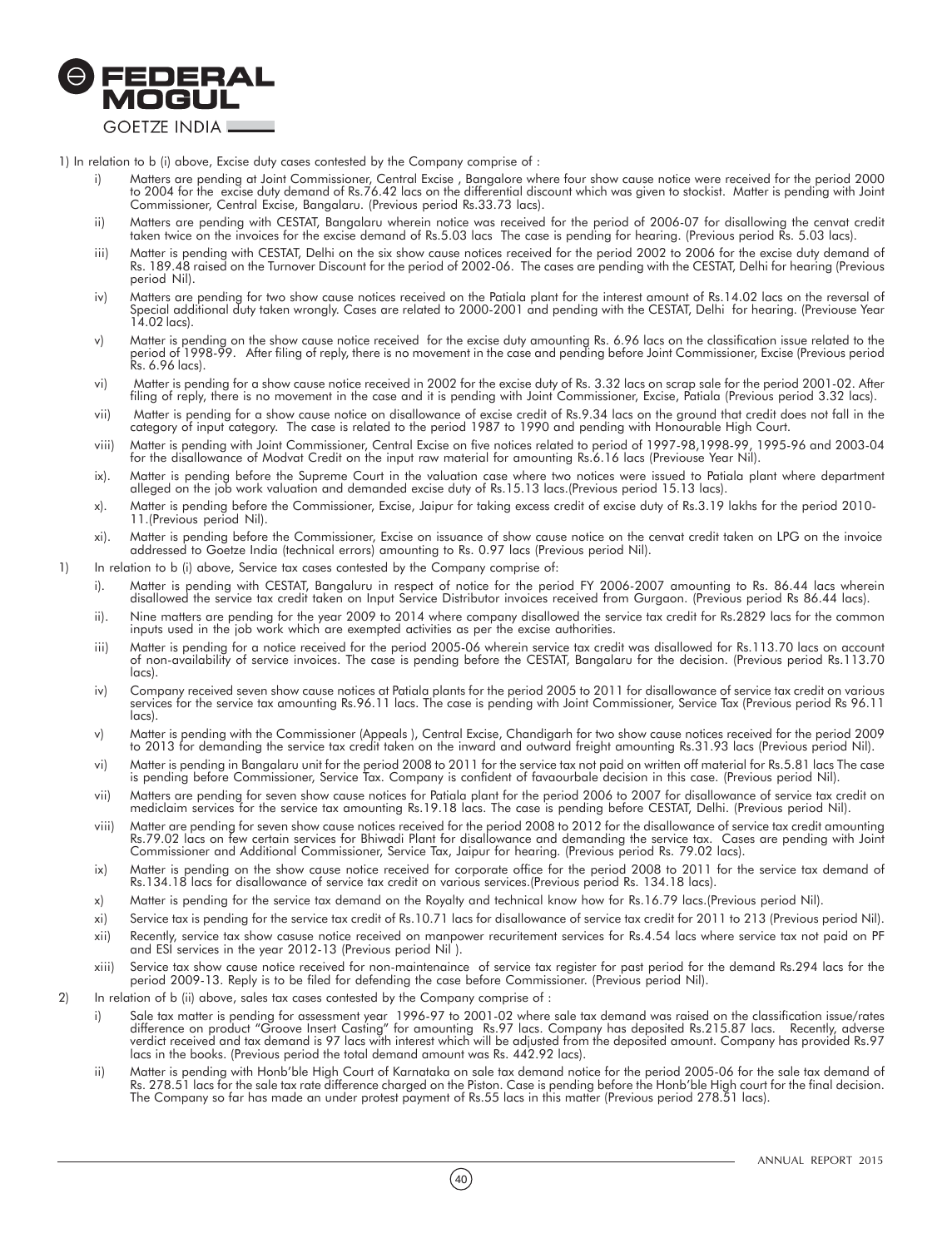1) In relation to b (i) above, Excise duty cases contested by the Company comprise of :

i) Matters are pending at Joint Commissioner, Central Excise , Bangalore where four show cause notice were received for the period 2000 to 2004 for the excise duty demand of Rs.76.42 lacs on the differential discount which was given to stockist. Matter is pending with Joint Commissioner, Central Excise, Bangalaru. (Previous period Rs.33.73 lacs).

ii) Matters are pending with CESTAT, Bangalaru wherein notice was received for the period of 2006-07 for disallowing the cenvat credit taken twice on the invoices for the excise demand of Rs.5.03 lacs The case is pending for hearing. (Previous period Rs. 5.03 lacs).

iii) Matter is pending with CESTAT, Delhi on the six show cause notices received for the period 2002 to 2006 for the excise duty demand of Rs. 189.48 raised on the Turnover Discount for the period of 2002-06. The cases are pending with the CESTAT, Delhi for hearing (Previous period Nil).

iv) Matters are pending for two show cause notices received on the Patiala plant for the interest amount of Rs.14.02 lacs on the reversal of Special additional duty taken wrongly. Cases are related to 2000-2001 and pending with the CESTAT, Delhi for hearing. (Previouse Year 14.02 lacs).

v) Matter is pending on the show cause notice received for the excise duty amounting Rs. 6.96 lacs on the classification issue related to the period of 1998-99. After filing of reply, there is no movement in the case and pending before Joint Commissioner, Excise (Previous period Rs. 6.96 lacs).

vi) Matter is pending for a show cause notice received in 2002 for the excise duty of Rs. 3.32 lacs on scrap sale for the period 2001-02. After filing of reply, there is no movement in the case and it is pending with Joint Commissioner, Excise, Patiala (Previous period 3.32 lacs).

vii) Matter is pending for a show cause notice on disallowance of excise credit of Rs.9.34 lacs on the ground that credit does not fall in the category of input category. The case is related to the period 1987 to 1990 and pending with Honourable High Court.

viii) Matter is pending with Joint Commissioner, Central Excise on five notices related to period of 1997-98,1998-99, 1995-96 and 2003-04 for the disallowance of Modvat Credit on the input raw material for amounting Rs.6.16 lacs (Previouse Year Nil).

ix). Matter is pending before the Supreme Court in the valuation case where two notices were issued to Patiala plant where department alleged on the job work valuation and demanded excise duty of Rs.15.13 lacs.(Previous period 15.13 lacs).

x). Matter is pending before the Commissioner, Excise, Jaipur for taking excess credit of excise duty of Rs.3.19 lakhs for the period 2010-11.(Previous period Nil).

xi). Matter is pending before the Commissioner, Excise on issuance of show cause notice on the cenvat credit taken on LPG on the invoice addressed to Goetze India (technical errors) amounting to Rs. 0.97 lacs (Previous period Nil).

1) In relation to b (i) above, Service tax cases contested by the Company comprise of:

i). Matter is pending with CESTAT, Bangaluru in respect of notice for the period FY 2006-2007 amounting to Rs. 86.44 lacs wherein disallowed the service tax credit taken on Input Service Distributor invoices received from Gurgaon. (Previous period Rs 86.44 lacs).

ii). Nine matters are pending for the year 2009 to 2014 where company disallowed the service tax credit for Rs.2829 lacs for the common inputs used in the job work which are exempted activities as per the excise authorities.

iii) Matter is pending for a notice received for the period 2005-06 wherein service tax credit was disallowed for Rs.113.70 lacs on account of non-availability of service invoices. The case is pending before the CESTAT, Bangalaru for the decision. (Previous period Rs.113.70 lacs).

iv) Company received seven show cause notices at Patiala plants for the period 2005 to 2011 for disallowance of service tax credit on various services for the service tax amounting Rs.96.11 lacs. The case is pending with Joint Commissioner, Service Tax (Previous period Rs 96.11 lacs).

v) Matter is pending with the Commissioner (Appeals ), Central Excise, Chandigarh for two show cause notices received for the period 2009 to 2013 for demanding the service tax credit taken on the inward and outward freight amounting Rs.31.93 lacs (Previous period Nil).

vi) Matter is pending in Bangalaru unit for the period 2008 to 2011 for the service tax not paid on written off material for Rs.5.81 lacs The case is pending before Commissioner, Service Tax. Company is confident of favaourbale decision in this case. (Previous period Nil).

vii) Matters are pending for seven show cause notices for Patiala plant for the period 2006 to 2007 for disallowance of service tax credit on mediclaim services for the service tax amounting Rs.19.18 lacs. The case is pending before CESTAT, Delhi. (Previous period Nil).

viii) Matter are pending for seven show cause notices received for the period 2008 to 2012 for the disallowance of service tax credit amounting Rs.79.02 lacs on few certain services for Bhiwadi Plant for disallowance and demanding the service tax. Cases are pending with Joint Commissioner and Additional Commissioner, Service Tax, Jaipur for hearing. (Previous period Rs. 79.02 lacs).

ix) Matter is pending on the show cause notice received for corporate office for the period 2008 to 2011 for the service tax demand of Rs.134.18 lacs for disallowance of service tax credit on various services.(Previous period Rs. 134.18 lacs).

x) Matter is pending for the service tax demand on the Royalty and technical know how for Rs.16.79 lacs.(Previous period Nil).

xi) Service tax is pending for the service tax credit of Rs.10.71 lacs for disallowance of service tax credit for 2011 to 213 (Previous period Nil).

xii) Recently, service tax show casuse notice received on manpower recuritement services for Rs.4.54 lacs where service tax not paid on PF and ESI services in the year 2012-13 (Previous period Nil ).

xiii) Service tax show cause notice received for non-maintenaince of service tax register for past period for the demand Rs.294 lacs for the period 2009-13. Reply is to be filed for defending the case before Commissioner. (Previous period Nil).

2) In relation of b (ii) above, sales tax cases contested by the Company comprise of :

i) Sale tax matter is pending for assessment year 1996-97 to 2001-02 where sale tax demand was raised on the classification issue/rates difference on product "Groove Insert Casting" for amounting Rs.97 lacs. Company has deposited Rs.215.87 lacs. Recently, adverse verdict received and tax demand is 97 lacs with interest which will be adjusted from the deposited amount. Company has provided Rs.97 lacs in the books. (Previous period the total demand amount was Rs. 442.92 lacs).

ii) Matter is pending with Honb'ble High Court of Karnataka on sale tax demand notice for the period 2005-06 for the sale tax demand of Rs. 278.51 lacs for the sale tax rate difference charged on the Piston. Case is pending before the Honb'ble High court for the final decision. The Company so far has made an under protest payment of Rs.55 lacs in this matter (Previous period 278.51 lacs).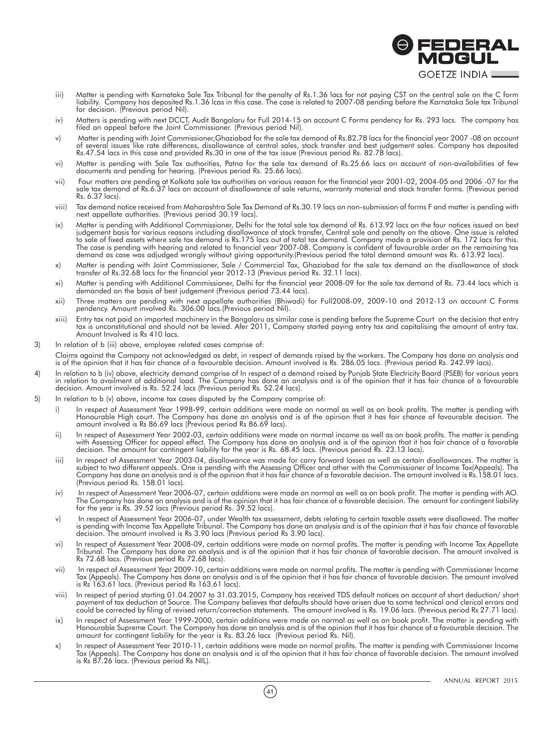iii) Matter is pending with Karnataka Sale Tax Tribunal for the penalty of Rs.1.36 lacs for not paying CST on the central sale on the C form liability. Company has deposited Rs.1.36 lcas in this case. The case is related to 2007-08 pending before the Karnataka Sale tax Tribunal for decision. (Previous period Nil).

iv) Matters is pending with next DCCT, Audit Bangalaru for Full 2014-15 on account C Forms pendency for Rs. 293 lacs. The company has filed an appeal before the Joint Commissioner. (Previous period Nil).

v) Matter is pending with Joint Commissioner,Ghaziabad for the sale tax demand of Rs.82.78 lacs for the financial year 2007 -08 on account of several issues like rate differences, disallowance of central sales, stock transfer and best judgement sales. Company has deposited Rs.47.54 lacs in this case and provided Rs.30 in one of the tax issue (Previous period Rs. 82.78 lacs).

vi) Matter is pending with Sale Tax authorities, Patna for the sale tax demand of Rs.25.66 lacs on account of non-availabilities of few documents and pending for hearing. (Previous period Rs. 25.66 lacs).

vii) Four matters are pending at Kolkata sale tax authorities on various reason for the financial year 2001-02, 2004-05 and 2006 -07 for the sale tax demand of Rs.6.37 lacs on account of disallowance of sale returns, warranty material and stock transfer forms. (Previous period Rs. 6.37 lacs).

viii) Tax demand notice received from Maharashtra Sale Tax Demand of Rs.30.19 lacs on non-submission of forms F and matter is pending with next appellate authorities. (Previous period 30.19 lacs).

ix) Matter is pending with Additional Commissioner, Delhi for the total sale tax demand of Rs. 613.92 lacs on the four notices issued on best judgement basis for various reasons including disallowance of stock transfer, Central sale and penalty on the above. One issue is related to sale of fixed assets where sale tax demand is Rs.175 lacs out of total tax demand. Company made a provision of Rs. 172 lacs for this. The case is pending with hearing and related to financial year 2007-08. Company is confident of favourable order on the remaining tax demand as case was adjudged wrongly without giving opportunity.(Previous period the total demand amount was Rs. 613.92 lacs).

x) Matter is pending with Joint Commissioner, Sale / Commercial Tax, Ghaziabad for the sale tax demand on the disallowance of stock transfer of Rs.32.68 lacs for the financial year 2012-13 (Previous period Rs. 32.11 lacs).

xi) Matter is pending with Additional Commissioner, Delhi for the financial year 2008-09 for the sale tax demand of Rs. 73.44 lacs which is demanded on the basis of best judgement (Previous period 73.44 lacs).

xii) Three matters are pending with next appellate authorities (Bhiwadi) for Full2008-09, 2009-10 and 2012-13 on account C Forms pendency. Amount involved Rs. 306.00 lacs.(Previous period Nil).

xiii) Entry tax not paid on imported machinery in the Bangalaru as similar case is pending before the Supreme Court on the decision that entry tax is unconstitutional and should not be levied. Afer 2011, Company started paying entry tax and capitalising the amount of entry tax. Amount Involved is Rs 410 lacs.

3) In relation of b (iii) above, employee related cases comprise of:

Claims against the Company not acknowledged as debt, in respect of demands raised by the workers. The Company has done an analysis and is of the opinion that it has fair chance of a favourable decision. Amount involved is Rs. 286.05 lacs. (Previous period Rs. 242.99 lacs).

4) In relation to b (iv) above, electricity demand comprise of In respect of a demand raised by Punjab State Electricity Board (PSEB) for various years in relation to availment of additional load. The Company has done an analysis and is of the opinion that it has fair chance of a favourable decision. Amount involved is Rs. 52.24 lacs (Previous period Rs. 52.24 lacs).

5) In relation to b (v) above, income tax cases disputed by the Company comprise of:

i) In respect of Assessment Year 1998-99, certain additions were made on normal as well as on book profits. The matter is pending with Honourable High court. The Company has done an analysis and is of the opinion that it has fair chance of favourable decision. The amount involved is Rs 86.69 lacs (Previous period Rs 86.69 lacs).

ii) In respect of Assessment Year 2002-03, certain additions were made on normal income as well as on book profits. The matter is pending with Assessing Officer for appeal effect. The Company has done an analysis and is of the opinion that it has fair chance of a favorable decision. The amount for contingent liability for the year is Rs. 68.45 lacs. (Previous period Rs. 23.13 lacs).

iii) In respect of Assessment Year 2003-04, disallowance was made for carry forward losses as well as certain disallowances. The matter is subject to two different appeals. One is pending with the Assessing Officer and other with the Commissioner of Income Tax(Appeals). The Company has done an analysis and is of the opinion that it has fair chance of a favorable decision. The amount involved is Rs.158.01 lacs. (Previous period Rs. 158.01 lacs).

iv) In respect of Assessment Year 2006-07, certain additions were made on normal as well as on book profit. The matter is pending with AO. The Company has done an analysis and is of the opinion that it has fair chance of a favorable decision. The amount for contingent liability for the year is Rs. 39.52 lacs (Previous period Rs. 39.52 lacs).

v) In respect of Assessment Year 2006-07, under Wealth tax assessment, debts relating to certain taxable assets were disallowed. The matter is pending with Income Tax Appellate Tribunal. The Company has done an analysis and is of the opinion that it has fair chance of favorable decision. The amount involved is Rs 3.90 lacs (Previous period Rs 3.90 lacs).

vi) In respect of Assessment Year 2008-09, certain additions were made on normal profits. The matter is pending with Income Tax Appellate Tribunal. The Company has done an analysis and is of the opinion that it has fair chance of favorable decision. The amount involved is Rs 72.68 lacs. (Previous period Rs 72.68 lacs).

vii) In respect of Assessment Year 2009-10, certain additions were made on normal profits. The matter is pending with Commissioner Income Tax (Appeals). The Company has done an analysis and is of the opinion that it has fair chance of favorable decision. The amount involved is Rs 163.61 lacs. (Previous period Rs 163.61 lacs).

viii) In respect of period starting 01.04.2007 to 31.03.2015, Company has received TDS default notices on account of short deduction/ short payment of tax deduction at Source. The Company believes that defaults should have arisen due to some technical and clerical errors and could be corrected by filing of revised return/correction statements. The amount involved is Rs. 19.06 lacs. (Previous period Rs 27.71 lacs).

ix) In respect of Assessment Year 1999-2000, certain additions were made on normal as well as on book profit. The matter is pending with Honourable Supreme Court. The Company has done an analysis and is of the opinion that it has fair chance of a favourable decision. The amount for contingent liability for the year is Rs. 83.26 lacs (Previous period Rs. Nil).

x) In respect of Assessment Year 2010-11, certain additions were made on normal profits. The matter is pending with Commissioner Income Tax (Appeals). The Company has done an analysis and is of the opinion that it has fair chance of favorable decision. The amount involved is Rs 87.26 lacs. (Previous period Rs NIL).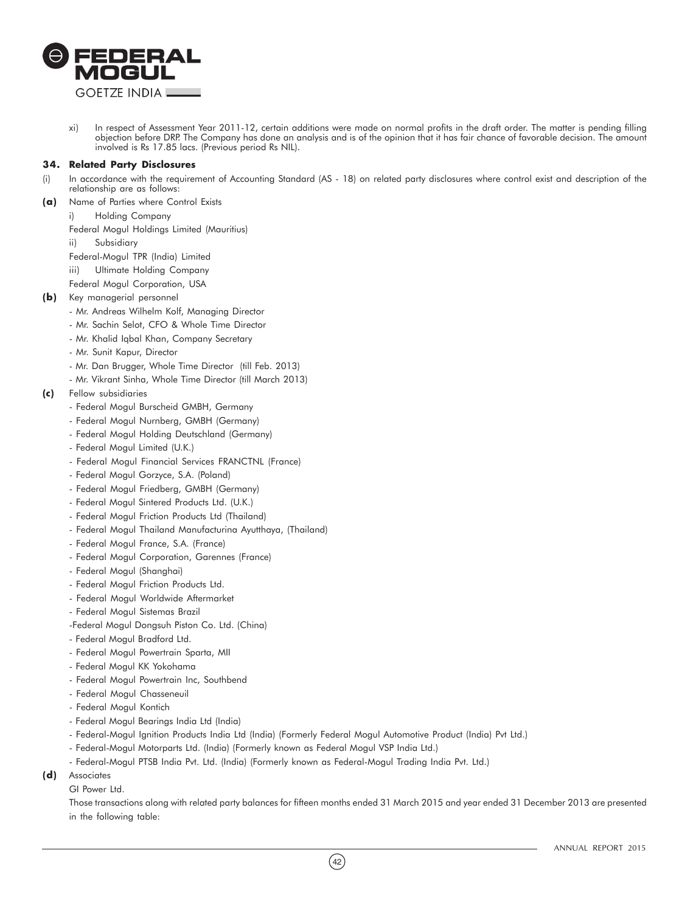xi) In respect of Assessment Year 2011-12, certain additions were made on normal profits in the draft order. The matter is pending filling objection before DRP. The Company has done an analysis and is of the opinion that it has fair chance of favorable decision. The amount involved is Rs 17.85 lacs. (Previous period Rs NIL).

### 34. Related Party Disclosures

(i) In accordance with the requirement of Accounting Standard (AS - 18) on related party disclosures where control exist and description of the relationship are as follows:

**(a)** Name of Parties where Control Exists

i) Holding Company

Federal Mogul Holdings Limited (Mauritius)

ii) Subsidiary

Federal-Mogul TPR (India) Limited

iii) Ultimate Holding Company

Federal Mogul Corporation, USA

**(b)** Key managerial personnel

- Mr. Andreas Wilhelm Kolf, Managing Director
- Mr. Sachin Selot, CFO & Whole Time Director
- Mr. Khalid Iqbal Khan, Company Secretary
- Mr. Sunit Kapur, Director
- Mr. Dan Brugger, Whole Time Director (till Feb. 2013)
- Mr. Vikrant Sinha, Whole Time Director (till March 2013)

**(c)** Fellow subsidiaries

- Federal Mogul Burscheid GMBH, Germany
- Federal Mogul Nurnberg, GMBH (Germany)
- Federal Mogul Holding Deutschland (Germany)
- Federal Mogul Limited (U.K.)
- Federal Mogul Financial Services FRANCTNL (France)
- Federal Mogul Gorzyce, S.A. (Poland)
- Federal Mogul Friedberg, GMBH (Germany)
- Federal Mogul Sintered Products Ltd. (U.K.)
- Federal Mogul Friction Products Ltd (Thailand)
- Federal Mogul Thailand Manufacturina Ayutthaya, (Thailand)
- Federal Mogul France, S.A. (France)
- Federal Mogul Corporation, Garennes (France)
- Federal Mogul (Shanghai)
- Federal Mogul Friction Products Ltd.
- Federal Mogul Worldwide Aftermarket
- Federal Mogul Sistemas Brazil
- Federal Mogul Dongsuh Piston Co. Ltd. (China)
- Federal Mogul Bradford Ltd.
- Federal Mogul Powertrain Sparta, MII
- Federal Mogul KK Yokohama
- Federal Mogul Powertrain Inc, Southbend
- Federal Mogul Chasseneuil
- Federal Mogul Kontich
- Federal Mogul Bearings India Ltd (India)
- Federal-Mogul Ignition Products India Ltd (India) (Formerly Federal Mogul Automotive Product (India) Pvt Ltd.)
- Federal-Mogul Motorparts Ltd. (India) (Formerly known as Federal Mogul VSP India Ltd.)
- Federal-Mogul PTSB India Pvt. Ltd. (India) (Formerly known as Federal-Mogul Trading India Pvt. Ltd.)

**(d)** Associates

GI Power Ltd.

Those transactions along with related party balances for fifteen months ended 31 March 2015 and year ended 31 December 2013 are presented in the following table: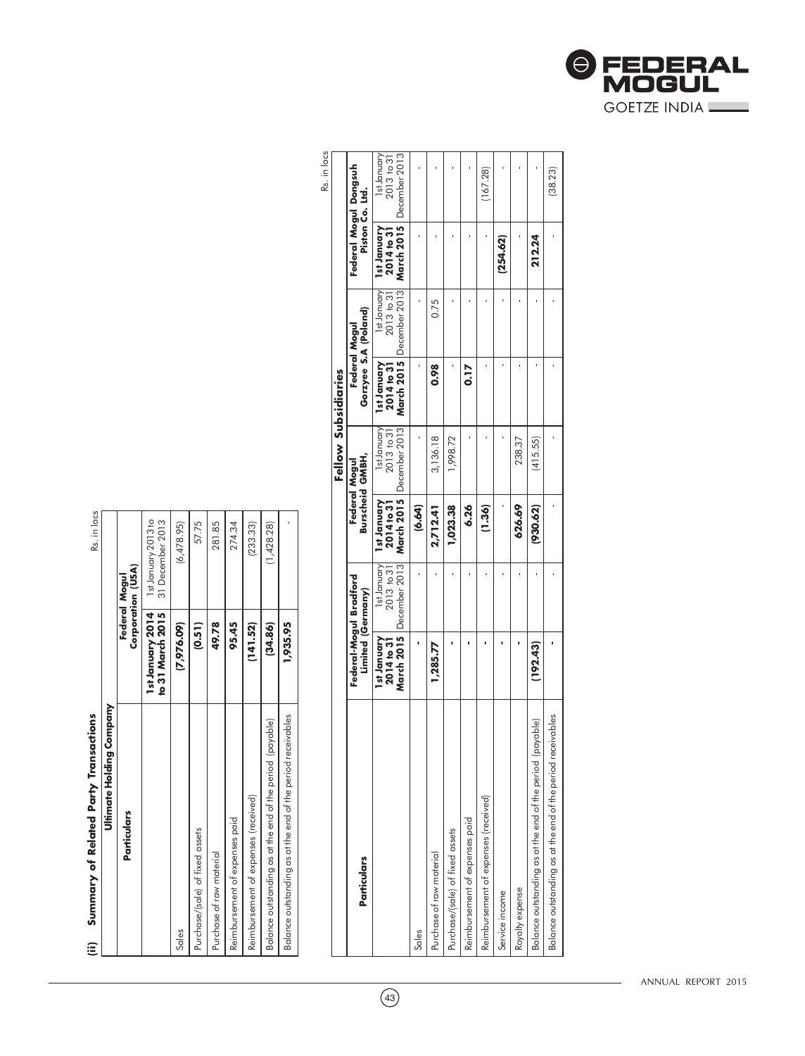## (ii) Summary of Related Party Transactions

Rs. in lacs

| Particulars | Ultimate Holding Company | |
|---|---|---|
| | Federal Mogul Corporation (USA) | |
| | **1st January 2014 to 31 March 2015** | 1st January 2013 to 31 December 2013 |
| Sales | **(7,976.09)** | (6,478.95) |
| Purchase/(sale) of fixed assets | **(0.51)** | 57.75 |
| Purchase of raw material | **49.78** | 281.85 |
| Reimbursement of expenses paid | **95.45** | 274.34 |
| Reimbursement of expenses (received) | **(141.52)** | (233.33) |
| Balance outstanding as at the end of the period (payable) | **(34.86)** | (1,428.28) |
| Balance outstanding as at the end of the period receivables | **1,935.95** | - |

Rs. in lacs

| Particulars | Fellow Subsidiaries | | | | | | | |
|---|---|---|---|---|---|---|---|---|
| | Federal-Mogul Bradford Limited (Germany) | | Federal Mogul Burscheid GMBH, | | Federal Mogul Gorzyee S.A (Poland) | | Federal Mogul Dongsuh Piston Co. Ltd. | |
| | **1st January 2014 to 31 March 2015** | 1st January 2013 to 31 December 2013 | **1st January 2014 to 31 March 2015** | 1st January 2013 to 31 December 2013 | **1st January 2014 to 31 March 2015** | 1st January 2013 to 31 December 2013 | **1st January 2014 to 31 March 2015** | 1st January 2013 to 31 December 2013 |
| Sales | **-** | - | **(6.64)** | - | **-** | - | **-** | - |
| Purchase of raw material | **1,285.77** | - | **2,712.41** | 3,136.18 | **0.98** | 0.75 | **-** | - |
| Purchase/(sale) of fixed assets | **-** | - | **1,023.38** | 1,998.72 | **-** | - | **-** | - |
| Reimbursement of expenses paid | **-** | - | **6.26** | - | **0.17** | - | **-** | - |
| Reimbursement of expenses (received) | **-** | - | **(1.36)** | - | **-** | - | **-** | (167.28) |
| Service income | **-** | - | **-** | - | **-** | - | **(254.62)** | - |
| Royalty expense | **-** | - | **626.69** | 238.37 | **-** | - | **-** | - |
| Balance outstanding as at the end of the period (payable) | **(192.43)** | - | **(930.62)** | (415.55) | **-** | - | **212.24** | - |
| Balance outstanding as at the end of the period receivables | **-** | - | **-** | - | **-** | - | **-** | (38.23) |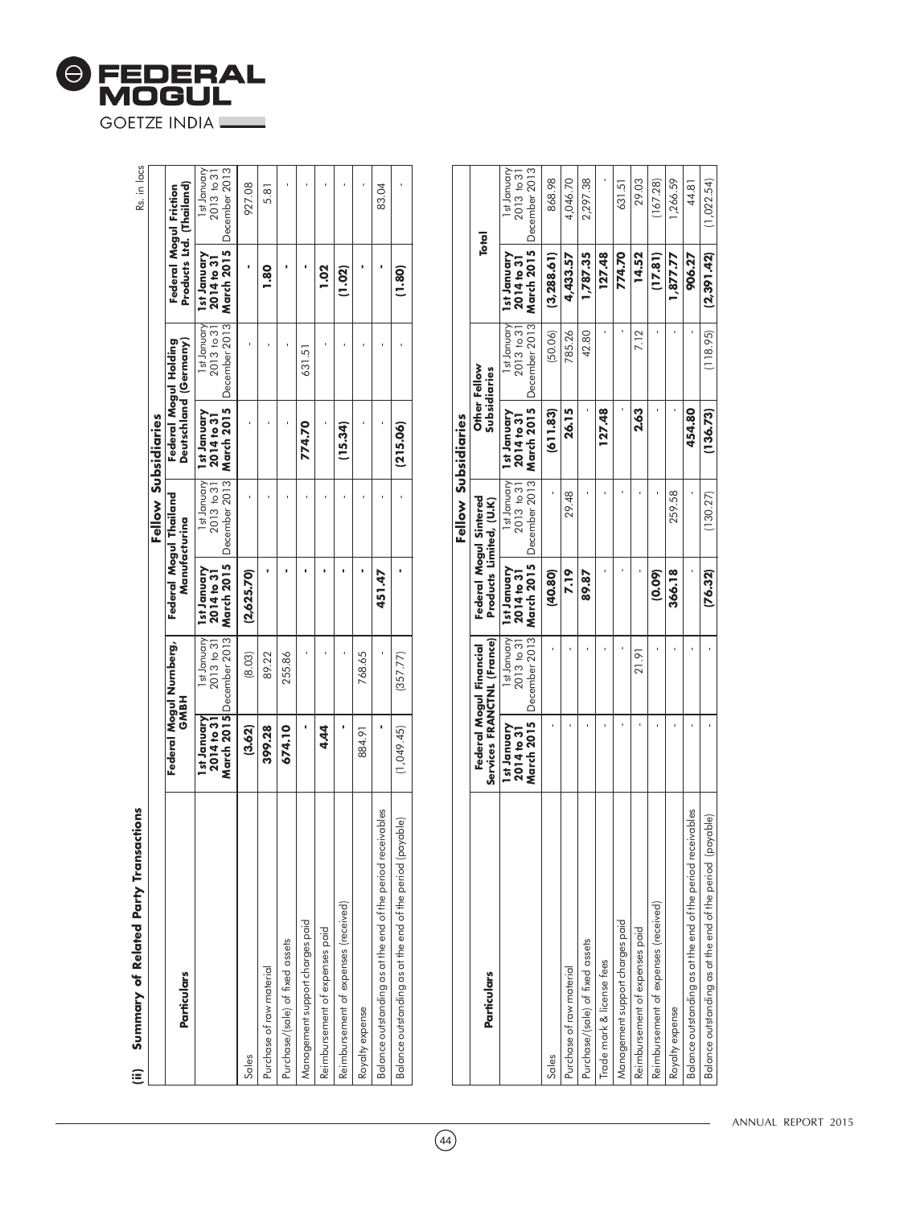## (ii) Summary of Related Party Transactions

Rs. in lacs

| Particulars | Fellow Subsidiaries | | | | | | | |
|---|---|---|---|---|---|---|---|---|
| | Federal Mogul Nurnberg, GMBH | | Federal Mogul Thailand Manufacturina | | Federal Mogul Holding Deutschland (Germany) | | Federal Mogul Friction Products Ltd. (Thailand) | |
| | **1st January 2014 to 31 March 2015** | 1st January 2013 to 31 December 2013 | **1st January 2014 to 31 March 2015** | 1st January 2013 to 31 December 2013 | **1st January 2014 to 31 March 2015** | 1st January 2013 to 31 December 2013 | **1st January 2014 to 31 March 2015** | 1st January 2013 to 31 December 2013 |
| Sales | **(3.62)** | (8.03) | **(2,625.70)** | - | - | - | - | 927.08 |
| Purchase of raw material | **399.28** | 89.22 | - | - | - | - | **1.80** | 5.81 |
| Purchase/(sale) of fixed assets | **674.10** | 255.86 | - | - | - | - | - | - |
| Management support charges paid | - | - | - | - | **774.70** | 631.51 | - | - |
| Reimbursement of expenses paid | **4.44** | - | - | - | - | - | **1.02** | - |
| Reimbursement of expenses (received) | - | - | - | - | **(15.34)** | - | **(1.02)** | - |
| Royalty expense | 884.91 | 768.65 | - | - | - | - | - | - |
| Balance outstanding as at the end of the period receivables | - | - | **451.47** | - | - | - | - | 83.04 |
| Balance outstanding as at the end of the period (payable) | (1,049.45) | (357.77) | - | - | **(215.06)** | - | **(1.80)** | - |

| Particulars | Fellow Subsidiaries | | | | | | Total | |
|---|---|---|---|---|---|---|---|---|
| | Federal Mogul Financial Services FRANCTNL (France) | | Federal Mogul Sintered Products Limited, (U.K) | | Other Fellow Subsidiaries | | | |
| | **1st January 2014 to 31 March 2015** | 1st January 2013 to 31 December 2013 | **1st January 2014 to 31 March 2015** | 1st January 2013 to 31 December 2013 | **1st January 2014 to 31 March 2015** | 1st January 2013 to 31 December 2013 | **1st January 2014 to 31 March 2015** | 1st January 2013 to 31 December 2013 |
| Sales | - | - | **(40.80)** | - | **(611.83)** | (50.06) | **(3,288.61)** | 868.98 |
| Purchase of raw material | - | - | **7.19** | 29.48 | **26.15** | 785.26 | **4,433.57** | 4,046.70 |
| Purchase/(sale) of fixed assets | - | - | **89.87** | - | - | 42.80 | **1,787.35** | 2,297.38 |
| Trade mark & license fees | - | - | - | - | **127.48** | - | **127.48** | - |
| Management support charges paid | - | - | - | - | - | - | **774.70** | 631.51 |
| Reimbursement of expenses paid | - | 21.91 | - | - | **2.63** | 7.12 | **14.52** | 29.03 |
| Reimbursement of expenses (received) | - | - | **(0.09)** | - | - | - | **(17.81)** | (167.28) |
| Royalty expense | - | - | **366.18** | 259.58 | - | - | **1,877.77** | 1,266.59 |
| Balance outstanding as at the end of the period receivables | - | - | - | - | **454.80** | - | **906.27** | 44.81 |
| Balance outstanding as at the end of the period (payable) | - | - | **(76.32)** | (130.27) | **(136.73)** | (118.95) | **(2,391.42)** | (1,022.54) |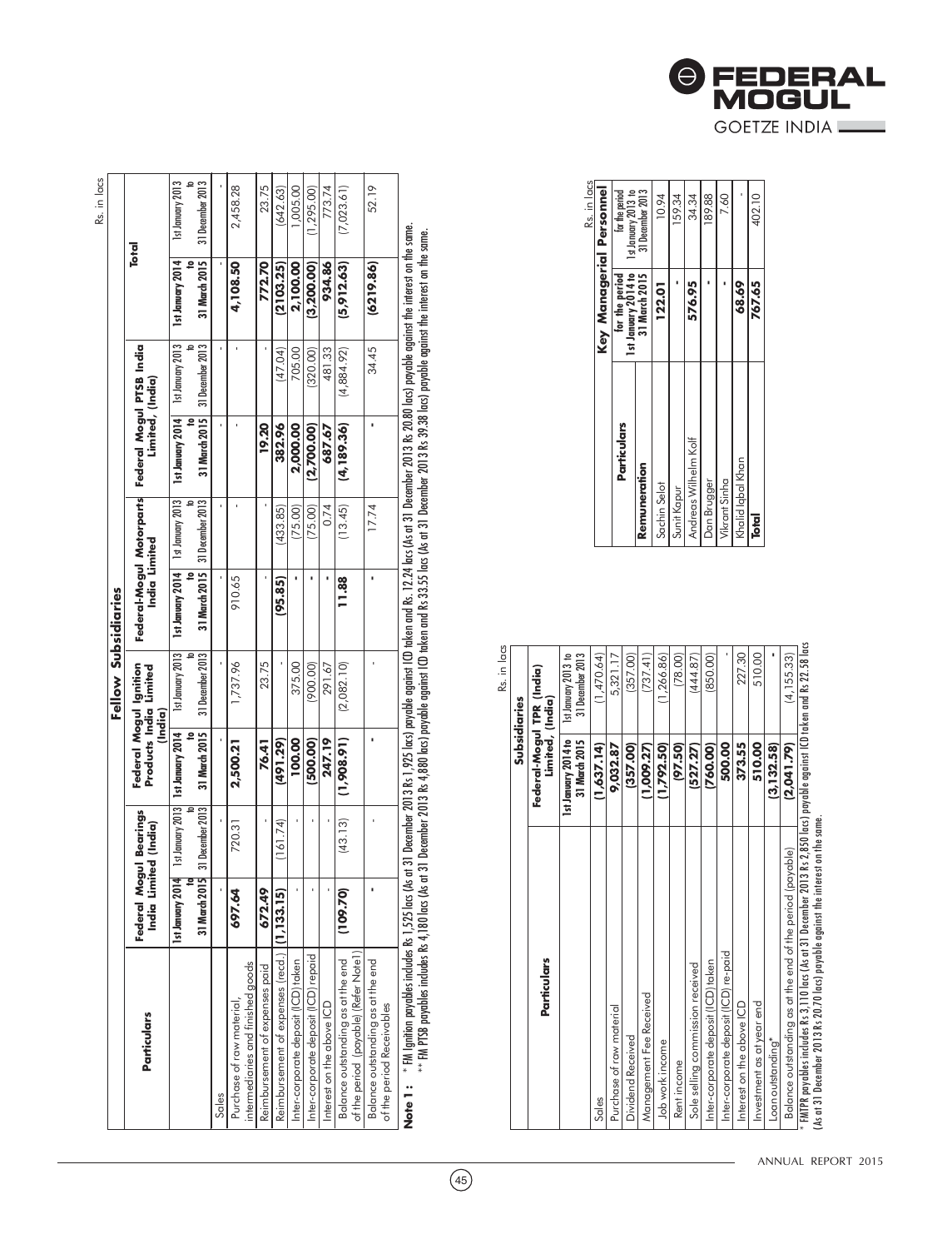Rs. in lacs

| Particulars | Fellow Subsidiaries | | | | | | | | Total | |
|---|---|---|---|---|---|---|---|---|---|---|
| | Federal Mogul Bearings India Limited (India) | | Federal Mogul Ignition Products India Limited (India) | | Federal-Mogul Motorparts India Limited | | Federal Mogul PTSB India Limited, (India) | | | |
| | 1st January 2014 to 31 March 2015 | 1st January 2013 to 31 December 2013 | 1st January 2014 to 31 March 2015 | 1st January 2013 to 31 December 2013 | 1st January 2014 to 31 March 2015 | 1st January 2013 to 31 December 2013 | 1st January 2014 to 31 March 2015 | 1st January 2013 to 31 December 2013 | 1st January 2014 to 31 March 2015 | 1st January 2013 to 31 December 2013 |
| Sales | - | - | - | - | - | - | - | - | - | - |
| Purchase of raw material, intermediaries and finished goods | **697.64** | 720.31 | **2,500.21** | 1,737.96 | 910.65 | - | - | - | **4,108.50** | 2,458.28 |
| Reimbursement of expenses paid | **672.49** | - | **76.41** | 23.75 | - | - | **19.20** | - | **772.70** | 23.75 |
| Reimbursement of expenses (recd.) | **(1,133.15)** | (161.74) | **(491.29)** | - | **(95.85)** | (433.85) | **382.96** | (47.04) | **(2103.25)** | (642.63) |
| Inter-corporate deposit (ICD) taken | - | - | **100.00** | 375.00 | - | (75.00) | **2,000.00** | 705.00 | **2,100.00** | 1,005.00 |
| Inter-corporate deposit (ICD) repaid | - | - | **(500.00)** | (900.00) | - | (75.00) | **(2,700.00)** | (320.00) | **(3,200.00)** | (1,295.00) |
| Interest on the above ICD | - | - | **247.19** | 291.67 | - | 0.74 | **687.67** | 481.33 | **934.86** | 773.74 |
| Balance outstanding as at the end of the period (payable) (Refer Note1) | **(109.70)** | (43.13) | **(1,908.91)** | (2,082.10) | **11.88** | (13.45) | **(4,189.36)** | (4,884.92) | **(5,912.63)** | (7,023.61) |
| Balance outstanding as at the end of the period Receivables | - | - | - | - | - | 17.74 | - | 34.45 | **(6219.86)** | 52.19 |

**Note 1:** * FM Ignition payables includes Rs 1,525 lacs (As at 31 December 2013 Rs 1,925 lacs) payable against ICD taken and Rs. 12.24 lacs (As at 31 December 2013 Rs 20.80 lacs) payable against the interest on the same.
** FM PTSB payables includes Rs 4,180 lacs (As at 31 December 2013 Rs 4,880 lacs) payable against ICD taken and Rs 33.55 lacs (As at 31 December 2013 Rs 39.38 lacs) payable against the interest on the same.

Rs. in lacs

| Particulars | Subsidiaries | |
|---|---|---|
| | Federal-Mogul TPR (India) Limited, (India) | |
| | 1st January 2014 to 31 March 2015 | 1st January 2013 to 31 December 2013 |
| Sales | **(1,637.14)** | (1,470.64) |
| Purchase of raw material | **9,032.87** | 5,321.17 |
| Dividend Received | **(357.00)** | (357.00) |
| Management Fee Received | **(1,009.27)** | (737.41) |
| Job work income | **(1,792.50)** | (1,266.86) |
| Rent income | **(97.50)** | (78.00) |
| Sole selling commission received | **(527.27)** | (444.87) |
| Inter-corporate deposit (ICD) taken | **(760.00)** | (850.00) |
| Inter-corporate deposit (ICD) re-paid | **500.00** | - |
| Interest on the above ICD | **373.55** | 227.30 |
| Investment as at year end | **510.00** | 510.00 |
| Loan outstanding* | **(3,132.58)** | - |
| Balance outstanding as at the end of the period (payable) | **(2,041.79)** | (4,155.33) |

* FMTPR payables includes Rs 3,110 lacs (As at 31 December 2013 Rs 2,850 lacs) payable against ICD taken and Rs 22.58 lacs (As at 31 December 2013 Rs 20.70 lacs) payable against the interest on the same.

Rs. in lacs

| Particulars | Key Managerial Personnel | |
|---|---|---|
| | for the period 1st January 2014 to 31 March 2015 | for the period 1st January 2013 to 31 December 2013 |
| **Remuneration** | | |
| Sachin Selot | **122.01** | 10.94 |
| Sunit Kapur | - | 159.34 |
| Andreas Wilhelm Kolf | **576.95** | 34.34 |
| Dan Brugger | - | 189.88 |
| Vikrant Sinha | - | 7.60 |
| Khalid Iqbal Khan | **68.69** | - |
| **Total** | **767.65** | 402.10 |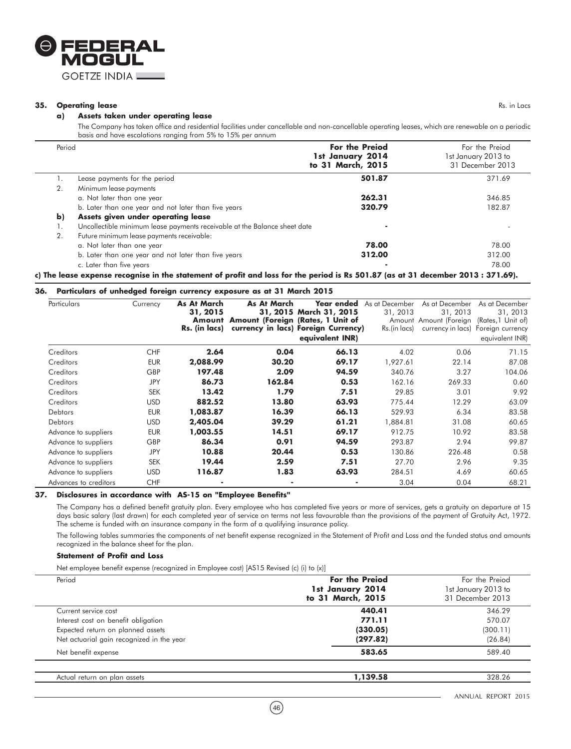## 35. Operating lease

Rs. in Lacs

**a) Assets taken under operating lease**

The Company has taken office and residential facilities under cancellable and non-cancellable operating leases, which are renewable on a periodic basis and have escalations ranging from 5% to 15% per annum

| | Period | For the Preiod 1st January 2014 to 31 March, 2015 | For the Preiod 1st January 2013 to 31 December 2013 |
|---|---|---|---|
| 1. | Lease payments for the period | **501.87** | 371.69 |
| 2. | Minimum lease payments | | |
| | a. Not later than one year | **262.31** | 346.85 |
| | b. Later than one year and not later than five years | **320.79** | 182.87 |
| **b)** | **Assets given under operating lease** | | |
| 1. | Uncollectible minimum lease payments receivable at the Balance sheet date | - | - |
| 2. | Future minimum lease payments receivable: | | |
| | a. Not later than one year | **78.00** | 78.00 |
| | b. Later than one year and not later than five years | **312.00** | 312.00 |
| | c. Later than five years | - | 78.00 |

**c) The lease expense recognise in the statement of profit and loss for the period is Rs 501.87 (as at 31 december 2013 : 371.69).**

## 36. Particulars of unhedged foreign currency exposure as at 31 March 2015

| Particulars | Currency | As At March 31, 2015 Amount Rs. (in lacs) | As At March 31, 2015 Amount (Foreign currency in lacs) | Year ended March 31, 2015 (Rates, 1 Unit of Foreign Currency) equivalent INR) | As at December 31, 2013 Amount Rs.(in lacs) | As at December 31, 2013 Amount (Foreign currency in lacs) | As at December 31, 2013 (Rates,1 Unit of) Foreign currency equivalent INR) |
|---|---|---|---|---|---|---|---|
| Creditors | CHF | **2.64** | **0.04** | **66.13** | 4.02 | 0.06 | 71.15 |
| Creditors | EUR | **2,088.99** | **30.20** | **69.17** | 1,927.61 | 22.14 | 87.08 |
| Creditors | GBP | **197.48** | **2.09** | **94.59** | 340.76 | 3.27 | 104.06 |
| Creditors | JPY | **86.73** | **162.84** | **0.53** | 162.16 | 269.33 | 0.60 |
| Creditors | SEK | **13.42** | **1.79** | **7.51** | 29.85 | 3.01 | 9.92 |
| Creditors | USD | **882.52** | **13.80** | **63.93** | 775.44 | 12.29 | 63.09 |
| Debtors | EUR | **1,083.87** | **16.39** | **66.13** | 529.93 | 6.34 | 83.58 |
| Debtors | USD | **2,405.04** | **39.29** | **61.21** | 1,884.81 | 31.08 | 60.65 |
| Advance to suppliers | EUR | **1,003.55** | **14.51** | **69.17** | 912.75 | 10.92 | 83.58 |
| Advance to suppliers | GBP | **86.34** | **0.91** | **94.59** | 293.87 | 2.94 | 99.87 |
| Advance to suppliers | JPY | **10.88** | **20.44** | **0.53** | 130.86 | 226.48 | 0.58 |
| Advance to suppliers | SEK | **19.44** | **2.59** | **7.51** | 27.70 | 2.96 | 9.35 |
| Advance to suppliers | USD | **116.87** | **1.83** | **63.93** | 284.51 | 4.69 | 60.65 |
| Advances to creditors | CHF | - | - | - | 3.04 | 0.04 | 68.21 |

## 37. Disclosures in accordance with AS-15 on "Employee Benefits"

The Company has a defined benefit gratuity plan. Every employee who has completed five years or more of services, gets a gratuity on departure at 15 days basic salary (last drawn) for each completed year of service on terms not less favourable than the provisions of the payment of Gratuity Act, 1972. The scheme is funded with an insurance company in the form of a qualifying insurance policy.

The following tables summaries the components of net benefit expense recognized in the Statement of Profit and Loss and the funded status and amounts recognized in the balance sheet for the plan.

**Statement of Profit and Loss**

Net employee benefit expense (recognized in Employee cost) [AS15 Revised (c) (i) to (x)]

| Period | For the Preiod 1st January 2014 to 31 March, 2015 | For the Preiod 1st January 2013 to 31 December 2013 |
|---|---|---|
| Current service cost | **440.41** | 346.29 |
| Interest cost on benefit obligation | **771.11** | 570.07 |
| Expected return on planned assets | **(330.05)** | (300.11) |
| Net actuarial gain recognized in the year | **(297.82)** | (26.84) |
| Net benefit expense | **583.65** | 589.40 |
| | | |
| Actual return on plan assets | **1,139.58** | 328.26 |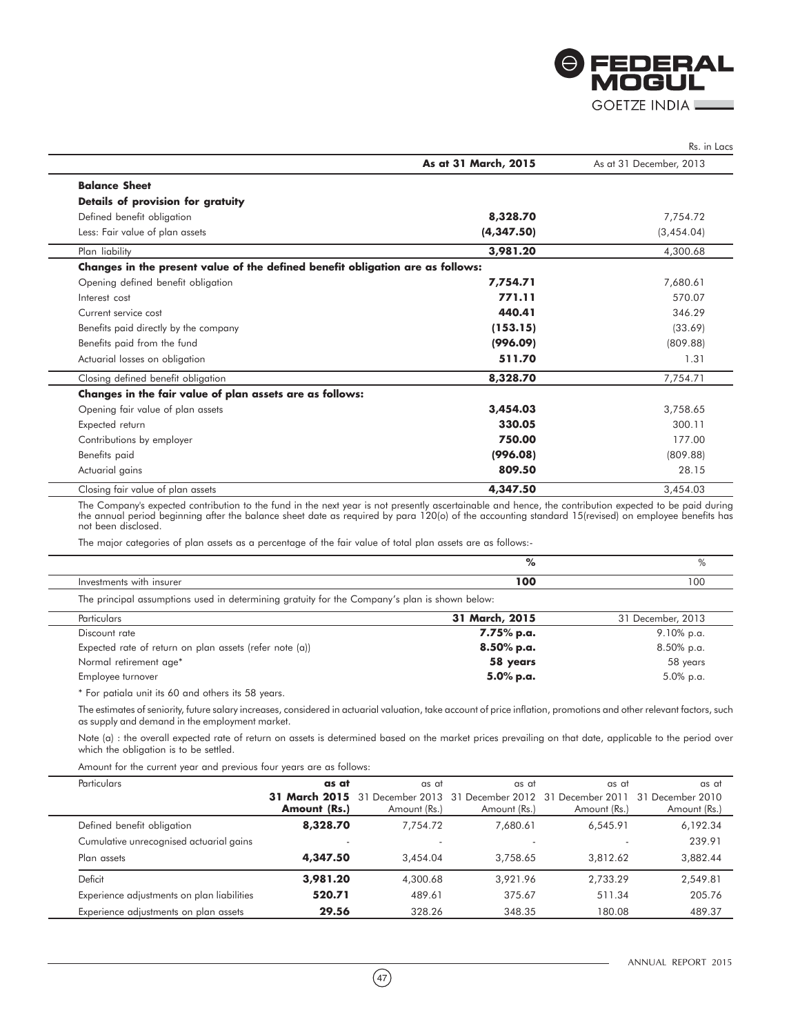Rs. in Lacs

| | As at 31 March, 2015 | As at 31 December, 2013 |
|---|---|---|
| **Balance Sheet** | | |
| **Details of provision for gratuity** | | |
| Defined benefit obligation | **8,328.70** | 7,754.72 |
| Less: Fair value of plan assets | **(4,347.50)** | (3,454.04) |
| Plan liability | **3,981.20** | 4,300.68 |
| **Changes in the present value of the defined benefit obligation are as follows:** | | |
| Opening defined benefit obligation | **7,754.71** | 7,680.61 |
| Interest cost | **771.11** | 570.07 |
| Current service cost | **440.41** | 346.29 |
| Benefits paid directly by the company | **(153.15)** | (33.69) |
| Benefits paid from the fund | **(996.09)** | (809.88) |
| Actuarial losses on obligation | **511.70** | 1.31 |
| Closing defined benefit obligation | **8,328.70** | 7,754.71 |
| **Changes in the fair value of plan assets are as follows:** | | |
| Opening fair value of plan assets | **3,454.03** | 3,758.65 |
| Expected return | **330.05** | 300.11 |
| Contributions by employer | **750.00** | 177.00 |
| Benefits paid | **(996.08)** | (809.88) |
| Actuarial gains | **809.50** | 28.15 |
| Closing fair value of plan assets | **4,347.50** | 3,454.03 |

The Company's expected contribution to the fund in the next year is not presently ascertainable and hence, the contribution expected to be paid during the annual period beginning after the balance sheet date as required by para 120(o) of the accounting standard 15(revised) on employee benefits has not been disclosed.

The major categories of plan assets as a percentage of the fair value of total plan assets are as follows:-

| | % | % |
|---|---|---|
| Investments with insurer | **100** | 100 |

The principal assumptions used in determining gratuity for the Company's plan is shown below:

| Particulars | 31 March, 2015 | 31 December, 2013 |
|---|---|---|
| Discount rate | **7.75% p.a.** | 9.10% p.a. |
| Expected rate of return on plan assets (refer note (a)) | **8.50% p.a.** | 8.50% p.a. |
| Normal retirement age* | **58 years** | 58 years |
| Employee turnover | **5.0% p.a.** | 5.0% p.a. |

* For patiala unit its 60 and others its 58 years.

The estimates of seniority, future salary increases, considered in actuarial valuation, take account of price inflation, promotions and other relevant factors, such as supply and demand in the employment market.

Note (a) : the overall expected rate of return on assets is determined based on the market prices prevailing on that date, applicable to the period over which the obligation is to be settled.

Amount for the current year and previous four years are as follows:

| Particulars | **as at 31 March 2015 Amount (Rs.)** | as at 31 December 2013 Amount (Rs.) | as at 31 December 2012 Amount (Rs.) | as at 31 December 2011 Amount (Rs.) | as at 31 December 2010 Amount (Rs.) |
|---|---|---|---|---|---|
| Defined benefit obligation | **8,328.70** | 7,754.72 | 7,680.61 | 6,545.91 | 6,192.34 |
| Cumulative unrecognised actuarial gains | - | - | - | - | 239.91 |
| Plan assets | **4,347.50** | 3,454.04 | 3,758.65 | 3,812.62 | 3,882.44 |
| Deficit | **3,981.20** | 4,300.68 | 3,921.96 | 2,733.29 | 2,549.81 |
| Experience adjustments on plan liabilities | **520.71** | 489.61 | 375.67 | 511.34 | 205.76 |
| Experience adjustments on plan assets | **29.56** | 328.26 | 348.35 | 180.08 | 489.37 |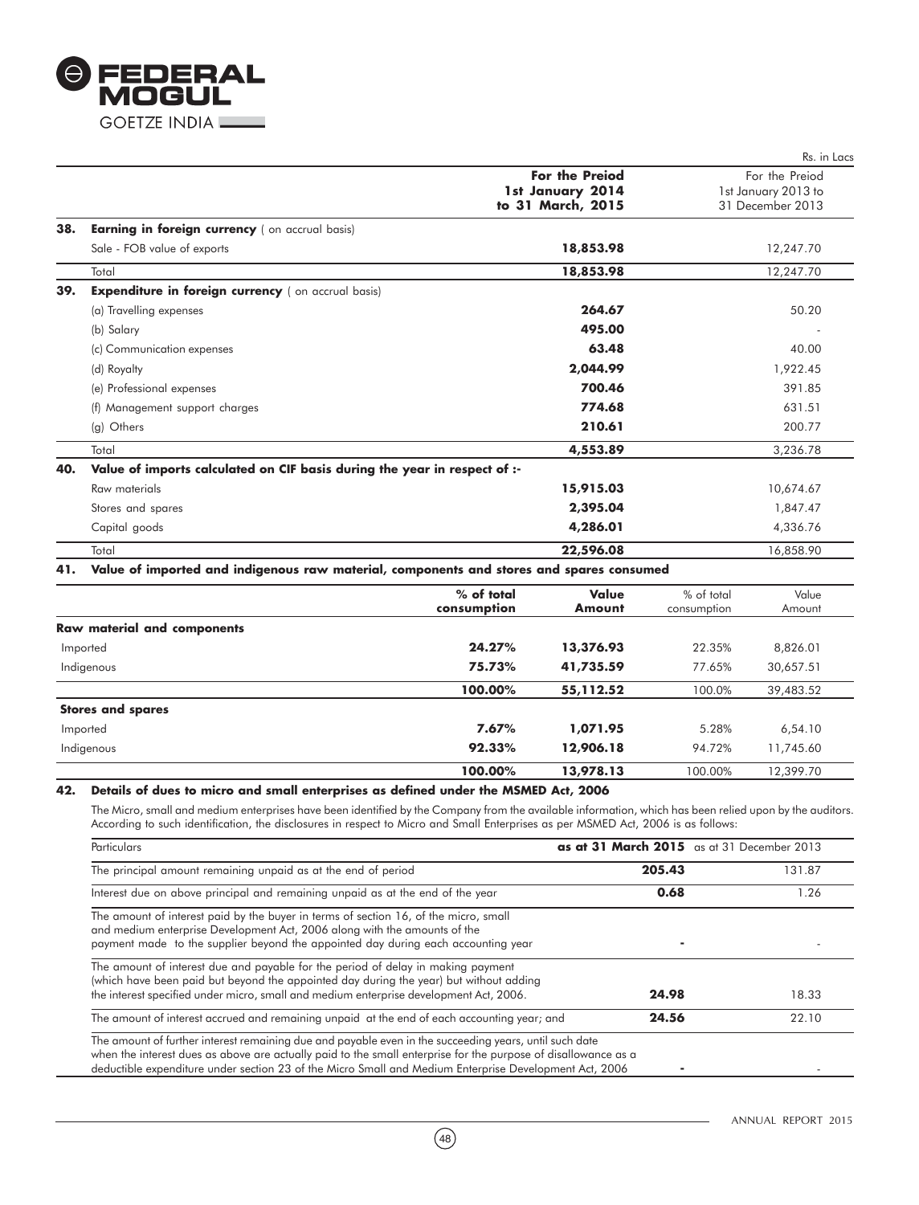Rs. in Lacs

| | | For the Preiod 1st January 2014 to 31 March, 2015 | For the Preiod 1st January 2013 to 31 December 2013 |
|---|---|---|---|
| **38.** | **Earning in foreign currency** ( on accrual basis) | | |
| | Sale - FOB value of exports | **18,853.98** | 12,247.70 |
| | Total | **18,853.98** | 12,247.70 |
| **39.** | **Expenditure in foreign currency** ( on accrual basis) | | |
| | (a) Travelling expenses | **264.67** | 50.20 |
| | (b) Salary | **495.00** | - |
| | (c) Communication expenses | **63.48** | 40.00 |
| | (d) Royalty | **2,044.99** | 1,922.45 |
| | (e) Professional expenses | **700.46** | 391.85 |
| | (f) Management support charges | **774.68** | 631.51 |
| | (g) Others | **210.61** | 200.77 |
| | Total | **4,553.89** | 3,236.78 |
| **40.** | **Value of imports calculated on CIF basis during the year in respect of :-** | | |
| | Raw materials | **15,915.03** | 10,674.67 |
| | Stores and spares | **2,395.04** | 1,847.47 |
| | Capital goods | **4,286.01** | 4,336.76 |
| | Total | **22,596.08** | 16,858.90 |

**41. Value of imported and indigenous raw material, components and stores and spares consumed**

| | % of total consumption | Value Amount | % of total consumption | Value Amount |
|---|---|---|---|---|
| **Raw material and components** | | | | |
| Imported | **24.27%** | **13,376.93** | 22.35% | 8,826.01 |
| Indigenous | **75.73%** | **41,735.59** | 77.65% | 30,657.51 |
| | **100.00%** | **55,112.52** | 100.0% | 39,483.52 |
| **Stores and spares** | | | | |
| Imported | **7.67%** | **1,071.95** | 5.28% | 6,54.10 |
| Indigenous | **92.33%** | **12,906.18** | 94.72% | 11,745.60 |
| | **100.00%** | **13,978.13** | 100.00% | 12,399.70 |

**42. Details of dues to micro and small enterprises as defined under the MSMED Act, 2006**

The Micro, small and medium enterprises have been identified by the Company from the available information, which has been relied upon by the auditors. According to such identification, the disclosures in respect to Micro and Small Enterprises as per MSMED Act, 2006 is as follows:

| Particulars | as at 31 March 2015 | as at 31 December 2013 |
|---|---|---|
| The principal amount remaining unpaid as at the end of period | **205.43** | 131.87 |
| Interest due on above principal and remaining unpaid as at the end of the year | **0.68** | 1.26 |
| The amount of interest paid by the buyer in terms of section 16, of the micro, small and medium enterprise Development Act, 2006 along with the amounts of the payment made to the supplier beyond the appointed day during each accounting year | **-** | - |
| The amount of interest due and payable for the period of delay in making payment (which have been paid but beyond the appointed day during the year) but without adding the interest specified under micro, small and medium enterprise development Act, 2006. | **24.98** | 18.33 |
| The amount of interest accrued and remaining unpaid at the end of each accounting year; and | **24.56** | 22.10 |
| The amount of further interest remaining due and payable even in the succeeding years, until such date when the interest dues as above are actually paid to the small enterprise for the purpose of disallowance as a deductible expenditure under section 23 of the Micro Small and Medium Enterprise Development Act, 2006 | **-** | - |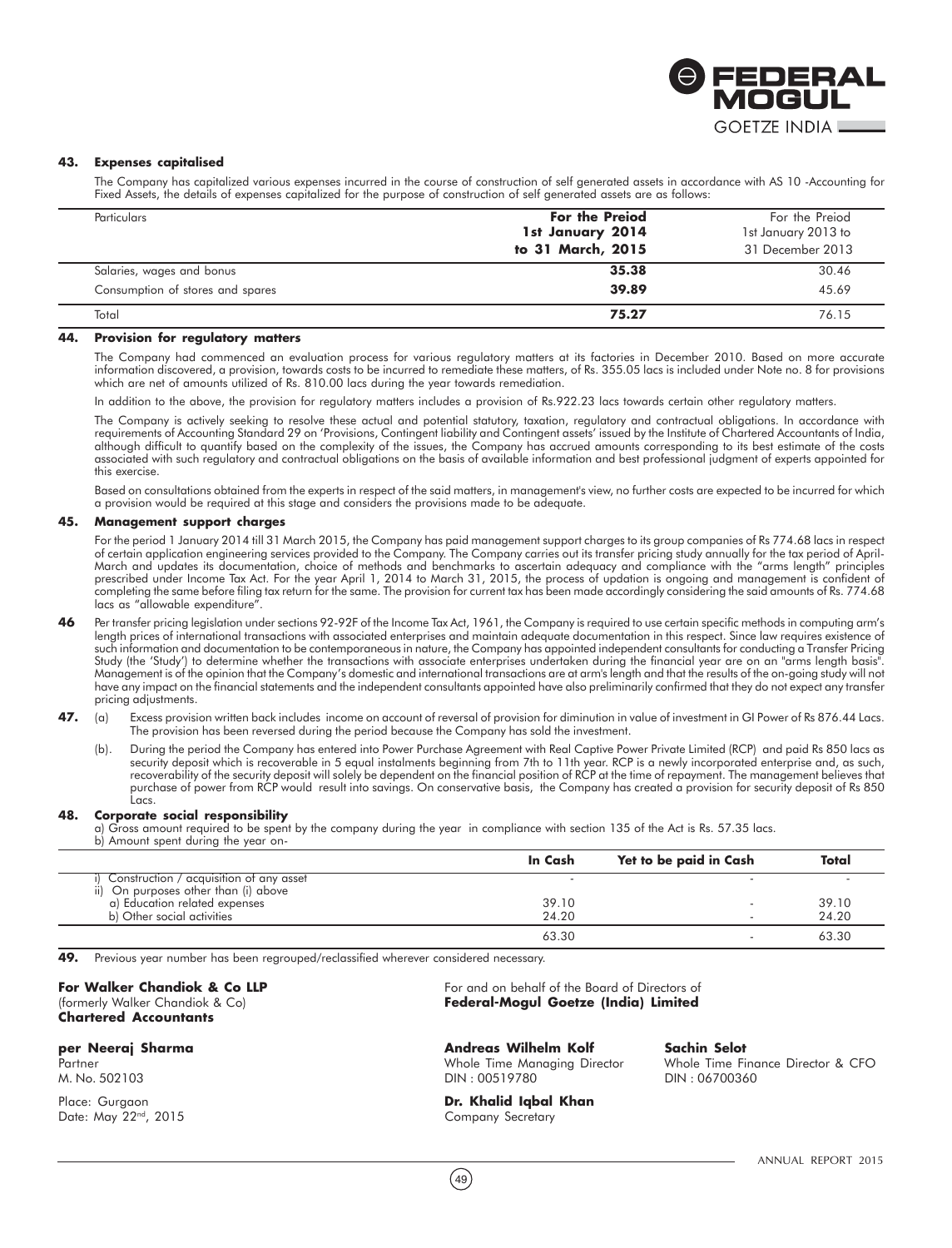## 43. Expenses capitalised

The Company has capitalized various expenses incurred in the course of construction of self generated assets in accordance with AS 10 -Accounting for Fixed Assets, the details of expenses capitalized for the purpose of construction of self generated assets are as follows:

| Particulars | **For the Preiod 1st January 2014 to 31 March, 2015** | For the Preiod 1st January 2013 to 31 December 2013 |
|---|---|---|
| Salaries, wages and bonus | **35.38** | 30.46 |
| Consumption of stores and spares | **39.89** | 45.69 |
| Total | **75.27** | 76.15 |

## 44. Provision for regulatory matters

The Company had commenced an evaluation process for various regulatory matters at its factories in December 2010. Based on more accurate information discovered, a provision, towards costs to be incurred to remediate these matters, of Rs. 355.05 lacs is included under Note no. 8 for provisions which are net of amounts utilized of Rs. 810.00 lacs during the year towards remediation.

In addition to the above, the provision for regulatory matters includes a provision of Rs.922.23 lacs towards certain other regulatory matters.

The Company is actively seeking to resolve these actual and potential statutory, taxation, regulatory and contractual obligations. In accordance with requirements of Accounting Standard 29 on 'Provisions, Contingent liability and Contingent assets' issued by the Institute of Chartered Accountants of India, although difficult to quantify based on the complexity of the issues, the Company has accrued amounts corresponding to its best estimate of the costs associated with such regulatory and contractual obligations on the basis of available information and best professional judgment of experts appointed for this exercise.

Based on consultations obtained from the experts in respect of the said matters, in management's view, no further costs are expected to be incurred for which a provision would be required at this stage and considers the provisions made to be adequate.

## 45. Management support charges

For the period 1 January 2014 till 31 March 2015, the Company has paid management support charges to its group companies of Rs 774.68 lacs in respect of certain application engineering services provided to the Company. The Company carries out its transfer pricing study annually for the tax period of April-March and updates its documentation, choice of methods and benchmarks to ascertain adequacy and compliance with the "arms length" principles prescribed under Income Tax Act. For the year April 1, 2014 to March 31, 2015, the process of updation is ongoing and management is confident of completing the same before filing tax return for the same. The provision for current tax has been made accordingly considering the said amounts of Rs. 774.68 lacs as "allowable expenditure".

**46** Per transfer pricing legislation under sections 92-92F of the Income Tax Act, 1961, the Company is required to use certain specific methods in computing arm's length prices of international transactions with associated enterprises and maintain adequate documentation in this respect. Since law requires existence of such information and documentation to be contemporaneous in nature, the Company has appointed independent consultants for conducting a Transfer Pricing Study (the 'Study') to determine whether the transactions with associate enterprises undertaken during the financial year are on an "arms length basis". Management is of the opinion that the Company's domestic and international transactions are at arm's length and that the results of the on-going study will not have any impact on the financial statements and the independent consultants appointed have also preliminarily confirmed that they do not expect any transfer pricing adjustments.

**47.** (a) Excess provision written back includes income on account of reversal of provision for diminution in value of investment in GI Power of Rs 876.44 Lacs. The provision has been reversed during the period because the Company has sold the investment.

(b). During the period the Company has entered into Power Purchase Agreement with Real Captive Power Private Limited (RCP) and paid Rs 850 lacs as security deposit which is recoverable in 5 equal instalments beginning from 7th to 11th year. RCP is a newly incorporated enterprise and, as such, recoverability of the security deposit will solely be dependent on the financial position of RCP at the time of repayment. The management believes that purchase of power from RCP would result into savings. On conservative basis, the Company has created a provision for security deposit of Rs 850 Lacs.

## 48. Corporate social responsibility

a) Gross amount required to be spent by the company during the year in compliance with section 135 of the Act is Rs. 57.35 lacs.

b) Amount spent during the year on-

| | **In Cash** | **Yet to be paid in Cash** | **Total** |
|---|---|---|---|
| i) Construction / acquisition of any asset | - | - | - |
| ii) On purposes other than (i) above | | | |
| a) Education related expenses | 39.10 | - | 39.10 |
| b) Other social activities | 24.20 | - | 24.20 |
| | 63.30 | - | 63.30 |

**49.** Previous year number has been regrouped/reclassified wherever considered necessary.

**For Walker Chandiok & Co LLP**
(formerly Walker Chandiok & Co)
**Chartered Accountants**

**per Neeraj Sharma**
Partner
M. No. 502103

Place: Gurgaon
Date: May 22nd, 2015

For and on behalf of the Board of Directors of
**Federal-Mogul Goetze (India) Limited**

**Andreas Wilhelm Kolf**
Whole Time Managing Director
DIN : 00519780

**Sachin Selot**
Whole Time Finance Director & CFO
DIN : 06700360

**Dr. Khalid Iqbal Khan**
Company Secretary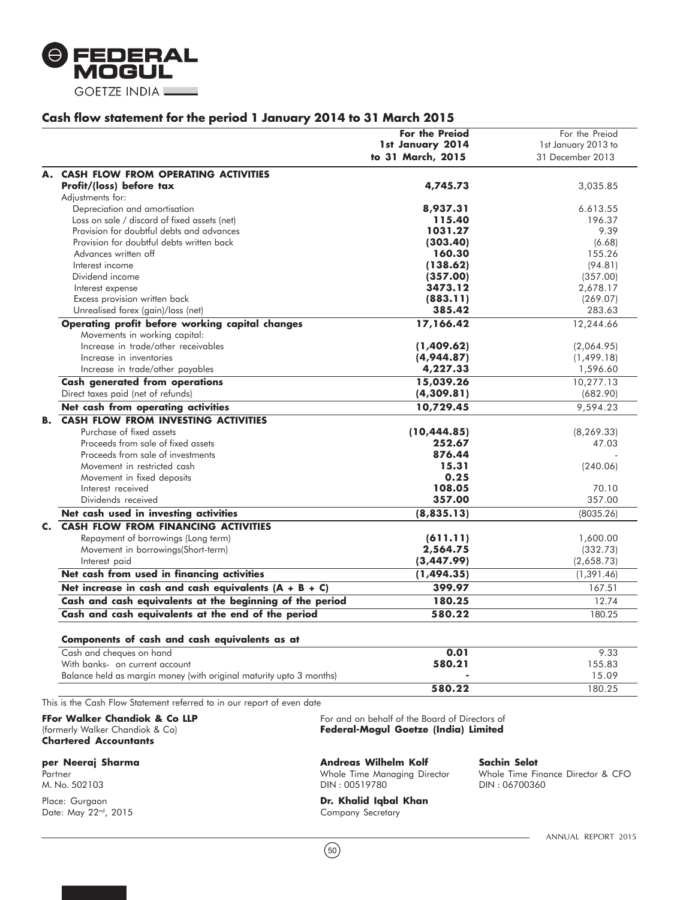## Cash flow statement for the period 1 January 2014 to 31 March 2015

| | For the Preiod 1st January 2014 to 31 March, 2015 | For the Preiod 1st January 2013 to 31 December 2013 |
|---|---|---|
| **A. CASH FLOW FROM OPERATING ACTIVITIES** | | |
| **Profit/(loss) before tax** | **4,745.73** | 3,035.85 |
| Adjustments for: | | |
| Depreciation and amortisation | **8,937.31** | 6.613.55 |
| Loss on sale / discard of fixed assets (net) | **115.40** | 196.37 |
| Provision for doubtful debts and advances | **1031.27** | 9.39 |
| Provision for doubtful debts written back | **(303.40)** | (6.68) |
| Advances written off | **160.30** | 155.26 |
| Interest income | **(138.62)** | (94.81) |
| Dividend income | **(357.00)** | (357.00) |
| Interest expense | **3473.12** | 2,678.17 |
| Excess provision written back | **(883.11)** | (269.07) |
| Unrealised forex (gain)/loss (net) | **385.42** | 283.63 |
| **Operating profit before working capital changes** | **17,166.42** | 12,244.66 |
| Movements in working capital: | | |
| Increase in trade/other receivables | **(1,409.62)** | (2,064.95) |
| Increase in inventories | **(4,944.87)** | (1,499.18) |
| Increase in trade/other payables | **4,227.33** | 1,596.60 |
| **Cash generated from operations** | **15,039.26** | 10,277.13 |
| Direct taxes paid (net of refunds) | **(4,309.81)** | (682.90) |
| **Net cash from operating activities** | **10,729.45** | 9,594.23 |
| **B. CASH FLOW FROM INVESTING ACTIVITIES** | | |
| Purchase of fixed assets | **(10,444.85)** | (8,269.33) |
| Proceeds from sale of fixed assets | **252.67** | 47.03 |
| Proceeds from sale of investments | **876.44** | - |
| Movement in restricted cash | **15.31** | (240.06) |
| Movement in fixed deposits | **0.25** | |
| Interest received | **108.05** | 70.10 |
| Dividends received | **357.00** | 357.00 |
| **Net cash used in investing activities** | **(8,835.13)** | (8035.26) |
| **C. CASH FLOW FROM FINANCING ACTIVITIES** | | |
| Repayment of borrowings (Long term) | **(611.11)** | 1,600.00 |
| Movement in borrowings(Short-term) | **2,564.75** | (332.73) |
| Interest paid | **(3,447.99)** | (2,658.73) |
| **Net cash from used in financing activities** | **(1,494.35)** | (1,391.46) |
| **Net increase in cash and cash equivalents (A + B + C)** | **399.97** | 167.51 |
| **Cash and cash equivalents at the beginning of the period** | **180.25** | 12.74 |
| **Cash and cash equivalents at the end of the period** | **580.22** | 180.25 |
| | | |
| **Components of cash and cash equivalents as at** | | |
| Cash and cheques on hand | **0.01** | 9.33 |
| With banks- on current account | **580.21** | 155.83 |
| Balance held as margin money (with original maturity upto 3 months) | **-** | 15.09 |
| | **580.22** | 180.25 |

This is the Cash Flow Statement referred to in our report of even date

**FFor Walker Chandiok & Co LLP**
(formerly Walker Chandiok & Co)
**Chartered Accountants**

**per Neeraj Sharma**
Partner
M. No. 502103

Place: Gurgaon
Date: May 22nd, 2015

For and on behalf of the Board of Directors of
**Federal-Mogul Goetze (India) Limited**

**Andreas Wilhelm Kolf**
Whole Time Managing Director
DIN : 00519780

**Sachin Selot**
Whole Time Finance Director & CFO
DIN : 06700360

**Dr. Khalid Iqbal Khan**
Company Secretary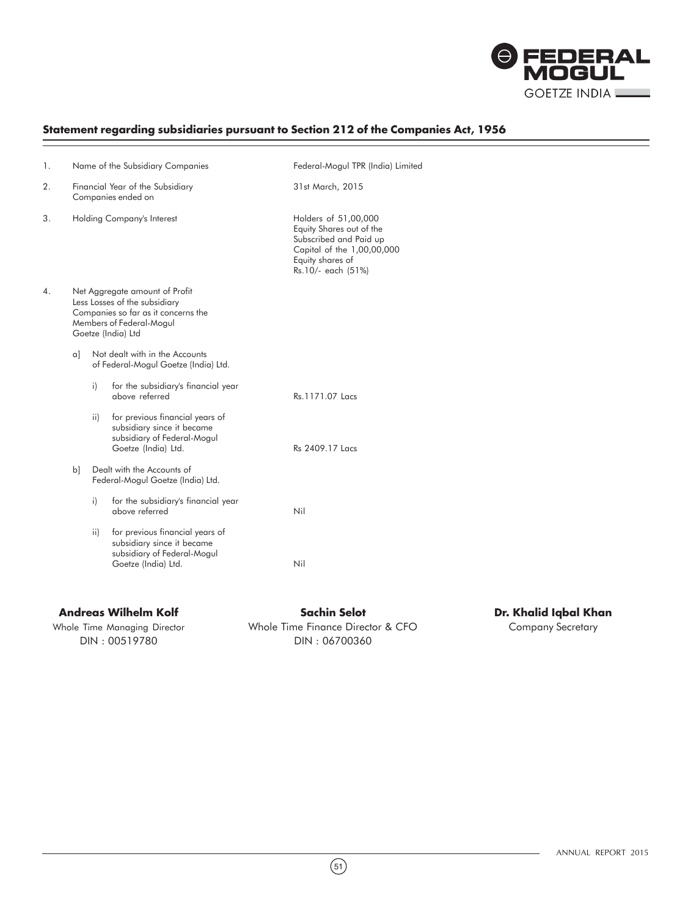## Statement regarding subsidiaries pursuant to Section 212 of the Companies Act, 1956

| | | | |
|---|---|---|---|
| 1. | Name of the Subsidiary Companies | | Federal-Mogul TPR (India) Limited |
| 2. | Financial Year of the Subsidiary Companies ended on | | 31st March, 2015 |
| 3. | Holding Company's Interest | | Holders of 51,00,000 Equity Shares out of the Subscribed and Paid up Capital of the 1,00,00,000 Equity shares of Rs.10/- each (51%) |
| 4. | Net Aggregate amount of Profit Less Losses of the subsidiary Companies so far as it concerns the Members of Federal-Mogul Goetze (India) Ltd | | |
| | a] | Not dealt with in the Accounts of Federal-Mogul Goetze (India) Ltd. | |
| | | i) for the subsidiary's financial year above referred | Rs.1171.07 Lacs |
| | | ii) for previous financial years of subsidiary since it became subsidiary of Federal-Mogul Goetze (India) Ltd. | Rs 2409.17 Lacs |
| | b] | Dealt with the Accounts of Federal-Mogul Goetze (India) Ltd. | |
| | | i) for the subsidiary's financial year above referred | Nil |
| | | ii) for previous financial years of subsidiary since it became subsidiary of Federal-Mogul Goetze (India) Ltd. | Nil |

| **Andreas Wilhelm Kolf** | **Sachin Selot** | **Dr. Khalid Iqbal Khan** |
|---|---|---|
| Whole Time Managing Director | Whole Time Finance Director & CFO | Company Secretary |
| DIN : 00519780 | DIN : 06700360 | |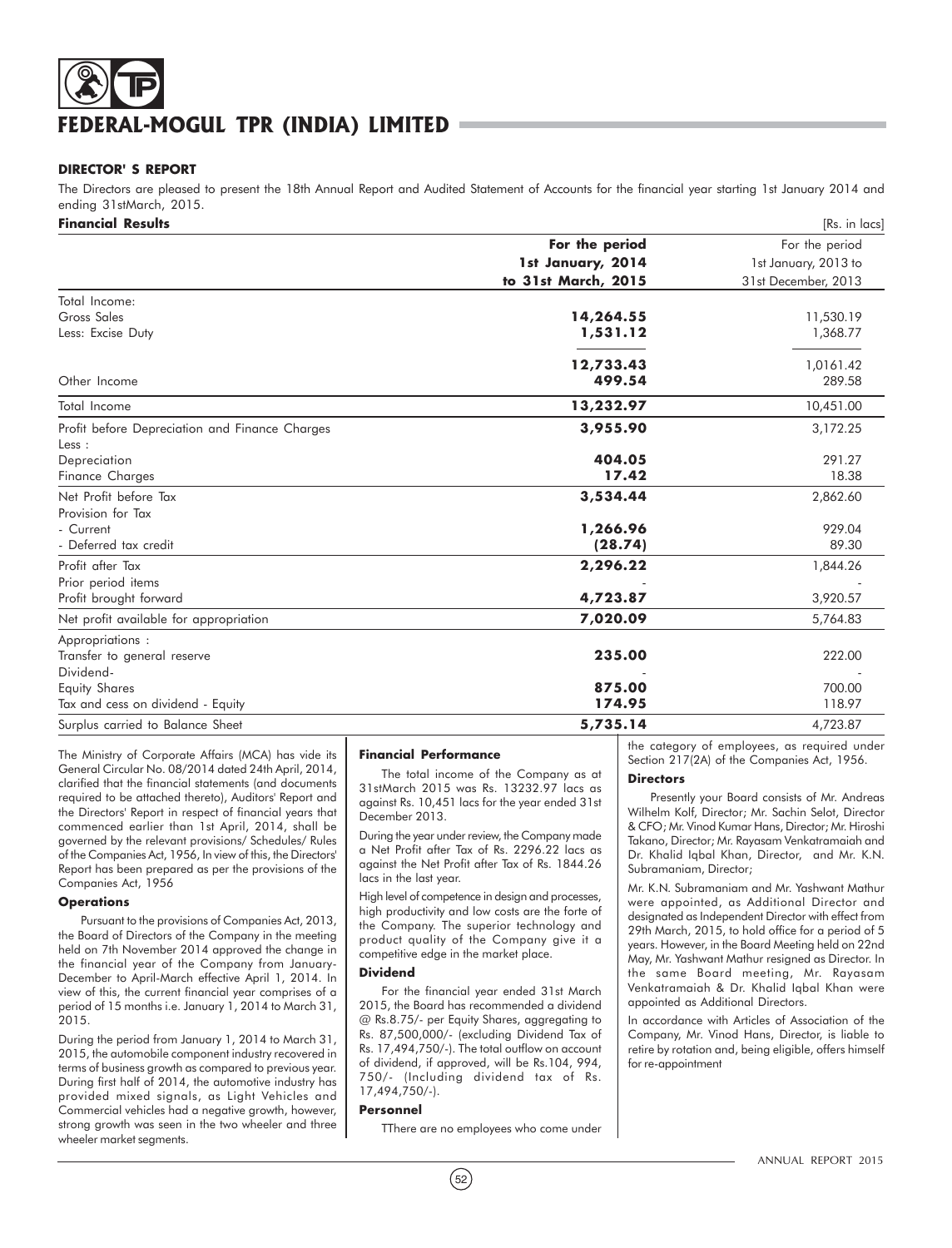# FEDERAL-MOGUL TPR (INDIA) LIMITED

## DIRECTOR' S REPORT

The Directors are pleased to present the 18th Annual Report and Audited Statement of Accounts for the financial year starting 1st January 2014 and ending 31stMarch, 2015.

**Financial Results** [Rs. in lacs]

| | For the period 1st January, 2014 to 31st March, 2015 | For the period 1st January, 2013 to 31st December, 2013 |
|---|---|---|
| Total Income: | | |
| Gross Sales | **14,264.55** | 11,530.19 |
| Less: Excise Duty | **1,531.12** | 1,368.77 |
| | **12,733.43** | 1,0161.42 |
| Other Income | **499.54** | 289.58 |
| Total Income | **13,232.97** | 10,451.00 |
| Profit before Depreciation and Finance Charges | **3,955.90** | 3,172.25 |
| Less : | | |
| Depreciation | **404.05** | 291.27 |
| Finance Charges | **17.42** | 18.38 |
| Net Profit before Tax | **3,534.44** | 2,862.60 |
| Provision for Tax | | |
| - Current | **1,266.96** | 929.04 |
| - Deferred tax credit | **(28.74)** | 89.30 |
| Profit after Tax | **2,296.22** | 1,844.26 |
| Prior period items | - | - |
| Profit brought forward | **4,723.87** | 3,920.57 |
| Net profit available for appropriation | **7,020.09** | 5,764.83 |
| Appropriations : | | |
| Transfer to general reserve | **235.00** | 222.00 |
| Dividend- | - | - |
| Equity Shares | **875.00** | 700.00 |
| Tax and cess on dividend - Equity | **174.95** | 118.97 |
| Surplus carried to Balance Sheet | **5,735.14** | 4,723.87 |

The Ministry of Corporate Affairs (MCA) has vide its General Circular No. 08/2014 dated 24th April, 2014, clarified that the financial statements (and documents required to be attached thereto), Auditors' Report and the Directors' Report in respect of financial years that commenced earlier than 1st April, 2014, shall be governed by the relevant provisions/ Schedules/ Rules of the Companies Act, 1956, In view of this, the Directors' Report has been prepared as per the provisions of the Companies Act, 1956

### Operations

Pursuant to the provisions of Companies Act, 2013, the Board of Directors of the Company in the meeting held on 7th November 2014 approved the change in the financial year of the Company from January-December to April-March effective April 1, 2014. In view of this, the current financial year comprises of a period of 15 months i.e. January 1, 2014 to March 31, 2015.

During the period from January 1, 2014 to March 31, 2015, the automobile component industry recovered in terms of business growth as compared to previous year. During first half of 2014, the automotive industry has provided mixed signals, as Light Vehicles and Commercial vehicles had a negative growth, however, strong growth was seen in the two wheeler and three wheeler market segments.

### Financial Performance

The total income of the Company as at 31stMarch 2015 was Rs. 13232.97 lacs as against Rs. 10,451 lacs for the year ended 31st December 2013.

During the year under review, the Company made a Net Profit after Tax of Rs. 2296.22 lacs as against the Net Profit after Tax of Rs. 1844.26 lacs in the last year.

High level of competence in design and processes, high productivity and low costs are the forte of the Company. The superior technology and product quality of the Company give it a competitive edge in the market place.

### Dividend

For the financial year ended 31st March 2015, the Board has recommended a dividend @ Rs.8.75/- per Equity Shares, aggregating to Rs. 87,500,000/- (excluding Dividend Tax of Rs. 17,494,750/-). The total outflow on account of dividend, if approved, will be Rs.104, 994, 750/- (Including dividend tax of Rs. 17,494,750/-).

### Personnel

TThere are no employees who come under the category of employees, as required under Section 217(2A) of the Companies Act, 1956.

### Directors

Presently your Board consists of Mr. Andreas Wilhelm Kolf, Director; Mr. Sachin Selot, Director & CFO; Mr. Vinod Kumar Hans, Director; Mr. Hiroshi Takano, Director; Mr. Rayasam Venkatramaiah and Dr. Khalid Iqbal Khan, Director, and Mr. K.N. Subramaniam, Director;

Mr. K.N. Subramaniam and Mr. Yashwant Mathur were appointed, as Additional Director and designated as Independent Director with effect from 29th March, 2015, to hold office for a period of 5 years. However, in the Board Meeting held on 22nd May, Mr. Yashwant Mathur resigned as Director. In the same Board meeting, Mr. Rayasam Venkatramaiah & Dr. Khalid Iqbal Khan were appointed as Additional Directors.

In accordance with Articles of Association of the Company, Mr. Vinod Hans, Director, is liable to retire by rotation and, being eligible, offers himself for re-appointment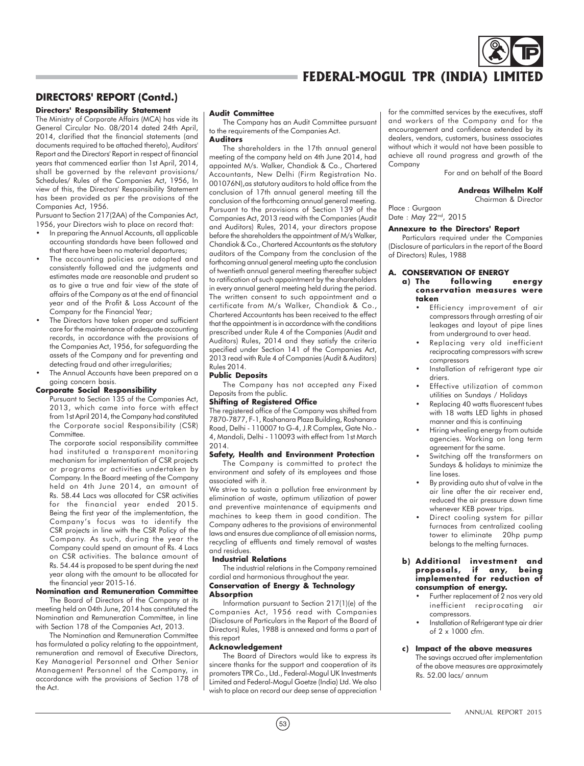## DIRECTORS' REPORT (Contd.)

**Directors' Responsibility Statement**

The Ministry of Corporate Affairs (MCA) has vide its General Circular No. 08/2014 dated 24th April, 2014, clarified that the financial statements (and documents required to be attached thereto), Auditors' Report and the Directors' Report in respect of financial years that commenced earlier than 1st April, 2014, shall be governed by the relevant provisions/ Schedules/ Rules of the Companies Act, 1956, In view of this, the Directors' Responsibility Statement has been provided as per the provisions of the Companies Act, 1956.

Pursuant to Section 217(2AA) of the Companies Act, 1956, your Directors wish to place on record that:

- In preparing the Annual Accounts, all applicable accounting standards have been followed and that there have been no material departures;
- The accounting policies are adopted and consistently followed and the judgments and estimates made are reasonable and prudent so as to give a true and fair view of the state of affairs of the Company as at the end of financial year and of the Profit & Loss Account of the Company for the Financial Year;
- The Directors have taken proper and sufficient care for the maintenance of adequate accounting records, in accordance with the provisions of the Companies Act, 1956, for safeguarding the assets of the Company and for preventing and detecting fraud and other irregularities;
- The Annual Accounts have been prepared on a going concern basis.

**Corporate Social Responsibility**

Pursuant to Section 135 of the Companies Act, 2013, which came into force with effect from 1st April 2014, the Company had constituted the Corporate social Responsibility (CSR) Committee.

The corporate social responsibility committee had instituted a transparent monitoring mechanism for implementation of CSR projects or programs or activities undertaken by Company. In the Board meeting of the Company held on 4th June 2014, an amount of Rs. 58.44 Lacs was allocated for CSR activities for the financial year ended 2015. Being the first year of the implementation, the Company's focus was to identify the CSR projects in line with the CSR Policy of the Company. As such, during the year the Company could spend an amount of Rs. 4 Lacs on CSR activities. The balance amount of Rs. 54.44 is proposed to be spent during the next year along with the amount to be allocated for the financial year 2015-16.

**Nomination and Remuneration Committee**

The Board of Directors of the Company at its meeting held on 04th June, 2014 has constituted the Nomination and Remuneration Committee, in line with Section 178 of the Companies Act, 2013.

The Nomination and Remuneration Committee has formulated a policy relating to the appointment, remuneration and removal of Executive Directors, Key Managerial Personnel and Other Senior Management Personnel of the Company, in accordance with the provisions of Section 178 of the Act.

**Audit Committee**

The Company has an Audit Committee pursuant to the requirements of the Companies Act.

**Auditors**

The shareholders in the 17th annual general meeting of the company held on 4th June 2014, had appointed M/s. Walker, Chandiok & Co., Chartered Accountants, New Delhi (Firm Registration No. 001076N),as statutory auditors to hold office from the conclusion of 17th annual general meeting till the conclusion of the forthcoming annual general meeting. Pursuant to the provisions of Section 139 of the Companies Act, 2013 read with the Companies (Audit and Auditors) Rules, 2014, your directors propose before the shareholders the appointment of M/s Walker, Chandiok & Co., Chartered Accountants as the statutory auditors of the Company from the conclusion of the forthcoming annual general meeting upto the conclusion of twentieth annual general meeting thereafter subject to ratification of such appointment by the shareholders in every annual general meeting held during the period. The written consent to such appointment and a certificate from M/s Walker, Chandiok & Co., Chartered Accountants has been received to the effect that the appointment is in accordance with the conditions prescribed under Rule 4 of the Companies (Audit and Auditors) Rules, 2014 and they satisfy the criteria specified under Section 141 of the Companies Act, 2013 read with Rule 4 of Companies (Audit & Auditors) Rules 2014.

**Public Deposits**

The Company has not accepted any Fixed Deposits from the public.

**Shifting of Registered Office**

The registered office of the Company was shifted from 7870-7877, F-1, Roshanara Plaza Building, Roshanara Road, Delhi - 110007 to G-4, J.R Complex, Gate No.- 4, Mandoli, Delhi - 110093 with effect from 1st March 2014.

**Safety, Health and Environment Protection**

The Company is committed to protect the environment and safety of its employees and those associated with it.

We strive to sustain a pollution free environment by elimination of waste, optimum utilization of power and preventive maintenance of equipments and machines to keep them in good condition. The Company adheres to the provisions of environmental laws and ensures due compliance of all emission norms, recycling of effluents and timely removal of wastes and residues.

**Industrial Relations**

The industrial relations in the Company remained cordial and harmonious throughout the year.

**Conservation of Energy & Technology Absorption**

Information pursuant to Section 217(1)(e) of the Companies Act, 1956 read with Companies (Disclosure of Particulars in the Report of the Board of Directors) Rules, 1988 is annexed and forms a part of this report

**Acknowledgement**

The Board of Directors would like to express its sincere thanks for the support and cooperation of its promoters TPR Co., Ltd., Federal-Mogul UK Investments Limited and Federal-Mogul Goetze (India) Ltd. We also wish to place on record our deep sense of appreciation for the committed services by the executives, staff and workers of the Company and for the encouragement and confidence extended by its dealers, vendors, customers, business associates without which it would not have been possible to achieve all round progress and growth of the Company

For and on behalf of the Board

**Andreas Wilhelm Kolf**
Chairman & Director

Place : Gurgaon
Date : May 22nd, 2015

**Annexure to the Directors' Report**

Particulars required under the Companies (Disclosure of particulars in the report of the Board of Directors) Rules, 1988

**A. CONSERVATION OF ENERGY**

**a) The following energy conservation measures were taken**

- Efficiency improvement of air compressors through arresting of air leakages and layout of pipe lines from underground to over head.
- Replacing very old inefficient reciprocating compressors with screw compressors
- Installation of refrigerant type air driers.
- Effective utilization of common utilities on Sundays / Holidays
- Replacing 40 watts fluorescent tubes with 18 watts LED lights in phased manner and this is continuing
- Hiring wheeling energy from outside agencies. Working on long term agreement for the same.
- Switching off the transformers on Sundays & holidays to minimize the line loses.
- By providing auto shut of valve in the air line after the air receiver end, reduced the air pressure down time whenever KEB power trips.
- Direct cooling system for pillar furnaces from centralized cooling tower to eliminate 20hp pump belongs to the melting furnaces.

**b) Additional investment and proposals, if any, being implemented for reduction of consumption of energy.**

- Further replacement of 2 nos very old inefficient reciprocating air compressors.
- Installation of Refrigerant type air drier of 2 x 1000 cfm.

**c) Impact of the above measures**

The savings accrued after implementation of the above measures are approximately Rs. 52.00 lacs/ annum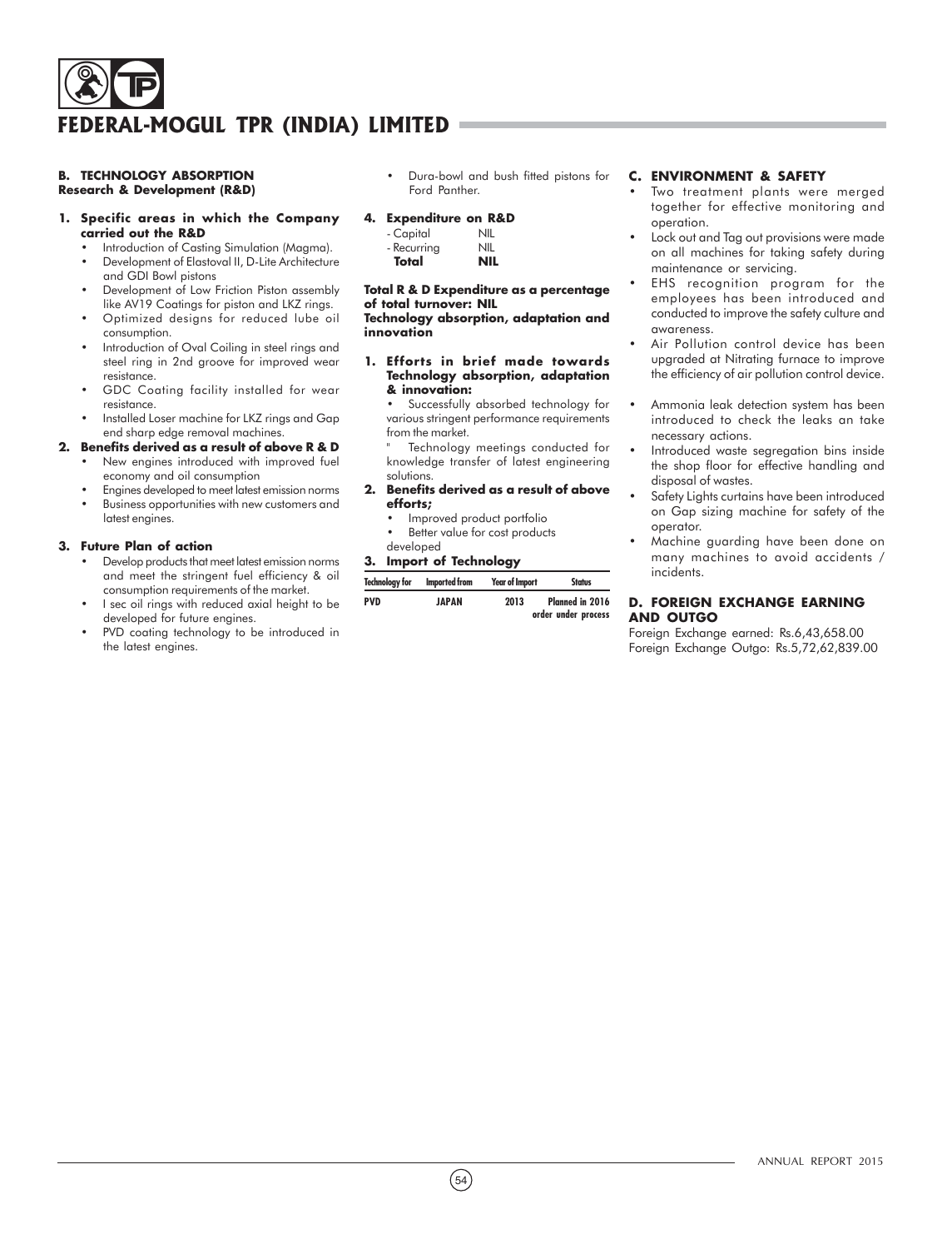## B. TECHNOLOGY ABSORPTION

**Research & Development (R&D)**

**1. Specific areas in which the Company carried out the R&D**

- Introduction of Casting Simulation (Magma).
- Development of Elastoval II, D-Lite Architecture and GDI Bowl pistons
- Development of Low Friction Piston assembly like AV19 Coatings for piston and LKZ rings.
- Optimized designs for reduced lube oil consumption.
- Introduction of Oval Coiling in steel rings and steel ring in 2nd groove for improved wear resistance.
- GDC Coating facility installed for wear resistance.
- Installed Loser machine for LKZ rings and Gap end sharp edge removal machines.

**2. Benefits derived as a result of above R & D**

- New engines introduced with improved fuel economy and oil consumption
- Engines developed to meet latest emission norms
- Business opportunities with new customers and latest engines.

**3. Future Plan of action**

- Develop products that meet latest emission norms and meet the stringent fuel efficiency & oil consumption requirements of the market.
- I sec oil rings with reduced axial height to be developed for future engines.
- PVD coating technology to be introduced in the latest engines.
- Dura-bowl and bush fitted pistons for Ford Panther.

**4. Expenditure on R&D**

| | |
|---|---|
| - Capital | NIL |
| - Recurring | NIL |
| **Total** | **NIL** |

**Total R & D Expenditure as a percentage of total turnover: NIL**

**Technology absorption, adaptation and innovation**

**1. Efforts in brief made towards Technology absorption, adaptation & innovation:**

- Successfully absorbed technology for various stringent performance requirements from the market.
- Technology meetings conducted for knowledge transfer of latest engineering solutions.

**2. Benefits derived as a result of above efforts;**

- Improved product portfolio
- Better value for cost products developed

**3. Import of Technology**

| Technology for | Imported from | Year of Import | Status |
|---|---|---|---|
| PVD | JAPAN | 2013 | Planned in 2016 order under process |

## C. ENVIRONMENT & SAFETY

- Two treatment plants were merged together for effective monitoring and operation.
- Lock out and Tag out provisions were made on all machines for taking safety during maintenance or servicing.
- EHS recognition program for the employees has been introduced and conducted to improve the safety culture and awareness.
- Air Pollution control device has been upgraded at Nitrating furnace to improve the efficiency of air pollution control device.
- Ammonia leak detection system has been introduced to check the leaks an take necessary actions.
- Introduced waste segregation bins inside the shop floor for effective handling and disposal of wastes.
- Safety Lights curtains have been introduced on Gap sizing machine for safety of the operator.
- Machine guarding have been done on many machines to avoid accidents / incidents.

## D. FOREIGN EXCHANGE EARNING AND OUTGO

Foreign Exchange earned: Rs.6,43,658.00

Foreign Exchange Outgo: Rs.5,72,62,839.00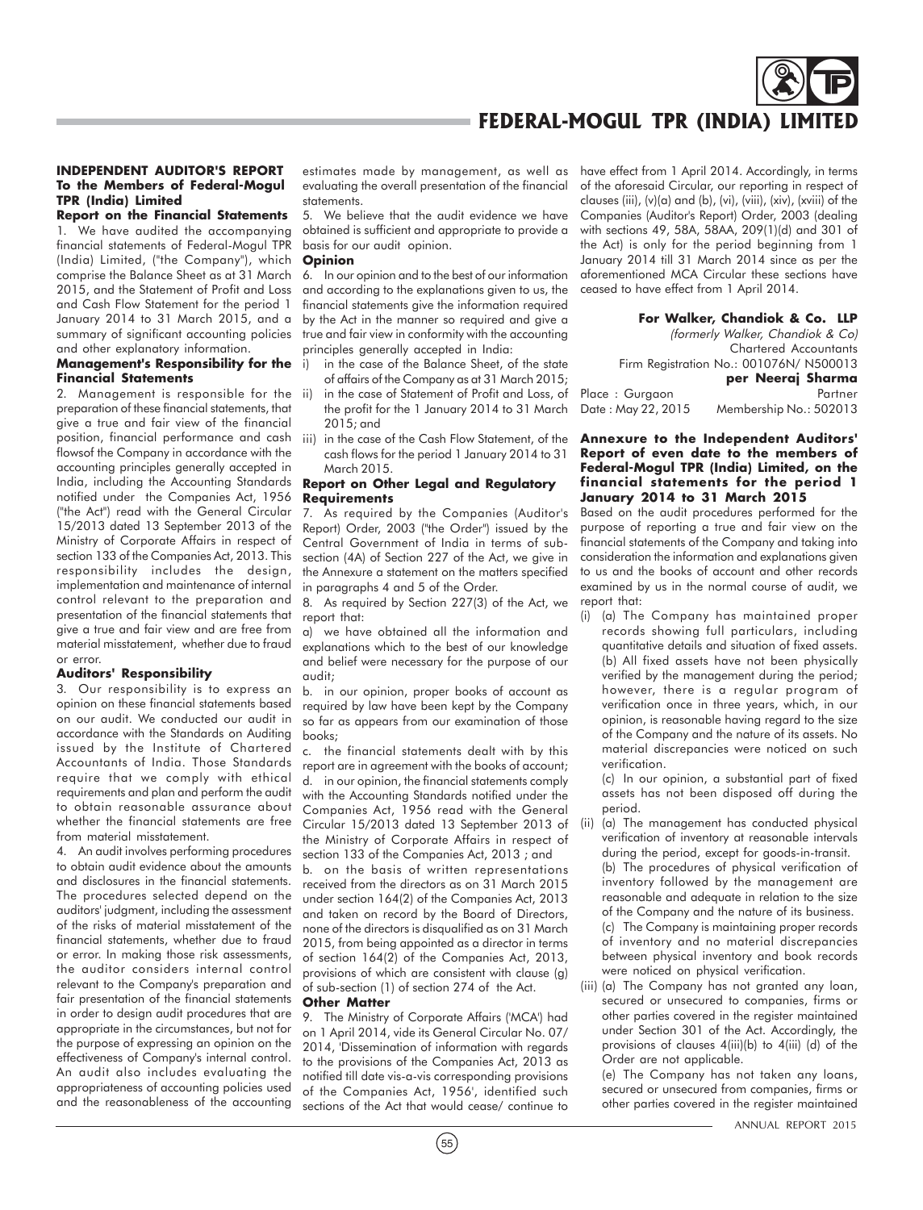## INDEPENDENT AUDITOR'S REPORT
**To the Members of Federal-Mogul TPR (India) Limited**

**Report on the Financial Statements**

1. We have audited the accompanying financial statements of Federal-Mogul TPR (India) Limited, ("the Company"), which comprise the Balance Sheet as at 31 March 2015, and the Statement of Profit and Loss and Cash Flow Statement for the period 1 January 2014 to 31 March 2015, and a summary of significant accounting policies and other explanatory information.

**Management's Responsibility for the Financial Statements**

2. Management is responsible for the preparation of these financial statements, that give a true and fair view of the financial position, financial performance and cash flowsof the Company in accordance with the accounting principles generally accepted in India, including the Accounting Standards notified under the Companies Act, 1956 ("the Act") read with the General Circular 15/2013 dated 13 September 2013 of the Ministry of Corporate Affairs in respect of section 133 of the Companies Act, 2013. This responsibility includes the design, implementation and maintenance of internal control relevant to the preparation and presentation of the financial statements that give a true and fair view and are free from material misstatement, whether due to fraud or error.

**Auditors' Responsibility**

3. Our responsibility is to express an opinion on these financial statements based on our audit. We conducted our audit in accordance with the Standards on Auditing issued by the Institute of Chartered Accountants of India. Those Standards require that we comply with ethical requirements and plan and perform the audit to obtain reasonable assurance about whether the financial statements are free from material misstatement.

4. An audit involves performing procedures to obtain audit evidence about the amounts and disclosures in the financial statements. The procedures selected depend on the auditors' judgment, including the assessment of the risks of material misstatement of the financial statements, whether due to fraud or error. In making those risk assessments, the auditor considers internal control relevant to the Company's preparation and fair presentation of the financial statements in order to design audit procedures that are appropriate in the circumstances, but not for the purpose of expressing an opinion on the effectiveness of Company's internal control. An audit also includes evaluating the appropriateness of accounting policies used and the reasonableness of the accounting estimates made by management, as well as evaluating the overall presentation of the financial statements.

5. We believe that the audit evidence we have obtained is sufficient and appropriate to provide a basis for our audit opinion.

**Opinion**

6. In our opinion and to the best of our information and according to the explanations given to us, the financial statements give the information required by the Act in the manner so required and give a true and fair view in conformity with the accounting principles generally accepted in India:

i) in the case of the Balance Sheet, of the state of affairs of the Company as at 31 March 2015;

ii) in the case of Statement of Profit and Loss, of the profit for the 1 January 2014 to 31 March 2015; and

iii) in the case of the Cash Flow Statement, of the cash flows for the period 1 January 2014 to 31 March 2015.

**Report on Other Legal and Regulatory Requirements**

7. As required by the Companies (Auditor's Report) Order, 2003 ("the Order") issued by the Central Government of India in terms of sub-section (4A) of Section 227 of the Act, we give in the Annexure a statement on the matters specified in paragraphs 4 and 5 of the Order.

8. As required by Section 227(3) of the Act, we report that:

a) we have obtained all the information and explanations which to the best of our knowledge and belief were necessary for the purpose of our audit;

b. in our opinion, proper books of account as required by law have been kept by the Company so far as appears from our examination of those books;

c. the financial statements dealt with by this report are in agreement with the books of account;

d. in our opinion, the financial statements comply with the Accounting Standards notified under the Companies Act, 1956 read with the General Circular 15/2013 dated 13 September 2013 of the Ministry of Corporate Affairs in respect of section 133 of the Companies Act, 2013 ; and

b. on the basis of written representations received from the directors as on 31 March 2015 under section 164(2) of the Companies Act, 2013 and taken on record by the Board of Directors, none of the directors is disqualified as on 31 March 2015, from being appointed as a director in terms of section 164(2) of the Companies Act, 2013, provisions of which are consistent with clause (g) of sub-section (1) of section 274 of the Act.

**Other Matter**

9. The Ministry of Corporate Affairs ('MCA') had on 1 April 2014, vide its General Circular No. 07/2014, 'Dissemination of information with regards to the provisions of the Companies Act, 2013 as notified till date vis-a-vis corresponding provisions of the Companies Act, 1956', identified such sections of the Act that would cease/ continue to have effect from 1 April 2014. Accordingly, in terms of the aforesaid Circular, our reporting in respect of clauses (iii), (v)(a) and (b), (vi), (viii), (xiv), (xviii) of the Companies (Auditor's Report) Order, 2003 (dealing with sections 49, 58A, 58AA, 209(1)(d) and 301 of the Act) is only for the period beginning from 1 January 2014 till 31 March 2014 since as per the aforementioned MCA Circular these sections have ceased to have effect from 1 April 2014.

**For Walker, Chandiok & Co. LLP**
*(formerly Walker, Chandiok & Co)*
Chartered Accountants
Firm Registration No.: 001076N/ N500013
**per Neeraj Sharma**
Partner
Membership No.: 502013

Place : Gurgaon
Date : May 22, 2015

### Annexure to the Independent Auditors' Report of even date to the members of Federal-Mogul TPR (India) Limited, on the financial statements for the period 1 January 2014 to 31 March 2015

Based on the audit procedures performed for the purpose of reporting a true and fair view on the financial statements of the Company and taking into consideration the information and explanations given to us and the books of account and other records examined by us in the normal course of audit, we report that:

(i) (a) The Company has maintained proper records showing full particulars, including quantitative details and situation of fixed assets.

(b) All fixed assets have not been physically verified by the management during the period; however, there is a regular program of verification once in three years, which, in our opinion, is reasonable having regard to the size of the Company and the nature of its assets. No material discrepancies were noticed on such verification.

(c) In our opinion, a substantial part of fixed assets has not been disposed off during the period.

(ii) (a) The management has conducted physical verification of inventory at reasonable intervals during the period, except for goods-in-transit.

(b) The procedures of physical verification of inventory followed by the management are reasonable and adequate in relation to the size of the Company and the nature of its business.

(c) The Company is maintaining proper records of inventory and no material discrepancies between physical inventory and book records were noticed on physical verification.

(iii) (a) The Company has not granted any loan, secured or unsecured to companies, firms or other parties covered in the register maintained under Section 301 of the Act. Accordingly, the provisions of clauses 4(iii)(b) to 4(iii) (d) of the Order are not applicable.

(e) The Company has not taken any loans, secured or unsecured from companies, firms or other parties covered in the register maintained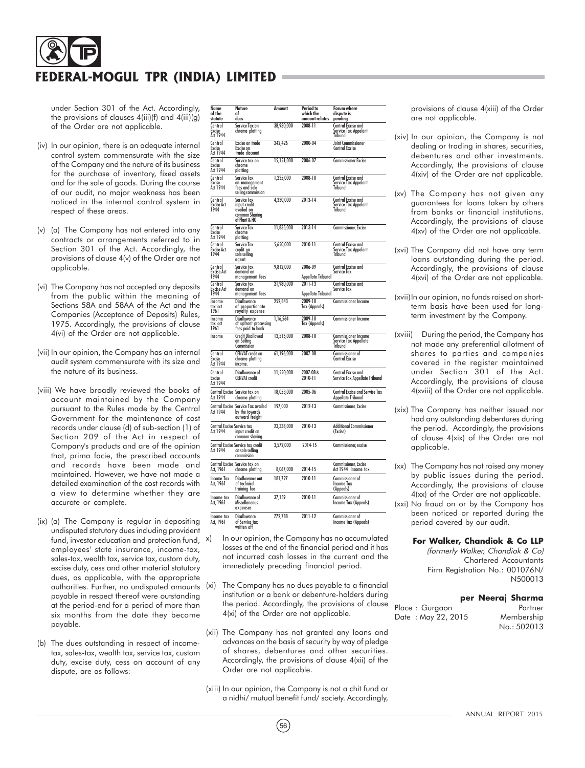under Section 301 of the Act. Accordingly, the provisions of clauses 4(iii)(f) and 4(iii)(g) of the Order are not applicable.

(iv) In our opinion, there is an adequate internal control system commensurate with the size of the Company and the nature of its business for the purchase of inventory, fixed assets and for the sale of goods. During the course of our audit, no major weakness has been noticed in the internal control system in respect of these areas.

(v) (a) The Company has not entered into any contracts or arrangements referred to in Section 301 of the Act. Accordingly, the provisions of clause 4(v) of the Order are not applicable.

(vi) The Company has not accepted any deposits from the public within the meaning of Sections 58A and 58AA of the Act and the Companies (Acceptance of Deposits) Rules, 1975. Accordingly, the provisions of clause 4(vi) of the Order are not applicable.

(vii) In our opinion, the Company has an internal audit system commensurate with its size and the nature of its business.

(viii) We have broadly reviewed the books of account maintained by the Company pursuant to the Rules made by the Central Government for the maintenance of cost records under clause (d) of sub-section (1) of Section 209 of the Act in respect of Company's products and are of the opinion that, prima facie, the prescribed accounts and records have been made and maintained. However, we have not made a detailed examination of the cost records with a view to determine whether they are accurate or complete.

(ix) (a) The Company is regular in depositing undisputed statutory dues including provident fund, investor education and protection fund, employees' state insurance, income-tax, sales-tax, wealth tax, service tax, custom duty, excise duty, cess and other material statutory dues, as applicable, with the appropriate authorities. Further, no undisputed amounts payable in respect thereof were outstanding at the period-end for a period of more than six months from the date they become payable.

(b) The dues outstanding in respect of income-tax, sales-tax, wealth tax, service tax, custom duty, excise duty, cess on account of any dispute, are as follows:

| Name of the statute | Nature of dues | Amount | Period to which the amount relates | Forum where dispute is pending |
|---|---|---|---|---|
| Central Excise Act 1944 | Service Tax on chrome platting | 38,930,000 | 2008-11 | Central Excise and Service Tax Appelant Tribunal |
| Central Excise Act 1944 | Excise on trade Excise on trade discount | 242,426 | 2000-04 | Joint Commissioner Central Excise |
| Central Excise Act 1944 | Service tax on chrome platting | 15,151,000 | 2006-07 | Commissioner Excise |
| Central Excise Act 1944 | Service Tax on management fees and sole selling commission | 1,235,000 | 2008-10 | Central Excise and Service Tax Appelant Tribunal |
| Central Excise Act 1944 | Service Tax input credit availed on common Sharing of Plant & HO | 4,330,000 | 2013-14 | Central Excise and Service Tax Appelant Tribunal |
| Central Excise Act 1944 | Service Tax chrome platting | 11,835,000 | 2013-14 | Commissioner, Excise |
| Central Excise Act 1944 | Service Tax credit on sole selling agent | 5,650,000 | 2010-11 | Central Excise and Service Tax Appelant Tribunal |
| Central Excise Act 1944 | Service tax demand on management fees | 9,812,000 | 2006-09 | Central Excise and Appellate Tribunal |
| Central Excise Act 1944 | Service tax demand on management fees | 21,980,000 | 2011-13 | Central Excise and Service Tax Appellate Tribunal |
| Income tax act 1961 | Disallowance of proportionate royalty expense | 252,843 | 2009-10 | Commissioner Income Tax (Appeals) |
| Income tax act 1961 | Disallowance of upfront processing fees paid to bank | 1,16,564 | 2009-10 | Commissioner Income Tax (Appeals) |
| Income | Credit Disallowed on Selling Commission | 13,515,000 | 2008-10 | Commissioner Income Service Tax Appellate Tribunal |
| Central Excise Act 1944 | CENVAT credit on chrome platting income. | 61,196,000 | 2007-08 | Commissioner of Central Excise |
| Central Excise Act 1944 | Disallowance of CENVAT credit | 11,550,000 | 2007-08 & 2010-11 | Central Excise and Service Tax Appellate Tribunal |
| Central Excise Act 1944 | Service tax on chrome platting | 18,053,000 | 2005-06 | Central Excise and Service Tax Appellate Tribunal |
| Central Excise Act 1944 | Service Tax availed by the towards outward freight | 197,000 | 2012-13 | Commissioner, Excise |
| Central Excise Act 1944 | Service tax input credit on common sharing | 23,338,000 | 2010-13 | Additional Commissioner (Excise) |
| Central Excise Act 1944 | Service tax credit on sole selling commission | 3,572,000 | 2014-15 | Commissioner, excise |
| Central Excise Act, 1961 | Service tax on chrome platting | 8,067,000 | 2014-15 | Commissioner, Excise Act 1944 Income tax |
| Income Tax Act, 1961 | Disallowance out of technical training fee | 181,727 | 2010-11 | Commissioner of Income Tax (Appeals) |
| Income tax Act, 1961 | Disallowance of Miscellaneous expenses | 37,159 | 2010-11 | Commissioner of Income Tax (Appeals) |
| Income tax Act, 1961 | Disallowance of Service tax written off | 772,788 | 2011-12 | Commissioner of Income Tax (Appeals) |

x) In our opinion, the Company has no accumulated losses at the end of the financial period and it has not incurred cash losses in the current and the immediately preceding financial period.

(xi) The Company has no dues payable to a financial institution or a bank or debenture-holders during the period. Accordingly, the provisions of clause 4(xi) of the Order are not applicable.

(xii) The Company has not granted any loans and advances on the basis of security by way of pledge of shares, debentures and other securities. Accordingly, the provisions of clause 4(xii) of the Order are not applicable.

(xiii) In our opinion, the Company is not a chit fund or a nidhi/ mutual benefit fund/ society. Accordingly, provisions of clause 4(xiii) of the Order are not applicable.

(xiv) In our opinion, the Company is not dealing or trading in shares, securities, debentures and other investments. Accordingly, the provisions of clause 4(xiv) of the Order are not applicable.

(xv) The Company has not given any guarantees for loans taken by others from banks or financial institutions. Accordingly, the provisions of clause 4(xv) of the Order are not applicable.

(xvi) The Company did not have any term loans outstanding during the period. Accordingly, the provisions of clause 4(xvi) of the Order are not applicable.

(xvii) In our opinion, no funds raised on short-term basis have been used for long-term investment by the Company.

(xviii) During the period, the Company has not made any preferential allotment of shares to parties and companies covered in the register maintained under Section 301 of the Act. Accordingly, the provisions of clause 4(xviii) of the Order are not applicable.

(xix) The Company has neither issued nor had any outstanding debentures during the period. Accordingly, the provisions of clause 4(xix) of the Order are not applicable.

(xx) The Company has not raised any money by public issues during the period. Accordingly, the provisions of clause 4(xx) of the Order are not applicable.

(xxi) No fraud on or by the Company has been noticed or reported during the period covered by our audit.

**For Walker, Chandiok & Co LLP**
*(formerly Walker, Chandiok & Co)*
Chartered Accountants
Firm Registration No.: 001076N/ N500013

**per Neeraj Sharma**
Partner
Membership No.: 502013

Place : Gurgaon
Date : May 22, 2015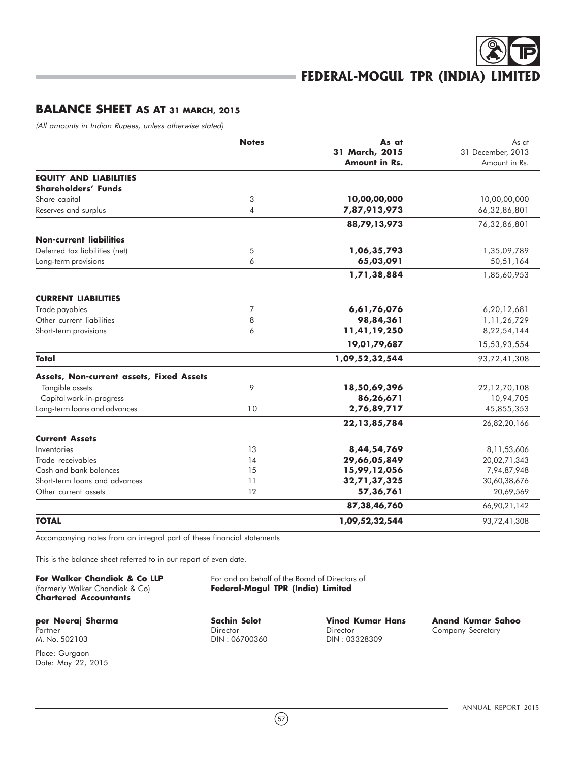# FEDERAL-MOGUL TPR (INDIA) LIMITED

## BALANCE SHEET AS AT 31 MARCH, 2015

*(All amounts in Indian Rupees, unless otherwise stated)*

| | Notes | As at 31 March, 2015 Amount in Rs. | As at 31 December, 2013 Amount in Rs. |
|---|---|---|---|
| **EQUITY AND LIABILITIES** | | | |
| **Shareholders' Funds** | | | |
| Share capital | 3 | **10,00,00,000** | 10,00,00,000 |
| Reserves and surplus | 4 | **7,87,913,973** | 66,32,86,801 |
| | | **88,79,13,973** | 76,32,86,801 |
| **Non-current liabilities** | | | |
| Deferred tax liabilities (net) | 5 | **1,06,35,793** | 1,35,09,789 |
| Long-term provisions | 6 | **65,03,091** | 50,51,164 |
| | | **1,71,38,884** | 1,85,60,953 |
| **CURRENT LIABILITIES** | | | |
| Trade payables | 7 | **6,61,76,076** | 6,20,12,681 |
| Other current liabilities | 8 | **98,84,361** | 1,11,26,729 |
| Short-term provisions | 6 | **11,41,19,250** | 8,22,54,144 |
| | | **19,01,79,687** | 15,53,93,554 |
| **Total** | | **1,09,52,32,544** | 93,72,41,308 |
| **Assets, Non-current assets, Fixed Assets** | | | |
| Tangible assets | 9 | **18,50,69,396** | 22,12,70,108 |
| Capital work-in-progress | | **86,26,671** | 10,94,705 |
| Long-term loans and advances | 10 | **2,76,89,717** | 45,855,353 |
| | | **22,13,85,784** | 26,82,20,166 |
| **Current Assets** | | | |
| Inventories | 13 | **8,44,54,769** | 8,11,53,606 |
| Trade receivables | 14 | **29,66,05,849** | 20,02,71,343 |
| Cash and bank balances | 15 | **15,99,12,056** | 7,94,87,948 |
| Short-term loans and advances | 11 | **32,71,37,325** | 30,60,38,676 |
| Other current assets | 12 | **57,36,761** | 20,69,569 |
| | | **87,38,46,760** | 66,90,21,142 |
| **TOTAL** | | **1,09,52,32,544** | 93,72,41,308 |

Accompanying notes from an integral part of these financial statements

This is the balance sheet referred to in our report of even date.

**For Walker Chandiok & Co LLP**
(formerly Walker Chandiok & Co)
**Chartered Accountants**

For and on behalf of the Board of Directors of
**Federal-Mogul TPR (India) Limited**

**per Neeraj Sharma**
Partner
M. No. 502103

**Sachin Selot**
Director
DIN : 06700360

**Vinod Kumar Hans**
Director
DIN : 03328309

**Anand Kumar Sahoo**
Company Secretary

Place: Gurgaon
Date: May 22, 2015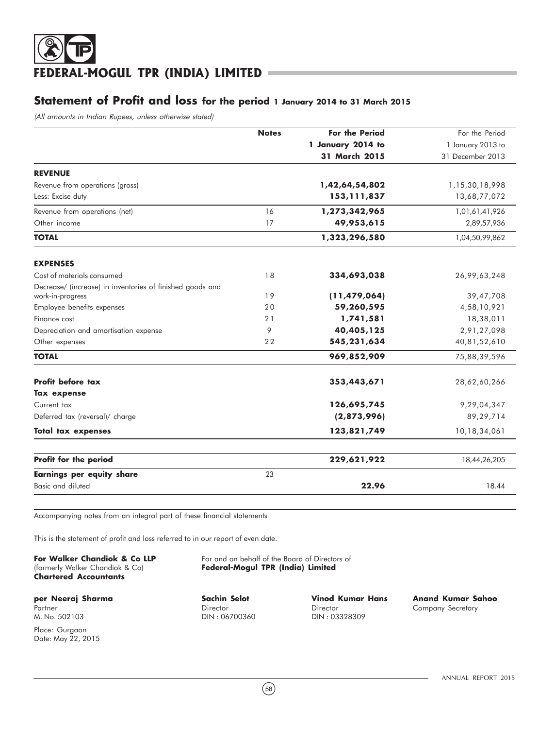# FEDERAL-MOGUL TPR (INDIA) LIMITED

## Statement of Profit and loss for the period 1 January 2014 to 31 March 2015

*(All amounts in Indian Rupees, unless otherwise stated)*

| | Notes | For the Period 1 January 2014 to 31 March 2015 | For the Period 1 January 2013 to 31 December 2013 |
|---|---|---|---|
| **REVENUE** | | | |
| Revenue from operations (gross) | | **1,42,64,54,802** | 1,15,30,18,998 |
| Less: Excise duty | | **153,111,837** | 13,68,77,072 |
| Revenue from operations (net) | 16 | **1,273,342,965** | 1,01,61,41,926 |
| Other income | 17 | **49,953,615** | 2,89,57,936 |
| **TOTAL** | | **1,323,296,580** | 1,04,50,99,862 |
| **EXPENSES** | | | |
| Cost of materials consumed | 18 | **334,693,038** | 26,99,63,248 |
| Decrease/ (increase) in inventories of finished goods and work-in-progress | 19 | **(11,479,064)** | 39,47,708 |
| Employee benefits expenses | 20 | **59,260,595** | 4,58,10,921 |
| Finance cost | 21 | **1,741,581** | 18,38,011 |
| Depreciation and amortisation expense | 9 | **40,405,125** | 2,91,27,098 |
| Other expenses | 22 | **545,231,634** | 40,81,52,610 |
| **TOTAL** | | **969,852,909** | 75,88,39,596 |
| **Profit before tax** | | **353,443,671** | 28,62,60,266 |
| **Tax expense** | | | |
| Current tax | | **126,695,745** | 9,29,04,347 |
| Deferred tax (reversal)/ charge | | **(2,873,996)** | 89,29,714 |
| **Total tax expenses** | | **123,821,749** | 10,18,34,061 |
| **Profit for the period** | | **229,621,922** | 18,44,26,205 |
| **Earnings per equity share** | 23 | | |
| Basic and diluted | | **22.96** | 18.44 |

Accompanying notes from an integral part of these financial statements

This is the statement of profit and loss referred to in our report of even date.

**For Walker Chandiok & Co LLP**
(formerly Walker Chandiok & Co)
**Chartered Accountants**

For and on behalf of the Board of Directors of
**Federal-Mogul TPR (India) Limited**

**per Neeraj Sharma**
Partner
M. No. 502103

**Sachin Selot**
Director
DIN : 06700360

**Vinod Kumar Hans**
Director
DIN : 03328309

**Anand Kumar Sahoo**
Company Secretary

Place: Gurgaon
Date: May 22, 2015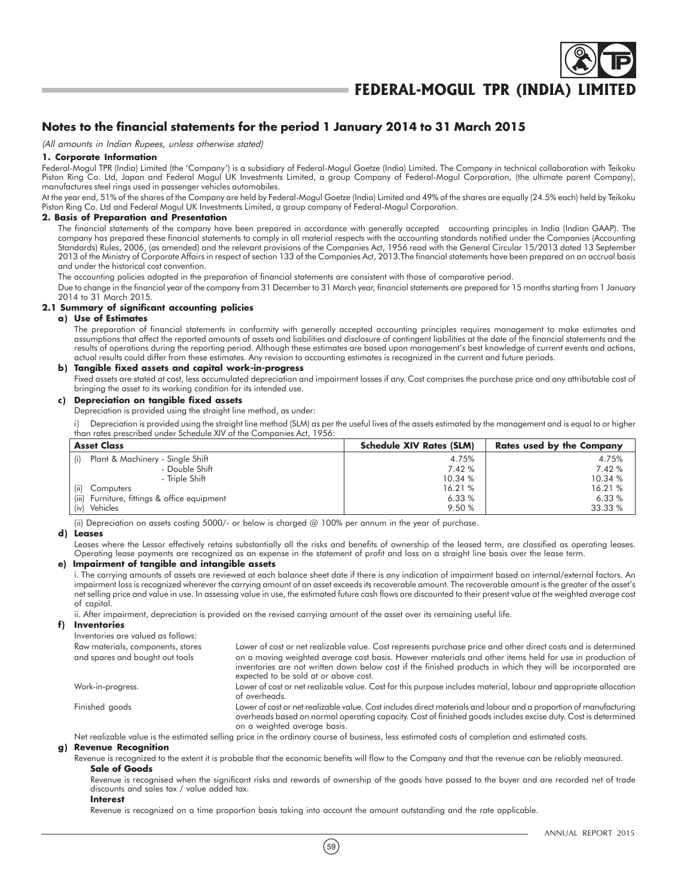## Notes to the financial statements for the period 1 January 2014 to 31 March 2015

*(All amounts in Indian Rupees, unless otherwise stated)*

### 1. Corporate Information

Federal-Mogul TPR (India) Limited (the 'Company') is a subsidiary of Federal-Mogul Goetze (India) Limited. The Company in technical collaboration with Teikoku Piston Ring Co. Ltd, Japan and Federal Mogul UK Investments Limited, a group Company of Federal-Mogul Corporation, (the ultimate parent Company), manufactures steel rings used in passenger vehicles automobiles.

At the year end, 51% of the shares of the Company are held by Federal-Mogul Goetze (India) Limited and 49% of the shares are equally (24.5% each) held by Teikoku Piston Ring Co. Ltd and Federal Mogul UK Investments Limited, a group company of Federal-Mogul Corporation.

### 2. Basis of Preparation and Presentation

The financial statements of the company have been prepared in accordance with generally accepted accounting principles in India (Indian GAAP). The company has prepared these financial statements to comply in all material respects with the accounting standards notified under the Companies (Accounting Standards) Rules, 2006, (as amended) and the relevant provisions of the Companies Act, 1956 read with the General Circular 15/2013 dated 13 September 2013 of the Ministry of Corporate Affairs in respect of section 133 of the Companies Act, 2013.The financial statements have been prepared on an accrual basis and under the historical cost convention.

The accounting policies adopted in the preparation of financial statements are consistent with those of comparative period.

Due to change in the financial year of the company from 31 December to 31 March year, financial statements are prepared for 15 months starting from 1 January 2014 to 31 March 2015.

### 2.1 Summary of significant accounting policies

#### a) Use of Estimates

The preparation of financial statements in conformity with generally accepted accounting principles requires management to make estimates and assumptions that affect the reported amounts of assets and liabilities and disclosure of contingent liabilities at the date of the financial statements and the results of operations during the reporting period. Although these estimates are based upon management's best knowledge of current events and actions, actual results could differ from these estimates. Any revision to accounting estimates is recognized in the current and future periods.

#### b) Tangible fixed assets and capital work-in-progress

Fixed assets are stated at cost, less accumulated depreciation and impairment losses if any. Cost comprises the purchase price and any attributable cost of bringing the asset to its working condition for its intended use.

#### c) Depreciation on tangible fixed assets

Depreciation is provided using the straight line method, as under:

i) Depreciation is provided using the straight line method (SLM) as per the useful lives of the assets estimated by the management and is equal to or higher than rates prescribed under Schedule XIV of the Companies Act, 1956:

| Asset Class | Schedule XIV Rates (SLM) | Rates used by the Company |
|---|---|---|
| (i) Plant & Machinery - Single Shift | 4.75% | 4.75% |
| - Double Shift | 7.42 % | 7.42 % |
| - Triple Shift | 10.34 % | 10.34 % |
| (ii) Computers | 16.21 % | 16.21 % |
| (iii) Furniture, fittings & office equipment | 6.33 % | 6.33 % |
| (iv) Vehicles | 9.50 % | 33.33 % |

(ii) Depreciation on assets costing 5000/- or below is charged @ 100% per annum in the year of purchase.

#### d) Leases

Leases where the Lessor effectively retains substantially all the risks and benefits of ownership of the leased term, are classified as operating leases. Operating lease payments are recognized as an expense in the statement of profit and loss on a straight line basis over the lease term.

#### e) Impairment of tangible and intangible assets

i. The carrying amounts of assets are reviewed at each balance sheet date if there is any indication of impairment based on internal/external factors. An impairment loss is recognized wherever the carrying amount of an asset exceeds its recoverable amount. The recoverable amount is the greater of the asset's net selling price and value in use. In assessing value in use, the estimated future cash flows are discounted to their present value at the weighted average cost of capital.

ii. After impairment, depreciation is provided on the revised carrying amount of the asset over its remaining useful life.

#### f) Inventories

Inventories are valued as follows:

| | |
|---|---|
| Raw materials, components, stores and spares and bought out tools | Lower of cost or net realizable value. Cost represents purchase price and other direct costs and is determined on a moving weighted average cost basis. However materials and other items held for use in production of inventories are not written down below cost if the finished products in which they will be incorporated are expected to be sold at or above cost. |
| Work-in-progress. | Lower of cost or net realizable value. Cost for this purpose includes material, labour and appropriate allocation of overheads. |
| Finished goods | Lower of cost or net realizable value. Cost includes direct materials and labour and a proportion of manufacturing overheads based on normal operating capacity. Cost of finished goods includes excise duty. Cost is determined on a weighted average basis. |

Net realizable value is the estimated selling price in the ordinary course of business, less estimated costs of completion and estimated costs.

#### g) Revenue Recognition

Revenue is recognized to the extent it is probable that the economic benefits will flow to the Company and that the revenue can be reliably measured.

**Sale of Goods**

Revenue is recognised when the significant risks and rewards of ownership of the goods have passed to the buyer and are recorded net of trade discounts and sales tax / value added tax.

**Interest**

Revenue is recognized on a time proportion basis taking into account the amount outstanding and the rate applicable.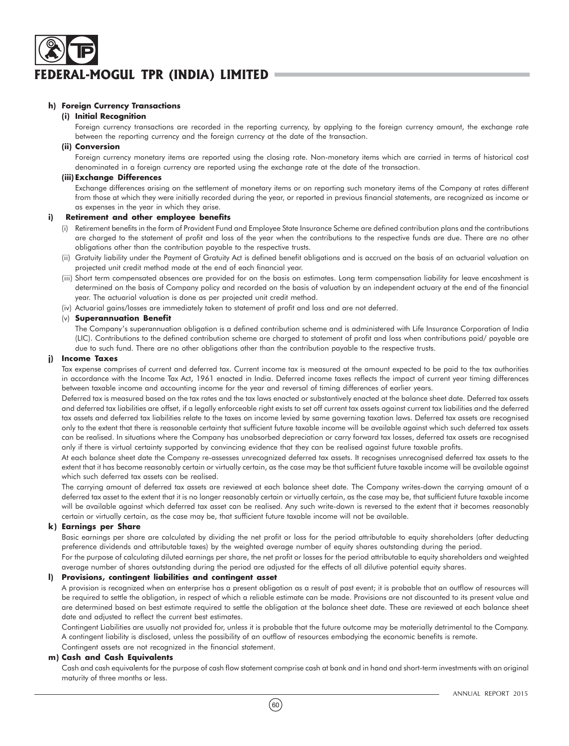**h) Foreign Currency Transactions**

**(i) Initial Recognition**

Foreign currency transactions are recorded in the reporting currency, by applying to the foreign currency amount, the exchange rate between the reporting currency and the foreign currency at the date of the transaction.

**(ii) Conversion**

Foreign currency monetary items are reported using the closing rate. Non-monetary items which are carried in terms of historical cost denominated in a foreign currency are reported using the exchange rate at the date of the transaction.

**(iii) Exchange Differences**

Exchange differences arising on the settlement of monetary items or on reporting such monetary items of the Company at rates different from those at which they were initially recorded during the year, or reported in previous financial statements, are recognized as income or as expenses in the year in which they arise.

**i) Retirement and other employee benefits**

(i) Retirement benefits in the form of Provident Fund and Employee State Insurance Scheme are defined contribution plans and the contributions are charged to the statement of profit and loss of the year when the contributions to the respective funds are due. There are no other obligations other than the contribution payable to the respective trusts.

(ii) Gratuity liability under the Payment of Gratuity Act is defined benefit obligations and is accrued on the basis of an actuarial valuation on projected unit credit method made at the end of each financial year.

(iii) Short term compensated absences are provided for on the basis on estimates. Long term compensation liability for leave encashment is determined on the basis of Company policy and recorded on the basis of valuation by an independent actuary at the end of the financial year. The actuarial valuation is done as per projected unit credit method.

(iv) Actuarial gains/losses are immediately taken to statement of profit and loss and are not deferred.

(v) **Superannuation Benefit**

The Company's superannuation obligation is a defined contribution scheme and is administered with Life Insurance Corporation of India (LIC). Contributions to the defined contribution scheme are charged to statement of profit and loss when contributions paid/ payable are due to such fund. There are no other obligations other than the contribution payable to the respective trusts.

**j) Income Taxes**

Tax expense comprises of current and deferred tax. Current income tax is measured at the amount expected to be paid to the tax authorities in accordance with the Income Tax Act, 1961 enacted in India. Deferred income taxes reflects the impact of current year timing differences between taxable income and accounting income for the year and reversal of timing differences of earlier years.

Deferred tax is measured based on the tax rates and the tax laws enacted or substantively enacted at the balance sheet date. Deferred tax assets and deferred tax liabilities are offset, if a legally enforceable right exists to set off current tax assets against current tax liabilities and the deferred tax assets and deferred tax liabilities relate to the taxes on income levied by same governing taxation laws. Deferred tax assets are recognised only to the extent that there is reasonable certainty that sufficient future taxable income will be available against which such deferred tax assets can be realised. In situations where the Company has unabsorbed depreciation or carry forward tax losses, deferred tax assets are recognised only if there is virtual certainty supported by convincing evidence that they can be realised against future taxable profits.

At each balance sheet date the Company re-assesses unrecognized deferred tax assets. It recognises unrecognised deferred tax assets to the extent that it has become reasonably certain or virtually certain, as the case may be that sufficient future taxable income will be available against which such deferred tax assets can be realised.

The carrying amount of deferred tax assets are reviewed at each balance sheet date. The Company writes-down the carrying amount of a deferred tax asset to the extent that it is no longer reasonably certain or virtually certain, as the case may be, that sufficient future taxable income will be available against which deferred tax asset can be realised. Any such write-down is reversed to the extent that it becomes reasonably certain or virtually certain, as the case may be, that sufficient future taxable income will not be available.

**k) Earnings per Share**

Basic earnings per share are calculated by dividing the net profit or loss for the period attributable to equity shareholders (after deducting preference dividends and attributable taxes) by the weighted average number of equity shares outstanding during the period.

For the purpose of calculating diluted earnings per share, the net profit or losses for the period attributable to equity shareholders and weighted average number of shares outstanding during the period are adjusted for the effects of all dilutive potential equity shares.

**l) Provisions, contingent liabilities and contingent asset**

A provision is recognized when an enterprise has a present obligation as a result of past event; it is probable that an outflow of resources will be required to settle the obligation, in respect of which a reliable estimate can be made. Provisions are not discounted to its present value and are determined based on best estimate required to settle the obligation at the balance sheet date. These are reviewed at each balance sheet date and adjusted to reflect the current best estimates.

Contingent Liabilities are usually not provided for, unless it is probable that the future outcome may be materially detrimental to the Company. A contingent liability is disclosed, unless the possibility of an outflow of resources embodying the economic benefits is remote.

Contingent assets are not recognized in the financial statement.

**m) Cash and Cash Equivalents**

Cash and cash equivalents for the purpose of cash flow statement comprise cash at bank and in hand and short-term investments with an original maturity of three months or less.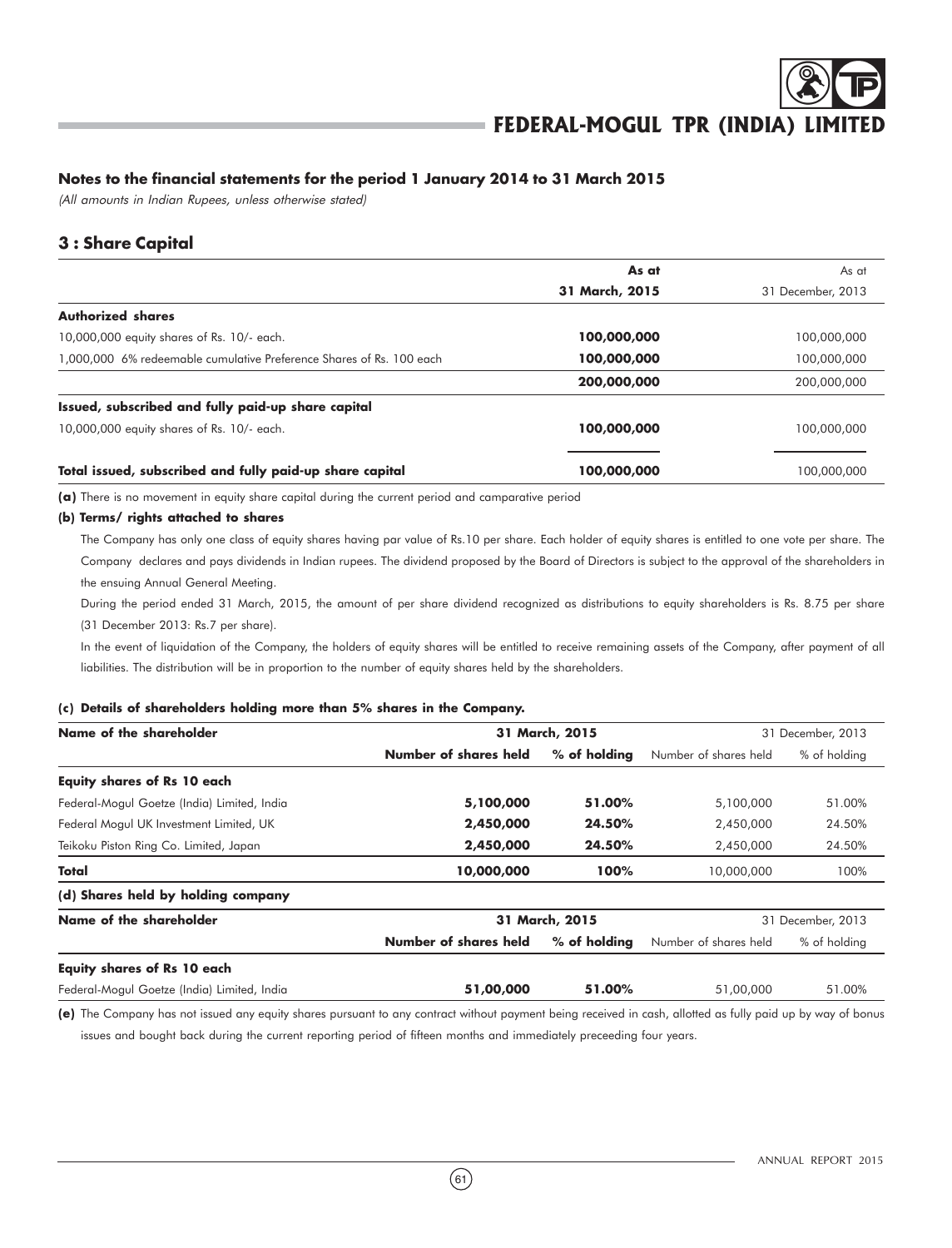## Notes to the financial statements for the period 1 January 2014 to 31 March 2015

*(All amounts in Indian Rupees, unless otherwise stated)*

## 3 : Share Capital

| | As at 31 March, 2015 | As at 31 December, 2013 |
|---|---|---|
| **Authorized shares** | | |
| 10,000,000 equity shares of Rs. 10/- each. | **100,000,000** | 100,000,000 |
| 1,000,000 6% redeemable cumulative Preference Shares of Rs. 100 each | **100,000,000** | 100,000,000 |
| | **200,000,000** | 200,000,000 |
| **Issued, subscribed and fully paid-up share capital** | | |
| 10,000,000 equity shares of Rs. 10/- each. | **100,000,000** | 100,000,000 |
| **Total issued, subscribed and fully paid-up share capital** | **100,000,000** | 100,000,000 |

**(a)** There is no movement in equity share capital during the current period and camparative period

**(b) Terms/ rights attached to shares**

The Company has only one class of equity shares having par value of Rs.10 per share. Each holder of equity shares is entitled to one vote per share. The Company declares and pays dividends in Indian rupees. The dividend proposed by the Board of Directors is subject to the approval of the shareholders in the ensuing Annual General Meeting.

During the period ended 31 March, 2015, the amount of per share dividend recognized as distributions to equity shareholders is Rs. 8.75 per share (31 December 2013: Rs.7 per share).

In the event of liquidation of the Company, the holders of equity shares will be entitled to receive remaining assets of the Company, after payment of all liabilities. The distribution will be in proportion to the number of equity shares held by the shareholders.

**(c) Details of shareholders holding more than 5% shares in the Company.**

| Name of the shareholder | 31 March, 2015 | | 31 December, 2013 | |
|---|---|---|---|---|
| | Number of shares held | % of holding | Number of shares held | % of holding |
| **Equity shares of Rs 10 each** | | | | |
| Federal-Mogul Goetze (India) Limited, India | **5,100,000** | **51.00%** | 5,100,000 | 51.00% |
| Federal Mogul UK Investment Limited, UK | **2,450,000** | **24.50%** | 2,450,000 | 24.50% |
| Teikoku Piston Ring Co. Limited, Japan | **2,450,000** | **24.50%** | 2,450,000 | 24.50% |
| **Total** | **10,000,000** | **100%** | 10,000,000 | 100% |

**(d) Shares held by holding company**

| Name of the shareholder | 31 March, 2015 | | 31 December, 2013 | |
|---|---|---|---|---|
| | Number of shares held | % of holding | Number of shares held | % of holding |
| **Equity shares of Rs 10 each** | | | | |
| Federal-Mogul Goetze (India) Limited, India | **51,00,000** | **51.00%** | 51,00,000 | 51.00% |

**(e)** The Company has not issued any equity shares pursuant to any contract without payment being received in cash, allotted as fully paid up by way of bonus issues and bought back during the current reporting period of fifteen months and immediately preceeding four years.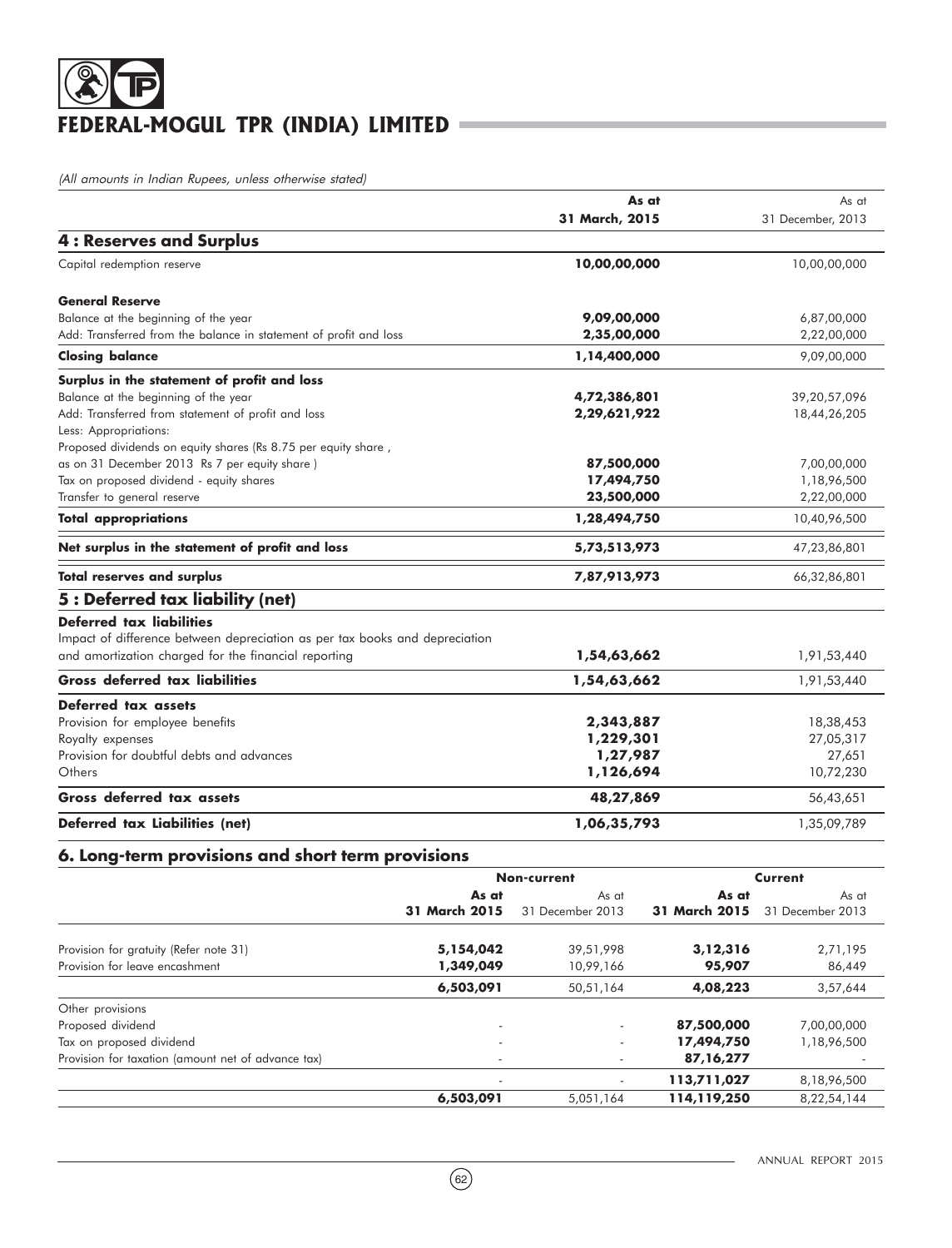*(All amounts in Indian Rupees, unless otherwise stated)*

| | **As at 31 March, 2015** | As at 31 December, 2013 |
|---|---|---|
| **4 : Reserves and Surplus** | | |
| Capital redemption reserve | **10,00,00,000** | 10,00,00,000 |
| **General Reserve** | | |
| Balance at the beginning of the year | **9,09,00,000** | 6,87,00,000 |
| Add: Transferred from the balance in statement of profit and loss | **2,35,00,000** | 2,22,00,000 |
| **Closing balance** | **1,14,400,000** | 9,09,00,000 |
| **Surplus in the statement of profit and loss** | | |
| Balance at the beginning of the year | **4,72,386,801** | 39,20,57,096 |
| Add: Transferred from statement of profit and loss | **2,29,621,922** | 18,44,26,205 |
| Less: Appropriations: | | |
| Proposed dividends on equity shares (Rs 8.75 per equity share , as on 31 December 2013 Rs 7 per equity share ) | **87,500,000** | 7,00,00,000 |
| Tax on proposed dividend - equity shares | **17,494,750** | 1,18,96,500 |
| Transfer to general reserve | **23,500,000** | 2,22,00,000 |
| **Total appropriations** | **1,28,494,750** | 10,40,96,500 |
| **Net surplus in the statement of profit and loss** | **5,73,513,973** | 47,23,86,801 |
| **Total reserves and surplus** | **7,87,913,973** | 66,32,86,801 |
| **5 : Deferred tax liability (net)** | | |
| **Deferred tax liabilities** | | |
| Impact of difference between depreciation as per tax books and depreciation and amortization charged for the financial reporting | **1,54,63,662** | 1,91,53,440 |
| **Gross deferred tax liabilities** | **1,54,63,662** | 1,91,53,440 |
| **Deferred tax assets** | | |
| Provision for employee benefits | **2,343,887** | 18,38,453 |
| Royalty expenses | **1,229,301** | 27,05,317 |
| Provision for doubtful debts and advances | **1,27,987** | 27,651 |
| Others | **1,126,694** | 10,72,230 |
| **Gross deferred tax assets** | **48,27,869** | 56,43,651 |
| **Deferred tax Liabilities (net)** | **1,06,35,793** | 1,35,09,789 |

## 6. Long-term provisions and short term provisions

| | **Non-current** | | **Current** | |
|---|---|---|---|---|
| | **As at 31 March 2015** | As at 31 December 2013 | **As at 31 March 2015** | As at 31 December 2013 |
| Provision for gratuity (Refer note 31) | **5,154,042** | 39,51,998 | **3,12,316** | 2,71,195 |
| Provision for leave encashment | **1,349,049** | 10,99,166 | **95,907** | 86,449 |
| | **6,503,091** | 50,51,164 | **4,08,223** | 3,57,644 |
| Other provisions | | | | |
| Proposed dividend | - | - | **87,500,000** | 7,00,00,000 |
| Tax on proposed dividend | - | - | **17,494,750** | 1,18,96,500 |
| Provision for taxation (amount net of advance tax) | - | - | **87,16,277** | - |
| | - | - | **113,711,027** | 8,18,96,500 |
| | **6,503,091** | 5,051,164 | **114,119,250** | 8,22,54,144 |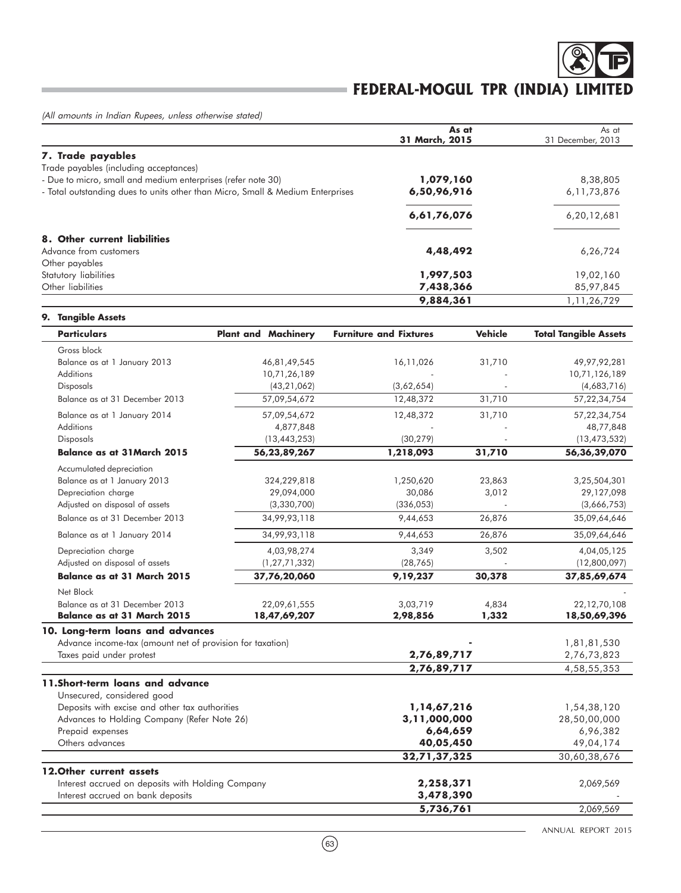*(All amounts in Indian Rupees, unless otherwise stated)*

| | As at 31 March, 2015 | As at 31 December, 2013 |
|---|---|---|
| **7. Trade payables** | | |
| Trade payables (including acceptances) | | |
| - Due to micro, small and medium enterprises (refer note 30) | **1,079,160** | 8,38,805 |
| - Total outstanding dues to units other than Micro, Small & Medium Enterprises | **6,50,96,916** | 6,11,73,876 |
| | **6,61,76,076** | 6,20,12,681 |
| **8. Other current liabilities** | | |
| Advance from customers | **4,48,492** | 6,26,724 |
| Other payables | | |
| Statutory liabilities | **1,997,503** | 19,02,160 |
| Other liabilities | **7,438,366** | 85,97,845 |
| | **9,884,361** | 1,11,26,729 |

**9. Tangible Assets**

| Particulars | Plant and Machinery | Furniture and Fixtures | Vehicle | Total Tangible Assets |
|---|---|---|---|---|
| Gross block | | | | |
| Balance as at 1 January 2013 | 46,81,49,545 | 16,11,026 | 31,710 | 49,97,92,281 |
| Additions | 10,71,26,189 | - | - | 10,71,126,189 |
| Disposals | (43,21,062) | (3,62,654) | - | (4,683,716) |
| Balance as at 31 December 2013 | 57,09,54,672 | 12,48,372 | 31,710 | 57,22,34,754 |
| Balance as at 1 January 2014 | 57,09,54,672 | 12,48,372 | 31,710 | 57,22,34,754 |
| Additions | 4,877,848 | - | - | 48,77,848 |
| Disposals | (13,443,253) | (30,279) | - | (13,473,532) |
| **Balance as at 31March 2015** | **56,23,89,267** | **1,218,093** | **31,710** | **56,36,39,070** |
| Accumulated depreciation | | | | |
| Balance as at 1 January 2013 | 324,229,818 | 1,250,620 | 23,863 | 3,25,504,301 |
| Depreciation charge | 29,094,000 | 30,086 | 3,012 | 29,127,098 |
| Adjusted on disposal of assets | (3,330,700) | (336,053) | - | (3,666,753) |
| Balance as at 31 December 2013 | 34,99,93,118 | 9,44,653 | 26,876 | 35,09,64,646 |
| Balance as at 1 January 2014 | 34,99,93,118 | 9,44,653 | 26,876 | 35,09,64,646 |
| Depreciation charge | 4,03,98,274 | 3,349 | 3,502 | 4,04,05,125 |
| Adjusted on disposal of assets | (1,27,71,332) | (28,765) | - | (12,800,097) |
| **Balance as at 31 March 2015** | **37,76,20,060** | **9,19,237** | **30,378** | **37,85,69,674** |
| Net Block | | | | - |
| Balance as at 31 December 2013 | 22,09,61,555 | 3,03,719 | 4,834 | 22,12,70,108 |
| **Balance as at 31 March 2015** | **18,47,69,207** | **2,98,856** | **1,332** | **18,50,69,396** |

| | As at 31 March, 2015 | As at 31 December, 2013 |
|---|---|---|
| **10. Long-term loans and advances** | | |
| Advance income-tax (amount net of provision for taxation) | **-** | 1,81,81,530 |
| Taxes paid under protest | **2,76,89,717** | 2,76,73,823 |
| | **2,76,89,717** | 4,58,55,353 |
| **11.Short-term loans and advance** | | |
| Unsecured, considered good | | |
| Deposits with excise and other tax authorities | **1,14,67,216** | 1,54,38,120 |
| Advances to Holding Company (Refer Note 26) | **3,11,000,000** | 28,50,00,000 |
| Prepaid expenses | **6,64,659** | 6,96,382 |
| Others advances | **40,05,450** | 49,04,174 |
| | **32,71,37,325** | 30,60,38,676 |
| **12.Other current assets** | | |
| Interest accrued on deposits with Holding Company | **2,258,371** | 2,069,569 |
| Interest accrued on bank deposits | **3,478,390** | - |
| | **5,736,761** | 2,069,569 |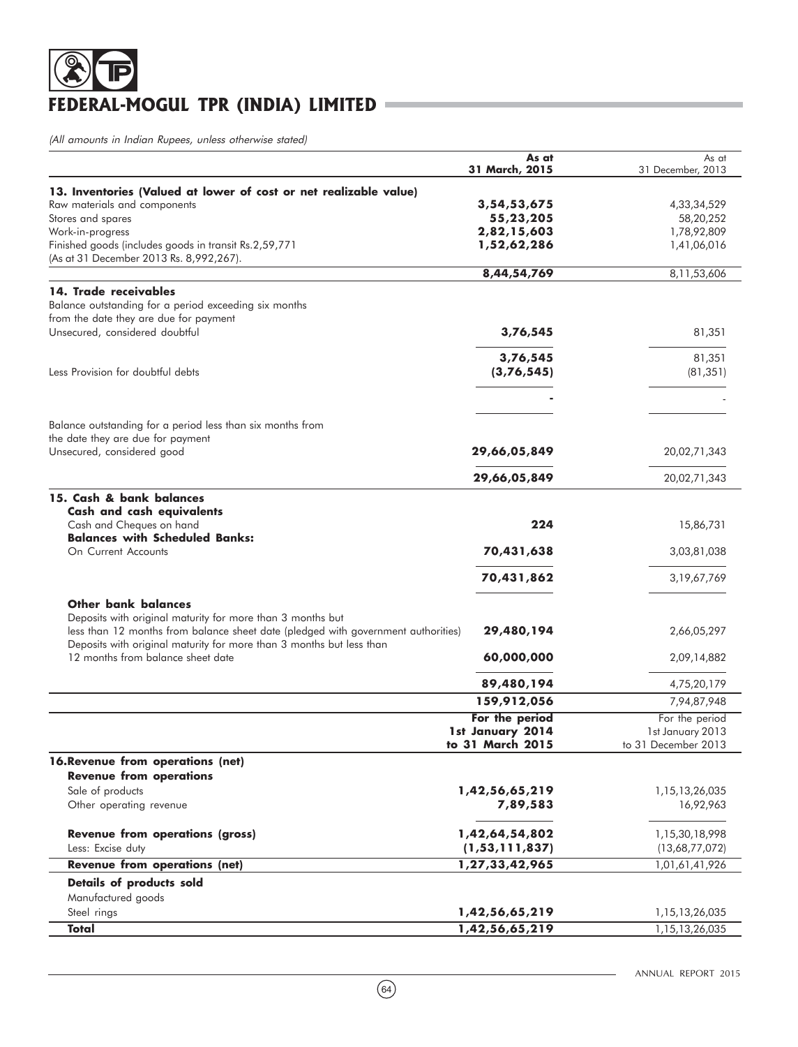(All amounts in Indian Rupees, unless otherwise stated)

| | As at 31 March, 2015 | As at 31 December, 2013 |
|---|---|---|
| **13. Inventories (Valued at lower of cost or net realizable value)** | | |
| Raw materials and components | **3,54,53,675** | 4,33,34,529 |
| Stores and spares | **55,23,205** | 58,20,252 |
| Work-in-progress | **2,82,15,603** | 1,78,92,809 |
| Finished goods (includes goods in transit Rs.2,59,771 (As at 31 December 2013 Rs. 8,992,267). | **1,52,62,286** | 1,41,06,016 |
| | **8,44,54,769** | 8,11,53,606 |
| **14. Trade receivables** | | |
| Balance outstanding for a period exceeding six months from the date they are due for payment | | |
| Unsecured, considered doubtful | **3,76,545** | 81,351 |
| | **3,76,545** | 81,351 |
| Less Provision for doubtful debts | **(3,76,545)** | (81,351) |
| | **-** | - |
| Balance outstanding for a period less than six months from the date they are due for payment | | |
| Unsecured, considered good | **29,66,05,849** | 20,02,71,343 |
| | **29,66,05,849** | 20,02,71,343 |
| **15. Cash & bank balances** | | |
| **Cash and cash equivalents** | | |
| Cash and Cheques on hand | **224** | 15,86,731 |
| **Balances with Scheduled Banks:** | | |
| On Current Accounts | **70,431,638** | 3,03,81,038 |
| | **70,431,862** | 3,19,67,769 |
| **Other bank balances** | | |
| Deposits with original maturity for more than 3 months but less than 12 months from balance sheet date (pledged with government authorities) | **29,480,194** | 2,66,05,297 |
| Deposits with original maturity for more than 3 months but less than 12 months from balance sheet date | **60,000,000** | 2,09,14,882 |
| | **89,480,194** | 4,75,20,179 |
| | **159,912,056** | 7,94,87,948 |

| | For the period 1st January 2014 to 31 March 2015 | For the period 1st January 2013 to 31 December 2013 |
|---|---|---|
| **16. Revenue from operations (net)** | | |
| **Revenue from operations** | | |
| Sale of products | **1,42,56,65,219** | 1,15,13,26,035 |
| Other operating revenue | **7,89,583** | 16,92,963 |
| **Revenue from operations (gross)** | **1,42,64,54,802** | 1,15,30,18,998 |
| Less: Excise duty | **(1,53,111,837)** | (13,68,77,072) |
| **Revenue from operations (net)** | **1,27,33,42,965** | 1,01,61,41,926 |
| **Details of products sold** | | |
| Manufactured goods | | |
| Steel rings | **1,42,56,65,219** | 1,15,13,26,035 |
| **Total** | **1,42,56,65,219** | 1,15,13,26,035 |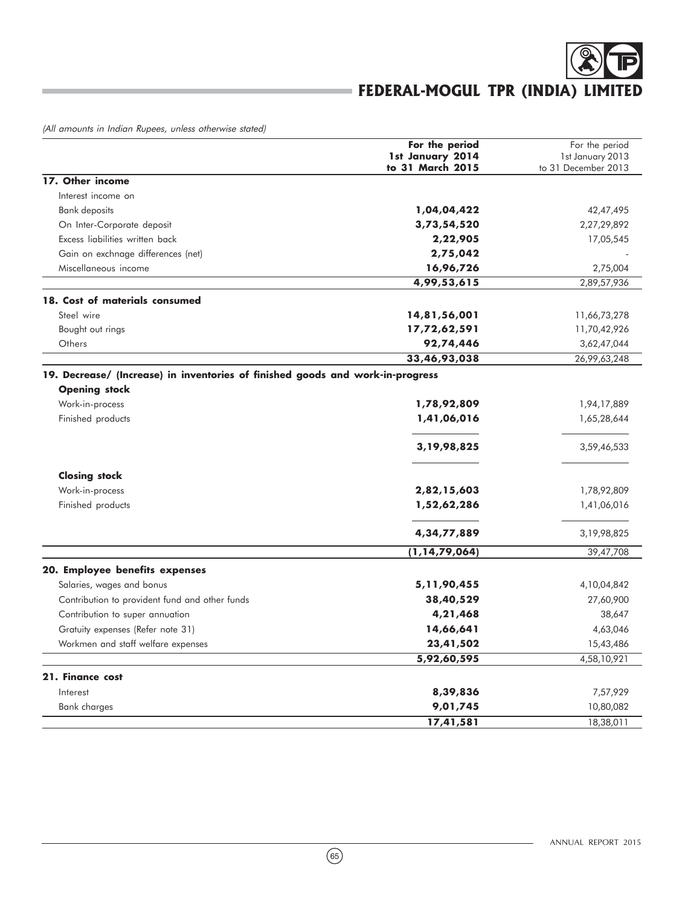(All amounts in Indian Rupees, unless otherwise stated)

| | For the period 1st January 2014 to 31 March 2015 | For the period 1st January 2013 to 31 December 2013 |
|---|---|---|
| **17. Other income** | | |
| Interest income on | | |
| Bank deposits | **1,04,04,422** | 42,47,495 |
| On Inter-Corporate deposit | **3,73,54,520** | 2,27,29,892 |
| Excess liabilities written back | **2,22,905** | 17,05,545 |
| Gain on exchnage differences (net) | **2,75,042** | - |
| Miscellaneous income | **16,96,726** | 2,75,004 |
| | **4,99,53,615** | 2,89,57,936 |
| **18. Cost of materials consumed** | | |
| Steel wire | **14,81,56,001** | 11,66,73,278 |
| Bought out rings | **17,72,62,591** | 11,70,42,926 |
| Others | **92,74,446** | 3,62,47,044 |
| | **33,46,93,038** | 26,99,63,248 |
| **19. Decrease/ (Increase) in inventories of finished goods and work-in-progress** | | |
| **Opening stock** | | |
| Work-in-process | **1,78,92,809** | 1,94,17,889 |
| Finished products | **1,41,06,016** | 1,65,28,644 |
| | **3,19,98,825** | 3,59,46,533 |
| **Closing stock** | | |
| Work-in-process | **2,82,15,603** | 1,78,92,809 |
| Finished products | **1,52,62,286** | 1,41,06,016 |
| | **4,34,77,889** | 3,19,98,825 |
| | **(1,14,79,064)** | 39,47,708 |
| **20. Employee benefits expenses** | | |
| Salaries, wages and bonus | **5,11,90,455** | 4,10,04,842 |
| Contribution to provident fund and other funds | **38,40,529** | 27,60,900 |
| Contribution to super annuation | **4,21,468** | 38,647 |
| Gratuity expenses (Refer note 31) | **14,66,641** | 4,63,046 |
| Workmen and staff welfare expenses | **23,41,502** | 15,43,486 |
| | **5,92,60,595** | 4,58,10,921 |
| **21. Finance cost** | | |
| Interest | **8,39,836** | 7,57,929 |
| Bank charges | **9,01,745** | 10,80,082 |
| | **17,41,581** | 18,38,011 |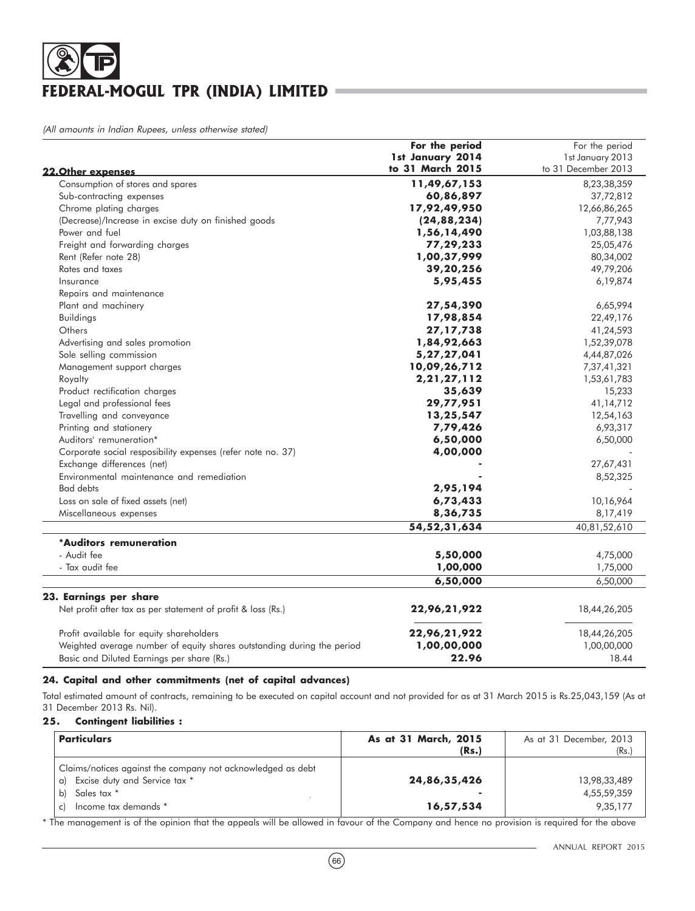(All amounts in Indian Rupees, unless otherwise stated)

| 22. Other expenses | For the period 1st January 2014 to 31 March 2015 | For the period 1st January 2013 to 31 December 2013 |
|---|---|---|
| Consumption of stores and spares | **11,49,67,153** | 8,23,38,359 |
| Sub-contracting expenses | **60,86,897** | 37,72,812 |
| Chrome plating charges | **17,92,49,950** | 12,66,86,265 |
| (Decrease)/Increase in excise duty on finished goods | **(24,88,234)** | 7,77,943 |
| Power and fuel | **1,56,14,490** | 1,03,88,138 |
| Freight and forwarding charges | **77,29,233** | 25,05,476 |
| Rent (Refer note 28) | **1,00,37,999** | 80,34,002 |
| Rates and taxes | **39,20,256** | 49,79,206 |
| Insurance | **5,95,455** | 6,19,874 |
| Repairs and maintenance | | |
| Plant and machinery | **27,54,390** | 6,65,994 |
| Buildings | **17,98,854** | 22,49,176 |
| Others | **27,17,738** | 41,24,593 |
| Advertising and sales promotion | **1,84,92,663** | 1,52,39,078 |
| Sole selling commission | **5,27,27,041** | 4,44,87,026 |
| Management support charges | **10,09,26,712** | 7,37,41,321 |
| Royalty | **2,21,27,112** | 1,53,61,783 |
| Product rectification charges | **35,639** | 15,233 |
| Legal and professional fees | **29,77,951** | 41,14,712 |
| Travelling and conveyance | **13,25,547** | 12,54,163 |
| Printing and stationery | **7,79,426** | 6,93,317 |
| Auditors' remuneration* | **6,50,000** | 6,50,000 |
| Corporate social resposibility expenses (refer note no. 37) | **4,00,000** | - |
| Exchange differences (net) | **-** | 27,67,431 |
| Environmental maintenance and remediation | **-** | 8,52,325 |
| Bad debts | **2,95,194** | - |
| Loss on sale of fixed assets (net) | **6,73,433** | 10,16,964 |
| Miscellaneous expenses | **8,36,735** | 8,17,419 |
| | **54,52,31,634** | 40,81,52,610 |
| ***Auditors remuneration** | | |
| - Audit fee | **5,50,000** | 4,75,000 |
| - Tax audit fee | **1,00,000** | 1,75,000 |
| | **6,50,000** | 6,50,000 |

## 23. Earnings per share

| | | |
|---|---|---|
| Net profit after tax as per statement of profit & loss (Rs.) | **22,96,21,922** | 18,44,26,205 |
| Profit available for equity shareholders | **22,96,21,922** | 18,44,26,205 |
| Weighted average number of equity shares outstanding during the period | **1,00,00,000** | 1,00,00,000 |
| Basic and Diluted Earnings per share (Rs.) | **22.96** | 18.44 |

## 24. Capital and other commitments (net of capital advances)

Total estimated amount of contracts, remaining to be executed on capital account and not provided for as at 31 March 2015 is Rs.25,043,159 (As at 31 December 2013 Rs. Nil).

## 25. Contingent liabilities :

| Particulars | As at 31 March, 2015 (Rs.) | As at 31 December, 2013 (Rs.) |
|---|---|---|
| Claims/notices against the company not acknowledged as debt | | |
| a) Excise duty and Service tax * | **24,86,35,426** | 13,98,33,489 |
| b) Sales tax * | **-** | 4,55,59,359 |
| c) Income tax demands * | **16,57,534** | 9,35,177 |

* The management is of the opinion that the appeals will be allowed in favour of the Company and hence no provision is required for the above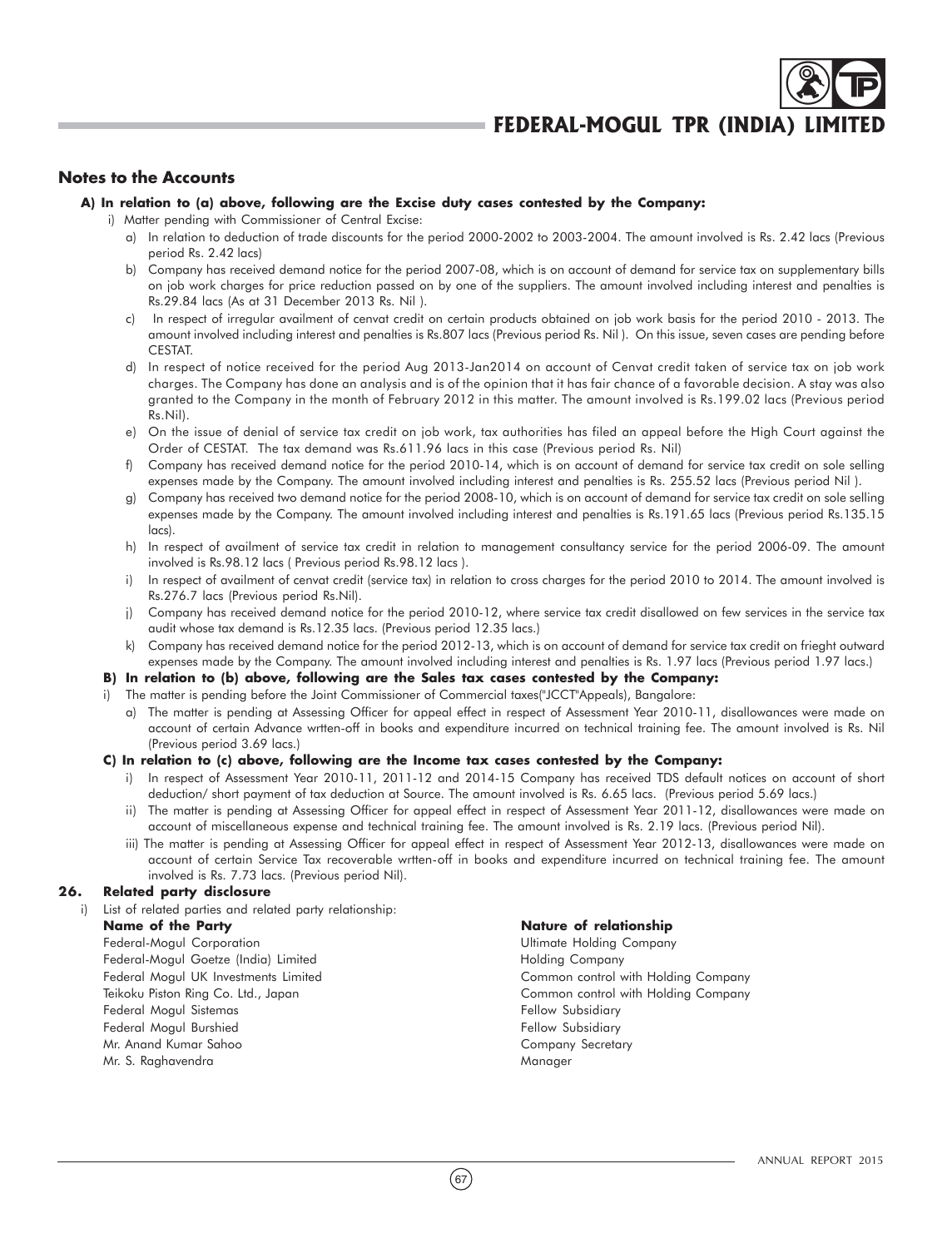## Notes to the Accounts

**A) In relation to (a) above, following are the Excise duty cases contested by the Company:**

i) Matter pending with Commissioner of Central Excise:

a) In relation to deduction of trade discounts for the period 2000-2002 to 2003-2004. The amount involved is Rs. 2.42 lacs (Previous period Rs. 2.42 lacs)

b) Company has received demand notice for the period 2007-08, which is on account of demand for service tax on supplementary bills on job work charges for price reduction passed on by one of the suppliers. The amount involved including interest and penalties is Rs.29.84 lacs (As at 31 December 2013 Rs. Nil ).

c) In respect of irregular availment of cenvat credit on certain products obtained on job work basis for the period 2010 - 2013. The amount involved including interest and penalties is Rs.807 lacs (Previous period Rs. Nil ). On this issue, seven cases are pending before CESTAT.

d) In respect of notice received for the period Aug 2013-Jan2014 on account of Cenvat credit taken of service tax on job work charges. The Company has done an analysis and is of the opinion that it has fair chance of a favorable decision. A stay was also granted to the Company in the month of February 2012 in this matter. The amount involved is Rs.199.02 lacs (Previous period Rs.Nil).

e) On the issue of denial of service tax credit on job work, tax authorities has filed an appeal before the High Court against the Order of CESTAT. The tax demand was Rs.611.96 lacs in this case (Previous period Rs. Nil)

f) Company has received demand notice for the period 2010-14, which is on account of demand for service tax credit on sole selling expenses made by the Company. The amount involved including interest and penalties is Rs. 255.52 lacs (Previous period Nil ).

g) Company has received two demand notice for the period 2008-10, which is on account of demand for service tax credit on sole selling expenses made by the Company. The amount involved including interest and penalties is Rs.191.65 lacs (Previous period Rs.135.15 lacs).

h) In respect of availment of service tax credit in relation to management consultancy service for the period 2006-09. The amount involved is Rs.98.12 lacs ( Previous period Rs.98.12 lacs ).

i) In respect of availment of cenvat credit (service tax) in relation to cross charges for the period 2010 to 2014. The amount involved is Rs.276.7 lacs (Previous period Rs.Nil).

j) Company has received demand notice for the period 2010-12, where service tax credit disallowed on few services in the service tax audit whose tax demand is Rs.12.35 lacs. (Previous period 12.35 lacs.)

k) Company has received demand notice for the period 2012-13, which is on account of demand for service tax credit on frieght outward expenses made by the Company. The amount involved including interest and penalties is Rs. 1.97 lacs (Previous period 1.97 lacs.)

**B) In relation to (b) above, following are the Sales tax cases contested by the Company:**

i) The matter is pending before the Joint Commissioner of Commercial taxes("JCCT"Appeals), Bangalore:

a) The matter is pending at Assessing Officer for appeal effect in respect of Assessment Year 2010-11, disallowances were made on account of certain Advance wrtten-off in books and expenditure incurred on technical training fee. The amount involved is Rs. Nil (Previous period 3.69 lacs.)

**C) In relation to (c) above, following are the Income tax cases contested by the Company:**

i) In respect of Assessment Year 2010-11, 2011-12 and 2014-15 Company has received TDS default notices on account of short deduction/ short payment of tax deduction at Source. The amount involved is Rs. 6.65 lacs. (Previous period 5.69 lacs.)

ii) The matter is pending at Assessing Officer for appeal effect in respect of Assessment Year 2011-12, disallowances were made on account of miscellaneous expense and technical training fee. The amount involved is Rs. 2.19 lacs. (Previous period Nil).

iii) The matter is pending at Assessing Officer for appeal effect in respect of Assessment Year 2012-13, disallowances were made on account of certain Service Tax recoverable wrtten-off in books and expenditure incurred on technical training fee. The amount involved is Rs. 7.73 lacs. (Previous period Nil).

### 26. Related party disclosure

i) List of related parties and related party relationship:

| Name of the Party | Nature of relationship |
|---|---|
| Federal-Mogul Corporation | Ultimate Holding Company |
| Federal-Mogul Goetze (India) Limited | Holding Company |
| Federal Mogul UK Investments Limited | Common control with Holding Company |
| Teikoku Piston Ring Co. Ltd., Japan | Common control with Holding Company |
| Federal Mogul Sistemas | Fellow Subsidiary |
| Federal Mogul Burshied | Fellow Subsidiary |
| Mr. Anand Kumar Sahoo | Company Secretary |
| Mr. S. Raghavendra | Manager |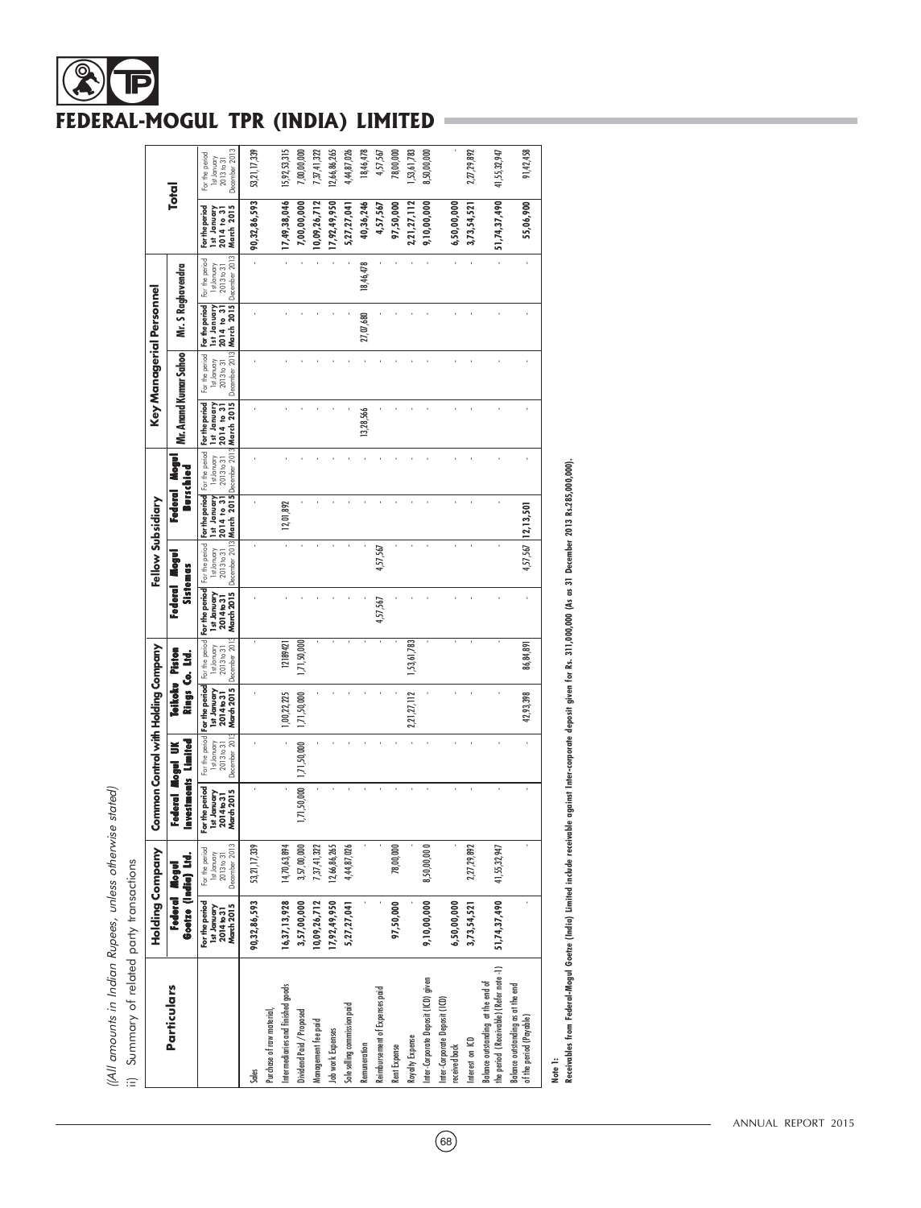*(All amounts in Indian Rupees, unless otherwise stated)*

ii) Summary of related party transactions

| Particulars | Holding Company | | Common Control with Holding Company | | | | Fellow Subsidiary | | | | Key Managerial Personnel | | | | Total | |
|---|---|---|---|---|---|---|---|---|---|---|---|---|---|---|---|---|
| | Federal Mogul Goetze (India) Ltd. | | Federal Mogul UK Investments Limited | | Teikoku Piston Rings Co. Ltd. | | Federal Mogul Sistemas | | Federal Mogul Burscheid | | Mr. Anand Kumar Sahoo | | Mr. S Raghavendra | | | |
| | For the period 1st January 2014 to 31 March 2015 | For the period 1st January 2013 to 31 December 2013 | For the period 1st January 2014 to 31 March 2015 | For the period 1st January 2013 to 31 December 2013 | For the period 1st January 2014 to 31 March 2015 | For the period 1st January 2013 to 31 December 2013 | For the period 1st January 2014 to 31 March 2015 | For the period 1st January 2013 to 31 December 2013 | For the period 1st January 2014 to 31 March 2015 | For the period 1st January 2013 to 31 December 2013 | For the period 1st January 2014 to 31 March 2015 | For the period 1st January 2013 to 31 December 2013 | For the period 1st January 2014 to 31 March 2015 | For the period 1st January 2013 to 31 December 2013 | For the period 1st January 2014 to 31 March 2015 | For the period 1st January 2013 to 31 December 2013 |
| Sales | 90,32,86,593 | 53,21,17,339 | - | - | - | - | - | - | - | - | - | - | - | - | 90,32,86,593 | 53,21,17,339 |
| Purchase of raw material, Intermediaries and finished goods | 16,37,13,928 | 14,70,63,894 | - | - | 1,00,22,225 | 12189421 | - | - | 12,01,892 | - | - | - | - | - | 17,49,38,046 | 15,92,53,315 |
| Dividend Paid / Proposed | 3,57,00,000 | 3,57,00,000 | 1,71,50,000 | 1,71,50,000 | 1,71,50,000 | 1,71,50,000 | - | - | - | - | - | - | - | - | 7,00,00,000 | 7,00,00,000 |
| Management fee paid | 10,09,26,712 | 7,37,41,322 | - | - | - | - | - | - | - | - | - | - | - | - | 10,09,26,712 | 7,37,41,322 |
| Job work Expenses | 17,92,49,950 | 12,66,86,265 | - | - | - | - | - | - | - | - | - | - | - | - | 17,92,49,950 | 12,66,86,265 |
| Sole selling commission paid | 5,27,27,041 | 4,44,87,026 | - | - | - | - | - | - | - | - | - | - | - | - | 5,27,27,041 | 4,44,87,026 |
| Remuneration | - | - | - | - | - | - | - | - | - | - | 13,28,566 | - | 27,07,680 | 18,46,478 | 40,36,246 | 18,46,478 |
| Reimbursement of Expenses paid | - | - | - | - | - | - | 4,57,567 | 4,57,567 | - | - | - | - | - | - | 4,57,567 | 4,57,567 |
| Rent Expense | 97,50,000 | 78,00,000 | - | - | - | - | - | - | - | - | - | - | - | - | 97,50,000 | 78,00,000 |
| Royalty Expense | - | - | - | - | 2,21,27,112 | 1,53,61,783 | - | - | - | - | - | - | - | - | 2,21,27,112 | 1,53,61,783 |
| Inter-Corporate Deposit (ICD) given | 9,10,00,000 | 8,50,00,000 | - | - | - | - | - | - | - | - | - | - | - | - | 9,10,00,000 | 8,50,00,000 |
| Inter-Corporate Deposit (ICD) received back | 6,50,00,000 | - | - | - | - | - | - | - | - | - | - | - | - | - | 6,50,00,000 | - |
| Interest on ICD | 3,73,54,521 | 2,27,29,892 | - | - | - | - | - | - | - | - | - | - | - | - | 3,73,54,521 | 2,27,29,892 |
| Balance outstanding at the end of the period (Receivable) (Refer note -1) | 51,74,37,490 | 41,55,32,947 | - | - | - | - | - | - | - | - | - | - | - | - | 51,74,37,490 | 41,55,32,947 |
| Balance outstanding as at the end of the period (Payable) | - | - | - | - | 42,93,398 | 86,84,891 | - | 4,57,567 | 12,13,501 | - | - | - | - | - | 55,06,900 | 91,42,458 |

**Note 1:**

**Receivables from Federal-Mogul Goetze (India) Limited include receivable against Inter-corporate deposit given for Rs. 311,000,000 (As as 31 December 2013 Rs.285,000,000).**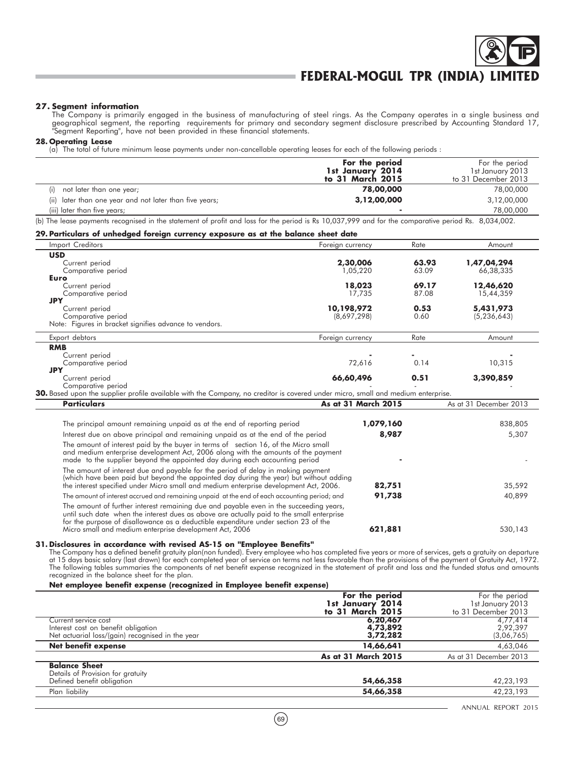### 27. Segment information

The Company is primarily engaged in the business of manufacturing of steel rings. As the Company operates in a single business and geographical segment, the reporting requirements for primary and secondary segment disclosure prescribed by Accounting Standard 17, "Segment Reporting", have not been provided in these financial statements.

### 28. Operating Lease

(a) The total of future minimum lease payments under non-cancellable operating leases for each of the following periods :

| | **For the period 1st January 2014 to 31 March 2015** | For the period 1st January 2013 to 31 December 2013 |
|---|---|---|
| (i) not later than one year; | **78,00,000** | 78,00,000 |
| (ii) later than one year and not later than five years; | **3,12,00,000** | 3,12,00,000 |
| (iii) later than five years; | **-** | 78,00,000 |

(b) The lease payments recognised in the statement of profit and loss for the period is Rs 10,037,999 and for the comparative period Rs. 8,034,002.

### 29. Particulars of unhedged foreign currency exposure as at the balance sheet date

| Import Creditors | Foreign currency | Rate | Amount |
|---|---|---|---|
| **USD** | | | |
| Current period | **2,30,006** | **63.93** | **1,47,04,294** |
| Comparative period | 1,05,220 | 63.09 | 66,38,335 |
| **Euro** | | | |
| Current period | **18,023** | **69.17** | **12,46,620** |
| Comparative period | 17,735 | 87.08 | 15,44,359 |
| **JPY** | | | |
| Current period | **10,198,972** | **0.53** | **5,431,973** |
| Comparative period | (8,697,298) | 0.60 | (5,236,643) |

Note: Figures in bracket signifies advance to vendors.

| Export debtors | Foreign currency | Rate | Amount |
|---|---|---|---|
| **RMB** | | | |
| Current period | **-** | **-** | **-** |
| Comparative period | 72,616 | 0.14 | 10,315 |
| **JPY** | | | |
| Current period | **66,60,496** | **0.51** | **3,390,859** |
| Comparative period | - | - | - |

### 30. Based upon the supplier profile available with the Company, no creditor is covered under micro, small and medium enterprise.

| **Particulars** | **As at 31 March 2015** | As at 31 December 2013 |
|---|---|---|
| The principal amount remaining unpaid as at the end of reporting period | **1,079,160** | 838,805 |
| Interest due on above principal and remaining unpaid as at the end of the period | **8,987** | 5,307 |
| The amount of interest paid by the buyer in terms of section 16, of the Micro small and medium enterprise development Act, 2006 along with the amounts of the payment made to the supplier beyond the appointed day during each accounting period | **-** | - |
| The amount of interest due and payable for the period of delay in making payment (which have been paid but beyond the appointed day during the year) but without adding the interest specified under Micro small and medium enterprise development Act, 2006. | **82,751** | 35,592 |
| The amount of interest accrued and remaining unpaid at the end of each accounting period; and | **91,738** | 40,899 |
| The amount of further interest remaining due and payable even in the succeeding years, until such date when the interest dues as above are actually paid to the small enterprise for the purpose of disallowance as a deductible expenditure under section 23 of the Micro small and medium enterprise development Act, 2006 | **621,881** | 530,143 |

### 31. Disclosures in accordance with revised AS-15 on "Employee Benefits"

The Company has a defined benefit gratuity plan(non funded). Every employee who has completed five years or more of services, gets a gratuity on departure at 15 days basic salary (last drawn) for each completed year of service on terms not less favorable than the provisions of the payment of Gratuity Act, 1972. The following tables summaries the components of net benefit expense recognized in the statement of profit and loss and the funded status and amounts recognized in the balance sheet for the plan.

**Net employee benefit expense (recognized in Employee benefit expense)**

| | **For the period 1st January 2014 to 31 March 2015** | For the period 1st January 2013 to 31 December 2013 |
|---|---|---|
| Current service cost | **6,20,467** | 4,77,414 |
| Interest cost on benefit obligation | **4,73,892** | 2,92,397 |
| Net actuarial loss/(gain) recognised in the year | **3,72,282** | (3,06,765) |
| **Net benefit expense** | **14,66,641** | 4,63,046 |

| | **As at 31 March 2015** | As at 31 December 2013 |
|---|---|---|
| **Balance Sheet** | | |
| Details of Provision for gratuity | | |
| Defined benefit obligation | **54,66,358** | 42,23,193 |
| Plan liability | **54,66,358** | 42,23,193 |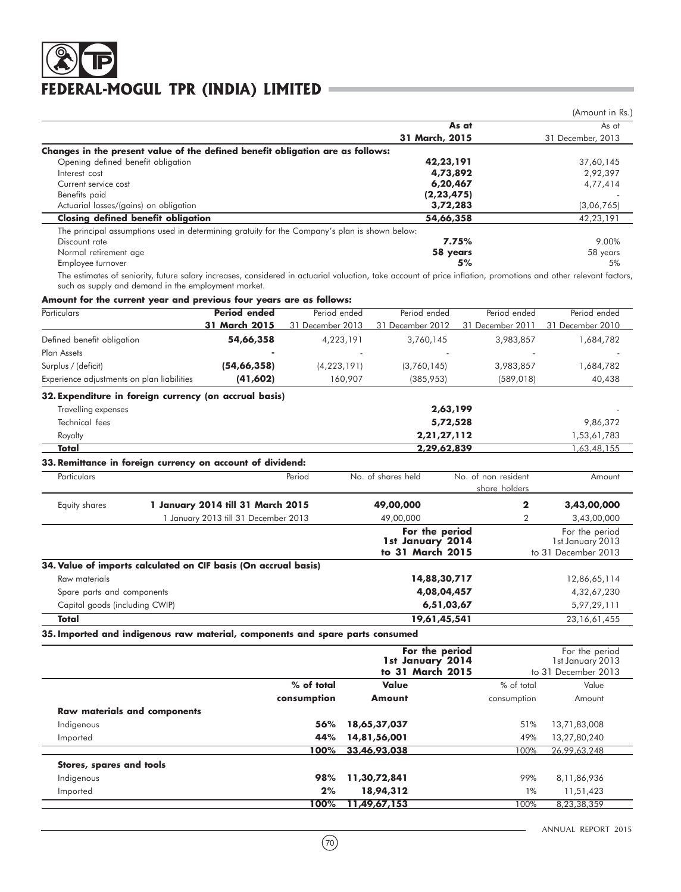# FEDERAL-MOGUL TPR (INDIA) LIMITED

(Amount in Rs.)

| | As at 31 March, 2015 | As at 31 December, 2013 |
|---|---|---|
| **Changes in the present value of the defined benefit obligation are as follows:** | | |
| Opening defined benefit obligation | **42,23,191** | 37,60,145 |
| Interest cost | **4,73,892** | 2,92,397 |
| Current service cost | **6,20,467** | 4,77,414 |
| Benefits paid | **(2,23,475)** | - |
| Actuarial losses/(gains) on obligation | **3,72,283** | (3,06,765) |
| **Closing defined benefit obligation** | **54,66,358** | 42,23,191 |
| The principal assumptions used in determining gratuity for the Company's plan is shown below: | | |
| Discount rate | **7.75%** | 9.00% |
| Normal retirement age | **58 years** | 58 years |
| Employee turnover | **5%** | 5% |

The estimates of seniority, future salary increases, considered in actuarial valuation, take account of price inflation, promotions and other relevant factors, such as supply and demand in the employment market.

**Amount for the current year and previous four years are as follows:**

| Particulars | Period ended 31 March 2015 | Period ended 31 December 2013 | Period ended 31 December 2012 | Period ended 31 December 2011 | Period ended 31 December 2010 |
|---|---|---|---|---|---|
| Defined benefit obligation | **54,66,358** | 4,223,191 | 3,760,145 | 3,983,857 | 1,684,782 |
| Plan Assets | **-** | - | - | - | - |
| Surplus / (deficit) | **(54,66,358)** | (4,223,191) | (3,760,145) | 3,983,857 | 1,684,782 |
| Experience adjustments on plan liabilities | **(41,602)** | 160,907 | (385,953) | (589,018) | 40,438 |

**32. Expenditure in foreign currency (on accrual basis)**

| | 31 March 2015 | 31 December 2013 |
|---|---|---|
| Travelling expenses | **2,63,199** | - |
| Technical fees | **5,72,528** | 9,86,372 |
| Royalty | **2,21,27,112** | 1,53,61,783 |
| **Total** | **2,29,62,839** | 1,63,48,155 |

**33. Remittance in foreign currency on account of dividend:**

| Particulars | Period | No. of shares held | No. of non resident share holders | Amount |
|---|---|---|---|---|
| Equity shares | **1 January 2014 till 31 March 2015** | **49,00,000** | **2** | **3,43,00,000** |
| | 1 January 2013 till 31 December 2013 | 49,00,000 | 2 | 3,43,00,000 |

**34. Value of imports calculated on CIF basis (On accrual basis)**

| | For the period 1st January 2014 to 31 March 2015 | For the period 1st January 2013 to 31 December 2013 |
|---|---|---|
| Raw materials | **14,88,30,717** | 12,86,65,114 |
| Spare parts and components | **4,08,04,457** | 4,32,67,230 |
| Capital goods (including CWIP) | **6,51,03,67** | 5,97,29,111 |
| **Total** | **19,61,45,541** | 23,16,61,455 |

**35. Imported and indigenous raw material, components and spare parts consumed**

| | For the period 1st January 2014 to 31 March 2015 | | For the period 1st January 2013 to 31 December 2013 | |
|---|---|---|---|---|
| | % of total consumption | Value Amount | % of total consumption | Value Amount |
| **Raw materials and components** | | | | |
| Indigenous | **56%** | **18,65,37,037** | 51% | 13,71,83,008 |
| Imported | **44%** | **14,81,56,001** | 49% | 13,27,80,240 |
| | **100%** | **33,46,93,038** | 100% | 26,99,63,248 |
| **Stores, spares and tools** | | | | |
| Indigenous | **98%** | **11,30,72,841** | 99% | 8,11,86,936 |
| Imported | **2%** | **18,94,312** | 1% | 11,51,423 |
| | **100%** | **11,49,67,153** | 100% | 8,23,38,359 |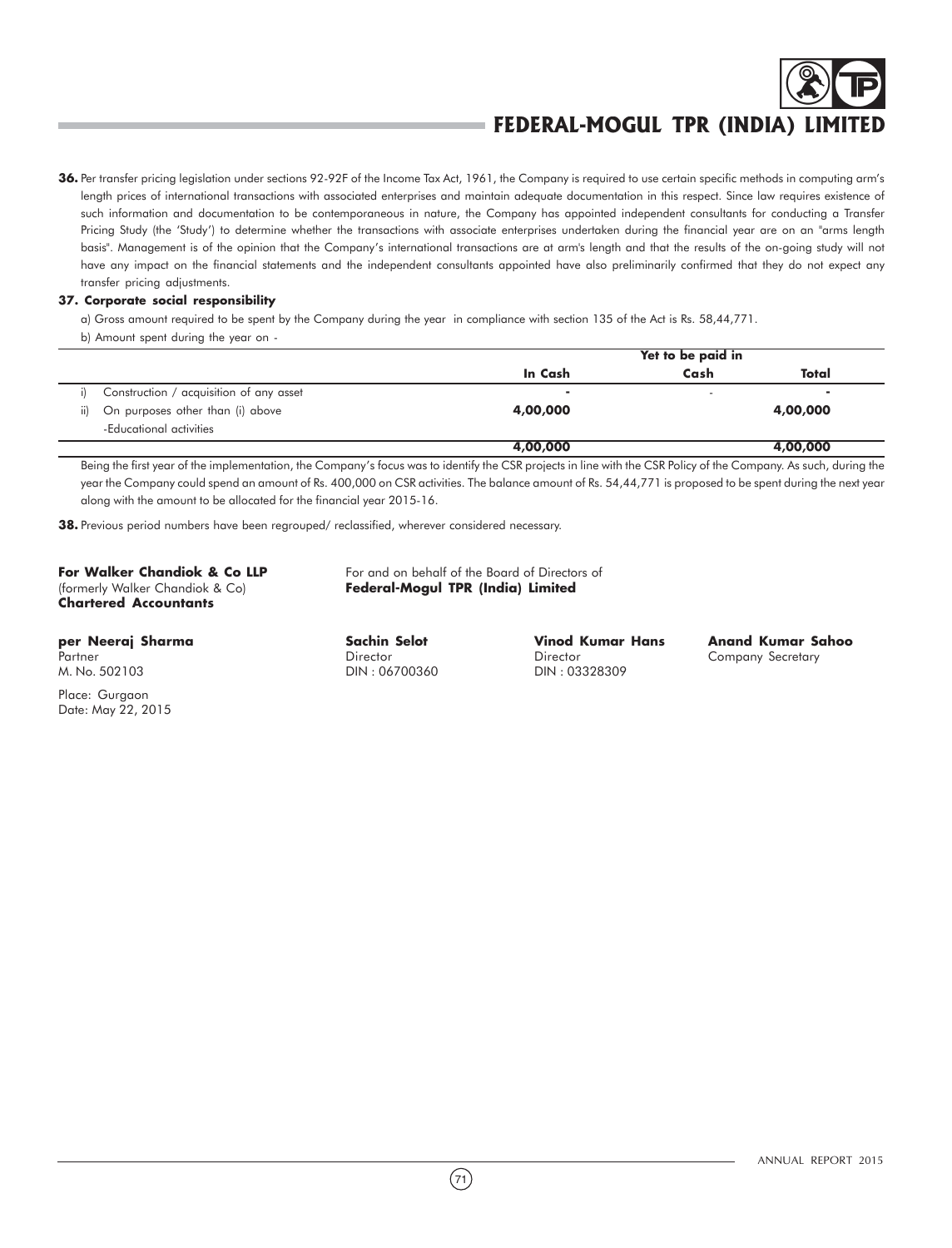**36.** Per transfer pricing legislation under sections 92-92F of the Income Tax Act, 1961, the Company is required to use certain specific methods in computing arm's length prices of international transactions with associated enterprises and maintain adequate documentation in this respect. Since law requires existence of such information and documentation to be contemporaneous in nature, the Company has appointed independent consultants for conducting a Transfer Pricing Study (the 'Study') to determine whether the transactions with associate enterprises undertaken during the financial year are on an "arms length basis". Management is of the opinion that the Company's international transactions are at arm's length and that the results of the on-going study will not have any impact on the financial statements and the independent consultants appointed have also preliminarily confirmed that they do not expect any transfer pricing adjustments.

**37. Corporate social responsibility**

a) Gross amount required to be spent by the Company during the year in compliance with section 135 of the Act is Rs. 58,44,771.

b) Amount spent during the year on -

| | In Cash | Yet to be paid in Cash | Total |
|---|---|---|---|
| i) Construction / acquisition of any asset | - | - | - |
| ii) On purposes other than (i) above -Educational activities | 4,00,000 | | 4,00,000 |
| | **4,00,000** | | **4,00,000** |

Being the first year of the implementation, the Company's focus was to identify the CSR projects in line with the CSR Policy of the Company. As such, during the year the Company could spend an amount of Rs. 400,000 on CSR activities. The balance amount of Rs. 54,44,771 is proposed to be spent during the next year along with the amount to be allocated for the financial year 2015-16.

**38.** Previous period numbers have been regrouped/ reclassified, wherever considered necessary.

**For Walker Chandiok & Co LLP**
(formerly Walker Chandiok & Co)
**Chartered Accountants**

For and on behalf of the Board of Directors of
**Federal-Mogul TPR (India) Limited**

**per Neeraj Sharma**
Partner
M. No. 502103

**Sachin Selot**
Director
DIN : 06700360

**Vinod Kumar Hans**
Director
DIN : 03328309

**Anand Kumar Sahoo**
Company Secretary

Place: Gurgaon
Date: May 22, 2015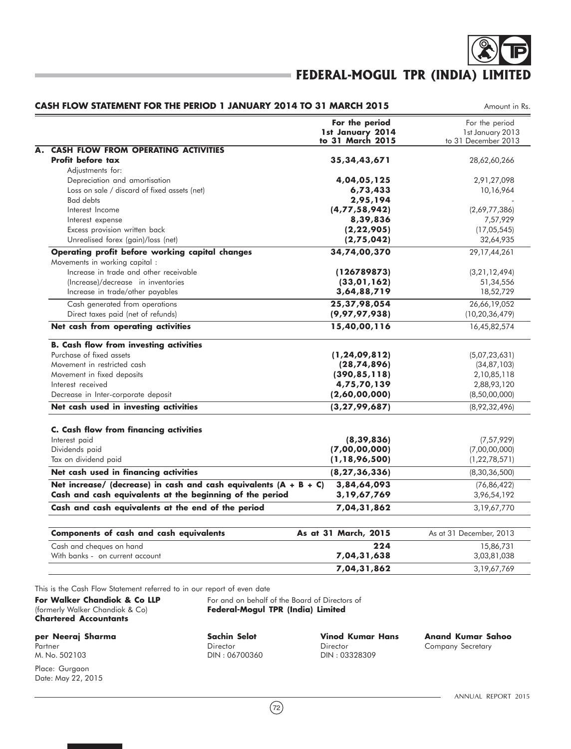## CASH FLOW STATEMENT FOR THE PERIOD 1 JANUARY 2014 TO 31 MARCH 2015

Amount in Rs.

| | For the period 1st January 2014 to 31 March 2015 | For the period 1st January 2013 to 31 December 2013 |
|---|---|---|
| **A. CASH FLOW FROM OPERATING ACTIVITIES** | | |
| **Profit before tax** | **35,34,43,671** | 28,62,60,266 |
| Adjustments for: | | |
| Depreciation and amortisation | **4,04,05,125** | 2,91,27,098 |
| Loss on sale / discard of fixed assets (net) | **6,73,433** | 10,16,964 |
| Bad debts | **2,95,194** | - |
| Interest Income | **(4,77,58,942)** | (2,69,77,386) |
| Interest expense | **8,39,836** | 7,57,929 |
| Excess provision written back | **(2,22,905)** | (17,05,545) |
| Unrealised forex (gain)/loss (net) | **(2,75,042)** | 32,64,935 |
| **Operating profit before working capital changes** | **34,74,00,370** | 29,17,44,261 |
| Movements in working capital : | | |
| Increase in trade and other receivable | **(126789873)** | (3,21,12,494) |
| (Increase)/decrease in inventories | **(33,01,162)** | 51,34,556 |
| Increase in trade/other payables | **3,64,88,719** | 18,52,729 |
| Cash generated from operations | **25,37,98,054** | 26,66,19,052 |
| Direct taxes paid (net of refunds) | **(9,97,97,938)** | (10,20,36,479) |
| **Net cash from operating activities** | **15,40,00,116** | 16,45,82,574 |
| **B. Cash flow from investing activities** | | |
| Purchase of fixed assets | **(1,24,09,812)** | (5,07,23,631) |
| Movement in restricted cash | **(28,74,896)** | (34,87,103) |
| Movement in fixed deposits | **(390,85,118)** | 2,10,85,118 |
| Interest received | **4,75,70,139** | 2,88,93,120 |
| Decrease in Inter-corporate deposit | **(2,60,00,000)** | (8,50,00,000) |
| **Net cash used in investing activities** | **(3,27,99,687)** | (8,92,32,496) |
| **C. Cash flow from financing activities** | | |
| Interest paid | **(8,39,836)** | (7,57,929) |
| Dividends paid | **(7,00,00,000)** | (7,00,00,000) |
| Tax on dividend paid | **(1,18,96,500)** | (1,22,78,571) |
| **Net cash used in financing activities** | **(8,27,36,336)** | (8,30,36,500) |
| **Net increase/ (decrease) in cash and cash equivalents (A + B + C)** | **3,84,64,093** | (76,86,422) |
| **Cash and cash equivalents at the beginning of the period** | **3,19,67,769** | 3,96,54,192 |
| **Cash and cash equivalents at the end of the period** | **7,04,31,862** | 3,19,67,770 |

| **Components of cash and cash equivalents** | **As at 31 March, 2015** | As at 31 December, 2013 |
|---|---|---|
| Cash and cheques on hand | **224** | 15,86,731 |
| With banks - on current account | **7,04,31,638** | 3,03,81,038 |
| | **7,04,31,862** | 3,19,67,769 |

This is the Cash Flow Statement referred to in our report of even date

**For Walker Chandiok & Co LLP**
(formerly Walker Chandiok & Co)
**Chartered Accountants**

**per Neeraj Sharma**
Partner
M. No. 502103

Place: Gurgaon
Date: May 22, 2015

For and on behalf of the Board of Directors of
**Federal-Mogul TPR (India) Limited**

**Sachin Selot**
Director
DIN : 06700360

**Vinod Kumar Hans**
Director
DIN : 03328309

**Anand Kumar Sahoo**
Company Secretary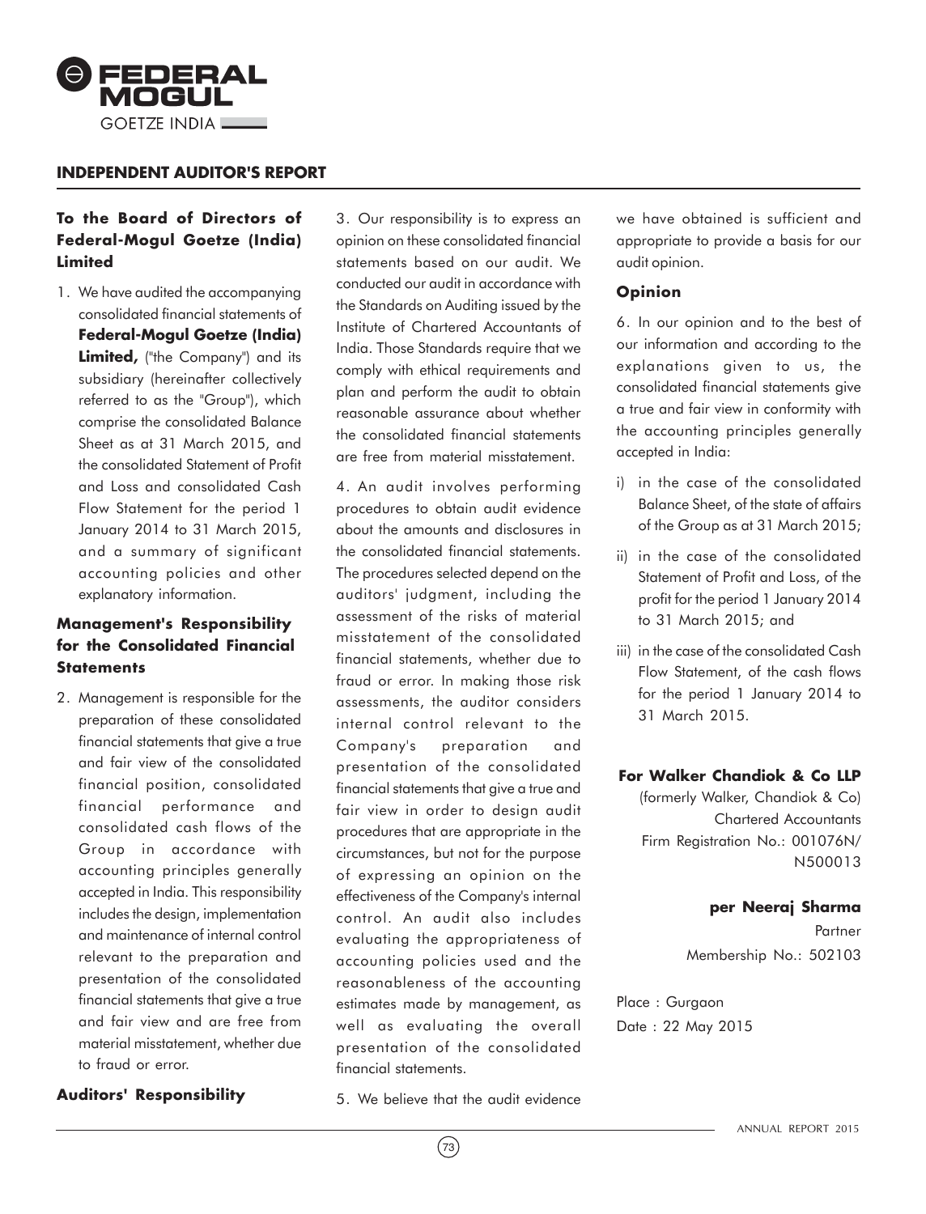## INDEPENDENT AUDITOR'S REPORT

**To the Board of Directors of Federal-Mogul Goetze (India) Limited**

1. We have audited the accompanying consolidated financial statements of **Federal-Mogul Goetze (India) Limited,** ("the Company") and its subsidiary (hereinafter collectively referred to as the "Group"), which comprise the consolidated Balance Sheet as at 31 March 2015, and the consolidated Statement of Profit and Loss and consolidated Cash Flow Statement for the period 1 January 2014 to 31 March 2015, and a summary of significant accounting policies and other explanatory information.

### Management's Responsibility for the Consolidated Financial Statements

2. Management is responsible for the preparation of these consolidated financial statements that give a true and fair view of the consolidated financial position, consolidated financial performance and consolidated cash flows of the Group in accordance with accounting principles generally accepted in India. This responsibility includes the design, implementation and maintenance of internal control relevant to the preparation and presentation of the consolidated financial statements that give a true and fair view and are free from material misstatement, whether due to fraud or error.

### Auditors' Responsibility

3. Our responsibility is to express an opinion on these consolidated financial statements based on our audit. We conducted our audit in accordance with the Standards on Auditing issued by the Institute of Chartered Accountants of India. Those Standards require that we comply with ethical requirements and plan and perform the audit to obtain reasonable assurance about whether the consolidated financial statements are free from material misstatement.

4. An audit involves performing procedures to obtain audit evidence about the amounts and disclosures in the consolidated financial statements. The procedures selected depend on the auditors' judgment, including the assessment of the risks of material misstatement of the consolidated financial statements, whether due to fraud or error. In making those risk assessments, the auditor considers internal control relevant to the Company's preparation and presentation of the consolidated financial statements that give a true and fair view in order to design audit procedures that are appropriate in the circumstances, but not for the purpose of expressing an opinion on the effectiveness of the Company's internal control. An audit also includes evaluating the appropriateness of accounting policies used and the reasonableness of the accounting estimates made by management, as well as evaluating the overall presentation of the consolidated financial statements.

5. We believe that the audit evidence we have obtained is sufficient and appropriate to provide a basis for our audit opinion.

### Opinion

6. In our opinion and to the best of our information and according to the explanations given to us, the consolidated financial statements give a true and fair view in conformity with the accounting principles generally accepted in India:

i) in the case of the consolidated Balance Sheet, of the state of affairs of the Group as at 31 March 2015;

ii) in the case of the consolidated Statement of Profit and Loss, of the profit for the period 1 January 2014 to 31 March 2015; and

iii) in the case of the consolidated Cash Flow Statement, of the cash flows for the period 1 January 2014 to 31 March 2015.

**For Walker Chandiok & Co LLP**
(formerly Walker, Chandiok & Co)
Chartered Accountants
Firm Registration No.: 001076N/N500013

**per Neeraj Sharma**
Partner
Membership No.: 502103

Place : Gurgaon
Date : 22 May 2015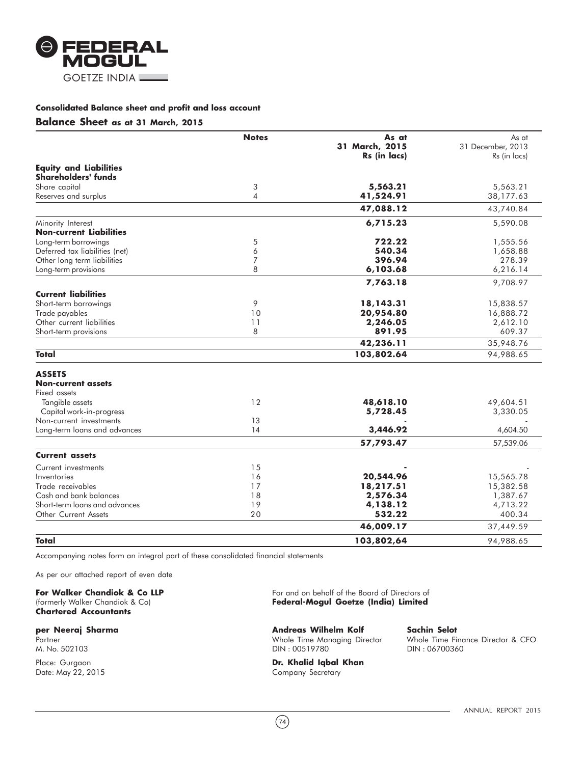FEDERAL MOGUL
GOETZE INDIA

**Consolidated Balance sheet and profit and loss account**

## Balance Sheet as at 31 March, 2015

| | Notes | As at 31 March, 2015 Rs (in lacs) | As at 31 December, 2013 Rs (in lacs) |
|---|---|---|---|
| **Equity and Liabilities** | | | |
| **Shareholders' funds** | | | |
| Share capital | 3 | **5,563.21** | 5,563.21 |
| Reserves and surplus | 4 | **41,524.91** | 38,177.63 |
| | | **47,088.12** | 43,740.84 |
| Minority Interest | | **6,715.23** | 5,590.08 |
| **Non-current Liabilities** | | | |
| Long-term borrowings | 5 | **722.22** | 1,555.56 |
| Deferred tax liabilities (net) | 6 | **540.34** | 1,658.88 |
| Other long term liabilities | 7 | **396.94** | 278.39 |
| Long-term provisions | 8 | **6,103.68** | 6,216.14 |
| | | **7,763.18** | 9,708.97 |
| **Current liabilities** | | | |
| Short-term borrowings | 9 | **18,143.31** | 15,838.57 |
| Trade payables | 10 | **20,954.80** | 16,888.72 |
| Other current liabilities | 11 | **2,246.05** | 2,612.10 |
| Short-term provisions | 8 | **891.95** | 609.37 |
| | | **42,236.11** | 35,948.76 |
| **Total** | | **103,802.64** | 94,988.65 |
| **ASSETS** | | | |
| **Non-current assets** | | | |
| Fixed assets | | | |
| Tangible assets | 12 | **48,618.10** | 49,604.51 |
| Capital work-in-progress | | **5,728.45** | 3,330.05 |
| Non-current investments | 13 | - | - |
| Long-term loans and advances | 14 | **3,446.92** | 4,604.50 |
| | | **57,793.47** | 57,539.06 |
| **Current assets** | | | |
| Current investments | 15 | **-** | - |
| Inventories | 16 | **20,544.96** | 15,565.78 |
| Trade receivables | 17 | **18,217.51** | 15,382.58 |
| Cash and bank balances | 18 | **2,576.34** | 1,387.67 |
| Short-term loans and advances | 19 | **4,138.12** | 4,713.22 |
| Other Current Assets | 20 | **532.22** | 400.34 |
| | | **46,009.17** | 37,449.59 |
| **Total** | | **103,802,64** | 94,988.65 |

Accompanying notes form an integral part of these consolidated financial statements

As per our attached report of even date

**For Walker Chandiok & Co LLP**
(formerly Walker Chandiok & Co)
**Chartered Accountants**

**per Neeraj Sharma**
Partner
M. No. 502103

Place: Gurgaon
Date: May 22, 2015

For and on behalf of the Board of Directors of
**Federal-Mogul Goetze (India) Limited**

**Andreas Wilhelm Kolf**
Whole Time Managing Director
DIN : 00519780

**Sachin Selot**
Whole Time Finance Director & CFO
DIN : 06700360

**Dr. Khalid Iqbal Khan**
Company Secretary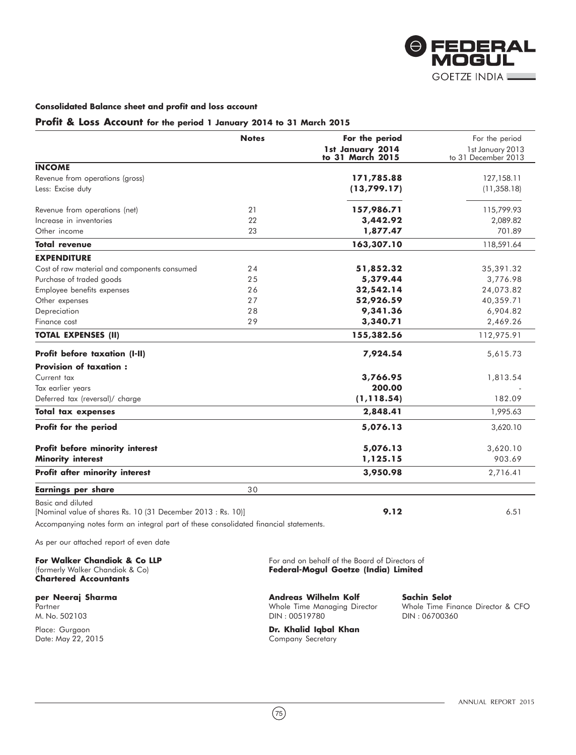#### Consolidated Balance sheet and profit and loss account

### Profit & Loss Account for the period 1 January 2014 to 31 March 2015

| | Notes | For the period 1st January 2014 to 31 March 2015 | For the period 1st January 2013 to 31 December 2013 |
|---|---|---|---|
| **INCOME** | | | |
| Revenue from operations (gross) | | **171,785.88** | 127,158.11 |
| Less: Excise duty | | **(13,799.17)** | (11,358.18) |
| Revenue from operations (net) | 21 | **157,986.71** | 115,799.93 |
| Increase in inventories | 22 | **3,442.92** | 2,089.82 |
| Other income | 23 | **1,877.47** | 701.89 |
| **Total revenue** | | **163,307.10** | 118,591.64 |
| **EXPENDITURE** | | | |
| Cost of raw material and components consumed | 24 | **51,852.32** | 35,391.32 |
| Purchase of traded goods | 25 | **5,379.44** | 3,776.98 |
| Employee benefits expenses | 26 | **32,542.14** | 24,073.82 |
| Other expenses | 27 | **52,926.59** | 40,359.71 |
| Depreciation | 28 | **9,341.36** | 6,904.82 |
| Finance cost | 29 | **3,340.71** | 2,469.26 |
| **TOTAL EXPENSES (II)** | | **155,382.56** | 112,975.91 |
| **Profit before taxation (I-II)** | | **7,924.54** | 5,615.73 |
| **Provision of taxation :** | | | |
| Current tax | | **3,766.95** | 1,813.54 |
| Tax earlier years | | **200.00** | - |
| Deferred tax (reversal)/ charge | | **(1,118.54)** | 182.09 |
| **Total tax expenses** | | **2,848.41** | 1,995.63 |
| **Profit for the period** | | **5,076.13** | 3,620.10 |
| **Profit before minority interest** | | **5,076.13** | 3,620.10 |
| **Minority interest** | | **1,125.15** | 903.69 |
| **Profit after minority interest** | | **3,950.98** | 2,716.41 |
| **Earnings per share** | 30 | | |
| Basic and diluted [Nominal value of shares Rs. 10 (31 December 2013 : Rs. 10)] | | **9.12** | 6.51 |

Accompanying notes form an integral part of these consolidated financial statements.

As per our attached report of even date

**For Walker Chandiok & Co LLP**
(formerly Walker Chandiok & Co)
**Chartered Accountants**

**per Neeraj Sharma**
Partner
M. No. 502103

Place: Gurgaon
Date: May 22, 2015

For and on behalf of the Board of Directors of
**Federal-Mogul Goetze (India) Limited**

**Andreas Wilhelm Kolf**
Whole Time Managing Director
DIN : 00519780

**Sachin Selot**
Whole Time Finance Director & CFO
DIN : 06700360

**Dr. Khalid Iqbal Khan**
Company Secretary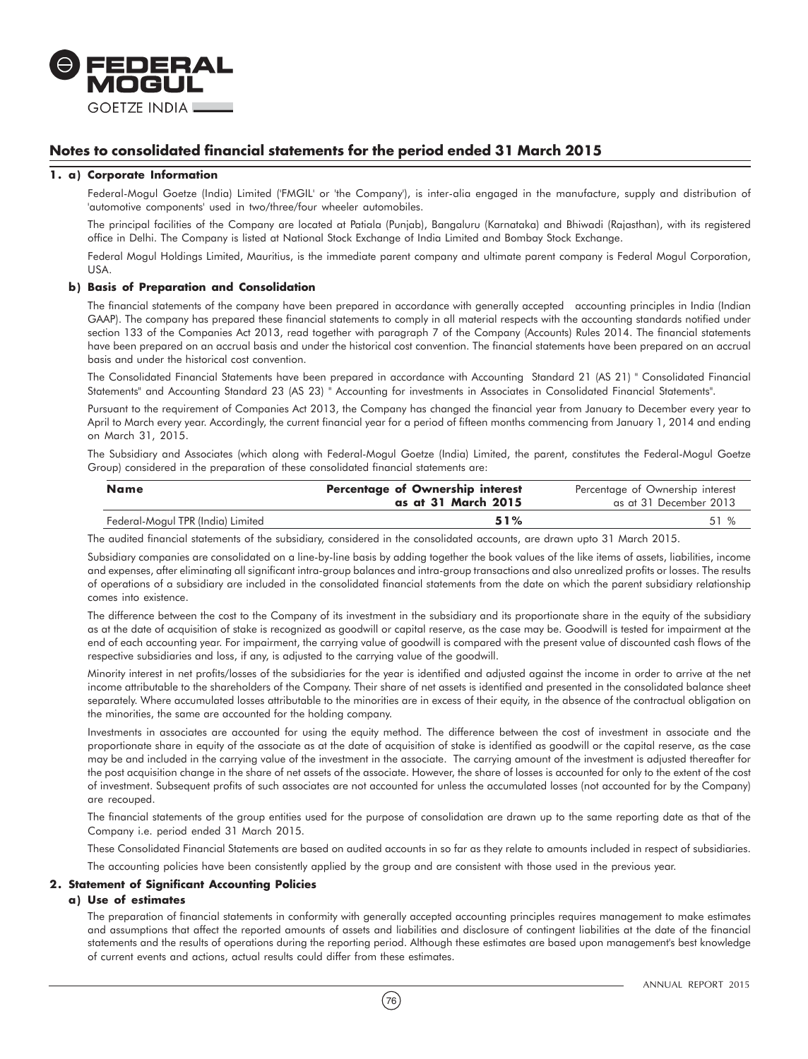## Notes to consolidated financial statements for the period ended 31 March 2015

### 1. a) Corporate Information

Federal-Mogul Goetze (India) Limited ('FMGIL' or 'the Company'), is inter-alia engaged in the manufacture, supply and distribution of 'automotive components' used in two/three/four wheeler automobiles.

The principal facilities of the Company are located at Patiala (Punjab), Bangaluru (Karnataka) and Bhiwadi (Rajasthan), with its registered office in Delhi. The Company is listed at National Stock Exchange of India Limited and Bombay Stock Exchange.

Federal Mogul Holdings Limited, Mauritius, is the immediate parent company and ultimate parent company is Federal Mogul Corporation, USA.

### b) Basis of Preparation and Consolidation

The financial statements of the company have been prepared in accordance with generally accepted accounting principles in India (Indian GAAP). The company has prepared these financial statements to comply in all material respects with the accounting standards notified under section 133 of the Companies Act 2013, read together with paragraph 7 of the Company (Accounts) Rules 2014. The financial statements have been prepared on an accrual basis and under the historical cost convention. The financial statements have been prepared on an accrual basis and under the historical cost convention.

The Consolidated Financial Statements have been prepared in accordance with Accounting Standard 21 (AS 21) " Consolidated Financial Statements" and Accounting Standard 23 (AS 23) " Accounting for investments in Associates in Consolidated Financial Statements".

Pursuant to the requirement of Companies Act 2013, the Company has changed the financial year from January to December every year to April to March every year. Accordingly, the current financial year for a period of fifteen months commencing from January 1, 2014 and ending on March 31, 2015.

The Subsidiary and Associates (which along with Federal-Mogul Goetze (India) Limited, the parent, constitutes the Federal-Mogul Goetze Group) considered in the preparation of these consolidated financial statements are:

| **Name** | **Percentage of Ownership interest as at 31 March 2015** | Percentage of Ownership interest as at 31 December 2013 |
|---|---|---|
| Federal-Mogul TPR (India) Limited | **51%** | 51 % |

The audited financial statements of the subsidiary, considered in the consolidated accounts, are drawn upto 31 March 2015.

Subsidiary companies are consolidated on a line-by-line basis by adding together the book values of the like items of assets, liabilities, income and expenses, after eliminating all significant intra-group balances and intra-group transactions and also unrealized profits or losses. The results of operations of a subsidiary are included in the consolidated financial statements from the date on which the parent subsidiary relationship comes into existence.

The difference between the cost to the Company of its investment in the subsidiary and its proportionate share in the equity of the subsidiary as at the date of acquisition of stake is recognized as goodwill or capital reserve, as the case may be. Goodwill is tested for impairment at the end of each accounting year. For impairment, the carrying value of goodwill is compared with the present value of discounted cash flows of the respective subsidiaries and loss, if any, is adjusted to the carrying value of the goodwill.

Minority interest in net profits/losses of the subsidiaries for the year is identified and adjusted against the income in order to arrive at the net income attributable to the shareholders of the Company. Their share of net assets is identified and presented in the consolidated balance sheet separately. Where accumulated losses attributable to the minorities are in excess of their equity, in the absence of the contractual obligation on the minorities, the same are accounted for the holding company.

Investments in associates are accounted for using the equity method. The difference between the cost of investment in associate and the proportionate share in equity of the associate as at the date of acquisition of stake is identified as goodwill or the capital reserve, as the case may be and included in the carrying value of the investment in the associate. The carrying amount of the investment is adjusted thereafter for the post acquisition change in the share of net assets of the associate. However, the share of losses is accounted for only to the extent of the cost of investment. Subsequent profits of such associates are not accounted for unless the accumulated losses (not accounted for by the Company) are recouped.

The financial statements of the group entities used for the purpose of consolidation are drawn up to the same reporting date as that of the Company i.e. period ended 31 March 2015.

These Consolidated Financial Statements are based on audited accounts in so far as they relate to amounts included in respect of subsidiaries.

The accounting policies have been consistently applied by the group and are consistent with those used in the previous year.

### 2. Statement of Significant Accounting Policies

#### a) Use of estimates

The preparation of financial statements in conformity with generally accepted accounting principles requires management to make estimates and assumptions that affect the reported amounts of assets and liabilities and disclosure of contingent liabilities at the date of the financial statements and the results of operations during the reporting period. Although these estimates are based upon management's best knowledge of current events and actions, actual results could differ from these estimates.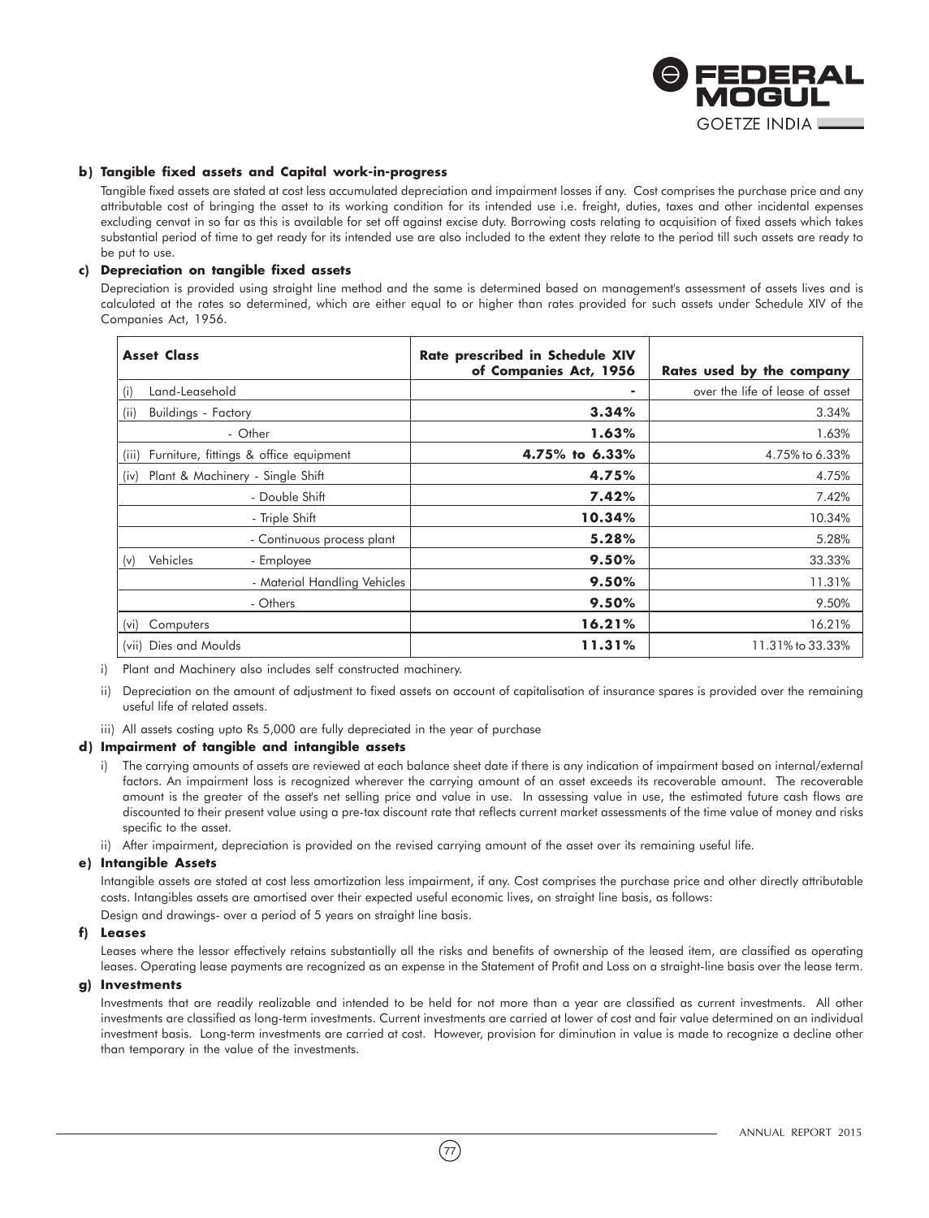**b) Tangible fixed assets and Capital work-in-progress**

Tangible fixed assets are stated at cost less accumulated depreciation and impairment losses if any. Cost comprises the purchase price and any attributable cost of bringing the asset to its working condition for its intended use i.e. freight, duties, taxes and other incidental expenses excluding cenvat in so far as this is available for set off against excise duty. Borrowing costs relating to acquisition of fixed assets which takes substantial period of time to get ready for its intended use are also included to the extent they relate to the period till such assets are ready to be put to use.

**c) Depreciation on tangible fixed assets**

Depreciation is provided using straight line method and the same is determined based on management's assessment of assets lives and is calculated at the rates so determined, which are either equal to or higher than rates provided for such assets under Schedule XIV of the Companies Act, 1956.

| Asset Class | | Rate prescribed in Schedule XIV of Companies Act, 1956 | Rates used by the company |
|---|---|---|---|
| (i) Land-Leasehold | | - | over the life of lease of asset |
| (ii) Buildings - Factory | | 3.34% | 3.34% |
| | - Other | 1.63% | 1.63% |
| (iii) Furniture, fittings & office equipment | | 4.75% to 6.33% | 4.75% to 6.33% |
| (iv) Plant & Machinery - Single Shift | | 4.75% | 4.75% |
| | - Double Shift | 7.42% | 7.42% |
| | - Triple Shift | 10.34% | 10.34% |
| | - Continuous process plant | 5.28% | 5.28% |
| (v) Vehicles | - Employee | 9.50% | 33.33% |
| | - Material Handling Vehicles | 9.50% | 11.31% |
| | - Others | 9.50% | 9.50% |
| (vi) Computers | | 16.21% | 16.21% |
| (vii) Dies and Moulds | | 11.31% | 11.31% to 33.33% |

i) Plant and Machinery also includes self constructed machinery.

ii) Depreciation on the amount of adjustment to fixed assets on account of capitalisation of insurance spares is provided over the remaining useful life of related assets.

iii) All assets costing upto Rs 5,000 are fully depreciated in the year of purchase

**d) Impairment of tangible and intangible assets**

i) The carrying amounts of assets are reviewed at each balance sheet date if there is any indication of impairment based on internal/external factors. An impairment loss is recognized wherever the carrying amount of an asset exceeds its recoverable amount. The recoverable amount is the greater of the asset's net selling price and value in use. In assessing value in use, the estimated future cash flows are discounted to their present value using a pre-tax discount rate that reflects current market assessments of the time value of money and risks specific to the asset.

ii) After impairment, depreciation is provided on the revised carrying amount of the asset over its remaining useful life.

**e) Intangible Assets**

Intangible assets are stated at cost less amortization less impairment, if any. Cost comprises the purchase price and other directly attributable costs. Intangibles assets are amortised over their expected useful economic lives, on straight line basis, as follows:

Design and drawings- over a period of 5 years on straight line basis.

**f) Leases**

Leases where the lessor effectively retains substantially all the risks and benefits of ownership of the leased item, are classified as operating leases. Operating lease payments are recognized as an expense in the Statement of Profit and Loss on a straight-line basis over the lease term.

**g) Investments**

Investments that are readily realizable and intended to be held for not more than a year are classified as current investments. All other investments are classified as long-term investments. Current investments are carried at lower of cost and fair value determined on an individual investment basis. Long-term investments are carried at cost. However, provision for diminution in value is made to recognize a decline other than temporary in the value of the investments.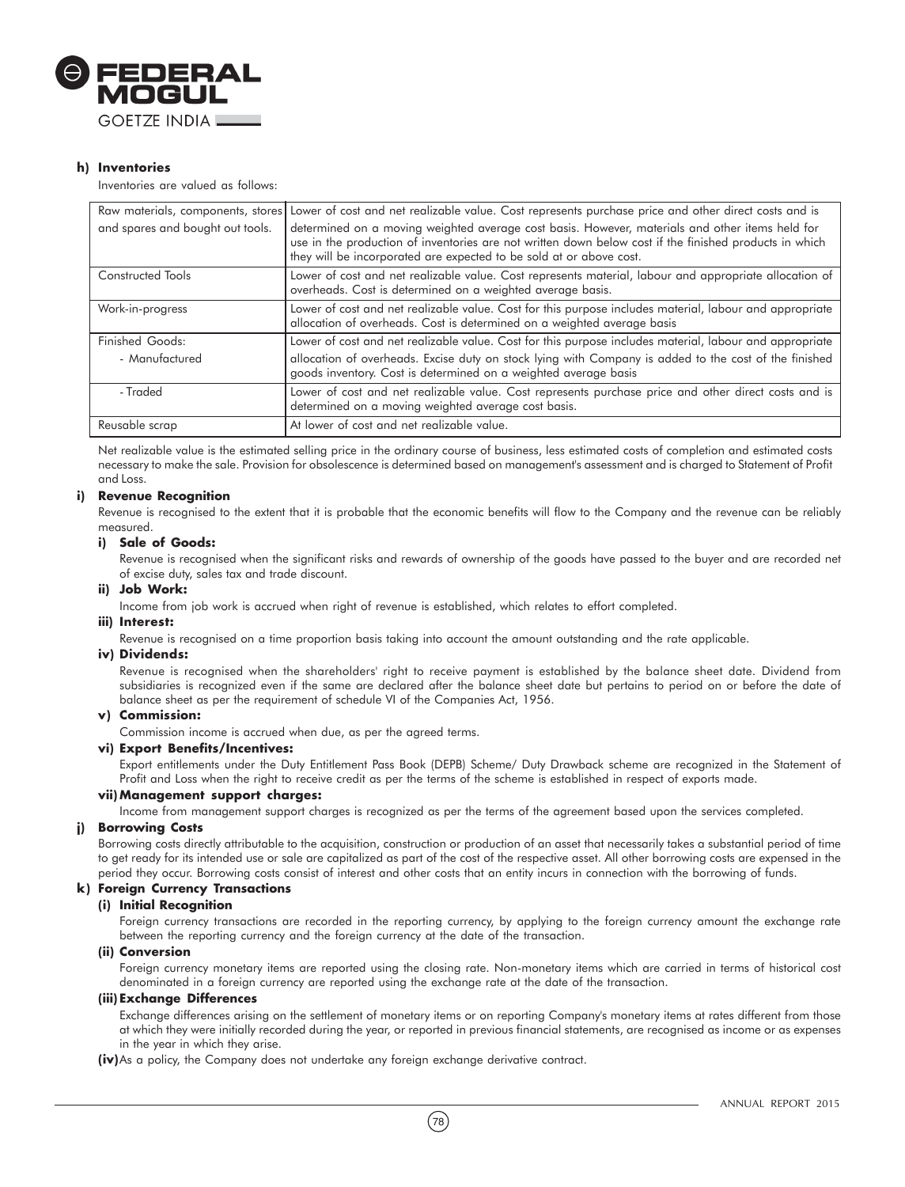#### h) Inventories

Inventories are valued as follows:

| | |
|---|---|
| Raw materials, components, stores and spares and bought out tools. | Lower of cost and net realizable value. Cost represents purchase price and other direct costs and is determined on a moving weighted average cost basis. However, materials and other items held for use in the production of inventories are not written down below cost if the finished products in which they will be incorporated are expected to be sold at or above cost. |
| Constructed Tools | Lower of cost and net realizable value. Cost represents material, labour and appropriate allocation of overheads. Cost is determined on a weighted average basis. |
| Work-in-progress | Lower of cost and net realizable value. Cost for this purpose includes material, labour and appropriate allocation of overheads. Cost is determined on a weighted average basis |
| Finished Goods: - Manufactured | Lower of cost and net realizable value. Cost for this purpose includes material, labour and appropriate allocation of overheads. Excise duty on stock lying with Company is added to the cost of the finished goods inventory. Cost is determined on a weighted average basis |
| - Traded | Lower of cost and net realizable value. Cost represents purchase price and other direct costs and is determined on a moving weighted average cost basis. |
| Reusable scrap | At lower of cost and net realizable value. |

Net realizable value is the estimated selling price in the ordinary course of business, less estimated costs of completion and estimated costs necessary to make the sale. Provision for obsolescence is determined based on management's assessment and is charged to Statement of Profit and Loss.

#### i) Revenue Recognition

Revenue is recognised to the extent that it is probable that the economic benefits will flow to the Company and the revenue can be reliably measured.

**i) Sale of Goods:**

Revenue is recognised when the significant risks and rewards of ownership of the goods have passed to the buyer and are recorded net of excise duty, sales tax and trade discount.

**ii) Job Work:**

Income from job work is accrued when right of revenue is established, which relates to effort completed.

**iii) Interest:**

Revenue is recognised on a time proportion basis taking into account the amount outstanding and the rate applicable.

**iv) Dividends:**

Revenue is recognised when the shareholders' right to receive payment is established by the balance sheet date. Dividend from subsidiaries is recognized even if the same are declared after the balance sheet date but pertains to period on or before the date of balance sheet as per the requirement of schedule VI of the Companies Act, 1956.

**v) Commission:**

Commission income is accrued when due, as per the agreed terms.

**vi) Export Benefits/Incentives:**

Export entitlements under the Duty Entitlement Pass Book (DEPB) Scheme/ Duty Drawback scheme are recognized in the Statement of Profit and Loss when the right to receive credit as per the terms of the scheme is established in respect of exports made.

**vii) Management support charges:**

Income from management support charges is recognized as per the terms of the agreement based upon the services completed.

#### j) Borrowing Costs

Borrowing costs directly attributable to the acquisition, construction or production of an asset that necessarily takes a substantial period of time to get ready for its intended use or sale are capitalized as part of the cost of the respective asset. All other borrowing costs are expensed in the period they occur. Borrowing costs consist of interest and other costs that an entity incurs in connection with the borrowing of funds.

#### k) Foreign Currency Transactions

**(i) Initial Recognition**

Foreign currency transactions are recorded in the reporting currency, by applying to the foreign currency amount the exchange rate between the reporting currency and the foreign currency at the date of the transaction.

**(ii) Conversion**

Foreign currency monetary items are reported using the closing rate. Non-monetary items which are carried in terms of historical cost denominated in a foreign currency are reported using the exchange rate at the date of the transaction.

**(iii) Exchange Differences**

Exchange differences arising on the settlement of monetary items or on reporting Company's monetary items at rates different from those at which they were initially recorded during the year, or reported in previous financial statements, are recognised as income or as expenses in the year in which they arise.

**(iv)** As a policy, the Company does not undertake any foreign exchange derivative contract.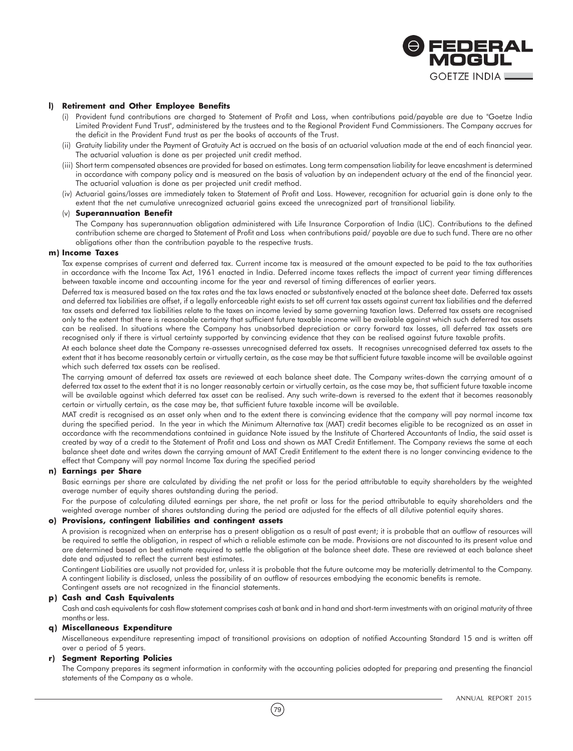**l) Retirement and Other Employee Benefits**

(i) Provident fund contributions are charged to Statement of Profit and Loss, when contributions paid/payable are due to "Goetze India Limited Provident Fund Trust", administered by the trustees and to the Regional Provident Fund Commissioners. The Company accrues for the deficit in the Provident Fund trust as per the books of accounts of the Trust.

(ii) Gratuity liability under the Payment of Gratuity Act is accrued on the basis of an actuarial valuation made at the end of each financial year. The actuarial valuation is done as per projected unit credit method.

(iii) Short term compensated absences are provided for based on estimates. Long term compensation liability for leave encashment is determined in accordance with company policy and is measured on the basis of valuation by an independent actuary at the end of the financial year. The actuarial valuation is done as per projected unit credit method.

(iv) Actuarial gains/losses are immediately taken to Statement of Profit and Loss. However, recognition for actuarial gain is done only to the extent that the net cumulative unrecognized actuarial gains exceed the unrecognized part of transitional liability.

(v) **Superannuation Benefit**

The Company has superannuation obligation administered with Life Insurance Corporation of India (LIC). Contributions to the defined contribution scheme are charged to Statement of Profit and Loss when contributions paid/ payable are due to such fund. There are no other obligations other than the contribution payable to the respective trusts.

**m) Income Taxes**

Tax expense comprises of current and deferred tax. Current income tax is measured at the amount expected to be paid to the tax authorities in accordance with the Income Tax Act, 1961 enacted in India. Deferred income taxes reflects the impact of current year timing differences between taxable income and accounting income for the year and reversal of timing differences of earlier years.

Deferred tax is measured based on the tax rates and the tax laws enacted or substantively enacted at the balance sheet date. Deferred tax assets and deferred tax liabilities are offset, if a legally enforceable right exists to set off current tax assets against current tax liabilities and the deferred tax assets and deferred tax liabilities relate to the taxes on income levied by same governing taxation laws. Deferred tax assets are recognised only to the extent that there is reasonable certainty that sufficient future taxable income will be available against which such deferred tax assets can be realised. In situations where the Company has unabsorbed depreciation or carry forward tax losses, all deferred tax assets are recognised only if there is virtual certainty supported by convincing evidence that they can be realised against future taxable profits.

At each balance sheet date the Company re-assesses unrecognised deferred tax assets. It recognises unrecognised deferred tax assets to the extent that it has become reasonably certain or virtually certain, as the case may be that sufficient future taxable income will be available against which such deferred tax assets can be realised.

The carrying amount of deferred tax assets are reviewed at each balance sheet date. The Company writes-down the carrying amount of a deferred tax asset to the extent that it is no longer reasonably certain or virtually certain, as the case may be, that sufficient future taxable income will be available against which deferred tax asset can be realised. Any such write-down is reversed to the extent that it becomes reasonably certain or virtually certain, as the case may be, that sufficient future taxable income will be available.

MAT credit is recognised as an asset only when and to the extent there is convincing evidence that the company will pay normal income tax during the specified period. In the year in which the Minimum Alternative tax (MAT) credit becomes eligible to be recognized as an asset in accordance with the recommendations contained in guidance Note issued by the Institute of Chartered Accountants of India, the said asset is created by way of a credit to the Statement of Profit and Loss and shown as MAT Credit Entitlement. The Company reviews the same at each balance sheet date and writes down the carrying amount of MAT Credit Entitlement to the extent there is no longer convincing evidence to the effect that Company will pay normal Income Tax during the specified period

**n) Earnings per Share**

Basic earnings per share are calculated by dividing the net profit or loss for the period attributable to equity shareholders by the weighted average number of equity shares outstanding during the period.

For the purpose of calculating diluted earnings per share, the net profit or loss for the period attributable to equity shareholders and the weighted average number of shares outstanding during the period are adjusted for the effects of all dilutive potential equity shares.

**o) Provisions, contingent liabilities and contingent assets**

A provision is recognized when an enterprise has a present obligation as a result of past event; it is probable that an outflow of resources will be required to settle the obligation, in respect of which a reliable estimate can be made. Provisions are not discounted to its present value and are determined based on best estimate required to settle the obligation at the balance sheet date. These are reviewed at each balance sheet date and adjusted to reflect the current best estimates.

Contingent Liabilities are usually not provided for, unless it is probable that the future outcome may be materially detrimental to the Company. A contingent liability is disclosed, unless the possibility of an outflow of resources embodying the economic benefits is remote.

Contingent assets are not recognized in the financial statements.

**p) Cash and Cash Equivalents**

Cash and cash equivalents for cash flow statement comprises cash at bank and in hand and short-term investments with an original maturity of three months or less.

**q) Miscellaneous Expenditure**

Miscellaneous expenditure representing impact of transitional provisions on adoption of notified Accounting Standard 15 and is written off over a period of 5 years.

**r) Segment Reporting Policies**

The Company prepares its segment information in conformity with the accounting policies adopted for preparing and presenting the financial statements of the Company as a whole.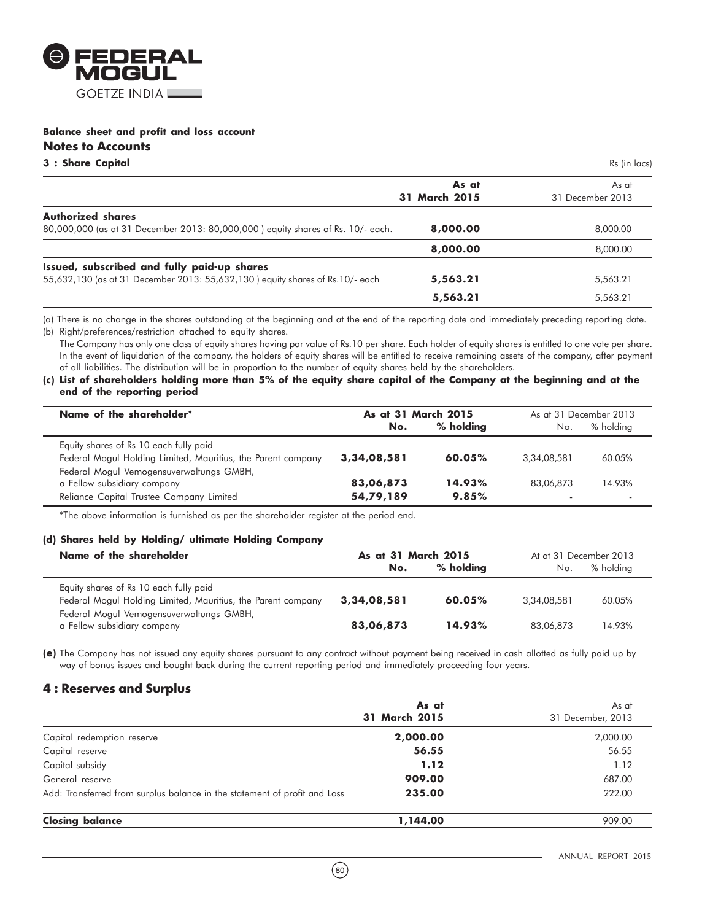## Balance sheet and profit and loss account

## Notes to Accounts

### 3 : Share Capital

Rs (in lacs)

| | As at 31 March 2015 | As at 31 December 2013 |
|---|---|---|
| **Authorized shares** | | |
| 80,000,000 (as at 31 December 2013: 80,000,000 ) equity shares of Rs. 10/- each. | **8,000.00** | 8,000.00 |
| | **8,000.00** | 8,000.00 |
| **Issued, subscribed and fully paid-up shares** | | |
| 55,632,130 (as at 31 December 2013: 55,632,130 ) equity shares of Rs.10/- each | **5,563.21** | 5,563.21 |
| | **5,563.21** | 5,563.21 |

(a) There is no change in the shares outstanding at the beginning and at the end of the reporting date and immediately preceding reporting date.

(b) Right/preferences/restriction attached to equity shares.

The Company has only one class of equity shares having par value of Rs.10 per share. Each holder of equity shares is entitled to one vote per share. In the event of liquidation of the company, the holders of equity shares will be entitled to receive remaining assets of the company, after payment of all liabilities. The distribution will be in proportion to the number of equity shares held by the shareholders.

**(c) List of shareholders holding more than 5% of the equity share capital of the Company at the beginning and at the end of the reporting period**

| Name of the shareholder* | As at 31 March 2015 | | As at 31 December 2013 | |
|---|---|---|---|---|
| | No. | % holding | No. | % holding |
| Equity shares of Rs 10 each fully paid | | | | |
| Federal Mogul Holding Limited, Mauritius, the Parent company | **3,34,08,581** | **60.05%** | 3,34,08,581 | 60.05% |
| Federal Mogul Vemogensuverwaltungs GMBH, a Fellow subsidiary company | **83,06,873** | **14.93%** | 83,06,873 | 14.93% |
| Reliance Capital Trustee Company Limited | **54,79,189** | **9.85%** | - | - |

*The above information is furnished as per the shareholder register at the period end.

**(d) Shares held by Holding/ ultimate Holding Company**

| Name of the shareholder | As at 31 March 2015 | | At at 31 December 2013 | |
|---|---|---|---|---|
| | No. | % holding | No. | % holding |
| Equity shares of Rs 10 each fully paid | | | | |
| Federal Mogul Holding Limited, Mauritius, the Parent company | **3,34,08,581** | **60.05%** | 3,34,08,581 | 60.05% |
| Federal Mogul Vemogensuverwaltungs GMBH, a Fellow subsidiary company | **83,06,873** | **14.93%** | 83,06,873 | 14.93% |

**(e)** The Company has not issued any equity shares pursuant to any contract without payment being received in cash allotted as fully paid up by way of bonus issues and bought back during the current reporting period and immediately proceeding four years.

### 4 : Reserves and Surplus

| | As at 31 March 2015 | As at 31 December, 2013 |
|---|---|---|
| Capital redemption reserve | **2,000.00** | 2,000.00 |
| Capital reserve | **56.55** | 56.55 |
| Capital subsidy | **1.12** | 1.12 |
| General reserve | **909.00** | 687.00 |
| Add: Transferred from surplus balance in the statement of profit and Loss | **235.00** | 222.00 |
| **Closing balance** | **1,144.00** | 909.00 |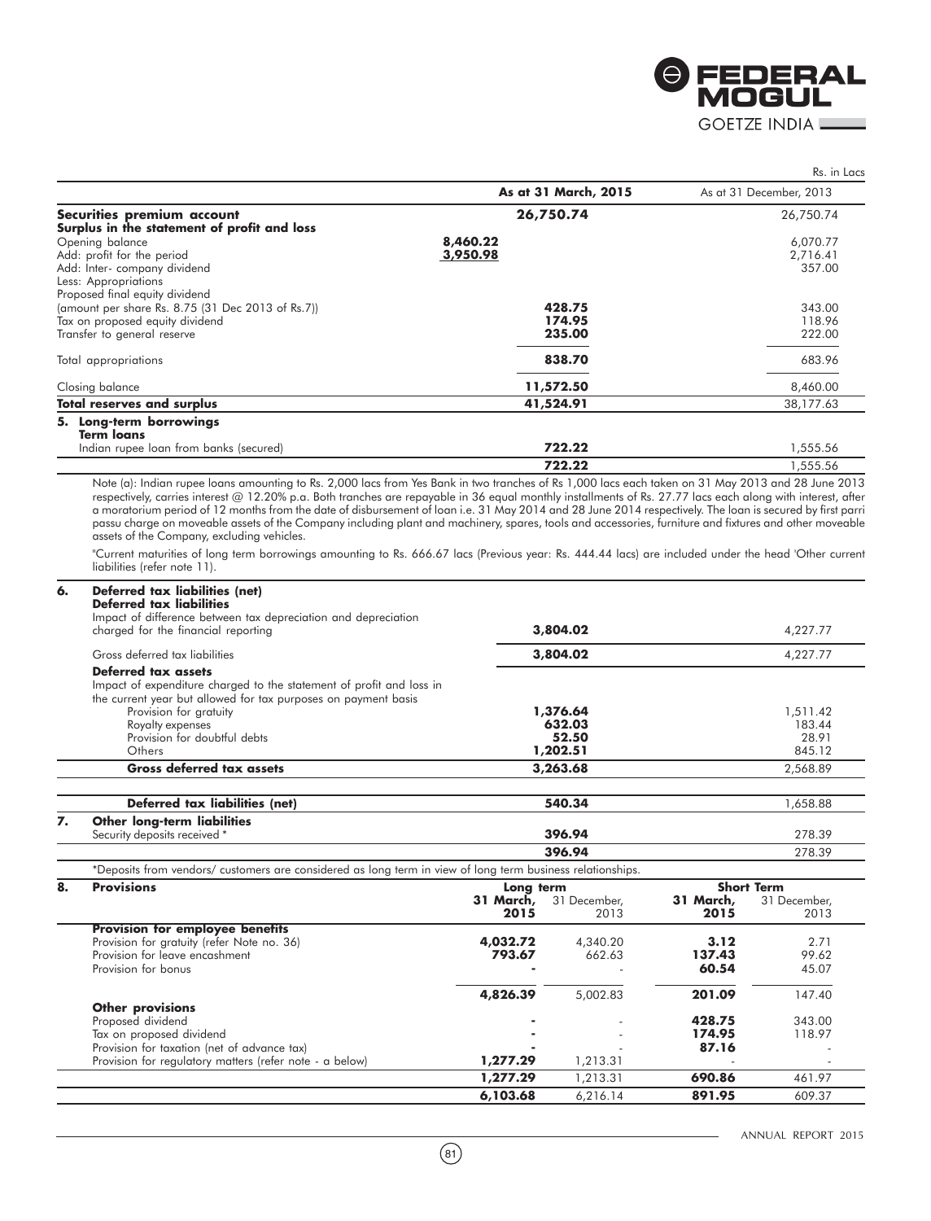Rs. in Lacs

| | | As at 31 March, 2015 | As at 31 December, 2013 |
|---|---|---|---|
| **Securities premium account** | | **26,750.74** | 26,750.74 |
| **Surplus in the statement of profit and loss** | | | |
| Opening balance | 8,460.22 | | 6,070.77 |
| Add: profit for the period | 3,950.98 | | 2,716.41 |
| Add: Inter- company dividend | | | 357.00 |
| Less: Appropriations | | | |
| Proposed final equity dividend (amount per share Rs. 8.75 (31 Dec 2013 of Rs.7)) | | **428.75** | 343.00 |
| Tax on proposed equity dividend | | **174.95** | 118.96 |
| Transfer to general reserve | | **235.00** | 222.00 |
| Total appropriations | | **838.70** | 683.96 |
| Closing balance | | **11,572.50** | 8,460.00 |
| **Total reserves and surplus** | | **41,524.91** | 38,177.63 |

**5. Long-term borrowings**

| | As at 31 March, 2015 | As at 31 December, 2013 |
|---|---|---|
| **Term loans** | | |
| Indian rupee loan from banks (secured) | **722.22** | 1,555.56 |
| | **722.22** | 1,555.56 |

Note (a): Indian rupee loans amounting to Rs. 2,000 lacs from Yes Bank in two tranches of Rs 1,000 lacs each taken on 31 May 2013 and 28 June 2013 respectively, carries interest @ 12.20% p.a. Both tranches are repayable in 36 equal monthly installments of Rs. 27.77 lacs each along with interest, after a moratorium period of 12 months from the date of disbursement of loan i.e. 31 May 2014 and 28 June 2014 respectively. The loan is secured by first parri passu charge on moveable assets of the Company including plant and machinery, spares, tools and accessories, furniture and fixtures and other moveable assets of the Company, excluding vehicles.

"Current maturities of long term borrowings amounting to Rs. 666.67 lacs (Previous year: Rs. 444.44 lacs) are included under the head 'Other current liabilities (refer note 11).

**6. Deferred tax liabilities (net)**

| | As at 31 March, 2015 | As at 31 December, 2013 |
|---|---|---|
| **Deferred tax liabilities** | | |
| Impact of difference between tax depreciation and depreciation charged for the financial reporting | **3,804.02** | 4,227.77 |
| Gross deferred tax liabilities | **3,804.02** | 4,227.77 |
| **Deferred tax assets** | | |
| Impact of expenditure charged to the statement of profit and loss in the current year but allowed for tax purposes on payment basis | | |
| Provision for gratuity | **1,376.64** | 1,511.42 |
| Royalty expenses | **632.03** | 183.44 |
| Provision for doubtful debts | **52.50** | 28.91 |
| Others | **1,202.51** | 845.12 |
| **Gross deferred tax assets** | **3,263.68** | 2,568.89 |
| **Deferred tax liabilities (net)** | **540.34** | 1,658.88 |

**7. Other long-term liabilities**

| | As at 31 March, 2015 | As at 31 December, 2013 |
|---|---|---|
| Security deposits received * | **396.94** | 278.39 |
| | **396.94** | 278.39 |

*Deposits from vendors/ customers are considered as long term in view of long term business relationships.

**8. Provisions**

| | Long term | | Short Term | |
|---|---|---|---|---|
| | **31 March, 2015** | 31 December, 2013 | **31 March, 2015** | 31 December, 2013 |
| **Provision for employee benefits** | | | | |
| Provision for gratuity (refer Note no. 36) | **4,032.72** | 4,340.20 | **3.12** | 2.71 |
| Provision for leave encashment | **793.67** | 662.63 | **137.43** | 99.62 |
| Provision for bonus | **-** | - | **60.54** | 45.07 |
| | **4,826.39** | 5,002.83 | **201.09** | 147.40 |
| **Other provisions** | | | | |
| Proposed dividend | **-** | - | **428.75** | 343.00 |
| Tax on proposed dividend | **-** | - | **174.95** | 118.97 |
| Provision for taxation (net of advance tax) | **-** | - | **87.16** | - |
| Provision for regulatory matters (refer note - a below) | **1,277.29** | 1,213.31 | - | - |
| | **1,277.29** | 1,213.31 | **690.86** | 461.97 |
| | **6,103.68** | 6,216.14 | **891.95** | 609.37 |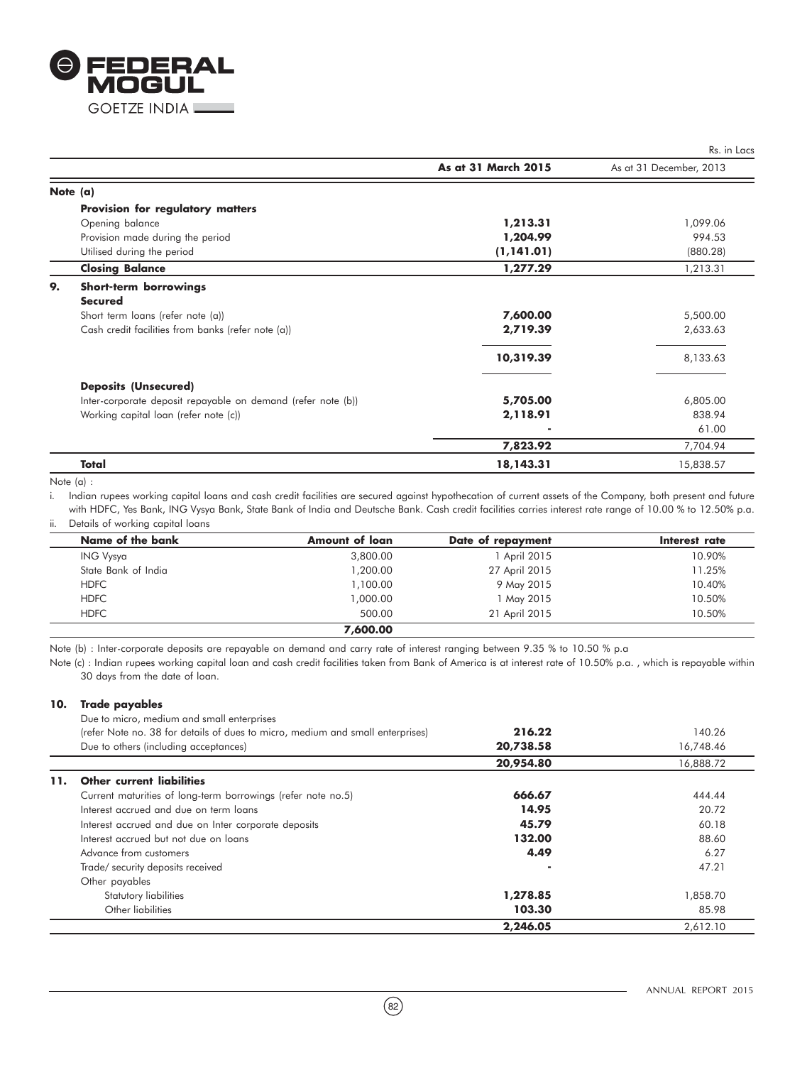Rs. in Lacs

| | As at 31 March 2015 | As at 31 December, 2013 |
|---|---|---|
| **Note (a)** | | |
| **Provision for regulatory matters** | | |
| Opening balance | **1,213.31** | 1,099.06 |
| Provision made during the period | **1,204.99** | 994.53 |
| Utilised during the period | **(1,141.01)** | (880.28) |
| **Closing Balance** | **1,277.29** | 1,213.31 |
| **9. Short-term borrowings** | | |
| **Secured** | | |
| Short term loans (refer note (a)) | **7,600.00** | 5,500.00 |
| Cash credit facilities from banks (refer note (a)) | **2,719.39** | 2,633.63 |
| | **10,319.39** | 8,133.63 |
| **Deposits (Unsecured)** | | |
| Inter-corporate deposit repayable on demand (refer note (b)) | **5,705.00** | 6,805.00 |
| Working capital loan (refer note (c)) | **2,118.91** | 838.94 |
| | **-** | 61.00 |
| | **7,823.92** | 7,704.94 |
| **Total** | **18,143.31** | 15,838.57 |

Note (a) :

i. Indian rupees working capital loans and cash credit facilities are secured against hypothecation of current assets of the Company, both present and future with HDFC, Yes Bank, ING Vysya Bank, State Bank of India and Deutsche Bank. Cash credit facilities carries interest rate range of 10.00 % to 12.50% p.a.

ii. Details of working capital loans

| Name of the bank | Amount of loan | Date of repayment | Interest rate |
|---|---|---|---|
| ING Vysya | 3,800.00 | 1 April 2015 | 10.90% |
| State Bank of India | 1,200.00 | 27 April 2015 | 11.25% |
| HDFC | 1,100.00 | 9 May 2015 | 10.40% |
| HDFC | 1,000.00 | 1 May 2015 | 10.50% |
| HDFC | 500.00 | 21 April 2015 | 10.50% |
| | **7,600.00** | | |

Note (b) : Inter-corporate deposits are repayable on demand and carry rate of interest ranging between 9.35 % to 10.50 % p.a

Note (c) : Indian rupees working capital loan and cash credit facilities taken from Bank of America is at interest rate of 10.50% p.a. , which is repayable within 30 days from the date of loan.

| | As at 31 March 2015 | As at 31 December, 2013 |
|---|---|---|
| **10. Trade payables** | | |
| Due to micro, medium and small enterprises (refer Note no. 38 for details of dues to micro, medium and small enterprises) | **216.22** | 140.26 |
| Due to others (including acceptances) | **20,738.58** | 16,748.46 |
| | **20,954.80** | 16,888.72 |
| **11. Other current liabilities** | | |
| Current maturities of long-term borrowings (refer note no.5) | **666.67** | 444.44 |
| Interest accrued and due on term loans | **14.95** | 20.72 |
| Interest accrued and due on Inter corporate deposits | **45.79** | 60.18 |
| Interest accrued but not due on loans | **132.00** | 88.60 |
| Advance from customers | **4.49** | 6.27 |
| Trade/ security deposits received | **-** | 47.21 |
| Other payables | | |
| Statutory liabilities | **1,278.85** | 1,858.70 |
| Other liabilities | **103.30** | 85.98 |
| | **2,246.05** | 2,612.10 |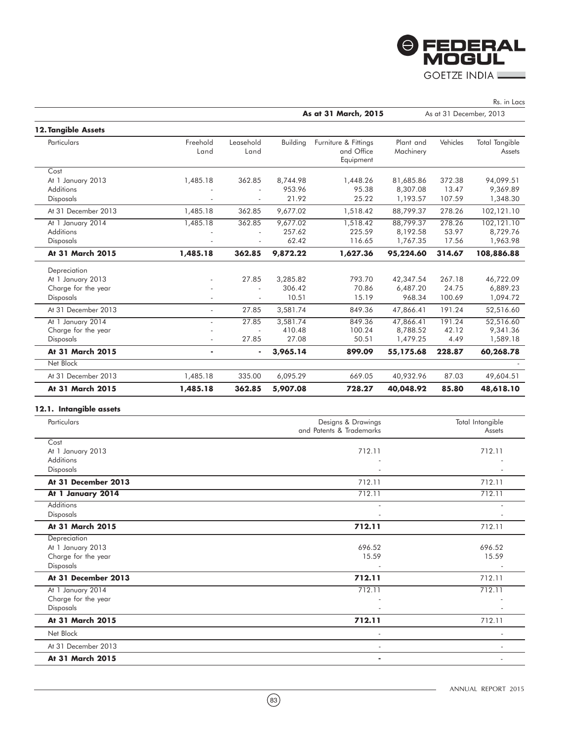Rs. in Lacs

| | | | | As at 31 March, 2015 | | As at 31 December, 2013 | |
|---|---|---|---|---|---|---|---|

## 12. Tangible Assets

| Particulars | Freehold Land | Leasehold Land | Building | Furniture & Fittings and Office Equipment | Plant and Machinery | Vehicles | Total Tangible Assets |
|---|---|---|---|---|---|---|---|
| Cost | | | | | | | |
| At 1 January 2013 | 1,485.18 | 362.85 | 8,744.98 | 1,448.26 | 81,685.86 | 372.38 | 94,099.51 |
| Additions | - | - | 953.96 | 95.38 | 8,307.08 | 13.47 | 9,369.89 |
| Disposals | - | - | 21.92 | 25.22 | 1,193.57 | 107.59 | 1,348.30 |
| At 31 December 2013 | 1,485.18 | 362.85 | 9,677.02 | 1,518.42 | 88,799.37 | 278.26 | 102,121.10 |
| At 1 January 2014 | 1,485.18 | 362.85 | 9,677.02 | 1,518.42 | 88,799.37 | 278.26 | 102,121.10 |
| Additions | - | - | 257.62 | 225.59 | 8,192.58 | 53.97 | 8,729.76 |
| Disposals | - | - | 62.42 | 116.65 | 1,767.35 | 17.56 | 1,963.98 |
| **At 31 March 2015** | **1,485.18** | **362.85** | **9,872.22** | **1,627.36** | **95,224.60** | **314.67** | **108,886.88** |
| Depreciation | | | | | | | |
| At 1 January 2013 | - | 27.85 | 3,285.82 | 793.70 | 42,347.54 | 267.18 | 46,722.09 |
| Charge for the year | - | - | 306.42 | 70.86 | 6,487.20 | 24.75 | 6,889.23 |
| Disposals | - | - | 10.51 | 15.19 | 968.34 | 100.69 | 1,094.72 |
| At 31 December 2013 | - | 27.85 | 3,581.74 | 849.36 | 47,866.41 | 191.24 | 52,516.60 |
| At 1 January 2014 | - | 27.85 | 3,581.74 | 849.36 | 47,866.41 | 191.24 | 52,516.60 |
| Charge for the year | - | - | 410.48 | 100.24 | 8,788.52 | 42.12 | 9,341.36 |
| Disposals | - | 27.85 | 27.08 | 50.51 | 1,479.25 | 4.49 | 1,589.18 |
| **At 31 March 2015** | **-** | **-** | **3,965.14** | **899.09** | **55,175.68** | **228.87** | **60,268.78** |
| Net Block | | | | | | | - |
| At 31 December 2013 | 1,485.18 | 335.00 | 6,095.29 | 669.05 | 40,932.96 | 87.03 | 49,604.51 |
| **At 31 March 2015** | **1,485.18** | **362.85** | **5,907.08** | **728.27** | **40,048.92** | **85.80** | **48,618.10** |

### 12.1. Intangible assets

| Particulars | Designs & Drawings and Patents & Trademarks | Total Intangible Assets |
|---|---|---|
| Cost | | |
| At 1 January 2013 | 712.11 | 712.11 |
| Additions | - | - |
| Disposals | - | - |
| **At 31 December 2013** | 712.11 | 712.11 |
| **At 1 January 2014** | 712.11 | 712.11 |
| Additions | - | - |
| Disposals | - | - |
| **At 31 March 2015** | **712.11** | 712.11 |
| Depreciation | | |
| At 1 January 2013 | 696.52 | 696.52 |
| Charge for the year | 15.59 | 15.59 |
| Disposals | - | - |
| **At 31 December 2013** | **712.11** | 712.11 |
| At 1 January 2014 | 712.11 | 712.11 |
| Charge for the year | - | - |
| Disposals | - | - |
| **At 31 March 2015** | **712.11** | 712.11 |
| Net Block | - | - |
| At 31 December 2013 | - | - |
| **At 31 March 2015** | **-** | - |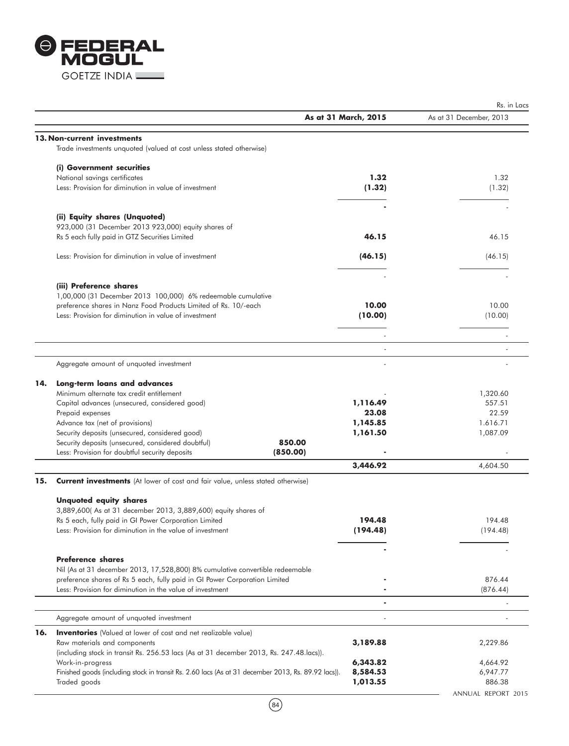Rs. in Lacs

| | | As at 31 March, 2015 | As at 31 December, 2013 |
|---|---|---|---|
| **13. Non-current investments** | | | |
| Trade investments unquoted (valued at cost unless stated otherwise) | | | |
| **(i) Government securities** | | | |
| National savings certificates | | **1.32** | 1.32 |
| Less: Provision for diminution in value of investment | | **(1.32)** | (1.32) |
| | | **-** | - |
| **(ii) Equity shares (Unquoted)** | | | |
| 923,000 (31 December 2013 923,000) equity shares of Rs 5 each fully paid in GTZ Securities Limited | | **46.15** | 46.15 |
| Less: Provision for diminution in value of investment | | **(46.15)** | (46.15) |
| | | - | - |
| **(iii) Preference shares** | | | |
| 1,00,000 (31 December 2013 100,000) 6% redeemable cumulative preference shares in Nanz Food Products Limited of Rs. 10/-each | | **10.00** | 10.00 |
| Less: Provision for diminution in value of investment | | **(10.00)** | (10.00) |
| | | - | - |
| | | - | - |
| Aggregate amount of unquoted investment | | - | - |
| **14. Long-term loans and advances** | | | |
| Minimum alternate tax credit entitlement | | - | 1,320.60 |
| Capital advances (unsecured, considered good) | | **1,116.49** | 557.51 |
| Prepaid expenses | | **23.08** | 22.59 |
| Advance tax (net of provisions) | | **1,145.85** | 1.616.71 |
| Security deposits (unsecured, considered good) | | **1,161.50** | 1,087.09 |
| Security deposits (unsecured, considered doubtful) | **850.00** | | |
| Less: Provision for doubtful security deposits | **(850.00)** | **-** | - |
| | | **3,446.92** | 4,604.50 |
| **15. Current investments** (At lower of cost and fair value, unless stated otherwise) | | | |
| **Unquoted equity shares** | | | |
| 3,889,600( As at 31 december 2013, 3,889,600) equity shares of Rs 5 each, fully paid in GI Power Corporation Limited | | **194.48** | 194.48 |
| Less: Provision for diminution in the value of investment | | **(194.48)** | (194.48) |
| | | **-** | - |
| **Preference shares** | | | |
| Nil (As at 31 december 2013, 17,528,800) 8% cumulative convertible redeemable preference shares of Rs 5 each, fully paid in GI Power Corporation Limited | | **-** | 876.44 |
| Less: Provision for diminution in the value of investment | | **-** | (876.44) |
| | | **-** | - |
| Aggregate amount of unquoted investment | | - | - |
| **16. Inventories** (Valued at lower of cost and net realizable value) | | | |
| Raw materials and components (including stock in transit Rs. 256.53 lacs (As at 31 december 2013, Rs. 247.48.lacs)). | | **3,189.88** | 2,229.86 |
| Work-in-progress | | **6,343.82** | 4,664.92 |
| Finished goods (including stock in transit Rs. 2.60 lacs (As at 31 december 2013, Rs. 89.92 lacs)). | | **8,584.53** | 6,947.77 |
| Traded goods | | **1,013.55** | 886.38 |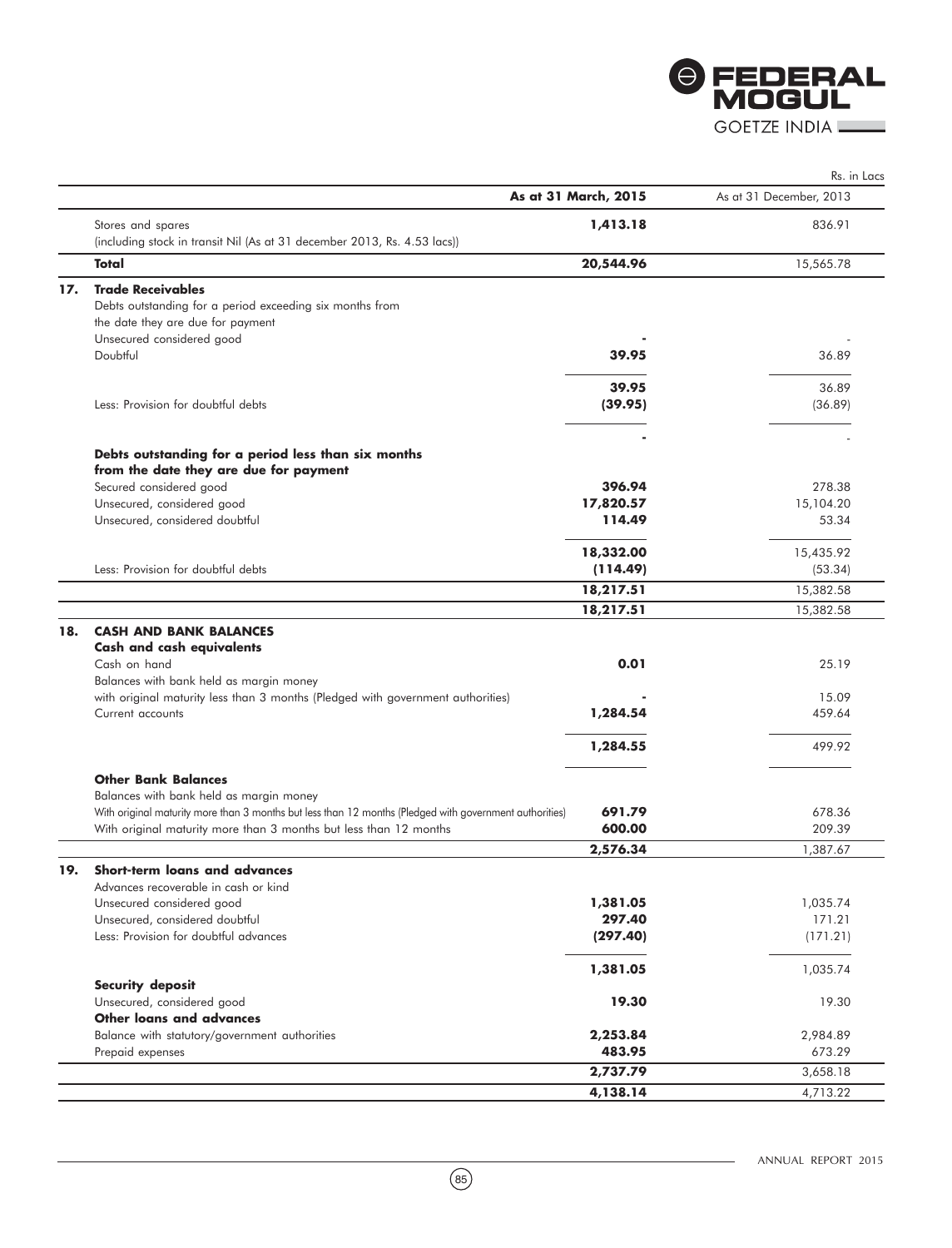Rs. in Lacs

| | As at 31 March, 2015 | As at 31 December, 2013 |
|---|---|---|
| Stores and spares (including stock in transit Nil (As at 31 december 2013, Rs. 4.53 lacs)) | **1,413.18** | 836.91 |
| **Total** | **20,544.96** | 15,565.78 |
| **17. Trade Receivables** | | |
| Debts outstanding for a period exceeding six months from the date they are due for payment | | |
| Unsecured considered good | **-** | - |
| Doubtful | **39.95** | 36.89 |
| | **39.95** | 36.89 |
| Less: Provision for doubtful debts | **(39.95)** | (36.89) |
| | **-** | - |
| **Debts outstanding for a period less than six months from the date they are due for payment** | | |
| Secured considered good | **396.94** | 278.38 |
| Unsecured, considered good | **17,820.57** | 15,104.20 |
| Unsecured, considered doubtful | **114.49** | 53.34 |
| | **18,332.00** | 15,435.92 |
| Less: Provision for doubtful debts | **(114.49)** | (53.34) |
| | **18,217.51** | 15,382.58 |
| | **18,217.51** | 15,382.58 |
| **18. CASH AND BANK BALANCES** | | |
| **Cash and cash equivalents** | | |
| Cash on hand | **0.01** | 25.19 |
| Balances with bank held as margin money with original maturity less than 3 months (Pledged with government authorities) | **-** | 15.09 |
| Current accounts | **1,284.54** | 459.64 |
| | **1,284.55** | 499.92 |
| **Other Bank Balances** | | |
| Balances with bank held as margin money | | |
| With original maturity more than 3 months but less than 12 months (Pledged with government authorities) | **691.79** | 678.36 |
| With original maturity more than 3 months but less than 12 months | **600.00** | 209.39 |
| | **2,576.34** | 1,387.67 |
| **19. Short-term loans and advances** | | |
| Advances recoverable in cash or kind | | |
| Unsecured considered good | **1,381.05** | 1,035.74 |
| Unsecured, considered doubtful | **297.40** | 171.21 |
| Less: Provision for doubtful advances | **(297.40)** | (171.21) |
| | **1,381.05** | 1,035.74 |
| **Security deposit** | | |
| Unsecured, considered good | **19.30** | 19.30 |
| **Other loans and advances** | | |
| Balance with statutory/government authorities | **2,253.84** | 2,984.89 |
| Prepaid expenses | **483.95** | 673.29 |
| | **2,737.79** | 3,658.18 |
| | **4,138.14** | 4,713.22 |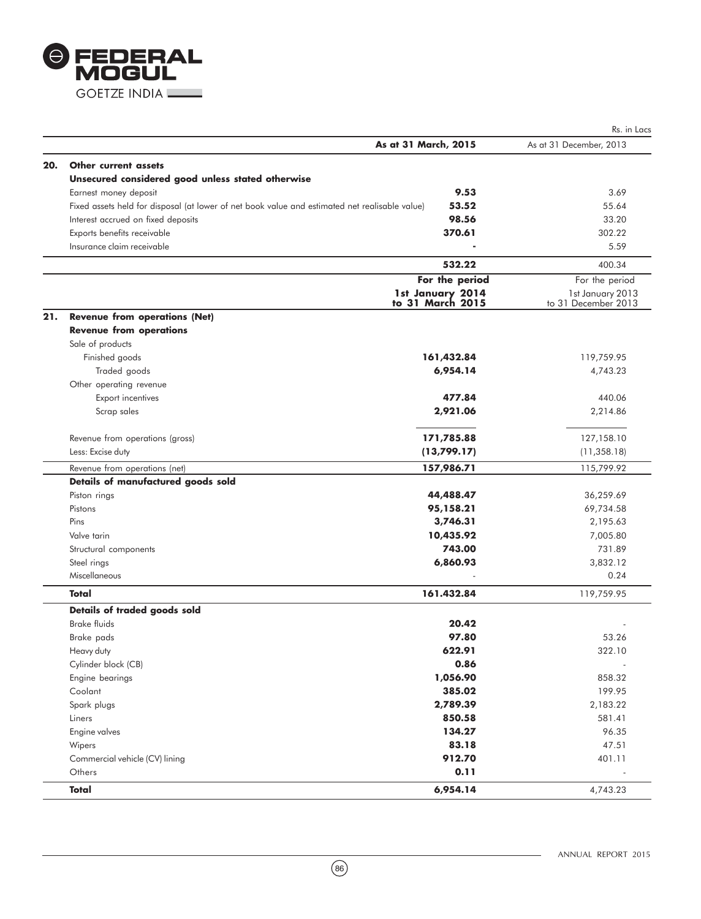Rs. in Lacs

| | | As at 31 March, 2015 | As at 31 December, 2013 |
|---|---|---|---|
| **20.** | **Other current assets** | | |
| | **Unsecured considered good unless stated otherwise** | | |
| | Earnest money deposit | **9.53** | 3.69 |
| | Fixed assets held for disposal (at lower of net book value and estimated net realisable value) | **53.52** | 55.64 |
| | Interest accrued on fixed deposits | **98.56** | 33.20 |
| | Exports benefits receivable | **370.61** | 302.22 |
| | Insurance claim receivable | **-** | 5.59 |
| | | **532.22** | 400.34 |

| | | For the period 1st January 2014 to 31 March 2015 | For the period 1st January 2013 to 31 December 2013 |
|---|---|---|---|
| **21.** | **Revenue from operations (Net)** | | |
| | **Revenue from operations** | | |
| | Sale of products | | |
| | Finished goods | **161,432.84** | 119,759.95 |
| | Traded goods | **6,954.14** | 4,743.23 |
| | Other operating revenue | | |
| | Export incentives | **477.84** | 440.06 |
| | Scrap sales | **2,921.06** | 2,214.86 |
| | Revenue from operations (gross) | **171,785.88** | 127,158.10 |
| | Less: Excise duty | **(13,799.17)** | (11,358.18) |
| | Revenue from operations (net) | **157,986.71** | 115,799.92 |
| | **Details of manufactured goods sold** | | |
| | Piston rings | **44,488.47** | 36,259.69 |
| | Pistons | **95,158.21** | 69,734.58 |
| | Pins | **3,746.31** | 2,195.63 |
| | Valve tarin | **10,435.92** | 7,005.80 |
| | Structural components | **743.00** | 731.89 |
| | Steel rings | **6,860.93** | 3,832.12 |
| | Miscellaneous | - | 0.24 |
| | **Total** | **161.432.84** | 119,759.95 |
| | **Details of traded goods sold** | | |
| | Brake fluids | **20.42** | - |
| | Brake pads | **97.80** | 53.26 |
| | Heavy duty | **622.91** | 322.10 |
| | Cylinder block (CB) | **0.86** | - |
| | Engine bearings | **1,056.90** | 858.32 |
| | Coolant | **385.02** | 199.95 |
| | Spark plugs | **2,789.39** | 2,183.22 |
| | Liners | **850.58** | 581.41 |
| | Engine valves | **134.27** | 96.35 |
| | Wipers | **83.18** | 47.51 |
| | Commercial vehicle (CV) lining | **912.70** | 401.11 |
| | Others | **0.11** | - |
| | **Total** | **6,954.14** | 4,743.23 |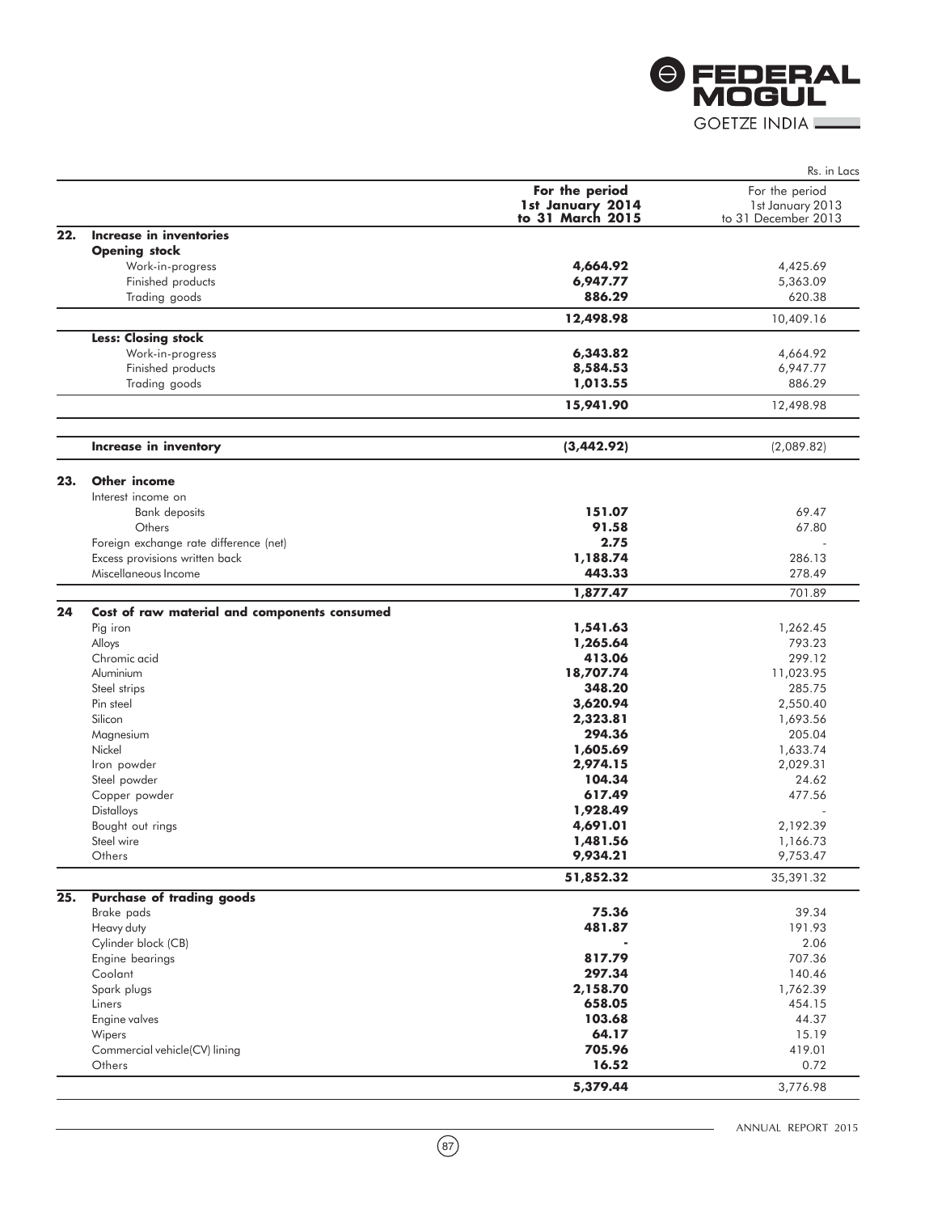Rs. in Lacs

| | | For the period 1st January 2014 to 31 March 2015 | For the period 1st January 2013 to 31 December 2013 |
|---|---|---|---|
| **22.** | **Increase in inventories** | | |
| | **Opening stock** | | |
| | Work-in-progress | **4,664.92** | 4,425.69 |
| | Finished products | **6,947.77** | 5,363.09 |
| | Trading goods | **886.29** | 620.38 |
| | | **12,498.98** | 10,409.16 |
| | **Less: Closing stock** | | |
| | Work-in-progress | **6,343.82** | 4,664.92 |
| | Finished products | **8,584.53** | 6,947.77 |
| | Trading goods | **1,013.55** | 886.29 |
| | | **15,941.90** | 12,498.98 |
| | **Increase in inventory** | **(3,442.92)** | (2,089.82) |
| **23.** | **Other income** | | |
| | Interest income on | | |
| | Bank deposits | **151.07** | 69.47 |
| | Others | **91.58** | 67.80 |
| | Foreign exchange rate difference (net) | **2.75** | - |
| | Excess provisions written back | **1,188.74** | 286.13 |
| | Miscellaneous Income | **443.33** | 278.49 |
| | | **1,877.47** | 701.89 |
| **24** | **Cost of raw material and components consumed** | | |
| | Pig iron | **1,541.63** | 1,262.45 |
| | Alloys | **1,265.64** | 793.23 |
| | Chromic acid | **413.06** | 299.12 |
| | Aluminium | **18,707.74** | 11,023.95 |
| | Steel strips | **348.20** | 285.75 |
| | Pin steel | **3,620.94** | 2,550.40 |
| | Silicon | **2,323.81** | 1,693.56 |
| | Magnesium | **294.36** | 205.04 |
| | Nickel | **1,605.69** | 1,633.74 |
| | Iron powder | **2,974.15** | 2,029.31 |
| | Steel powder | **104.34** | 24.62 |
| | Copper powder | **617.49** | 477.56 |
| | Distalloys | **1,928.49** | - |
| | Bought out rings | **4,691.01** | 2,192.39 |
| | Steel wire | **1,481.56** | 1,166.73 |
| | Others | **9,934.21** | 9,753.47 |
| | | **51,852.32** | 35,391.32 |
| **25.** | **Purchase of trading goods** | | |
| | Brake pads | **75.36** | 39.34 |
| | Heavy duty | **481.87** | 191.93 |
| | Cylinder block (CB) | **-** | 2.06 |
| | Engine bearings | **817.79** | 707.36 |
| | Coolant | **297.34** | 140.46 |
| | Spark plugs | **2,158.70** | 1,762.39 |
| | Liners | **658.05** | 454.15 |
| | Engine valves | **103.68** | 44.37 |
| | Wipers | **64.17** | 15.19 |
| | Commercial vehicle(CV) lining | **705.96** | 419.01 |
| | Others | **16.52** | 0.72 |
| | | **5,379.44** | 3,776.98 |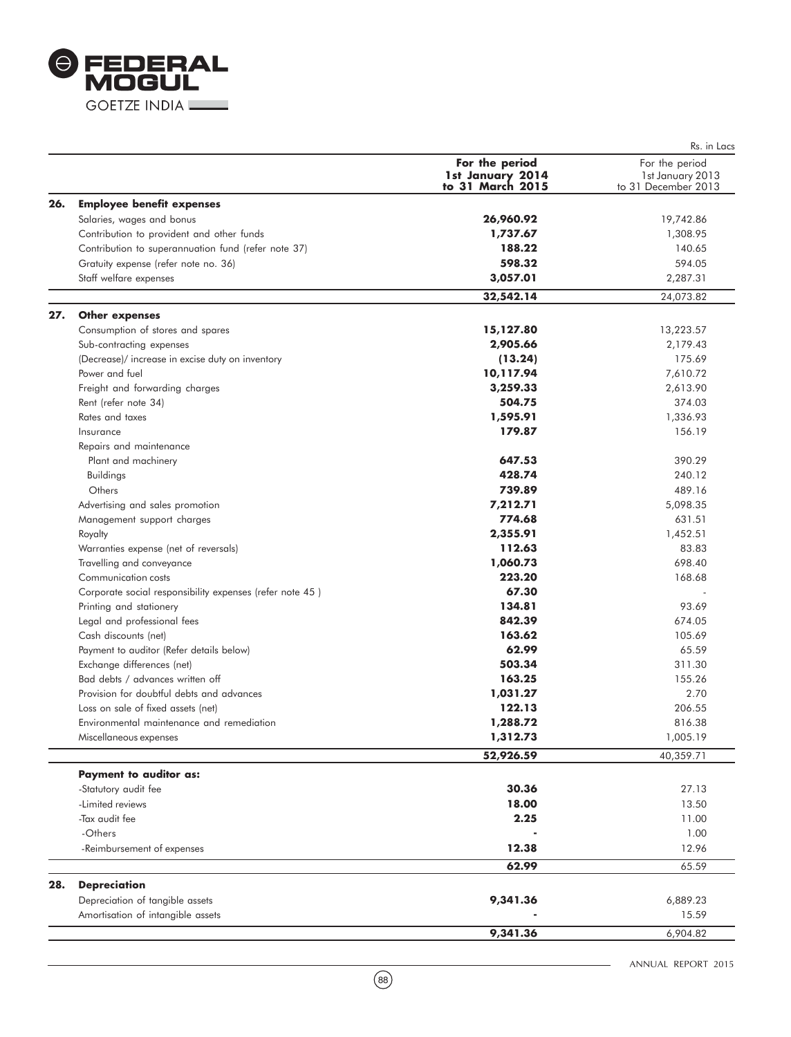Rs. in Lacs

| | | For the period 1st January 2014 to 31 March 2015 | For the period 1st January 2013 to 31 December 2013 |
|---|---|---|---|
| **26.** | **Employee benefit expenses** | | |
| | Salaries, wages and bonus | **26,960.92** | 19,742.86 |
| | Contribution to provident and other funds | **1,737.67** | 1,308.95 |
| | Contribution to superannuation fund (refer note 37) | **188.22** | 140.65 |
| | Gratuity expense (refer note no. 36) | **598.32** | 594.05 |
| | Staff welfare expenses | **3,057.01** | 2,287.31 |
| | | **32,542.14** | 24,073.82 |
| **27.** | **Other expenses** | | |
| | Consumption of stores and spares | **15,127.80** | 13,223.57 |
| | Sub-contracting expenses | **2,905.66** | 2,179.43 |
| | (Decrease)/ increase in excise duty on inventory | **(13.24)** | 175.69 |
| | Power and fuel | **10,117.94** | 7,610.72 |
| | Freight and forwarding charges | **3,259.33** | 2,613.90 |
| | Rent (refer note 34) | **504.75** | 374.03 |
| | Rates and taxes | **1,595.91** | 1,336.93 |
| | Insurance | **179.87** | 156.19 |
| | Repairs and maintenance | | |
| | Plant and machinery | **647.53** | 390.29 |
| | Buildings | **428.74** | 240.12 |
| | Others | **739.89** | 489.16 |
| | Advertising and sales promotion | **7,212.71** | 5,098.35 |
| | Management support charges | **774.68** | 631.51 |
| | Royalty | **2,355.91** | 1,452.51 |
| | Warranties expense (net of reversals) | **112.63** | 83.83 |
| | Travelling and conveyance | **1,060.73** | 698.40 |
| | Communication costs | **223.20** | 168.68 |
| | Corporate social responsibility expenses (refer note 45 ) | **67.30** | - |
| | Printing and stationery | **134.81** | 93.69 |
| | Legal and professional fees | **842.39** | 674.05 |
| | Cash discounts (net) | **163.62** | 105.69 |
| | Payment to auditor (Refer details below) | **62.99** | 65.59 |
| | Exchange differences (net) | **503.34** | 311.30 |
| | Bad debts / advances written off | **163.25** | 155.26 |
| | Provision for doubtful debts and advances | **1,031.27** | 2.70 |
| | Loss on sale of fixed assets (net) | **122.13** | 206.55 |
| | Environmental maintenance and remediation | **1,288.72** | 816.38 |
| | Miscellaneous expenses | **1,312.73** | 1,005.19 |
| | | **52,926.59** | 40,359.71 |
| | **Payment to auditor as:** | | |
| | -Statutory audit fee | **30.36** | 27.13 |
| | -Limited reviews | **18.00** | 13.50 |
| | -Tax audit fee | **2.25** | 11.00 |
| | -Others | **-** | 1.00 |
| | -Reimbursement of expenses | **12.38** | 12.96 |
| | | **62.99** | 65.59 |
| **28.** | **Depreciation** | | |
| | Depreciation of tangible assets | **9,341.36** | 6,889.23 |
| | Amortisation of intangible assets | **-** | 15.59 |
| | | **9,341.36** | 6,904.82 |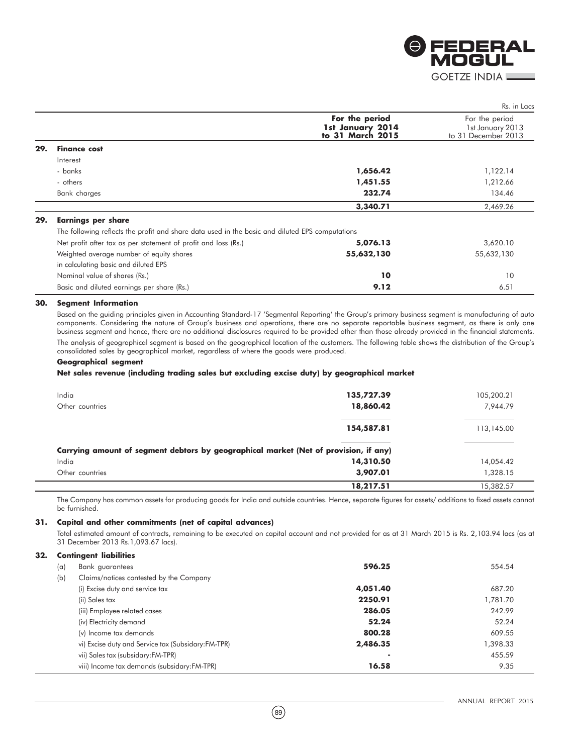Rs. in Lacs

| | | For the period 1st January 2014 to 31 March 2015 | For the period 1st January 2013 to 31 December 2013 |
|---|---|---|---|
| **29.** | **Finance cost** | | |
| | Interest | | |
| | - banks | **1,656.42** | 1,122.14 |
| | - others | **1,451.55** | 1,212.66 |
| | Bank charges | **232.74** | 134.46 |
| | | **3,340.71** | 2,469.26 |
| **29.** | **Earnings per share** | | |
| | The following reflects the profit and share data used in the basic and diluted EPS computations | | |
| | Net profit after tax as per statement of profit and loss (Rs.) | **5,076.13** | 3,620.10 |
| | Weighted average number of equity shares in calculating basic and diluted EPS | **55,632,130** | 55,632,130 |
| | Nominal value of shares (Rs.) | **10** | 10 |
| | Basic and diluted earnings per share (Rs.) | **9.12** | 6.51 |

## 30. Segment Information

Based on the guiding principles given in Accounting Standard-17 'Segmental Reporting' the Group's primary business segment is manufacturing of auto components. Considering the nature of Group's business and operations, there are no separate reportable business segment, as there is only one business segment and hence, there are no additional disclosures required to be provided other than those already provided in the financial statements.

The analysis of geographical segment is based on the geographical location of the customers. The following table shows the distribution of the Group's consolidated sales by geographical market, regardless of where the goods were produced.

**Geographical segment**

**Net sales revenue (including trading sales but excluding excise duty) by geographical market**

| | | |
|---|---|---|
| India | **135,727.39** | 105,200.21 |
| Other countries | **18,860.42** | 7,944.79 |
| | **154,587.81** | 113,145.00 |
| **Carrying amount of segment debtors by geographical market (Net of provision, if any)** | | |
| India | **14,310.50** | 14,054.42 |
| Other countries | **3,907.01** | 1,328.15 |
| | **18,217.51** | 15,382.57 |

The Company has common assets for producing goods for India and outside countries. Hence, separate figures for assets/ additions to fixed assets cannot be furnished.

## 31. Capital and other commitments (net of capital advances)

Total estimated amount of contracts, remaining to be executed on capital account and not provided for as at 31 March 2015 is Rs. 2,103.94 lacs (as at 31 December 2013 Rs.1,093.67 lacs).

## 32. Contingent liabilities

| | | | |
|---|---|---|---|
| (a) | Bank guarantees | **596.25** | 554.54 |
| (b) | Claims/notices contested by the Company | | |
| | (i) Excise duty and service tax | **4,051.40** | 687.20 |
| | (ii) Sales tax | **2250.91** | 1,781.70 |
| | (iii) Employee related cases | **286.05** | 242.99 |
| | (iv) Electricity demand | **52.24** | 52.24 |
| | (v) Income tax demands | **800.28** | 609.55 |
| | vi) Excise duty and Service tax (Subsidary:FM-TPR) | **2,486.35** | 1,398.33 |
| | vii) Sales tax (subsidary:FM-TPR) | **-** | 455.59 |
| | viii) Income tax demands (subsidary:FM-TPR) | **16.58** | 9.35 |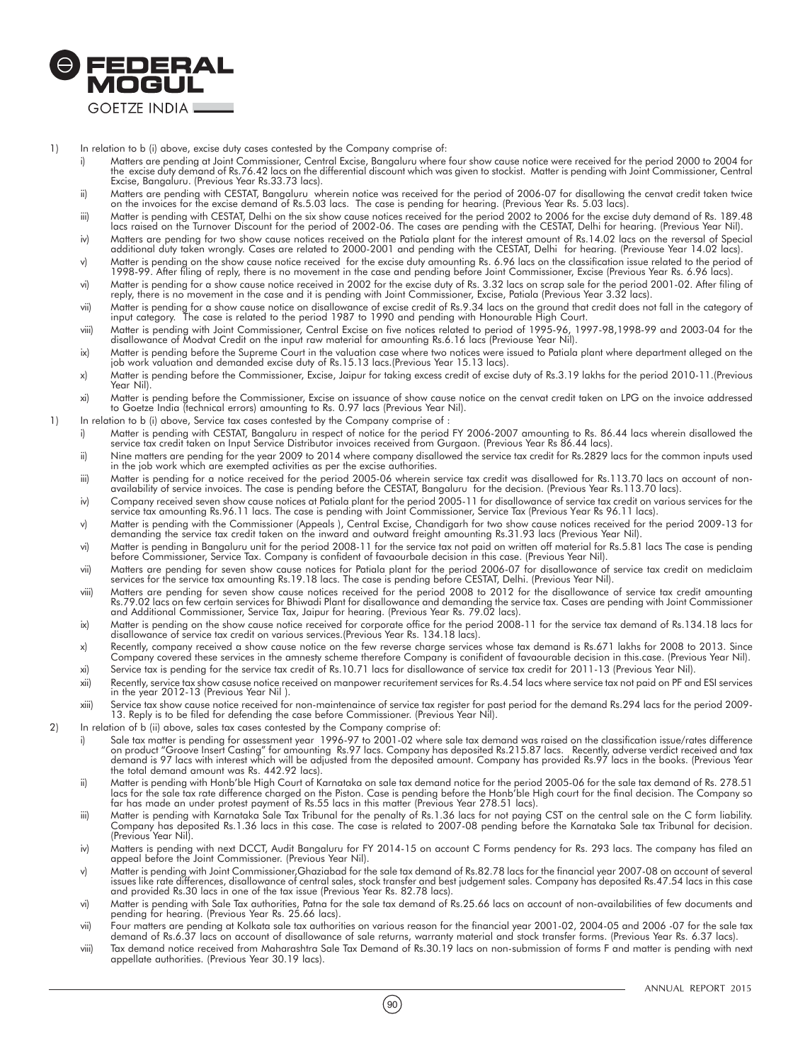1) In relation to b (i) above, excise duty cases contested by the Company comprise of:

   i) Matters are pending at Joint Commissioner, Central Excise, Bangaluru where four show cause notice were received for the period 2000 to 2004 for the excise duty demand of Rs.76.42 lacs on the differential discount which was given to stockist. Matter is pending with Joint Commissioner, Central Excise, Bangaluru. (Previous Year Rs.33.73 lacs).

   ii) Matters are pending with CESTAT, Bangaluru wherein notice was received for the period of 2006-07 for disallowing the cenvat credit taken twice on the invoices for the excise demand of Rs.5.03 lacs. The case is pending for hearing. (Previous Year Rs. 5.03 lacs).

   iii) Matter is pending with CESTAT, Delhi on the six show cause notices received for the period 2002 to 2006 for the excise duty demand of Rs. 189.48 lacs raised on the Turnover Discount for the period of 2002-06. The cases are pending with the CESTAT, Delhi for hearing. (Previous Year Nil).

   iv) Matters are pending for two show cause notices received on the Patiala plant for the interest amount of Rs.14.02 lacs on the reversal of Special additional duty taken wrongly. Cases are related to 2000-2001 and pending with the CESTAT, Delhi for hearing. (Previouse Year 14.02 lacs).

   v) Matter is pending on the show cause notice received for the excise duty amounting Rs. 6.96 lacs on the classification issue related to the period of 1998-99. After filing of reply, there is no movement in the case and pending before Joint Commissioner, Excise (Previous Year Rs. 6.96 lacs).

   vi) Matter is pending for a show cause notice received in 2002 for the excise duty of Rs. 3.32 lacs on scrap sale for the period 2001-02. After filing of reply, there is no movement in the case and it is pending with Joint Commissioner, Excise, Patiala (Previous Year 3.32 lacs).

   vii) Matter is pending for a show cause notice on disallowance of excise credit of Rs.9.34 lacs on the ground that credit does not fall in the category of input category. The case is related to the period 1987 to 1990 and pending with Honourable High Court.

   viii) Matter is pending with Joint Commissioner, Central Excise on five notices related to period of 1995-96, 1997-98,1998-99 and 2003-04 for the disallowance of Modvat Credit on the input raw material for amounting Rs.6.16 lacs (Previouse Year Nil).

   ix) Matter is pending before the Supreme Court in the valuation case where two notices were issued to Patiala plant where department alleged on the job work valuation and demanded excise duty of Rs.15.13 lacs.(Previous Year 15.13 lacs).

   x) Matter is pending before the Commissioner, Excise, Jaipur for taking excess credit of excise duty of Rs.3.19 lakhs for the period 2010-11.(Previous Year Nil).

   xi) Matter is pending before the Commissioner, Excise on issuance of show cause notice on the cenvat credit taken on LPG on the invoice addressed to Goetze India (technical errors) amounting to Rs. 0.97 lacs (Previous Year Nil).

1) In relation to b (i) above, Service tax cases contested by the Company comprise of :

   i) Matter is pending with CESTAT, Bangaluru in respect of notice for the period FY 2006-2007 amounting to Rs. 86.44 lacs wherein disallowed the service tax credit taken on Input Service Distributor invoices received from Gurgaon. (Previous Year Rs 86.44 lacs).

   ii) Nine matters are pending for the year 2009 to 2014 where company disallowed the service tax credit for Rs.2829 lacs for the common inputs used in the job work which are exempted activities as per the excise authorities.

   iii) Matter is pending for a notice received for the period 2005-06 wherein service tax credit was disallowed for Rs.113.70 lacs on account of non-availability of service invoices. The case is pending before the CESTAT, Bangaluru for the decision. (Previous Year Rs.113.70 lacs).

   iv) Company received seven show cause notices at Patiala plant for the period 2005-11 for disallowance of service tax credit on various services for the service tax amounting Rs.96.11 lacs. The case is pending with Joint Commissioner, Service Tax (Previous Year Rs 96.11 lacs).

   v) Matter is pending with the Commissioner (Appeals ), Central Excise, Chandigarh for two show cause notices received for the period 2009-13 for demanding the service tax credit taken on the inward and outward freight amounting Rs.31.93 lacs (Previous Year Nil).

   vi) Matter is pending in Bangaluru unit for the period 2008-11 for the service tax not paid on written off material for Rs.5.81 lacs The case is pending before Commissioner, Service Tax. Company is confident of favaourbale decision in this case. (Previous Year Nil).

   vii) Matters are pending for seven show cause notices for Patiala plant for the period 2006-07 for disallowance of service tax credit on mediclaim services for the service tax amounting Rs.19.18 lacs. The case is pending before CESTAT, Delhi. (Previous Year Nil).

   viii) Matters are pending for seven show cause notices received for the period 2008 to 2012 for the disallowance of service tax credit amounting Rs.79.02 lacs on few certain services for Bhiwadi Plant for disallowance and demanding the service tax. Cases are pending with Joint Commissioner and Additional Commissioner, Service Tax, Jaipur for hearing. (Previous Year Rs. 79.02 lacs).

   ix) Matter is pending on the show cause notice received for corporate office for the period 2008-11 for the service tax demand of Rs.134.18 lacs for disallowance of service tax credit on various services.(Previous Year Rs. 134.18 lacs).

   x) Recently, company received a show cause notice on the few reverse charge services whose tax demand is Rs.671 lakhs for 2008 to 2013. Since Company covered these services in the amnesty scheme therefore Company is confident of favaourable decision in this.case. (Previous Year Nil).

   xi) Service tax is pending for the service tax credit of Rs.10.71 lacs for disallowance of service tax credit for 2011-13 (Previous Year Nil).

   xii) Recently, service tax show casuse notice received on manpower recuritement services for Rs.4.54 lacs where service tax not paid on PF and ESI services in the year 2012-13 (Previous Year Nil ).

   xiii) Service tax show cause notice received for non-maintenaince of service tax register for past period for the demand Rs.294 lacs for the period 2009-13. Reply is to be filed for defending the case before Commissioner. (Previous Year Nil).

2) In relation of b (ii) above, sales tax cases contested by the Company comprise of:

   i) Sale tax matter is pending for assessment year 1996-97 to 2001-02 where sale tax demand was raised on the classification issue/rates difference on product "Groove Insert Casting" for amounting Rs.97 lacs. Company has deposited Rs.215.87 lacs. Recently, adverse verdict received and tax demand is 97 lacs with interest which will be adjusted from the deposited amount. Company has provided Rs.97 lacs in the books. (Previous Year the total demand amount was Rs. 442.92 lacs).

   ii) Matter is pending with Honb'ble High Court of Karnataka on sale tax demand notice for the period 2005-06 for the sale tax demand of Rs. 278.51 lacs for the sale tax rate difference charged on the Piston. Case is pending before the Honb'ble High court for the final decision. The Company so far has made an under protest payment of Rs.55 lacs in this matter (Previous Year 278.51 lacs).

   iii) Matter is pending with Karnataka Sale Tax Tribunal for the penalty of Rs.1.36 lacs for not paying CST on the central sale on the C form liability. Company has deposited Rs.1.36 lacs in this case. The case is related to 2007-08 pending before the Karnataka Sale tax Tribunal for decision. (Previous Year Nil).

   iv) Matters is pending with next DCCT, Audit Bangaluru for FY 2014-15 on account C Forms pendency for Rs. 293 lacs. The company has filed an appeal before the Joint Commissioner. (Previous Year Nil).

   v) Matter is pending with Joint Commissioner,Ghaziabad for the sale tax demand of Rs.82.78 lacs for the financial year 2007-08 on account of several issues like rate differences, disallowance of central sales, stock transfer and best judgement sales. Company has deposited Rs.47.54 lacs in this case and provided Rs.30 lacs in one of the tax issue (Previous Year Rs. 82.78 lacs).

   vi) Matter is pending with Sale Tax authorities, Patna for the sale tax demand of Rs.25.66 lacs on account of non-availabilities of few documents and pending for hearing. (Previous Year Rs. 25.66 lacs).

   vii) Four matters are pending at Kolkata sale tax authorities on various reason for the financial year 2001-02, 2004-05 and 2006 -07 for the sale tax demand of Rs.6.37 lacs on account of disallowance of sale returns, warranty material and stock transfer forms. (Previous Year Rs. 6.37 lacs).

   viii) Tax demand notice received from Maharashtra Sale Tax Demand of Rs.30.19 lacs on non-submission of forms F and matter is pending with next appellate authorities. (Previous Year 30.19 lacs).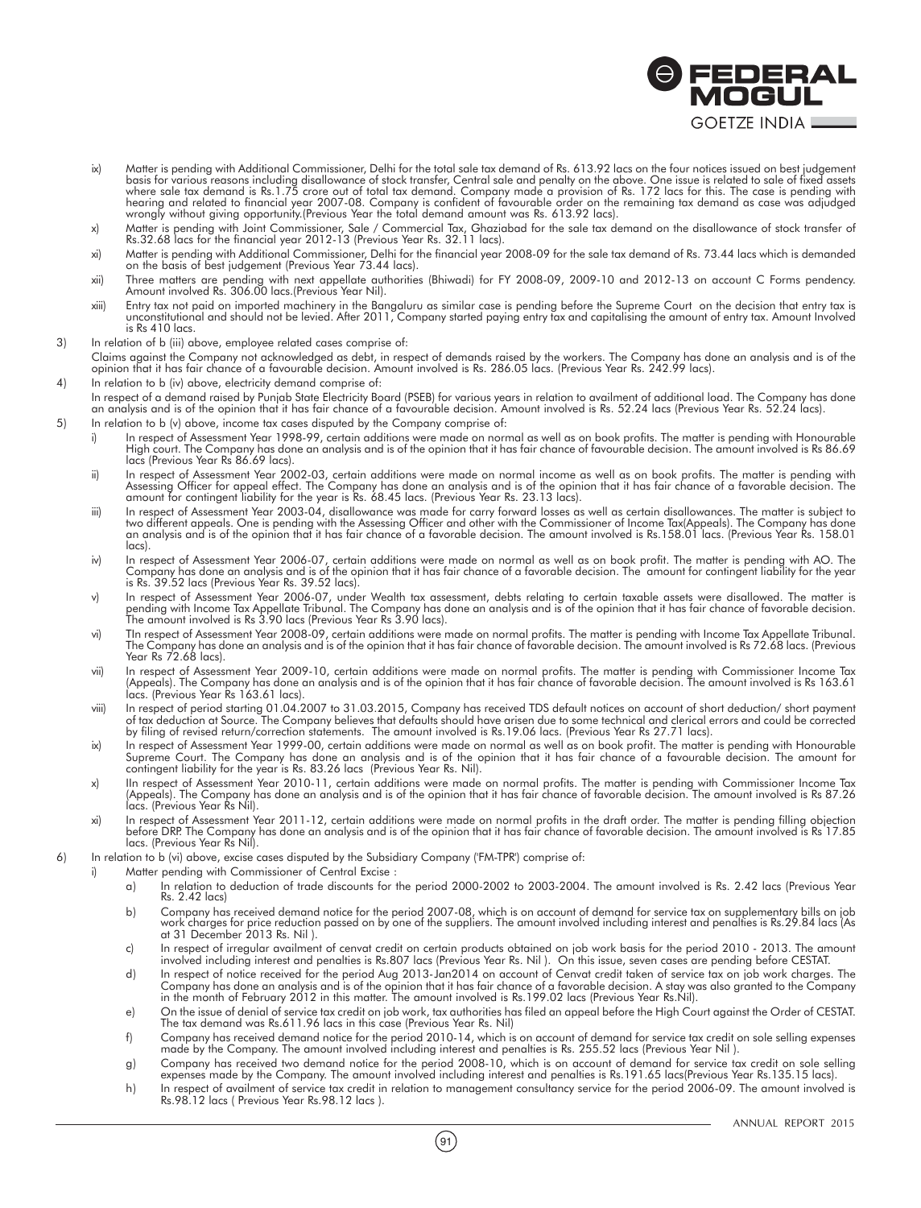ix) Matter is pending with Additional Commissioner, Delhi for the total sale tax demand of Rs. 613.92 lacs on the four notices issued on best judgement basis for various reasons including disallowance of stock transfer, Central sale and penalty on the above. One issue is related to sale of fixed assets where sale tax demand is Rs.1.75 crore out of total tax demand. Company made a provision of Rs. 172 lacs for this. The case is pending with hearing and related to financial year 2007-08. Company is confident of favourable order on the remaining tax demand as case was adjudged wrongly without giving opportunity.(Previous Year the total demand amount was Rs. 613.92 lacs).

x) Matter is pending with Joint Commissioner, Sale / Commercial Tax, Ghaziabad for the sale tax demand on the disallowance of stock transfer of Rs.32.68 lacs for the financial year 2012-13 (Previous Year Rs. 32.11 lacs).

xi) Matter is pending with Additional Commissioner, Delhi for the financial year 2008-09 for the sale tax demand of Rs. 73.44 lacs which is demanded on the basis of best judgement (Previous Year 73.44 lacs).

xii) Three matters are pending with next appellate authorities (Bhiwadi) for FY 2008-09, 2009-10 and 2012-13 on account C Forms pendency. Amount involved Rs. 306.00 lacs.(Previous Year Nil).

xiii) Entry tax not paid on imported machinery in the Bangaluru as similar case is pending before the Supreme Court on the decision that entry tax is unconstitutional and should not be levied. After 2011, Company started paying entry tax and capitalising the amount of entry tax. Amount Involved is Rs 410 lacs.

3) In relation of b (iii) above, employee related cases comprise of:

Claims against the Company not acknowledged as debt, in respect of demands raised by the workers. The Company has done an analysis and is of the opinion that it has fair chance of a favourable decision. Amount involved is Rs. 286.05 lacs. (Previous Year Rs. 242.99 lacs).

4) In relation to b (iv) above, electricity demand comprise of:

In respect of a demand raised by Punjab State Electricity Board (PSEB) for various years in relation to availment of additional load. The Company has done an analysis and is of the opinion that it has fair chance of a favourable decision. Amount involved is Rs. 52.24 lacs (Previous Year Rs. 52.24 lacs).

5) In relation to b (v) above, income tax cases disputed by the Company comprise of:

i) In respect of Assessment Year 1998-99, certain additions were made on normal as well as on book profits. The matter is pending with Honourable High court. The Company has done an analysis and is of the opinion that it has fair chance of favourable decision. The amount involved is Rs 86.69 lacs (Previous Year Rs 86.69 lacs).

ii) In respect of Assessment Year 2002-03, certain additions were made on normal income as well as on book profits. The matter is pending with Assessing Officer for appeal effect. The Company has done an analysis and is of the opinion that it has fair chance of a favorable decision. The amount for contingent liability for the year is Rs. 68.45 lacs. (Previous Year Rs. 23.13 lacs).

iii) In respect of Assessment Year 2003-04, disallowance was made for carry forward losses as well as certain disallowances. The matter is subject to two different appeals. One is pending with the Assessing Officer and other with the Commissioner of Income Tax(Appeals). The Company has done an analysis and is of the opinion that it has fair chance of a favorable decision. The amount involved is Rs.158.01 lacs. (Previous Year Rs. 158.01 lacs).

iv) In respect of Assessment Year 2006-07, certain additions were made on normal as well as on book profit. The matter is pending with AO. The Company has done an analysis and is of the opinion that it has fair chance of a favorable decision. The amount for contingent liability for the year is Rs. 39.52 lacs (Previous Year Rs. 39.52 lacs).

v) In respect of Assessment Year 2006-07, under Wealth tax assessment, debts relating to certain taxable assets were disallowed. The matter is pending with Income Tax Appellate Tribunal. The Company has done an analysis and is of the opinion that it has fair chance of favorable decision. The amount involved is Rs 3.90 lacs (Previous Year Rs 3.90 lacs).

vi) TIn respect of Assessment Year 2008-09, certain additions were made on normal profits. The matter is pending with Income Tax Appellate Tribunal. The Company has done an analysis and is of the opinion that it has fair chance of favorable decision. The amount involved is Rs 72.68 lacs. (Previous Year Rs 72.68 lacs).

vii) In respect of Assessment Year 2009-10, certain additions were made on normal profits. The matter is pending with Commissioner Income Tax (Appeals). The Company has done an analysis and is of the opinion that it has fair chance of favorable decision. The amount involved is Rs 163.61 lacs. (Previous Year Rs 163.61 lacs).

viii) In respect of period starting 01.04.2007 to 31.03.2015, Company has received TDS default notices on account of short deduction/ short payment of tax deduction at Source. The Company believes that defaults should have arisen due to some technical and clerical errors and could be corrected by filing of revised return/correction statements. The amount involved is Rs.19.06 lacs. (Previous Year Rs 27.71 lacs).

ix) In respect of Assessment Year 1999-00, certain additions were made on normal as well as on book profit. The matter is pending with Honourable Supreme Court. The Company has done an analysis and is of the opinion that it has fair chance of a favourable decision. The amount for contingent liability for the year is Rs. 83.26 lacs (Previous Year Rs. Nil).

x) IIn respect of Assessment Year 2010-11, certain additions were made on normal profits. The matter is pending with Commissioner Income Tax (Appeals). The Company has done an analysis and is of the opinion that it has fair chance of favorable decision. The amount involved is Rs 87.26 lacs. (Previous Year Rs Nil).

xi) In respect of Assessment Year 2011-12, certain additions were made on normal profits in the draft order. The matter is pending filling objection before DRP. The Company has done an analysis and is of the opinion that it has fair chance of favorable decision. The amount involved is Rs 17.85 lacs. (Previous Year Rs Nil).

6) In relation to b (vi) above, excise cases disputed by the Subsidiary Company ('FM-TPR') comprise of:

i) Matter pending with Commissioner of Central Excise :

a) In relation to deduction of trade discounts for the period 2000-2002 to 2003-2004. The amount involved is Rs. 2.42 lacs (Previous Year Rs. 2.42 lacs)

b) Company has received demand notice for the period 2007-08, which is on account of demand for service tax on supplementary bills on job work charges for price reduction passed on by one of the suppliers. The amount involved including interest and penalties is Rs.29.84 lacs (As at 31 December 2013 Rs. Nil ).

c) In respect of irregular availment of cenvat credit on certain products obtained on job work basis for the period 2010 - 2013. The amount involved including interest and penalties is Rs.807 lacs (Previous Year Rs. Nil ). On this issue, seven cases are pending before CESTAT.

d) In respect of notice received for the period Aug 2013-Jan2014 on account of Cenvat credit taken of service tax on job work charges. The Company has done an analysis and is of the opinion that it has fair chance of a favorable decision. A stay was also granted to the Company in the month of February 2012 in this matter. The amount involved is Rs.199.02 lacs (Previous Year Rs.Nil).

e) On the issue of denial of service tax credit on job work, tax authorities has filed an appeal before the High Court against the Order of CESTAT. The tax demand was Rs.611.96 lacs in this case (Previous Year Rs. Nil)

f) Company has received demand notice for the period 2010-14, which is on account of demand for service tax credit on sole selling expenses made by the Company. The amount involved including interest and penalties is Rs. 255.52 lacs (Previous Year Nil ).

g) Company has received two demand notice for the period 2008-10, which is on account of demand for service tax credit on sole selling expenses made by the Company. The amount involved including interest and penalties is Rs.191.65 lacs(Previous Year Rs.135.15 lacs).

h) In respect of availment of service tax credit in relation to management consultancy service for the period 2006-09. The amount involved is Rs.98.12 lacs ( Previous Year Rs.98.12 lacs ).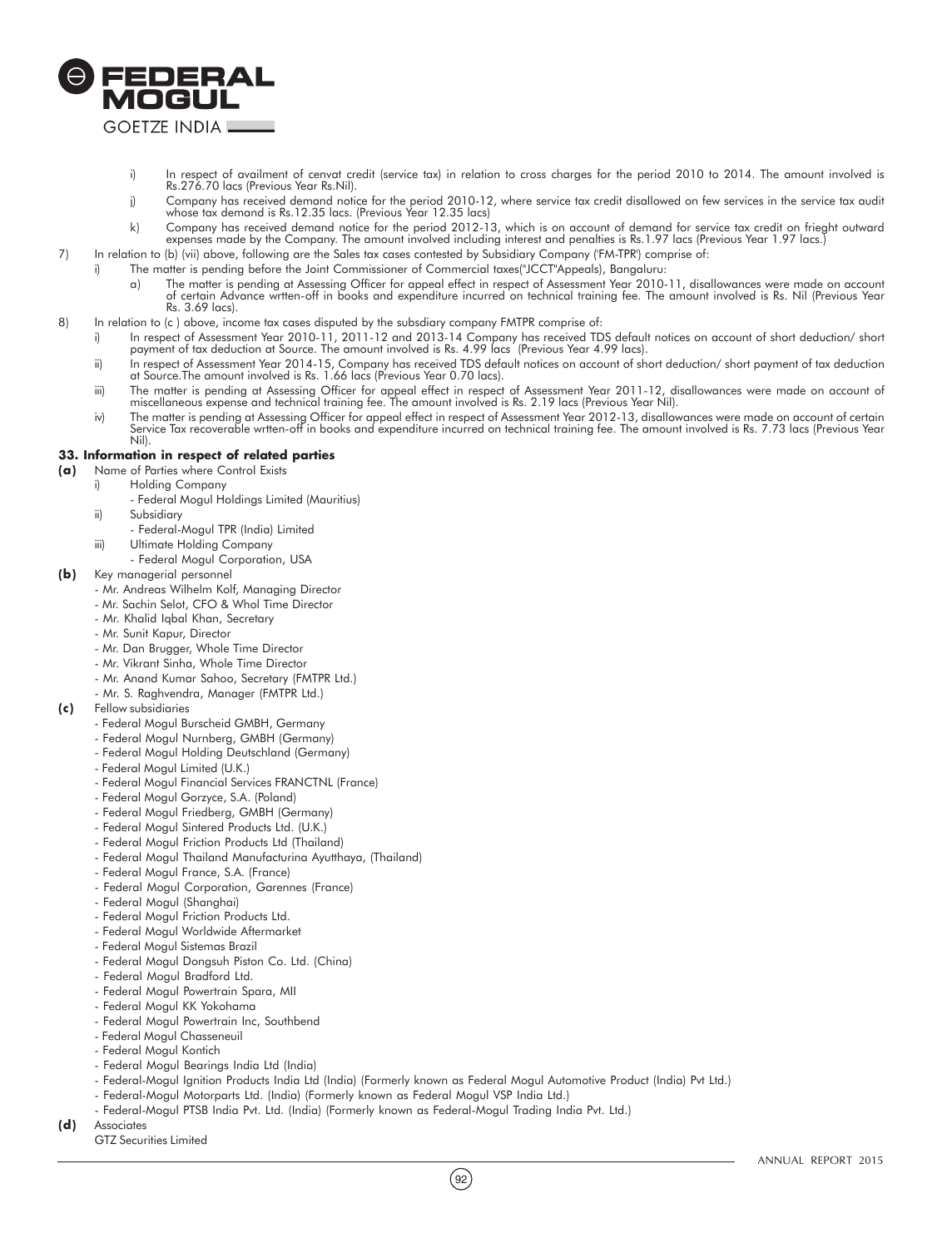i) In respect of availment of cenvat credit (service tax) in relation to cross charges for the period 2010 to 2014. The amount involved is Rs.276.70 lacs (Previous Year Rs.Nil).

j) Company has received demand notice for the period 2010-12, where service tax credit disallowed on few services in the service tax audit whose tax demand is Rs.12.35 lacs. (Previous Year 12.35 lacs)

k) Company has received demand notice for the period 2012-13, which is on account of demand for service tax credit on frieght outward expenses made by the Company. The amount involved including interest and penalties is Rs.1.97 lacs (Previous Year 1.97 lacs.)

7) In relation to (b) (vii) above, following are the Sales tax cases contested by Subsidiary Company ('FM-TPR') comprise of:

i) The matter is pending before the Joint Commissioner of Commercial taxes("JCCT"Appeals), Bangaluru:

a) The matter is pending at Assessing Officer for appeal effect in respect of Assessment Year 2010-11, disallowances were made on account of certain Advance wrtten-off in books and expenditure incurred on technical training fee. The amount involved is Rs. Nil (Previous Year Rs. 3.69 lacs).

8) In relation to (c ) above, income tax cases disputed by the subsdiary company FMTPR comprise of:

i) In respect of Assessment Year 2010-11, 2011-12 and 2013-14 Company has received TDS default notices on account of short deduction/ short payment of tax deduction at Source. The amount involved is Rs. 4.99 lacs (Previous Year 4.99 lacs).

ii) In respect of Assessment Year 2014-15, Company has received TDS default notices on account of short deduction/ short payment of tax deduction at Source.The amount involved is Rs. 1.66 lacs (Previous Year 0.70 lacs).

iii) The matter is pending at Assessing Officer for appeal effect in respect of Assessment Year 2011-12, disallowances were made on account of miscellaneous expense and technical training fee. The amount involved is Rs. 2.19 lacs (Previous Year Nil).

iv) The matter is pending at Assessing Officer for appeal effect in respect of Assessment Year 2012-13, disallowances were made on account of certain Service Tax recoverable wrtten-off in books and expenditure incurred on technical training fee. The amount involved is Rs. 7.73 lacs (Previous Year Nil).

### 33. Information in respect of related parties

**(a)** Name of Parties where Control Exists

i) Holding Company
- Federal Mogul Holdings Limited (Mauritius)

ii) Subsidiary
- Federal-Mogul TPR (India) Limited

iii) Ultimate Holding Company
- Federal Mogul Corporation, USA

**(b)** Key managerial personnel
- Mr. Andreas Wilhelm Kolf, Managing Director
- Mr. Sachin Selot, CFO & Whol Time Director
- Mr. Khalid Iqbal Khan, Secretary
- Mr. Sunit Kapur, Director
- Mr. Dan Brugger, Whole Time Director
- Mr. Vikrant Sinha, Whole Time Director
- Mr. Anand Kumar Sahoo, Secretary (FMTPR Ltd.)
- Mr. S. Raghvendra, Manager (FMTPR Ltd.)

**(c)** Fellow subsidiaries
- Federal Mogul Burscheid GMBH, Germany
- Federal Mogul Nurnberg, GMBH (Germany)
- Federal Mogul Holding Deutschland (Germany)
- Federal Mogul Limited (U.K.)
- Federal Mogul Financial Services FRANCTNL (France)
- Federal Mogul Gorzyce, S.A. (Poland)
- Federal Mogul Friedberg, GMBH (Germany)
- Federal Mogul Sintered Products Ltd. (U.K.)
- Federal Mogul Friction Products Ltd (Thailand)
- Federal Mogul Thailand Manufacturina Ayutthaya, (Thailand)
- Federal Mogul France, S.A. (France)
- Federal Mogul Corporation, Garennes (France)
- Federal Mogul (Shanghai)
- Federal Mogul Friction Products Ltd.
- Federal Mogul Worldwide Aftermarket
- Federal Mogul Sistemas Brazil
- Federal Mogul Dongsuh Piston Co. Ltd. (China)
- Federal Mogul Bradford Ltd.
- Federal Mogul Powertrain Spara, MII
- Federal Mogul KK Yokohama
- Federal Mogul Powertrain Inc, Southbend
- Federal Mogul Chasseneuil
- Federal Mogul Kontich
- Federal Mogul Bearings India Ltd (India)
- Federal-Mogul Ignition Products India Ltd (India) (Formerly known as Federal Mogul Automotive Product (India) Pvt Ltd.)
- Federal-Mogul Motorparts Ltd. (India) (Formerly known as Federal Mogul VSP India Ltd.)
- Federal-Mogul PTSB India Pvt. Ltd. (India) (Formerly known as Federal-Mogul Trading India Pvt. Ltd.)

**(d)** Associates

GTZ Securities Limited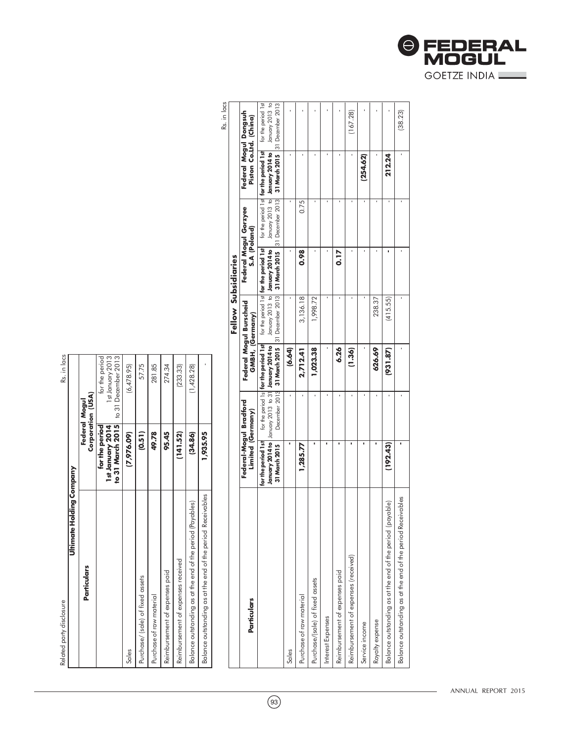Related party disclosure

Rs. in lacs

| Particulars | Ultimate Holding Company | |
|---|---|---|
| | Federal Mogul Corporation (USA) | |
| | **for the period 1st January 2014 to 31 March 2015** | for the period 1st January 2013 to 31 December 2013 |
| Sales | **(7,976.09)** | (6,478.95) |
| Purchase/ (sale) of fixed assets | **(0.51)** | 57.75 |
| Purchase of raw material | **49.78** | 281.85 |
| Reimbursement of expenses paid | **95.45** | 274.34 |
| Reimbursement of expenses received | **(141.52)** | (233.33) |
| Balance outstanding as at the end of the period (Payables) | **(34.86)** | (1,428.28) |
| Balance outstanding as at the end of the period Receivables | **1,935.95** | - |

Rs. in lacs

| Particulars | Fellow Subsidiaries | | | | | | | |
|---|---|---|---|---|---|---|---|---|
| | Federal-Mogul Bradford Limited (Germany) | | Federal Mogul Burscheid GMBH, (Germany) | | Federal Mogul Gorzyee S.A (Poland) | | Federal Mogul Dongsuh Piston Co.Ltd. (China) | |
| | **for the period 1st January 2014 to 31 March 2015** | for the period 1st January 2013 to 31 December 2013 | **for the period 1st January 2014 to 31 March 2015** | for the period 1st January 2013 to 31 December 2013 | **for the period 1st January 2014 to 31 March 2015** | for the period 1st January 2013 to 31 December 2013 | **for the period 1st January 2014 to 31 March 2015** | for the period 1st January 2013 to 31 December 2013 |
| Sales | **-** | - | **(6.64)** | - | **-** | - | **-** | - |
| Purchase of raw material | **1,285.77** | - | **2,712.41** | 3,136.18 | **0.98** | 0.75 | **-** | - |
| Purchase/(sale) of fixed assets | **-** | - | **1,023.38** | 1,998.72 | **-** | - | **-** | - |
| Interest Expenses | **-** | - | **-** | - | **-** | - | **-** | - |
| Reimbursement of expenses paid | **-** | - | **6.26** | - | **0.17** | - | **-** | - |
| Reimbursement of expenses (received) | **-** | - | **(1.36)** | - | **-** | - | **-** | (167.28) |
| Service income | **-** | - | **-** | - | **-** | - | **(254.62)** | - |
| Royalty expense | **-** | - | **626.69** | 238.37 | **-** | - | **-** | - |
| Balance outstanding as at the end of the period (payable) | **(192.43)** | - | **(931.87)** | (415.55) | **-** | - | **212.24** | - |
| Balance outstanding as at the end of the period Receivables | **-** | - | **-** | - | **-** | - | **-** | (38.23) |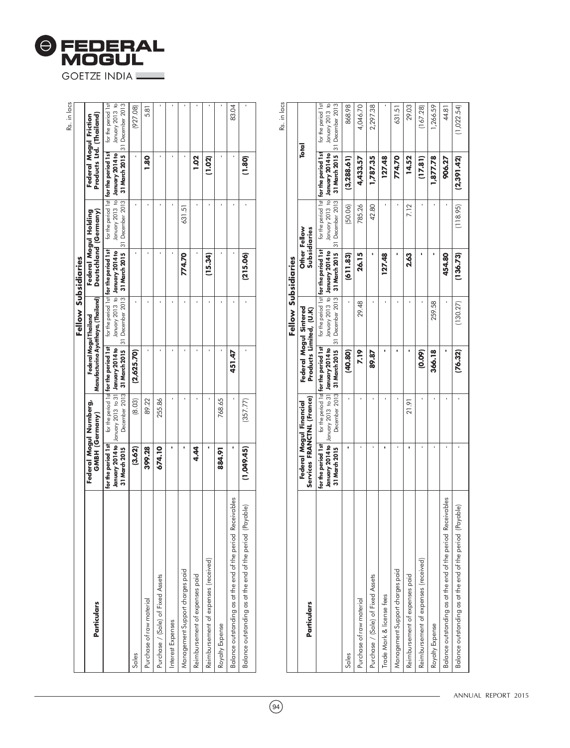Rs. in lacs

| Particulars | Fellow Subsidiaries | | | | | | | |
|---|---|---|---|---|---|---|---|---|
| | Federal Mogul Nurnberg, GMBH (Germany) | | Federal Mogul Thailand Manufacturing Ayutthaya, (Thailand) | | Federal Mogul Holding Deutschland (Germany) | | Federal Mogul Friction Products Ltd. (Thailand) | |
| | **for the period 1st January 2014 to 31 March 2015** | for the period 1st January 2013 to 31 December 2013 | **for the period 1st January 2014 to 31 March 2015** | for the period 1st January 2013 to 31 December 2013 | **for the period 1st January 2014 to 31 March 2015** | for the period 1st January 2013 to 31 December 2013 | **for the period 1st January 2014 to 31 March 2015** | for the period 1st January 2013 to 31 December 2013 |
| Sales | **(3.62)** | (8.03) | **(2,625.70)** | - | - | - | - | (927.08) |
| Purchase of raw material | **399.28** | 89.22 | - | - | - | - | **1.80** | 5.81 |
| Purchase / (Sale) of Fixed Assets | **674.10** | 255.86 | - | - | - | - | - | - |
| Interest Expenses | - | - | - | - | - | - | - | - |
| Management Support charges paid | - | - | - | - | **774.70** | 631.51 | - | - |
| Reimbursement of expenses paid | **4.44** | - | - | - | - | - | **1.02** | - |
| Reimbursement of expenses (received) | - | - | - | - | **(15.34)** | - | **(1.02)** | - |
| Royalty Expense | **884.91** | 768.65 | - | - | - | - | - | - |
| Balance outstanding as at the end of the period Receivables | - | - | **451.47** | - | - | - | - | 83.04 |
| Balance outstanding as at the end of the period (Payable) | **(1,049.45)** | (357.77) | - | - | **(215.06)** | - | **(1.80)** | - |

Rs. in lacs

| Particulars | Fellow Subsidiaries | | | | | | Total | |
|---|---|---|---|---|---|---|---|---|
| | Federal Mogul Financial Services FRANCTNL (France) | | Federal Mogul Sintered Products Limited, (U.K) | | Other Fellow Subsidiaries | | | |
| | **for the period 1st January 2014 to 31 March 2015** | for the period 1st January 2013 to 31 December 2013 | **for the period 1st January 2014 to 31 March 2015** | for the period 1st January 2013 to 31 December 2013 | **for the period 1st January 2014 to 31 March 2015** | for the period 1st January 2013 to 31 December 2013 | **for the period 1st January 2014 to 31 March 2015** | for the period 1st January 2013 to 31 December 2013 |
| Sales | - | - | **(40.80)** | - | **(611.83)** | (50.06) | **(3,288.61)** | 868.98 |
| Purchase of raw material | - | - | **7.19** | 29.48 | **26.15** | 785.26 | **4,433.57** | 4,046.70 |
| Purchase / (Sale) of Fixed Assets | - | - | **89.87** | - | - | 42.80 | **1,787.35** | 2,297.38 |
| Trade Mark & license fees | - | - | - | - | **127.48** | - | **127.48** | - |
| Management Support charges paid | - | - | - | - | - | - | **774.70** | 631.51 |
| Reimbursement of expenses paid | - | 21.91 | - | - | **2.63** | 7.12 | **14.52** | 29.03 |
| Reimbursement of expenses (received) | - | - | **(0.09)** | - | - | - | **(17.81)** | (167.28) |
| Royalty Expense | - | - | **366.18** | 259.58 | - | - | **1,877.78** | 1,266.59 |
| Balance outstanding as at the end of the period Receivables | - | - | - | - | **454.80** | - | **906.27** | 44.81 |
| Balance outstanding as at the end of the period (Payable) | - | - | **(76.32)** | (130.27) | **(136.73)** | (118.95) | **(2,391.42)** | (1,022.54) |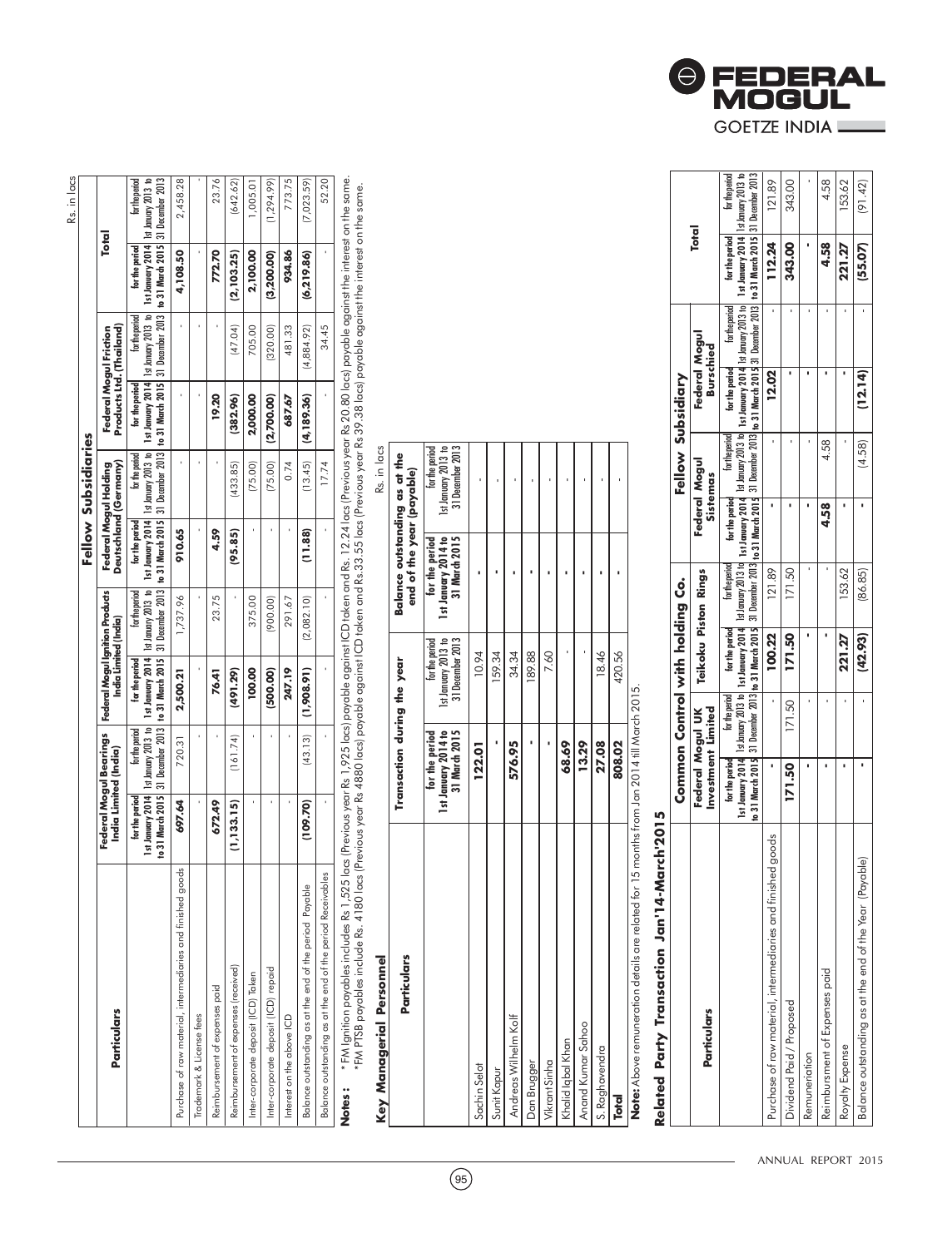Rs. in lacs

| Particulars | Fellow Subsidiaries | | | | | | | | Total | |
|---|---|---|---|---|---|---|---|---|---|---|
| | Federal Mogul Bearings India Limited (India) | | Federal Mogul Ignition Products India Limited (India) | | Federal Mogul Holding Deutschland (Germany) | | Federal Mogul Friction Products Ltd. (Thailand) | | | |
| | for the period 1st January 2014 to 31 March 2015 | for the period 1st January 2013 to 31 December 2013 | for the period 1st January 2014 to 31 March 2015 | for the period 1st January 2013 to 31 December 2013 | for the period 1st January 2014 to 31 March 2015 | for the period 1st January 2013 to 31 December 2013 | for the period 1st January 2014 to 31 March 2015 | for the period 1st January 2013 to 31 December 2013 | for the period 1st January 2014 to 31 March 2015 | for the period 1st January 2013 to 31 December 2013 |
| Purchase of raw material, intermediaries and finished goods | **697.64** | 720.31 | **2,500.21** | 1,737.96 | **910.65** | - | - | - | **4,108.50** | 2,458.28 |
| Trademark & License fees | - | - | - | - | - | - | - | - | - | - |
| Reimbursement of expenses paid | **672.49** | - | **76.41** | 23.75 | **4.59** | - | **19.20** | - | **772.70** | 23.76 |
| Reimbursement of expenses (received) | **(1,133.15)** | (161.74) | **(491.29)** | - | **(95.85)** | (433.85) | **(382.96)** | (47.04) | **(2,103.25)** | (642.62) |
| Inter-corporate deposit (ICD) Taken | - | - | **100.00** | 375.00 | - | (75.00) | **2,000.00** | 705.00 | **2,100.00** | 1,005.01 |
| Inter-corporate deposit (ICD) repaid | - | - | **(500.00)** | (900.00) | - | (75.00) | **(2,700.00)** | (320.00) | **(3,200.00)** | (1,294.99) |
| Interest on the above ICD | - | - | **247.19** | 291.67 | - | 0.74 | **687.67** | 481.33 | **934.86** | 773.75 |
| Balance outstanding as at the end of the period Payable | **(109.70)** | (43.13) | **(1,908.91)** | (2,082.10) | **(11.88)** | (13.45) | **(4,189.36)** | (4,884.92) | **(6,219.86)** | (7,023.59) |
| Balance outstanding as at the end of the period Receivables | - | - | - | - | - | 17.74 | - | 34.45 | - | 52.20 |

**Notes :** * FM Ignition payables includes Rs 1,525 lacs (Previous year Rs 1,925 lacs) payable against ICD taken and Rs. 12.24 lacs (Previous year Rs 20.80 lacs) payable against the interest on the same.
*FM PTSB payables include Rs. 4180 lacs (Previous year Rs 4880 lacs) payable against ICD taken and Rs.33.55 lacs (Previous year Rs 39.38 lacs) payable against the interest on the same.

## Key Managerial Personnel

Rs. in lacs

| Particulars | Transaction during the year | | Balance outstanding as at the end of the year (payable) | |
|---|---|---|---|---|
| | for the period 1st January 2014 to 31 March 2015 | for the period 1st January 2013 to 31 December 2013 | for the period 1st January 2014 to 31 March 2015 | for the period 1st January 2013 to 31 December 2013 |
| Sachin Selot | **122.01** | 10.94 | - | - |
| Sunit Kapur | - | 159.34 | - | - |
| Andreas Wilhelm Kolf | **576.95** | 34.34 | - | - |
| Dan Brugger | - | 189.88 | - | - |
| Vikrant Sinha | - | 7.60 | - | - |
| Khalid Iqbal Khan | **68.69** | - | - | - |
| Anand Kumar Sahoo | **13.29** | - | - | - |
| S. Raghavendra | **27.08** | 18.46 | - | - |
| **Total** | **808.02** | 420.56 | - | - |

**Note:** Above remuneration details are related for 15 months from Jan 2014 till March 2015.

## Related Party Transaction Jan'14-March'2015

| Particulars | Common Control with holding Co. | | | | Fellow Subsidiary | | | | Total | |
|---|---|---|---|---|---|---|---|---|---|---|
| | Federal Mogul UK Investment Limited | | Teikoku Piston Rings | | Federal Mogul Sistemas | | Federal Mogul Burschied | | | |
| | for the period 1st January 2014 to 31 March 2015 | for the period 1st January 2013 to 31 December 2013 | for the period 1st January 2014 to 31 March 2015 | for the period 1st January 2013 to 31 December 2013 | for the period 1st January 2014 to 31 March 2015 | for the period 1st January 2013 to 31 December 2013 | for the period 1st January 2014 to 31 March 2015 | for the period 1st January 2013 to 31 December 2013 | for the period 1st January 2014 to 31 March 2015 | for the period 1st January 2013 to 31 December 2013 |
| Purchase of raw material, intermediaries and finished goods | - | - | **100.22** | 121.89 | - | - | **12.02** | - | **112.24** | 121.89 |
| Dividend Paid / Proposed | **171.50** | 171.50 | **171.50** | 171.50 | - | - | - | - | **343.00** | 343.00 |
| Remuneration | - | - | - | - | - | - | - | - | - | - |
| Reimbursment of Expenses paid | - | - | - | - | **4.58** | 4.58 | - | - | **4.58** | 4.58 |
| Royalty Expense | - | - | **221.27** | 153.62 | - | - | - | - | **221.27** | 153.62 |
| Balance outstanding as at the end of the Year (Payable) | - | - | **(42.93)** | (86.85) | - | (4.58) | **(12.14)** | - | **(55.07)** | (91.42) |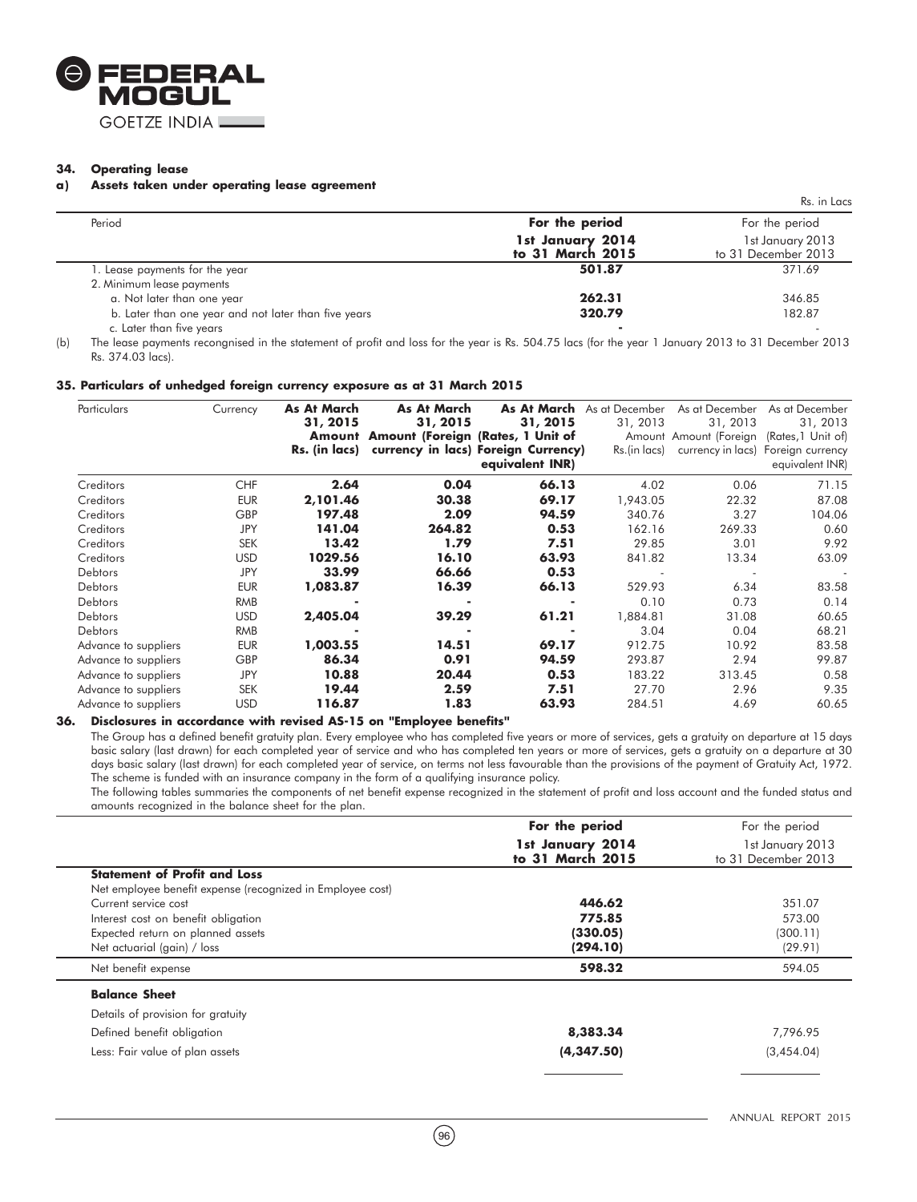## 34. Operating lease

### a) Assets taken under operating lease agreement

Rs. in Lacs

| Period | For the period 1st January 2014 to 31 March 2015 | For the period 1st January 2013 to 31 December 2013 |
|---|---|---|
| 1. Lease payments for the year | **501.87** | 371.69 |
| 2. Minimum lease payments | | |
| a. Not later than one year | **262.31** | 346.85 |
| b. Later than one year and not later than five years | **320.79** | 182.87 |
| c. Later than five years | **-** | - |

(b) The lease payments recongnised in the statement of profit and loss for the year is Rs. 504.75 lacs (for the year 1 January 2013 to 31 December 2013 Rs. 374.03 lacs).

## 35. Particulars of unhedged foreign currency exposure as at 31 March 2015

| Particulars | Currency | As At March 31, 2015 Amount Rs. (in lacs) | As At March 31, 2015 Amount (Foreign currency in lacs) | As At March 31, 2015 (Rates, 1 Unit of Foreign Currency) equivalent INR) | As at December 31, 2013 Amount Rs.(in lacs) | As at December 31, 2013 Amount (Foreign currency in lacs) | As at December 31, 2013 (Rates,1 Unit of) Foreign currency equivalent INR) |
|---|---|---|---|---|---|---|---|
| Creditors | CHF | **2.64** | **0.04** | **66.13** | 4.02 | 0.06 | 71.15 |
| Creditors | EUR | **2,101.46** | **30.38** | **69.17** | 1,943.05 | 22.32 | 87.08 |
| Creditors | GBP | **197.48** | **2.09** | **94.59** | 340.76 | 3.27 | 104.06 |
| Creditors | JPY | **141.04** | **264.82** | **0.53** | 162.16 | 269.33 | 0.60 |
| Creditors | SEK | **13.42** | **1.79** | **7.51** | 29.85 | 3.01 | 9.92 |
| Creditors | USD | **1029.56** | **16.10** | **63.93** | 841.82 | 13.34 | 63.09 |
| Debtors | JPY | **33.99** | **66.66** | **0.53** | - | - | - |
| Debtors | EUR | **1,083.87** | **16.39** | **66.13** | 529.93 | 6.34 | 83.58 |
| Debtors | RMB | **-** | **-** | **-** | 0.10 | 0.73 | 0.14 |
| Debtors | USD | **2,405.04** | **39.29** | **61.21** | 1,884.81 | 31.08 | 60.65 |
| Debtors | RMB | **-** | **-** | **-** | 3.04 | 0.04 | 68.21 |
| Advance to suppliers | EUR | **1,003.55** | **14.51** | **69.17** | 912.75 | 10.92 | 83.58 |
| Advance to suppliers | GBP | **86.34** | **0.91** | **94.59** | 293.87 | 2.94 | 99.87 |
| Advance to suppliers | JPY | **10.88** | **20.44** | **0.53** | 183.22 | 313.45 | 0.58 |
| Advance to suppliers | SEK | **19.44** | **2.59** | **7.51** | 27.70 | 2.96 | 9.35 |
| Advance to suppliers | USD | **116.87** | **1.83** | **63.93** | 284.51 | 4.69 | 60.65 |

## 36. Disclosures in accordance with revised AS-15 on "Employee benefits"

The Group has a defined benefit gratuity plan. Every employee who has completed five years or more of services, gets a gratuity on departure at 15 days basic salary (last drawn) for each completed year of service and who has completed ten years or more of services, gets a gratuity on a departure at 30 days basic salary (last drawn) for each completed year of service, on terms not less favourable than the provisions of the payment of Gratuity Act, 1972. The scheme is funded with an insurance company in the form of a qualifying insurance policy.

The following tables summaries the components of net benefit expense recognized in the statement of profit and loss account and the funded status and amounts recognized in the balance sheet for the plan.

| | For the period 1st January 2014 to 31 March 2015 | For the period 1st January 2013 to 31 December 2013 |
|---|---|---|
| **Statement of Profit and Loss** | | |
| Net employee benefit expense (recognized in Employee cost) | | |
| Current service cost | **446.62** | 351.07 |
| Interest cost on benefit obligation | **775.85** | 573.00 |
| Expected return on planned assets | **(330.05)** | (300.11) |
| Net actuarial (gain) / loss | **(294.10)** | (29.91) |
| Net benefit expense | **598.32** | 594.05 |
| **Balance Sheet** | | |
| Details of provision for gratuity | | |
| Defined benefit obligation | **8,383.34** | 7,796.95 |
| Less: Fair value of plan assets | **(4,347.50)** | (3,454.04) |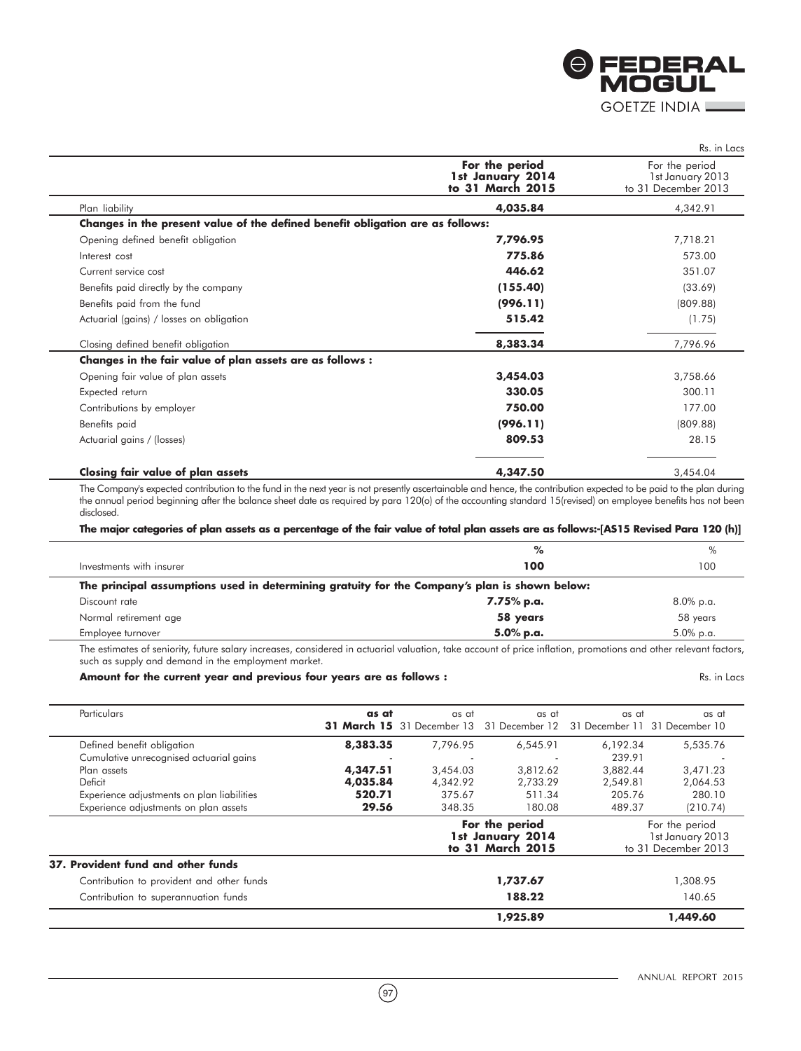Rs. in Lacs

| | For the period 1st January 2014 to 31 March 2015 | For the period 1st January 2013 to 31 December 2013 |
|---|---|---|
| Plan liability | **4,035.84** | 4,342.91 |
| **Changes in the present value of the defined benefit obligation are as follows:** | | |
| Opening defined benefit obligation | **7,796.95** | 7,718.21 |
| Interest cost | **775.86** | 573.00 |
| Current service cost | **446.62** | 351.07 |
| Benefits paid directly by the company | **(155.40)** | (33.69) |
| Benefits paid from the fund | **(996.11)** | (809.88) |
| Actuarial (gains) / losses on obligation | **515.42** | (1.75) |
| Closing defined benefit obligation | **8,383.34** | 7,796.96 |
| **Changes in the fair value of plan assets are as follows :** | | |
| Opening fair value of plan assets | **3,454.03** | 3,758.66 |
| Expected return | **330.05** | 300.11 |
| Contributions by employer | **750.00** | 177.00 |
| Benefits paid | **(996.11)** | (809.88) |
| Actuarial gains / (losses) | **809.53** | 28.15 |
| **Closing fair value of plan assets** | **4,347.50** | 3,454.04 |

The Company's expected contribution to the fund in the next year is not presently ascertainable and hence, the contribution expected to be paid to the plan during the annual period beginning after the balance sheet date as required by para 120(o) of the accounting standard 15(revised) on employee benefits has not been disclosed.

**The major categories of plan assets as a percentage of the fair value of total plan assets are as follows:-[AS15 Revised Para 120 (h)]**

| | % | % |
|---|---|---|
| Investments with insurer | **100** | 100 |
| **The principal assumptions used in determining gratuity for the Company's plan is shown below:** | | |
| Discount rate | **7.75% p.a.** | 8.0% p.a. |
| Normal retirement age | **58 years** | 58 years |
| Employee turnover | **5.0% p.a.** | 5.0% p.a. |

The estimates of seniority, future salary increases, considered in actuarial valuation, take account of price inflation, promotions and other relevant factors, such as supply and demand in the employment market.

**Amount for the current year and previous four years are as follows :** Rs. in Lacs

| Particulars | as at 31 March 15 | as at 31 December 13 | as at 31 December 12 | as at 31 December 11 | as at 31 December 10 |
|---|---|---|---|---|---|
| Defined benefit obligation | **8,383.35** | 7,796.95 | 6,545.91 | 6,192.34 | 5,535.76 |
| Cumulative unrecognised actuarial gains | - | - | - | 239.91 | - |
| Plan assets | **4,347.51** | 3,454.03 | 3,812.62 | 3,882.44 | 3,471.23 |
| Deficit | **4,035.84** | 4,342.92 | 2,733.29 | 2,549.81 | 2,064.53 |
| Experience adjustments on plan liabilities | **520.71** | 375.67 | 511.34 | 205.76 | 280.10 |
| Experience adjustments on plan assets | **29.56** | 348.35 | 180.08 | 489.37 | (210.74) |

| | For the period 1st January 2014 to 31 March 2015 | For the period 1st January 2013 to 31 December 2013 |
|---|---|---|
| **37. Provident fund and other funds** | | |
| Contribution to provident and other funds | **1,737.67** | 1,308.95 |
| Contribution to superannuation funds | **188.22** | 140.65 |
| | **1,925.89** | **1,449.60** |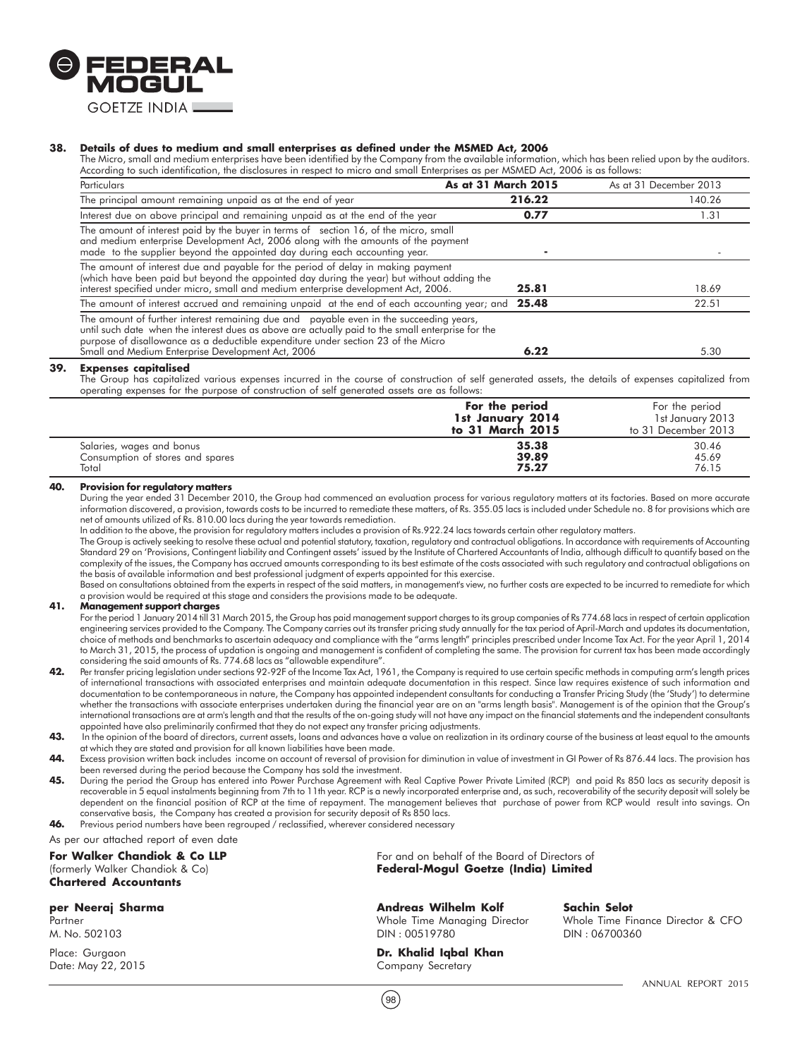**38. Details of dues to medium and small enterprises as defined under the MSMED Act, 2006**

The Micro, small and medium enterprises have been identified by the Company from the available information, which has been relied upon by the auditors. According to such identification, the disclosures in respect to micro and small Enterprises as per MSMED Act, 2006 is as follows:

| Particulars | As at 31 March 2015 | As at 31 December 2013 |
|---|---|---|
| The principal amount remaining unpaid as at the end of year | **216.22** | 140.26 |
| Interest due on above principal and remaining unpaid as at the end of the year | **0.77** | 1.31 |
| The amount of interest paid by the buyer in terms of section 16, of the micro, small and medium enterprise Development Act, 2006 along with the amounts of the payment made to the supplier beyond the appointed day during each accounting year. | **-** | - |
| The amount of interest due and payable for the period of delay in making payment (which have been paid but beyond the appointed day during the year) but without adding the interest specified under micro, small and medium enterprise development Act, 2006. | **25.81** | 18.69 |
| The amount of interest accrued and remaining unpaid at the end of each accounting year; and | **25.48** | 22.51 |
| The amount of further interest remaining due and payable even in the succeeding years, until such date when the interest dues as above are actually paid to the small enterprise for the purpose of disallowance as a deductible expenditure under section 23 of the Micro Small and Medium Enterprise Development Act, 2006 | **6.22** | 5.30 |

**39. Expenses capitalised**

The Group has capitalized various expenses incurred in the course of construction of self generated assets, the details of expenses capitalized from operating expenses for the purpose of construction of self generated assets are as follows:

| | For the period 1st January 2014 to 31 March 2015 | For the period 1st January 2013 to 31 December 2013 |
|---|---|---|
| Salaries, wages and bonus | **35.38** | 30.46 |
| Consumption of stores and spares | **39.89** | 45.69 |
| Total | **75.27** | 76.15 |

**40. Provision for regulatory matters**

During the year ended 31 December 2010, the Group had commenced an evaluation process for various regulatory matters at its factories. Based on more accurate information discovered, a provision, towards costs to be incurred to remediate these matters, of Rs. 355.05 lacs is included under Schedule no. 8 for provisions which are net of amounts utilized of Rs. 810.00 lacs during the year towards remediation.

In addition to the above, the provision for regulatory matters includes a provision of Rs.922.24 lacs towards certain other regulatory matters.

The Group is actively seeking to resolve these actual and potential statutory, taxation, regulatory and contractual obligations. In accordance with requirements of Accounting Standard 29 on 'Provisions, Contingent liability and Contingent assets' issued by the Institute of Chartered Accountants of India, although difficult to quantify based on the complexity of the issues, the Company has accrued amounts corresponding to its best estimate of the costs associated with such regulatory and contractual obligations on the basis of available information and best professional judgment of experts appointed for this exercise.

Based on consultations obtained from the experts in respect of the said matters, in management's view, no further costs are expected to be incurred to remediate for which a provision would be required at this stage and considers the provisions made to be adequate.

**41. Management support charges**

For the period 1 January 2014 till 31 March 2015, the Group has paid management support charges to its group companies of Rs 774.68 lacs in respect of certain application engineering services provided to the Company. The Company carries out its transfer pricing study annually for the tax period of April-March and updates its documentation, choice of methods and benchmarks to ascertain adequacy and compliance with the "arms length" principles prescribed under Income Tax Act. For the year April 1, 2014 to March 31, 2015, the process of updation is ongoing and management is confident of completing the same. The provision for current tax has been made accordingly considering the said amounts of Rs. 774.68 lacs as "allowable expenditure".

**42.** Per transfer pricing legislation under sections 92-92F of the Income Tax Act, 1961, the Company is required to use certain specific methods in computing arm's length prices of international transactions with associated enterprises and maintain adequate documentation in this respect. Since law requires existence of such information and documentation to be contemporaneous in nature, the Company has appointed independent consultants for conducting a Transfer Pricing Study (the 'Study') to determine whether the transactions with associate enterprises undertaken during the financial year are on an "arms length basis". Management is of the opinion that the Group's international transactions are at arm's length and that the results of the on-going study will not have any impact on the financial statements and the independent consultants appointed have also preliminarily confirmed that they do not expect any transfer pricing adjustments.

**43.** In the opinion of the board of directors, current assets, loans and advances have a value on realization in its ordinary course of the business at least equal to the amounts at which they are stated and provision for all known liabilities have been made.

**44.** Excess provision written back includes income on account of reversal of provision for diminution in value of investment in GI Power of Rs 876.44 lacs. The provision has been reversed during the period because the Company has sold the investment.

**45.** During the period the Group has entered into Power Purchase Agreement with Real Captive Power Private Limited (RCP) and paid Rs 850 lacs as security deposit is recoverable in 5 equal instalments beginning from 7th to 11th year. RCP is a newly incorporated enterprise and, as such, recoverability of the security deposit will solely be dependent on the financial position of RCP at the time of repayment. The management believes that purchase of power from RCP would result into savings. On conservative basis, the Company has created a provision for security deposit of Rs 850 lacs.

**46.** Previous period numbers have been regrouped / reclassified, wherever considered necessary

As per our attached report of even date

**For Walker Chandiok & Co LLP**
(formerly Walker Chandiok & Co)
**Chartered Accountants**

**per Neeraj Sharma**
Partner
M. No. 502103

Place: Gurgaon
Date: May 22, 2015

For and on behalf of the Board of Directors of
**Federal-Mogul Goetze (India) Limited**

**Andreas Wilhelm Kolf**
Whole Time Managing Director
DIN : 00519780

**Sachin Selot**
Whole Time Finance Director & CFO
DIN : 06700360

**Dr. Khalid Iqbal Khan**
Company Secretary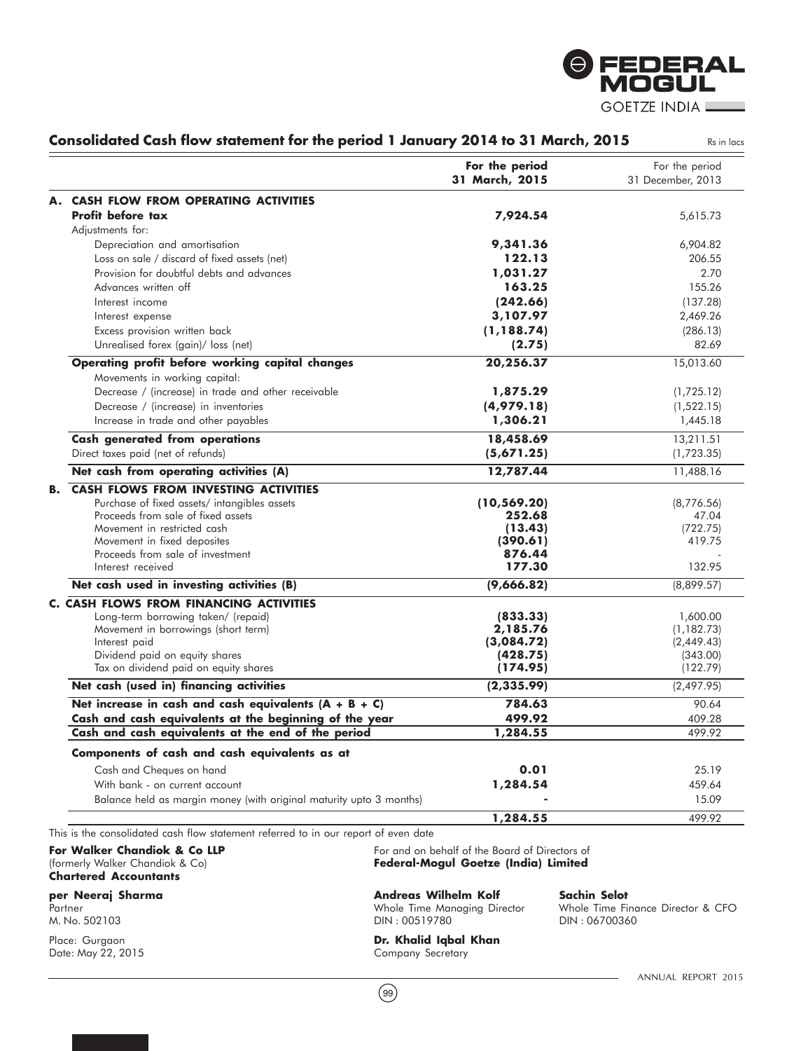## Consolidated Cash flow statement for the period 1 January 2014 to 31 March, 2015

Rs in lacs

| | For the period 31 March, 2015 | For the period 31 December, 2013 |
|---|---|---|
| **A. CASH FLOW FROM OPERATING ACTIVITIES** | | |
| **Profit before tax** | **7,924.54** | 5,615.73 |
| Adjustments for: | | |
| Depreciation and amortisation | **9,341.36** | 6,904.82 |
| Loss on sale / discard of fixed assets (net) | **122.13** | 206.55 |
| Provision for doubtful debts and advances | **1,031.27** | 2.70 |
| Advances written off | **163.25** | 155.26 |
| Interest income | **(242.66)** | (137.28) |
| Interest expense | **3,107.97** | 2,469.26 |
| Excess provision written back | **(1,188.74)** | (286.13) |
| Unrealised forex (gain)/ loss (net) | **(2.75)** | 82.69 |
| **Operating profit before working capital changes** | **20,256.37** | 15,013.60 |
| Movements in working capital: | | |
| Decrease / (increase) in trade and other receivable | **1,875.29** | (1,725.12) |
| Decrease / (increase) in inventories | **(4,979.18)** | (1,522.15) |
| Increase in trade and other payables | **1,306.21** | 1,445.18 |
| **Cash generated from operations** | **18,458.69** | 13,211.51 |
| Direct taxes paid (net of refunds) | **(5,671.25)** | (1,723.35) |
| **Net cash from operating activities (A)** | **12,787.44** | 11,488.16 |
| **B. CASH FLOWS FROM INVESTING ACTIVITIES** | | |
| Purchase of fixed assets/ intangibles assets | **(10,569.20)** | (8,776.56) |
| Proceeds from sale of fixed assets | **252.68** | 47.04 |
| Movement in restricted cash | **(13.43)** | (722.75) |
| Movement in fixed deposites | **(390.61)** | 419.75 |
| Proceeds from sale of investment | **876.44** | - |
| Interest received | **177.30** | 132.95 |
| **Net cash used in investing activities (B)** | **(9,666.82)** | (8,899.57) |
| **C. CASH FLOWS FROM FINANCING ACTIVITIES** | | |
| Long-term borrowing taken/ (repaid) | **(833.33)** | 1,600.00 |
| Movement in borrowings (short term) | **2,185.76** | (1,182.73) |
| Interest paid | **(3,084.72)** | (2,449.43) |
| Dividend paid on equity shares | **(428.75)** | (343.00) |
| Tax on dividend paid on equity shares | **(174.95)** | (122.79) |
| **Net cash (used in) financing activities** | **(2,335.99)** | (2,497.95) |
| **Net increase in cash and cash equivalents (A + B + C)** | **784.63** | 90.64 |
| **Cash and cash equivalents at the beginning of the year** | **499.92** | 409.28 |
| **Cash and cash equivalents at the end of the period** | **1,284.55** | 499.92 |
| **Components of cash and cash equivalents as at** | | |
| Cash and Cheques on hand | **0.01** | 25.19 |
| With bank - on current account | **1,284.54** | 459.64 |
| Balance held as margin money (with original maturity upto 3 months) | **-** | 15.09 |
| | **1,284.55** | 499.92 |

This is the consolidated cash flow statement referred to in our report of even date

**For Walker Chandiok & Co LLP**
(formerly Walker Chandiok & Co)
**Chartered Accountants**

**per Neeraj Sharma**
Partner
M. No. 502103

Place: Gurgaon
Date: May 22, 2015

For and on behalf of the Board of Directors of
**Federal-Mogul Goetze (India) Limited**

**Andreas Wilhelm Kolf**
Whole Time Managing Director
DIN : 00519780

**Sachin Selot**
Whole Time Finance Director & CFO
DIN : 06700360

**Dr. Khalid Iqbal Khan**
Company Secretary